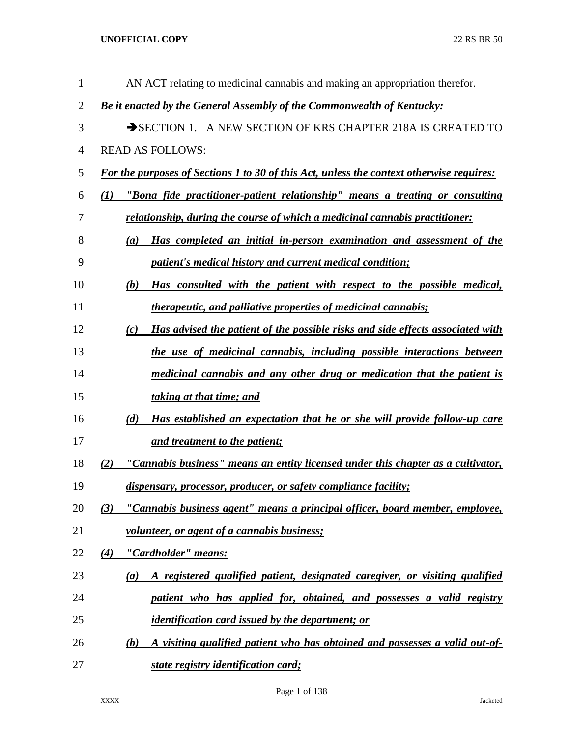AN ACT relating to medicinal cannabis and making an appropriation therefor.

***Be it enacted by the General Assembly of the Commonwealth of Kentucky:***

➔SECTION 1. A NEW SECTION OF KRS CHAPTER 218A IS CREATED TO READ AS FOLLOWS:

***For the purposes of Sections 1 to 30 of this Act, unless the context otherwise requires:***

***(1) "Bona fide practitioner-patient relationship" means a treating or consulting relationship, during the course of which a medicinal cannabis practitioner:***

***(a) Has completed an initial in-person examination and assessment of the patient's medical history and current medical condition;***

***(b) Has consulted with the patient with respect to the possible medical, therapeutic, and palliative properties of medicinal cannabis;***

***(c) Has advised the patient of the possible risks and side effects associated with the use of medicinal cannabis, including possible interactions between medicinal cannabis and any other drug or medication that the patient is taking at that time; and***

***(d) Has established an expectation that he or she will provide follow-up care and treatment to the patient;***

***(2) "Cannabis business" means an entity licensed under this chapter as a cultivator, dispensary, processor, producer, or safety compliance facility;***

***(3) "Cannabis business agent" means a principal officer, board member, employee, volunteer, or agent of a cannabis business;***

***(4) "Cardholder" means:***

***(a) A registered qualified patient, designated caregiver, or visiting qualified patient who has applied for, obtained, and possesses a valid registry identification card issued by the department; or***

***(b) A visiting qualified patient who has obtained and possesses a valid out-of-state registry identification card;***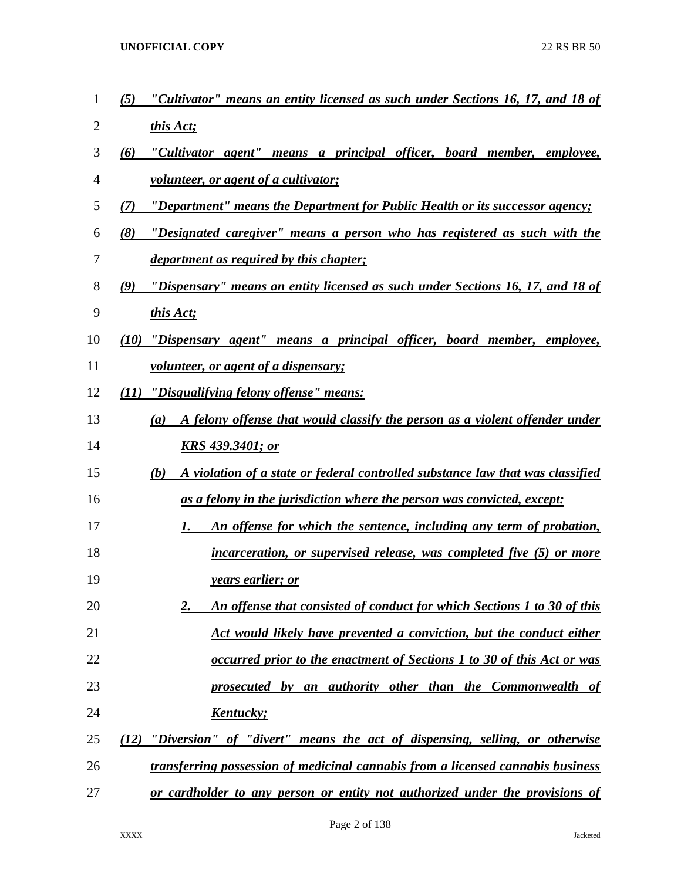*(5) "Cultivator" means an entity licensed as such under Sections 16, 17, and 18 of this Act;*

*(6) "Cultivator agent" means a principal officer, board member, employee, volunteer, or agent of a cultivator;*

*(7) "Department" means the Department for Public Health or its successor agency;*

*(8) "Designated caregiver" means a person who has registered as such with the department as required by this chapter;*

*(9) "Dispensary" means an entity licensed as such under Sections 16, 17, and 18 of this Act;*

*(10) "Dispensary agent" means a principal officer, board member, employee, volunteer, or agent of a dispensary;*

*(11) "Disqualifying felony offense" means:*

*(a) A felony offense that would classify the person as a violent offender under KRS 439.3401; or*

*(b) A violation of a state or federal controlled substance law that was classified as a felony in the jurisdiction where the person was convicted, except:*

*1. An offense for which the sentence, including any term of probation, incarceration, or supervised release, was completed five (5) or more years earlier; or*

*2. An offense that consisted of conduct for which Sections 1 to 30 of this Act would likely have prevented a conviction, but the conduct either occurred prior to the enactment of Sections 1 to 30 of this Act or was prosecuted by an authority other than the Commonwealth of Kentucky;*

*(12) "Diversion" of "divert" means the act of dispensing, selling, or otherwise transferring possession of medicinal cannabis from a licensed cannabis business or cardholder to any person or entity not authorized under the provisions of*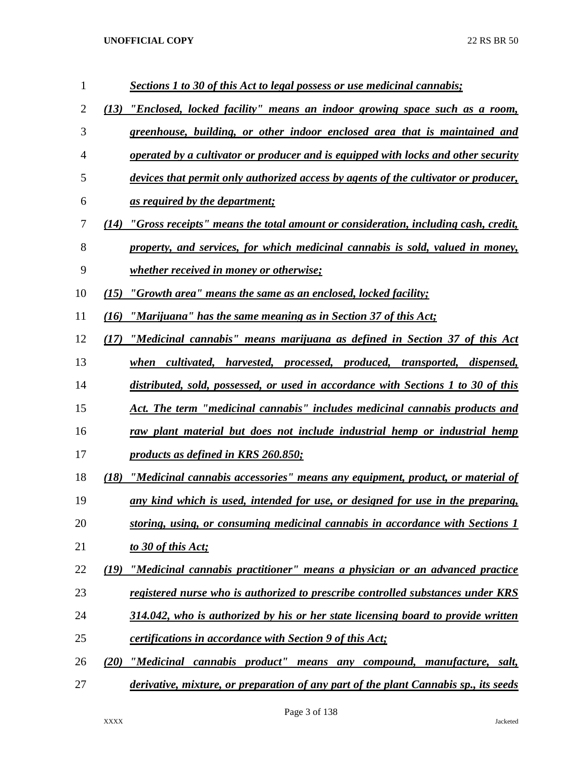*Sections 1 to 30 of this Act to legal possess or use medicinal cannabis;*

*(13) "Enclosed, locked facility" means an indoor growing space such as a room, greenhouse, building, or other indoor enclosed area that is maintained and operated by a cultivator or producer and is equipped with locks and other security devices that permit only authorized access by agents of the cultivator or producer, as required by the department;*

*(14) "Gross receipts" means the total amount or consideration, including cash, credit, property, and services, for which medicinal cannabis is sold, valued in money, whether received in money or otherwise;*

*(15) "Growth area" means the same as an enclosed, locked facility;*

*(16) "Marijuana" has the same meaning as in Section 37 of this Act;*

*(17) "Medicinal cannabis" means marijuana as defined in Section 37 of this Act when cultivated, harvested, processed, produced, transported, dispensed, distributed, sold, possessed, or used in accordance with Sections 1 to 30 of this Act. The term "medicinal cannabis" includes medicinal cannabis products and raw plant material but does not include industrial hemp or industrial hemp products as defined in KRS 260.850;*

*(18) "Medicinal cannabis accessories" means any equipment, product, or material of any kind which is used, intended for use, or designed for use in the preparing, storing, using, or consuming medicinal cannabis in accordance with Sections 1 to 30 of this Act;*

*(19) "Medicinal cannabis practitioner" means a physician or an advanced practice registered nurse who is authorized to prescribe controlled substances under KRS 314.042, who is authorized by his or her state licensing board to provide written certifications in accordance with Section 9 of this Act;*

*(20) "Medicinal cannabis product" means any compound, manufacture, salt, derivative, mixture, or preparation of any part of the plant Cannabis sp., its seeds*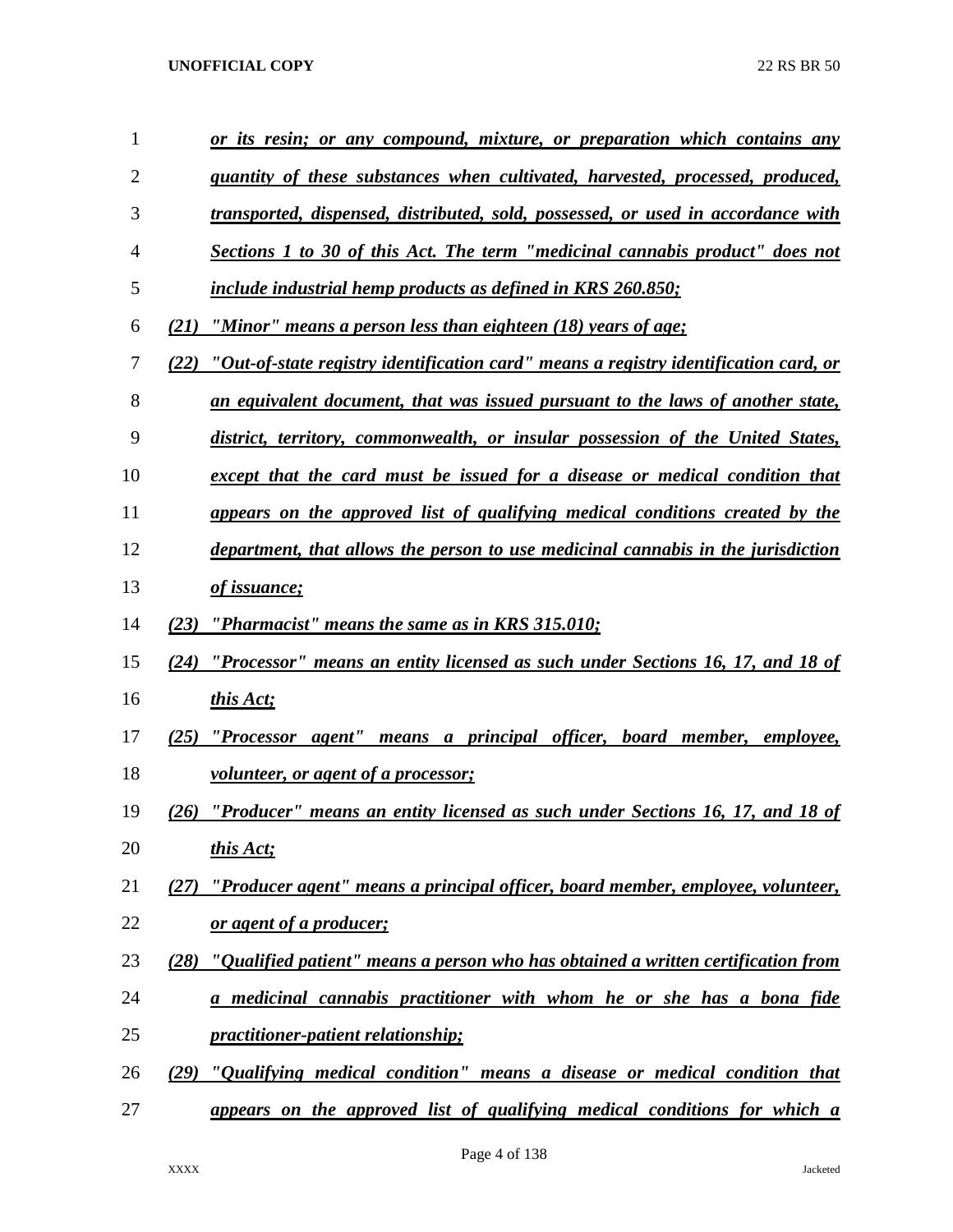*or its resin; or any compound, mixture, or preparation which contains any quantity of these substances when cultivated, harvested, processed, produced, transported, dispensed, distributed, sold, possessed, or used in accordance with Sections 1 to 30 of this Act. The term "medicinal cannabis product" does not include industrial hemp products as defined in KRS 260.850;*

*(21) "Minor" means a person less than eighteen (18) years of age;*

*(22) "Out-of-state registry identification card" means a registry identification card, or an equivalent document, that was issued pursuant to the laws of another state, district, territory, commonwealth, or insular possession of the United States, except that the card must be issued for a disease or medical condition that appears on the approved list of qualifying medical conditions created by the department, that allows the person to use medicinal cannabis in the jurisdiction of issuance;*

*(23) "Pharmacist" means the same as in KRS 315.010;*

*(24) "Processor" means an entity licensed as such under Sections 16, 17, and 18 of this Act;*

*(25) "Processor agent" means a principal officer, board member, employee, volunteer, or agent of a processor;*

*(26) "Producer" means an entity licensed as such under Sections 16, 17, and 18 of this Act;*

*(27) "Producer agent" means a principal officer, board member, employee, volunteer, or agent of a producer;*

*(28) "Qualified patient" means a person who has obtained a written certification from a medicinal cannabis practitioner with whom he or she has a bona fide practitioner-patient relationship;*

*(29) "Qualifying medical condition" means a disease or medical condition that appears on the approved list of qualifying medical conditions for which a*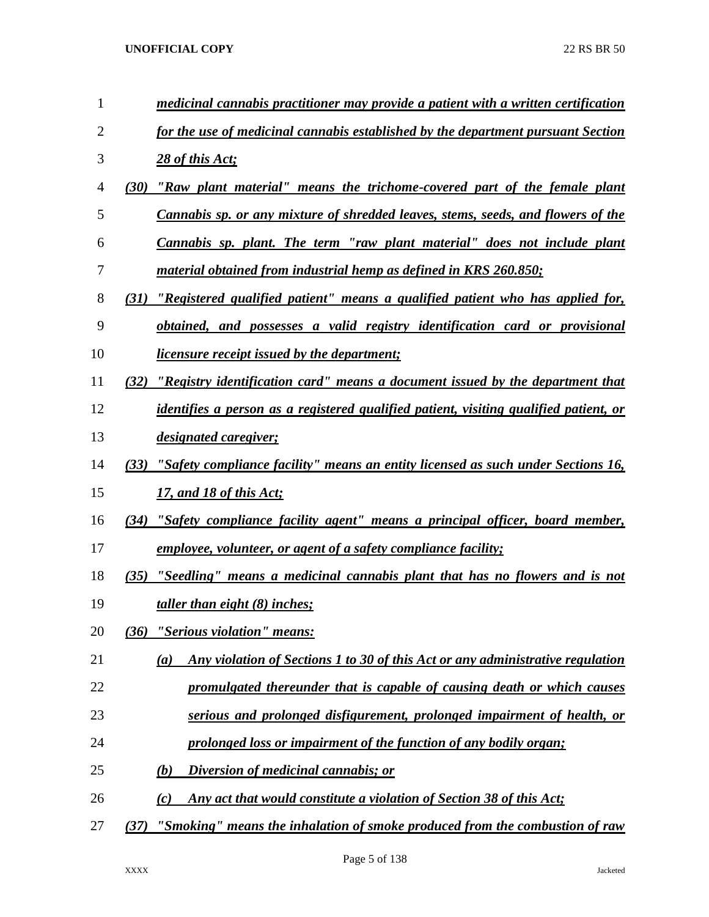*medicinal cannabis practitioner may provide a patient with a written certification for the use of medicinal cannabis established by the department pursuant Section 28 of this Act;*

*(30) "Raw plant material" means the trichome-covered part of the female plant Cannabis sp. or any mixture of shredded leaves, stems, seeds, and flowers of the Cannabis sp. plant. The term "raw plant material" does not include plant material obtained from industrial hemp as defined in KRS 260.850;*

*(31) "Registered qualified patient" means a qualified patient who has applied for, obtained, and possesses a valid registry identification card or provisional licensure receipt issued by the department;*

*(32) "Registry identification card" means a document issued by the department that identifies a person as a registered qualified patient, visiting qualified patient, or designated caregiver;*

*(33) "Safety compliance facility" means an entity licensed as such under Sections 16, 17, and 18 of this Act;*

*(34) "Safety compliance facility agent" means a principal officer, board member, employee, volunteer, or agent of a safety compliance facility;*

*(35) "Seedling" means a medicinal cannabis plant that has no flowers and is not taller than eight (8) inches;*

*(36) "Serious violation" means:*

*(a) Any violation of Sections 1 to 30 of this Act or any administrative regulation promulgated thereunder that is capable of causing death or which causes serious and prolonged disfigurement, prolonged impairment of health, or prolonged loss or impairment of the function of any bodily organ;*

*(b) Diversion of medicinal cannabis; or*

*(c) Any act that would constitute a violation of Section 38 of this Act;*

*(37) "Smoking" means the inhalation of smoke produced from the combustion of raw*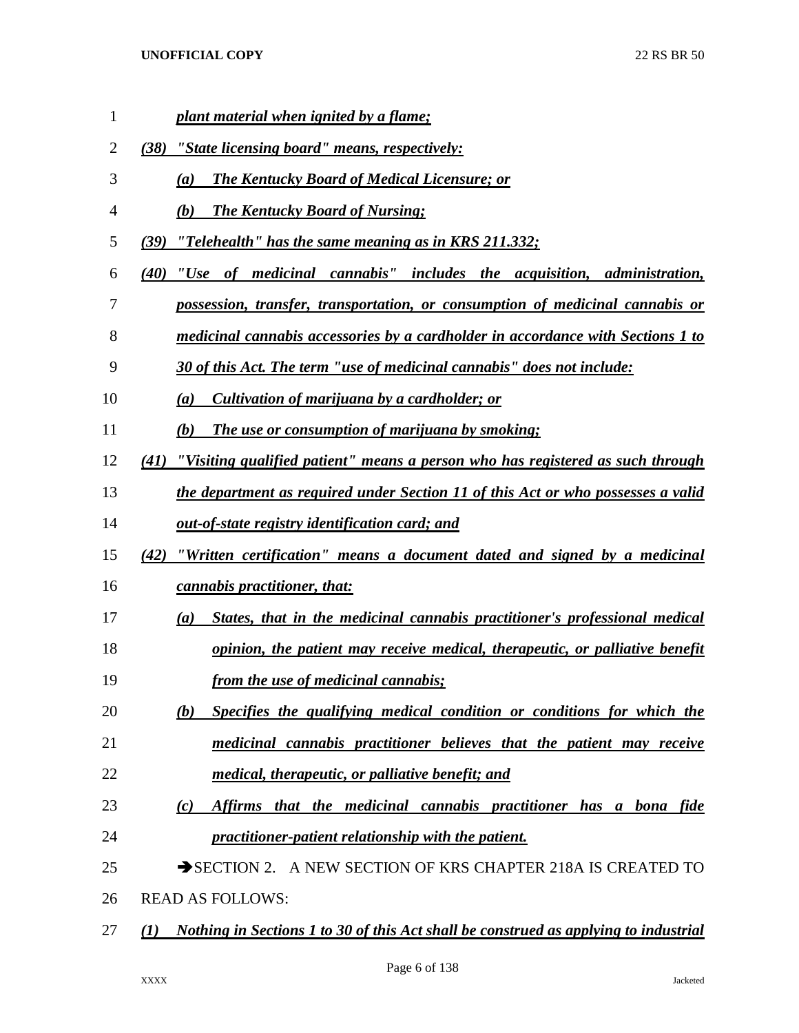*plant material when ignited by a flame;*

*(38) "State licensing board" means, respectively:*

*(a) The Kentucky Board of Medical Licensure; or*

*(b) The Kentucky Board of Nursing;*

*(39) "Telehealth" has the same meaning as in KRS 211.332;*

*(40) "Use of medicinal cannabis" includes the acquisition, administration, possession, transfer, transportation, or consumption of medicinal cannabis or medicinal cannabis accessories by a cardholder in accordance with Sections 1 to 30 of this Act. The term "use of medicinal cannabis" does not include:*

*(a) Cultivation of marijuana by a cardholder; or*

*(b) The use or consumption of marijuana by smoking;*

*(41) "Visiting qualified patient" means a person who has registered as such through the department as required under Section 11 of this Act or who possesses a valid out-of-state registry identification card; and*

*(42) "Written certification" means a document dated and signed by a medicinal cannabis practitioner, that:*

*(a) States, that in the medicinal cannabis practitioner's professional medical opinion, the patient may receive medical, therapeutic, or palliative benefit from the use of medicinal cannabis;*

*(b) Specifies the qualifying medical condition or conditions for which the medicinal cannabis practitioner believes that the patient may receive medical, therapeutic, or palliative benefit; and*

*(c) Affirms that the medicinal cannabis practitioner has a bona fide practitioner-patient relationship with the patient.*

→SECTION 2. A NEW SECTION OF KRS CHAPTER 218A IS CREATED TO READ AS FOLLOWS:

*(1) Nothing in Sections 1 to 30 of this Act shall be construed as applying to industrial*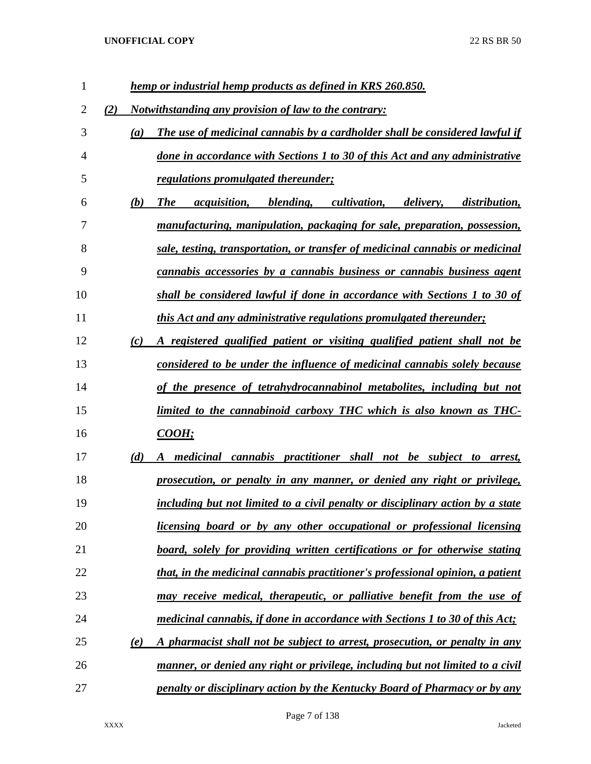***hemp or industrial hemp products as defined in KRS 260.850.***

***(2) Notwithstanding any provision of law to the contrary:***

***(a) The use of medicinal cannabis by a cardholder shall be considered lawful if done in accordance with Sections 1 to 30 of this Act and any administrative regulations promulgated thereunder;***

***(b) The acquisition, blending, cultivation, delivery, distribution, manufacturing, manipulation, packaging for sale, preparation, possession, sale, testing, transportation, or transfer of medicinal cannabis or medicinal cannabis accessories by a cannabis business or cannabis business agent shall be considered lawful if done in accordance with Sections 1 to 30 of this Act and any administrative regulations promulgated thereunder;***

***(c) A registered qualified patient or visiting qualified patient shall not be considered to be under the influence of medicinal cannabis solely because of the presence of tetrahydrocannabinol metabolites, including but not limited to the cannabinoid carboxy THC which is also known as THC-COOH;***

***(d) A medicinal cannabis practitioner shall not be subject to arrest, prosecution, or penalty in any manner, or denied any right or privilege, including but not limited to a civil penalty or disciplinary action by a state licensing board or by any other occupational or professional licensing board, solely for providing written certifications or for otherwise stating that, in the medicinal cannabis practitioner's professional opinion, a patient may receive medical, therapeutic, or palliative benefit from the use of medicinal cannabis, if done in accordance with Sections 1 to 30 of this Act;***

***(e) A pharmacist shall not be subject to arrest, prosecution, or penalty in any manner, or denied any right or privilege, including but not limited to a civil penalty or disciplinary action by the Kentucky Board of Pharmacy or by any***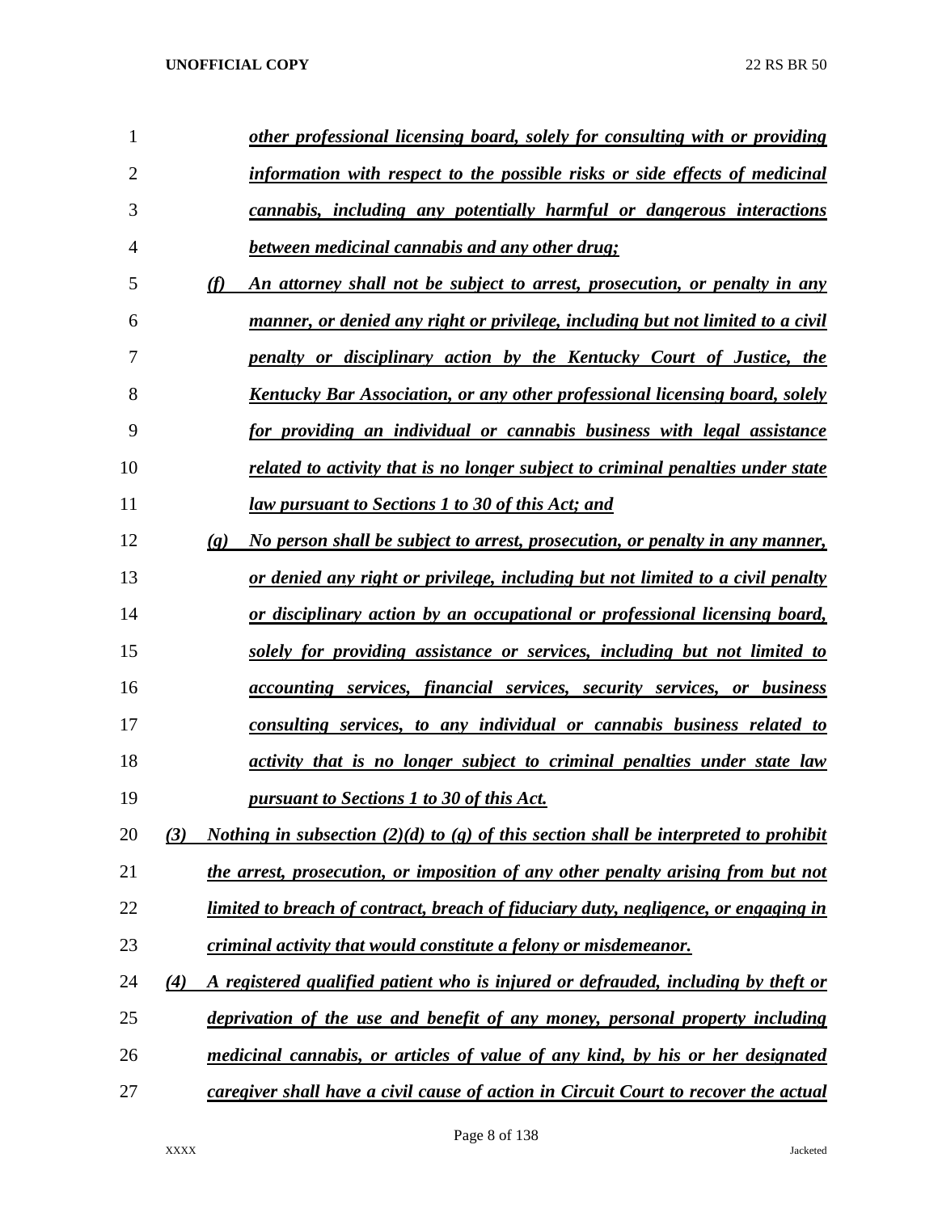*other professional licensing board, solely for consulting with or providing information with respect to the possible risks or side effects of medicinal cannabis, including any potentially harmful or dangerous interactions between medicinal cannabis and any other drug;*

*(f) An attorney shall not be subject to arrest, prosecution, or penalty in any manner, or denied any right or privilege, including but not limited to a civil penalty or disciplinary action by the Kentucky Court of Justice, the Kentucky Bar Association, or any other professional licensing board, solely for providing an individual or cannabis business with legal assistance related to activity that is no longer subject to criminal penalties under state law pursuant to Sections 1 to 30 of this Act; and*

*(g) No person shall be subject to arrest, prosecution, or penalty in any manner, or denied any right or privilege, including but not limited to a civil penalty or disciplinary action by an occupational or professional licensing board, solely for providing assistance or services, including but not limited to accounting services, financial services, security services, or business consulting services, to any individual or cannabis business related to activity that is no longer subject to criminal penalties under state law pursuant to Sections 1 to 30 of this Act.*

*(3) Nothing in subsection (2)(d) to (g) of this section shall be interpreted to prohibit the arrest, prosecution, or imposition of any other penalty arising from but not limited to breach of contract, breach of fiduciary duty, negligence, or engaging in criminal activity that would constitute a felony or misdemeanor.*

*(4) A registered qualified patient who is injured or defrauded, including by theft or deprivation of the use and benefit of any money, personal property including medicinal cannabis, or articles of value of any kind, by his or her designated caregiver shall have a civil cause of action in Circuit Court to recover the actual*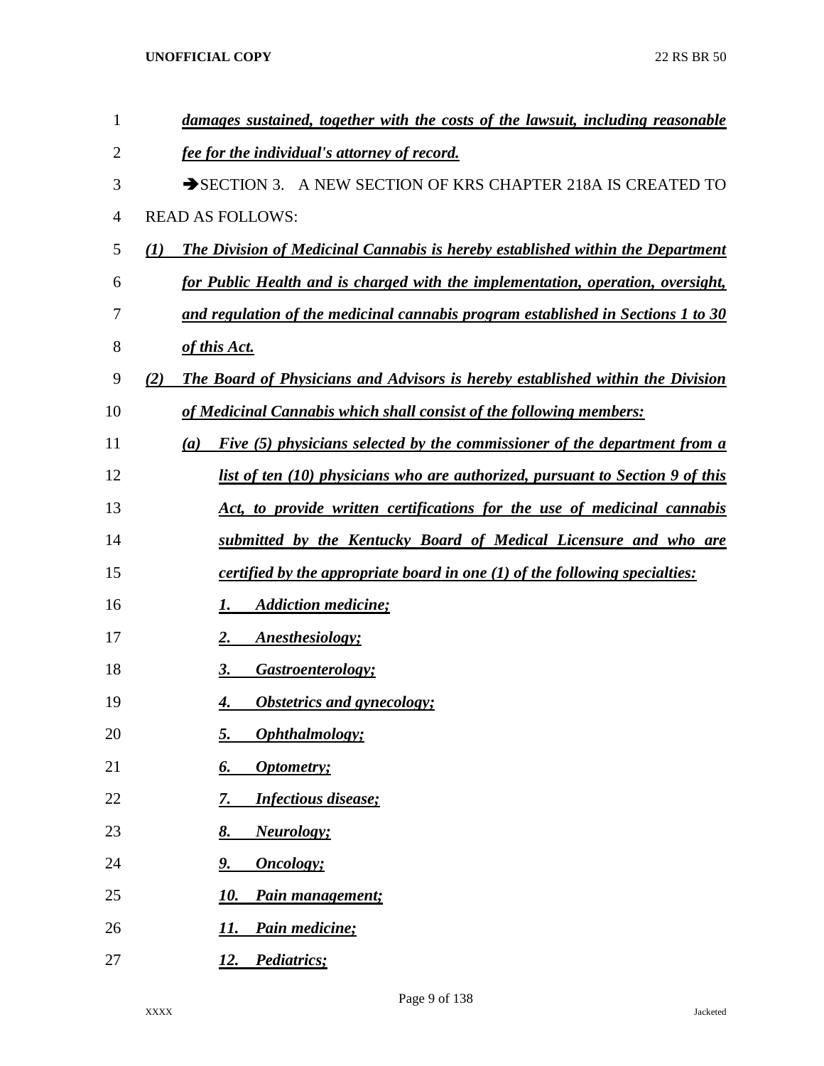***damages sustained, together with the costs of the lawsuit, including reasonable fee for the individual's attorney of record.***

➔SECTION 3. A NEW SECTION OF KRS CHAPTER 218A IS CREATED TO READ AS FOLLOWS:

***(1) The Division of Medicinal Cannabis is hereby established within the Department for Public Health and is charged with the implementation, operation, oversight, and regulation of the medicinal cannabis program established in Sections 1 to 30 of this Act.***

***(2) The Board of Physicians and Advisors is hereby established within the Division of Medicinal Cannabis which shall consist of the following members:***

***(a) Five (5) physicians selected by the commissioner of the department from a list of ten (10) physicians who are authorized, pursuant to Section 9 of this Act, to provide written certifications for the use of medicinal cannabis submitted by the Kentucky Board of Medical Licensure and who are certified by the appropriate board in one (1) of the following specialties:***

***1. Addiction medicine;***

***2. Anesthesiology;***

***3. Gastroenterology;***

***4. Obstetrics and gynecology;***

***5. Ophthalmology;***

***6. Optometry;***

***7. Infectious disease;***

***8. Neurology;***

***9. Oncology;***

***10. Pain management;***

***11. Pain medicine;***

***12. Pediatrics;***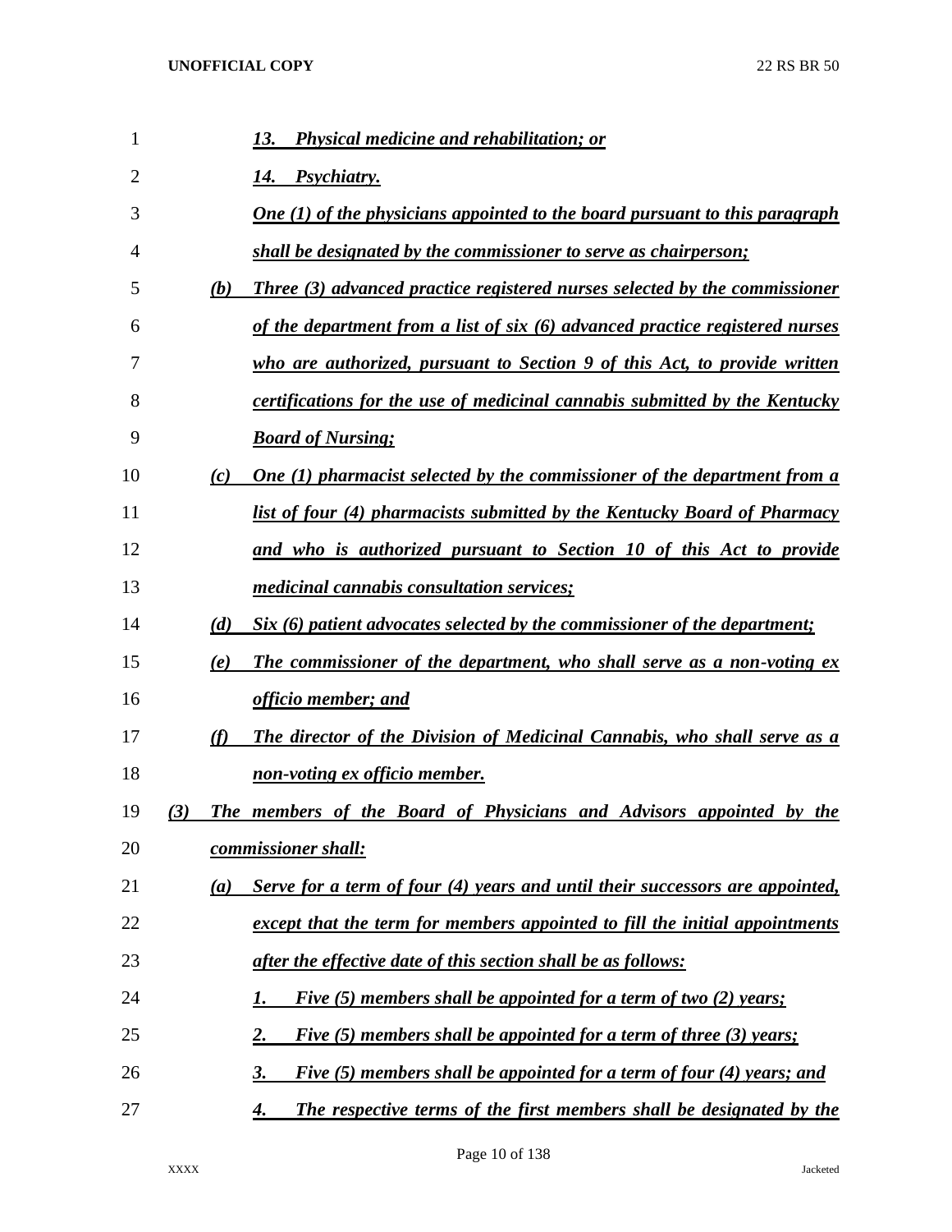*13. Physical medicine and rehabilitation; or*

*14. Psychiatry.*

*One (1) of the physicians appointed to the board pursuant to this paragraph shall be designated by the commissioner to serve as chairperson;*

*(b) Three (3) advanced practice registered nurses selected by the commissioner of the department from a list of six (6) advanced practice registered nurses who are authorized, pursuant to Section 9 of this Act, to provide written certifications for the use of medicinal cannabis submitted by the Kentucky Board of Nursing;*

*(c) One (1) pharmacist selected by the commissioner of the department from a list of four (4) pharmacists submitted by the Kentucky Board of Pharmacy and who is authorized pursuant to Section 10 of this Act to provide medicinal cannabis consultation services;*

*(d) Six (6) patient advocates selected by the commissioner of the department;*

*(e) The commissioner of the department, who shall serve as a non-voting ex officio member; and*

*(f) The director of the Division of Medicinal Cannabis, who shall serve as a non-voting ex officio member.*

*(3) The members of the Board of Physicians and Advisors appointed by the commissioner shall:*

*(a) Serve for a term of four (4) years and until their successors are appointed, except that the term for members appointed to fill the initial appointments after the effective date of this section shall be as follows:*

*1. Five (5) members shall be appointed for a term of two (2) years;*

*2. Five (5) members shall be appointed for a term of three (3) years;*

*3. Five (5) members shall be appointed for a term of four (4) years; and*

*4. The respective terms of the first members shall be designated by the*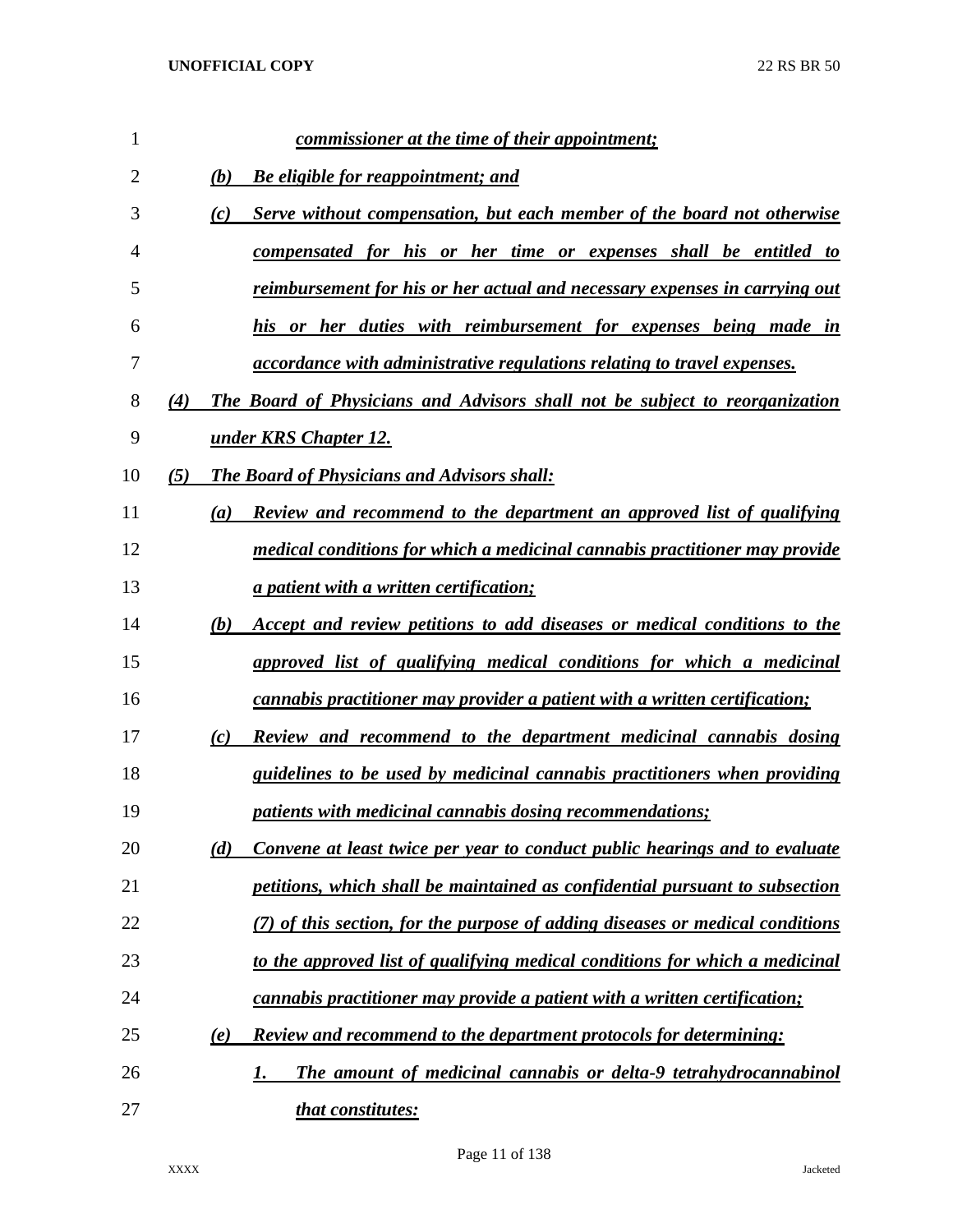*commissioner at the time of their appointment;*

*(b) Be eligible for reappointment; and*

*(c) Serve without compensation, but each member of the board not otherwise compensated for his or her time or expenses shall be entitled to reimbursement for his or her actual and necessary expenses in carrying out his or her duties with reimbursement for expenses being made in accordance with administrative regulations relating to travel expenses.*

*(4) The Board of Physicians and Advisors shall not be subject to reorganization under KRS Chapter 12.*

*(5) The Board of Physicians and Advisors shall:*

*(a) Review and recommend to the department an approved list of qualifying medical conditions for which a medicinal cannabis practitioner may provide a patient with a written certification;*

*(b) Accept and review petitions to add diseases or medical conditions to the approved list of qualifying medical conditions for which a medicinal cannabis practitioner may provider a patient with a written certification;*

*(c) Review and recommend to the department medicinal cannabis dosing guidelines to be used by medicinal cannabis practitioners when providing patients with medicinal cannabis dosing recommendations;*

*(d) Convene at least twice per year to conduct public hearings and to evaluate petitions, which shall be maintained as confidential pursuant to subsection (7) of this section, for the purpose of adding diseases or medical conditions to the approved list of qualifying medical conditions for which a medicinal cannabis practitioner may provide a patient with a written certification;*

*(e) Review and recommend to the department protocols for determining:*

*1. The amount of medicinal cannabis or delta-9 tetrahydrocannabinol that constitutes:*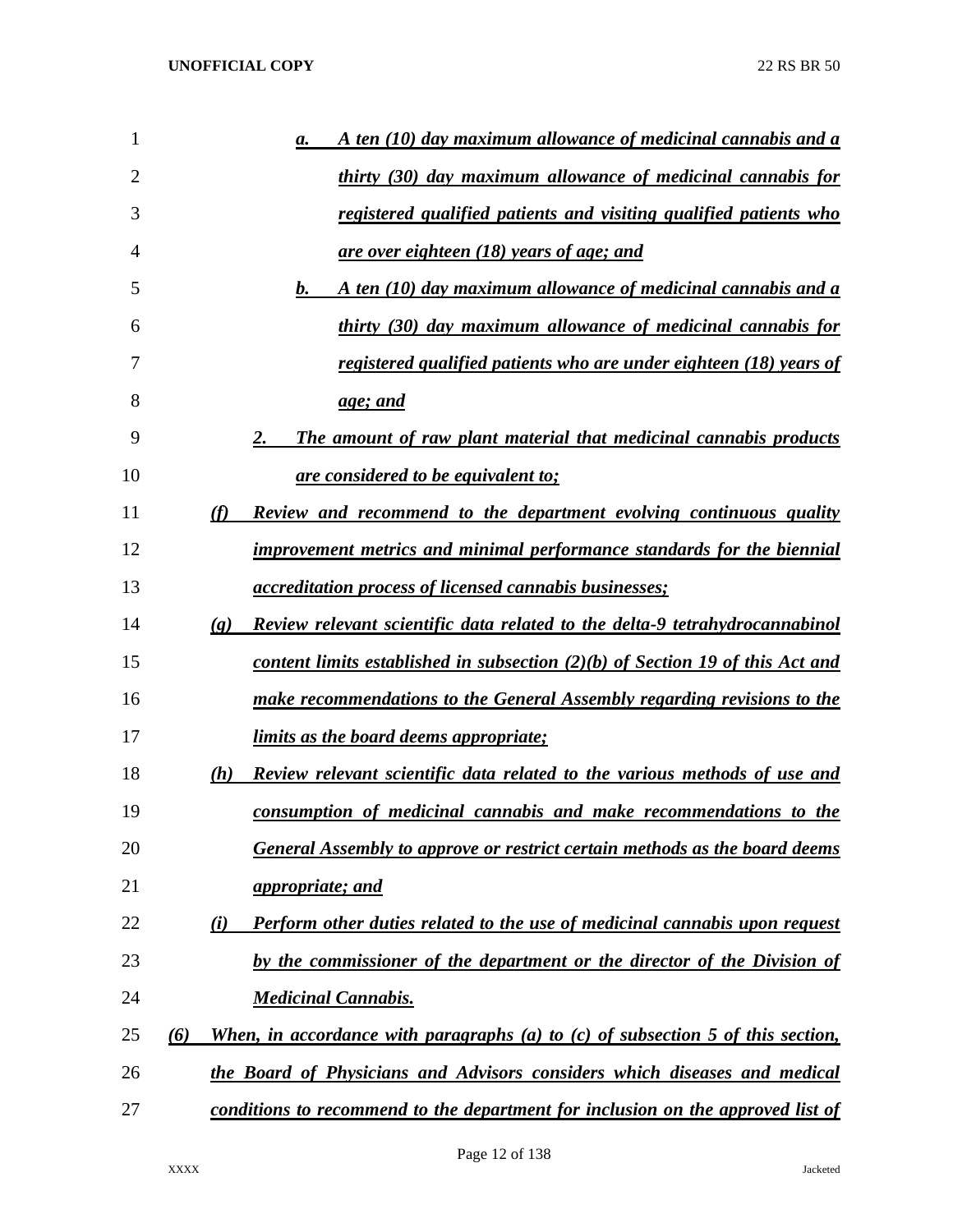a. *A ten (10) day maximum allowance of medicinal cannabis and a thirty (30) day maximum allowance of medicinal cannabis for registered qualified patients and visiting qualified patients who are over eighteen (18) years of age; and*

b. *A ten (10) day maximum allowance of medicinal cannabis and a thirty (30) day maximum allowance of medicinal cannabis for registered qualified patients who are under eighteen (18) years of age; and*

2. *The amount of raw plant material that medicinal cannabis products are considered to be equivalent to;*

(f) *Review and recommend to the department evolving continuous quality improvement metrics and minimal performance standards for the biennial accreditation process of licensed cannabis businesses;*

(g) *Review relevant scientific data related to the delta-9 tetrahydrocannabinol content limits established in subsection (2)(b) of Section 19 of this Act and make recommendations to the General Assembly regarding revisions to the limits as the board deems appropriate;*

(h) *Review relevant scientific data related to the various methods of use and consumption of medicinal cannabis and make recommendations to the General Assembly to approve or restrict certain methods as the board deems appropriate; and*

(i) *Perform other duties related to the use of medicinal cannabis upon request by the commissioner of the department or the director of the Division of Medicinal Cannabis.*

(6) *When, in accordance with paragraphs (a) to (c) of subsection 5 of this section, the Board of Physicians and Advisors considers which diseases and medical conditions to recommend to the department for inclusion on the approved list of*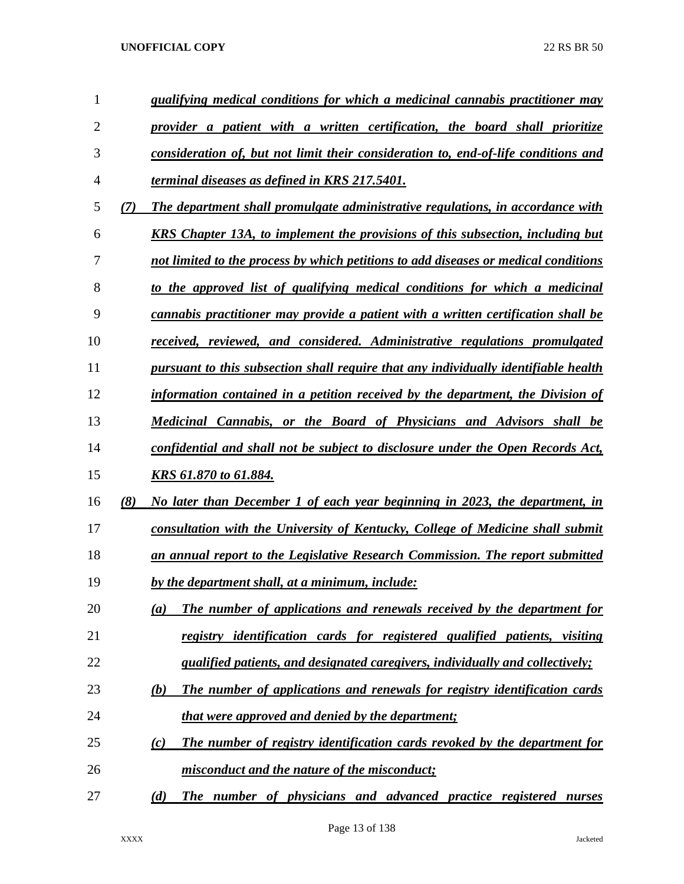*qualifying medical conditions for which a medicinal cannabis practitioner may provider a patient with a written certification, the board shall prioritize consideration of, but not limit their consideration to, end-of-life conditions and terminal diseases as defined in KRS 217.5401.*

*(7) The department shall promulgate administrative regulations, in accordance with KRS Chapter 13A, to implement the provisions of this subsection, including but not limited to the process by which petitions to add diseases or medical conditions to the approved list of qualifying medical conditions for which a medicinal cannabis practitioner may provide a patient with a written certification shall be received, reviewed, and considered. Administrative regulations promulgated pursuant to this subsection shall require that any individually identifiable health information contained in a petition received by the department, the Division of Medicinal Cannabis, or the Board of Physicians and Advisors shall be confidential and shall not be subject to disclosure under the Open Records Act, KRS 61.870 to 61.884.*

*(8) No later than December 1 of each year beginning in 2023, the department, in consultation with the University of Kentucky, College of Medicine shall submit an annual report to the Legislative Research Commission. The report submitted by the department shall, at a minimum, include:*

*(a) The number of applications and renewals received by the department for registry identification cards for registered qualified patients, visiting qualified patients, and designated caregivers, individually and collectively;*

*(b) The number of applications and renewals for registry identification cards that were approved and denied by the department;*

*(c) The number of registry identification cards revoked by the department for misconduct and the nature of the misconduct;*

*(d) The number of physicians and advanced practice registered nurses*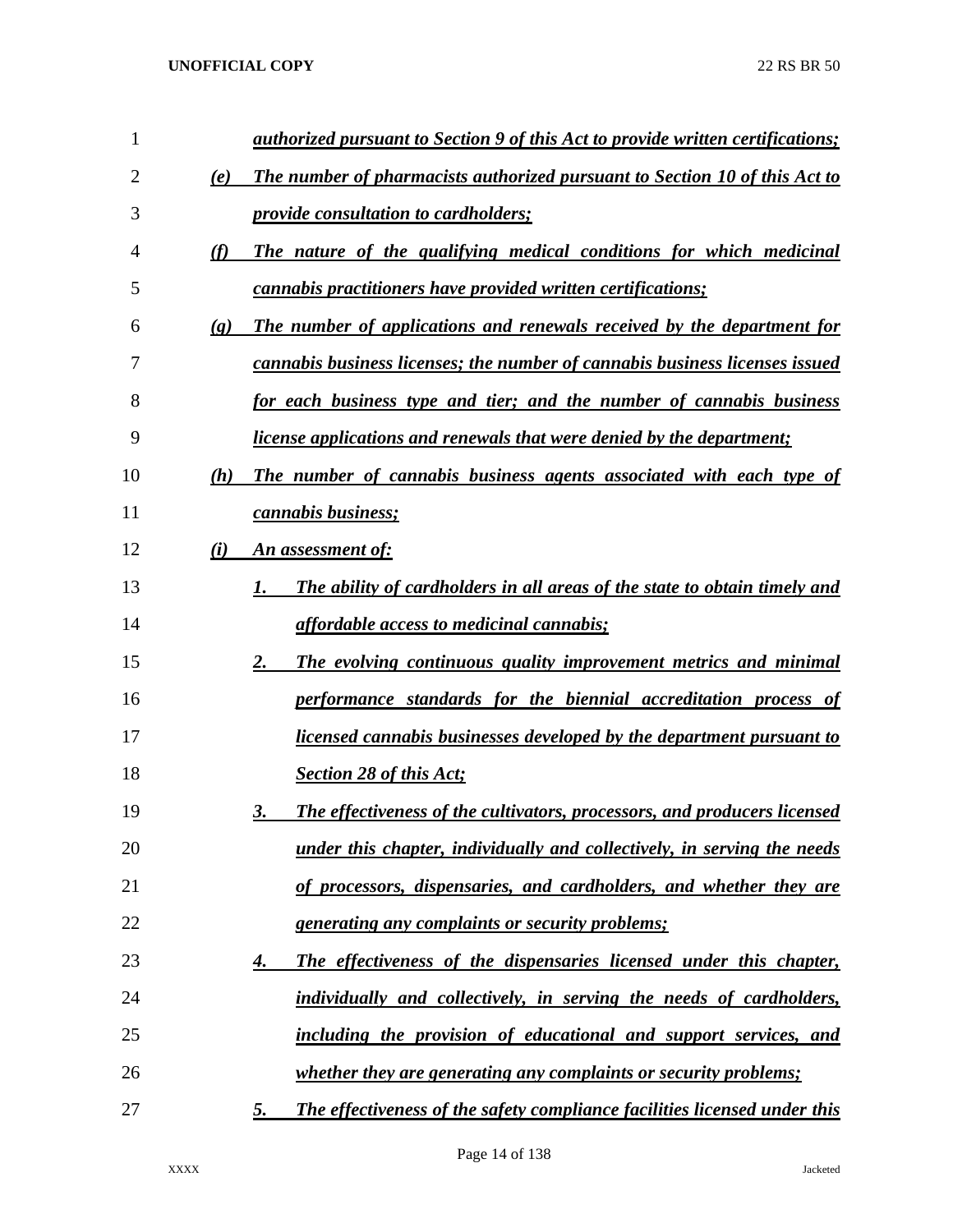*authorized pursuant to Section 9 of this Act to provide written certifications;*

*(e) The number of pharmacists authorized pursuant to Section 10 of this Act to provide consultation to cardholders;*

*(f) The nature of the qualifying medical conditions for which medicinal cannabis practitioners have provided written certifications;*

*(g) The number of applications and renewals received by the department for cannabis business licenses; the number of cannabis business licenses issued for each business type and tier; and the number of cannabis business license applications and renewals that were denied by the department;*

*(h) The number of cannabis business agents associated with each type of cannabis business;*

*(i) An assessment of:*

*1. The ability of cardholders in all areas of the state to obtain timely and affordable access to medicinal cannabis;*

*2. The evolving continuous quality improvement metrics and minimal performance standards for the biennial accreditation process of licensed cannabis businesses developed by the department pursuant to Section 28 of this Act;*

*3. The effectiveness of the cultivators, processors, and producers licensed under this chapter, individually and collectively, in serving the needs of processors, dispensaries, and cardholders, and whether they are generating any complaints or security problems;*

*4. The effectiveness of the dispensaries licensed under this chapter, individually and collectively, in serving the needs of cardholders, including the provision of educational and support services, and whether they are generating any complaints or security problems;*

*5. The effectiveness of the safety compliance facilities licensed under this*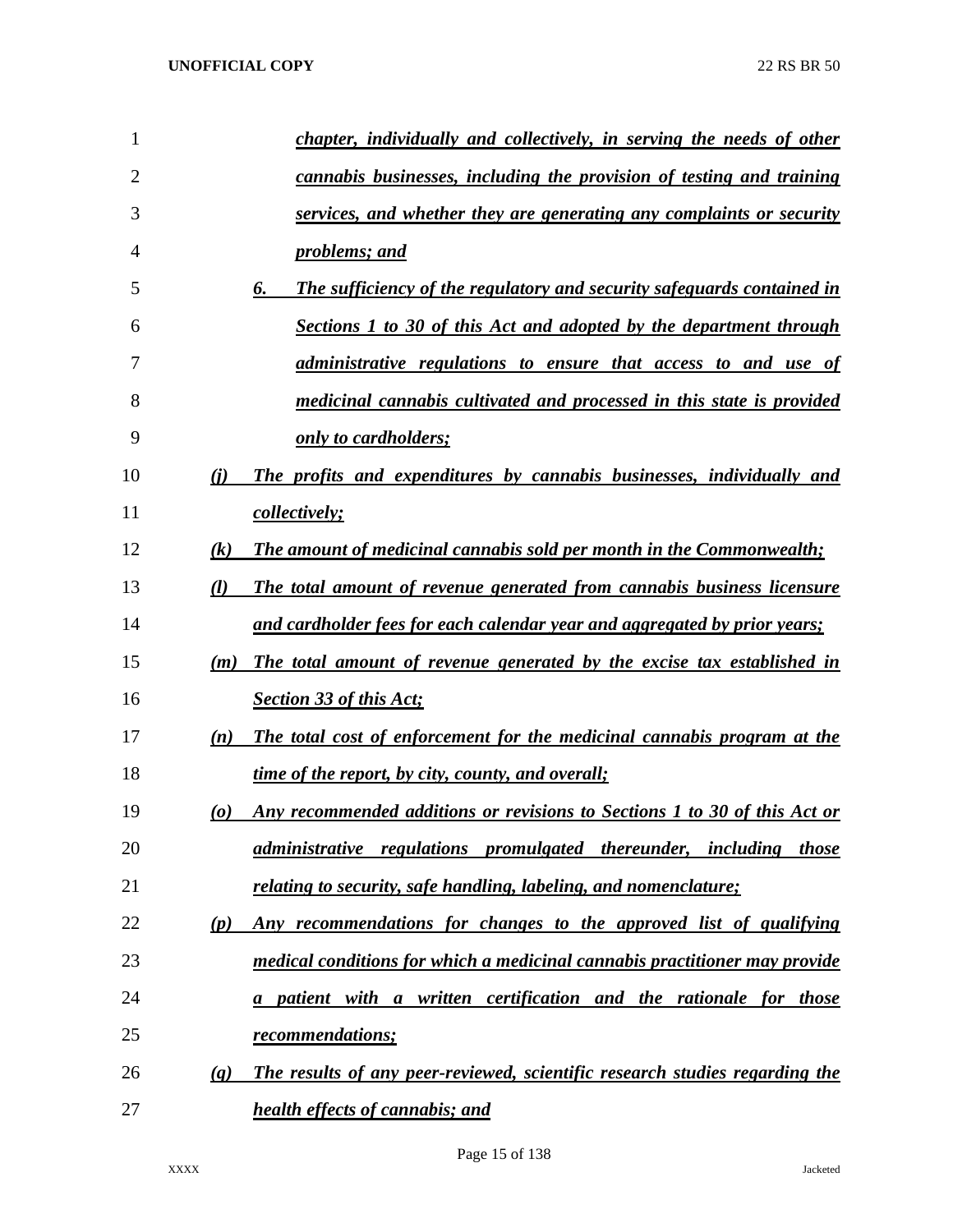*chapter, individually and collectively, in serving the needs of other cannabis businesses, including the provision of testing and training services, and whether they are generating any complaints or security problems; and*

*6. The sufficiency of the regulatory and security safeguards contained in Sections 1 to 30 of this Act and adopted by the department through administrative regulations to ensure that access to and use of medicinal cannabis cultivated and processed in this state is provided only to cardholders;*

*(j) The profits and expenditures by cannabis businesses, individually and collectively;*

*(k) The amount of medicinal cannabis sold per month in the Commonwealth;*

*(l) The total amount of revenue generated from cannabis business licensure and cardholder fees for each calendar year and aggregated by prior years;*

*(m) The total amount of revenue generated by the excise tax established in Section 33 of this Act;*

*(n) The total cost of enforcement for the medicinal cannabis program at the time of the report, by city, county, and overall;*

*(o) Any recommended additions or revisions to Sections 1 to 30 of this Act or administrative regulations promulgated thereunder, including those relating to security, safe handling, labeling, and nomenclature;*

*(p) Any recommendations for changes to the approved list of qualifying medical conditions for which a medicinal cannabis practitioner may provide a patient with a written certification and the rationale for those recommendations;*

*(q) The results of any peer-reviewed, scientific research studies regarding the health effects of cannabis; and*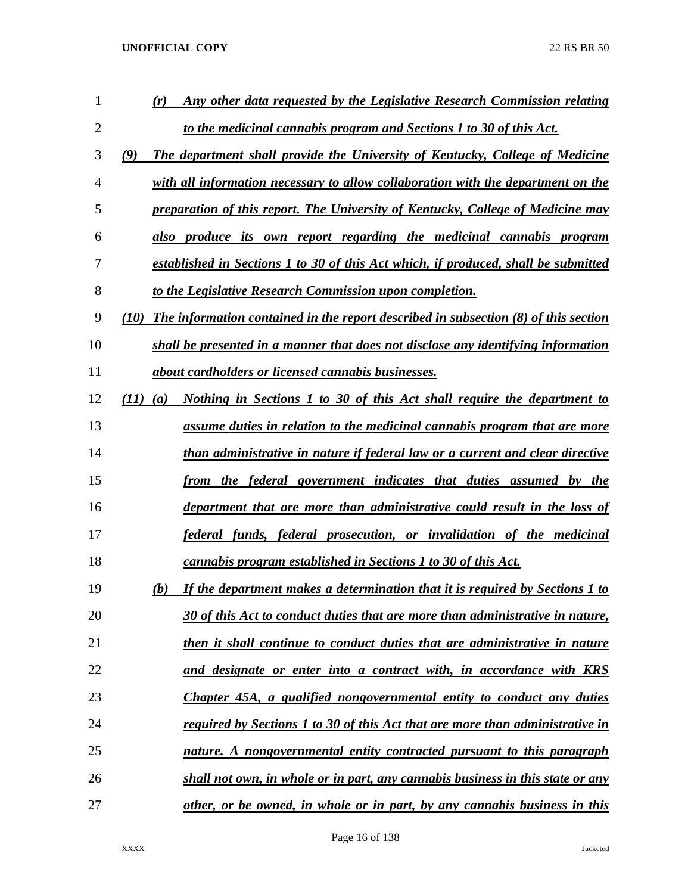*(r) Any other data requested by the Legislative Research Commission relating to the medicinal cannabis program and Sections 1 to 30 of this Act.*

*(9) The department shall provide the University of Kentucky, College of Medicine with all information necessary to allow collaboration with the department on the preparation of this report. The University of Kentucky, College of Medicine may also produce its own report regarding the medicinal cannabis program established in Sections 1 to 30 of this Act which, if produced, shall be submitted to the Legislative Research Commission upon completion.*

*(10) The information contained in the report described in subsection (8) of this section shall be presented in a manner that does not disclose any identifying information about cardholders or licensed cannabis businesses.*

*(11) (a) Nothing in Sections 1 to 30 of this Act shall require the department to assume duties in relation to the medicinal cannabis program that are more than administrative in nature if federal law or a current and clear directive from the federal government indicates that duties assumed by the department that are more than administrative could result in the loss of federal funds, federal prosecution, or invalidation of the medicinal cannabis program established in Sections 1 to 30 of this Act.*

*(b) If the department makes a determination that it is required by Sections 1 to 30 of this Act to conduct duties that are more than administrative in nature, then it shall continue to conduct duties that are administrative in nature and designate or enter into a contract with, in accordance with KRS Chapter 45A, a qualified nongovernmental entity to conduct any duties required by Sections 1 to 30 of this Act that are more than administrative in nature. A nongovernmental entity contracted pursuant to this paragraph shall not own, in whole or in part, any cannabis business in this state or any other, or be owned, in whole or in part, by any cannabis business in this*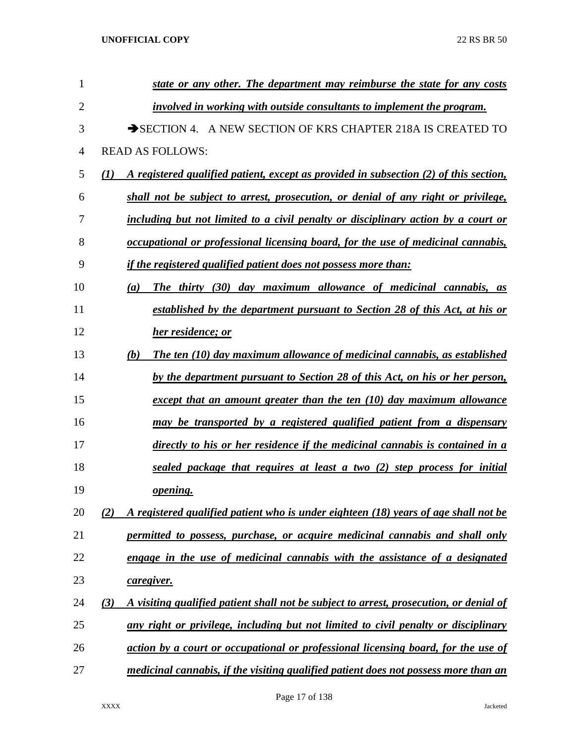*state or any other. The department may reimburse the state for any costs involved in working with outside consultants to implement the program.*

➔SECTION 4. A NEW SECTION OF KRS CHAPTER 218A IS CREATED TO READ AS FOLLOWS:

*(1) A registered qualified patient, except as provided in subsection (2) of this section, shall not be subject to arrest, prosecution, or denial of any right or privilege, including but not limited to a civil penalty or disciplinary action by a court or occupational or professional licensing board, for the use of medicinal cannabis, if the registered qualified patient does not possess more than:*

*(a) The thirty (30) day maximum allowance of medicinal cannabis, as established by the department pursuant to Section 28 of this Act, at his or her residence; or*

*(b) The ten (10) day maximum allowance of medicinal cannabis, as established by the department pursuant to Section 28 of this Act, on his or her person, except that an amount greater than the ten (10) day maximum allowance may be transported by a registered qualified patient from a dispensary directly to his or her residence if the medicinal cannabis is contained in a sealed package that requires at least a two (2) step process for initial opening.*

*(2) A registered qualified patient who is under eighteen (18) years of age shall not be permitted to possess, purchase, or acquire medicinal cannabis and shall only engage in the use of medicinal cannabis with the assistance of a designated caregiver.*

*(3) A visiting qualified patient shall not be subject to arrest, prosecution, or denial of any right or privilege, including but not limited to civil penalty or disciplinary action by a court or occupational or professional licensing board, for the use of medicinal cannabis, if the visiting qualified patient does not possess more than an*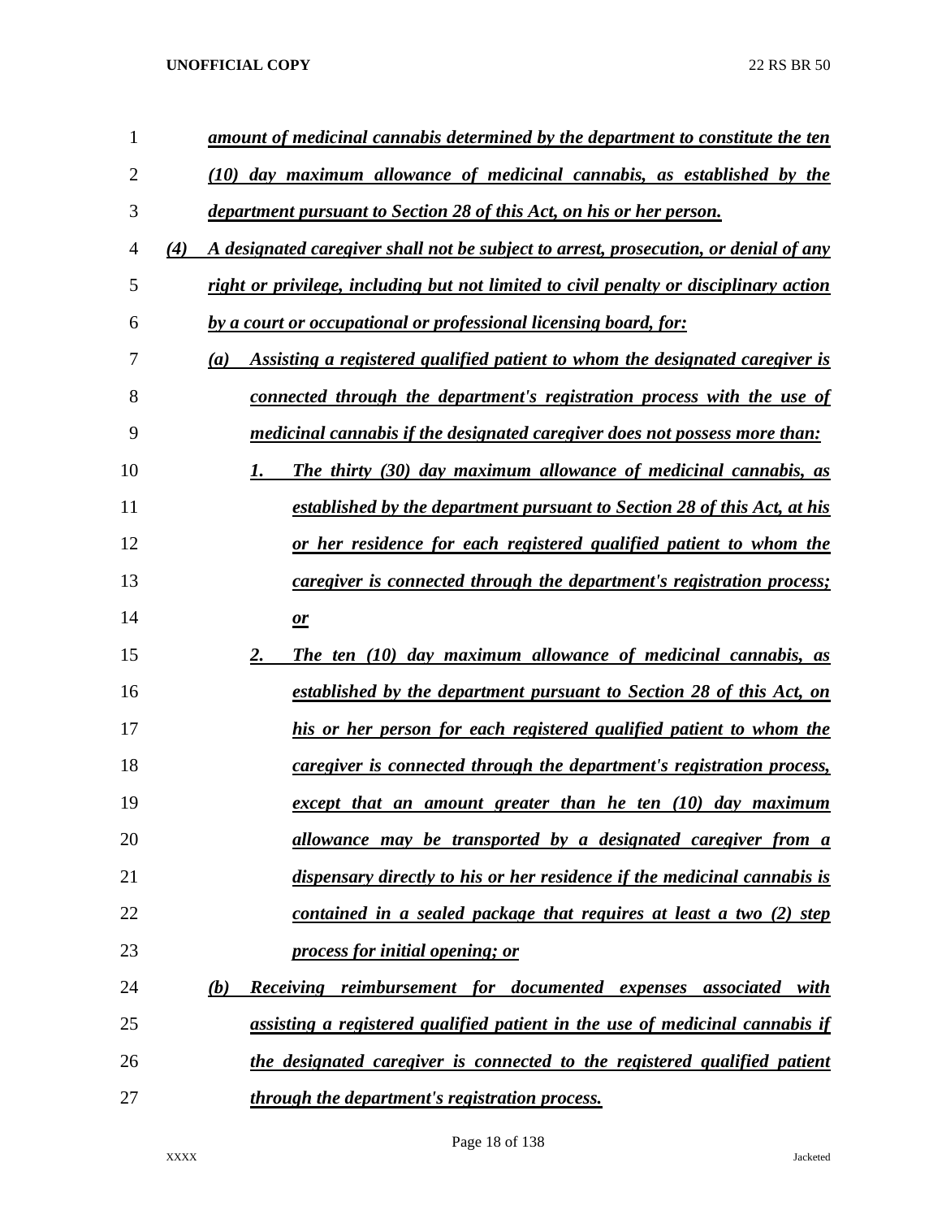*amount of medicinal cannabis determined by the department to constitute the ten (10) day maximum allowance of medicinal cannabis, as established by the department pursuant to Section 28 of this Act, on his or her person.*

*(4) A designated caregiver shall not be subject to arrest, prosecution, or denial of any right or privilege, including but not limited to civil penalty or disciplinary action by a court or occupational or professional licensing board, for:*

*(a) Assisting a registered qualified patient to whom the designated caregiver is connected through the department's registration process with the use of medicinal cannabis if the designated caregiver does not possess more than:*

*1. The thirty (30) day maximum allowance of medicinal cannabis, as established by the department pursuant to Section 28 of this Act, at his or her residence for each registered qualified patient to whom the caregiver is connected through the department's registration process; or*

*2. The ten (10) day maximum allowance of medicinal cannabis, as established by the department pursuant to Section 28 of this Act, on his or her person for each registered qualified patient to whom the caregiver is connected through the department's registration process, except that an amount greater than he ten (10) day maximum allowance may be transported by a designated caregiver from a dispensary directly to his or her residence if the medicinal cannabis is contained in a sealed package that requires at least a two (2) step process for initial opening; or*

*(b) Receiving reimbursement for documented expenses associated with assisting a registered qualified patient in the use of medicinal cannabis if the designated caregiver is connected to the registered qualified patient through the department's registration process.*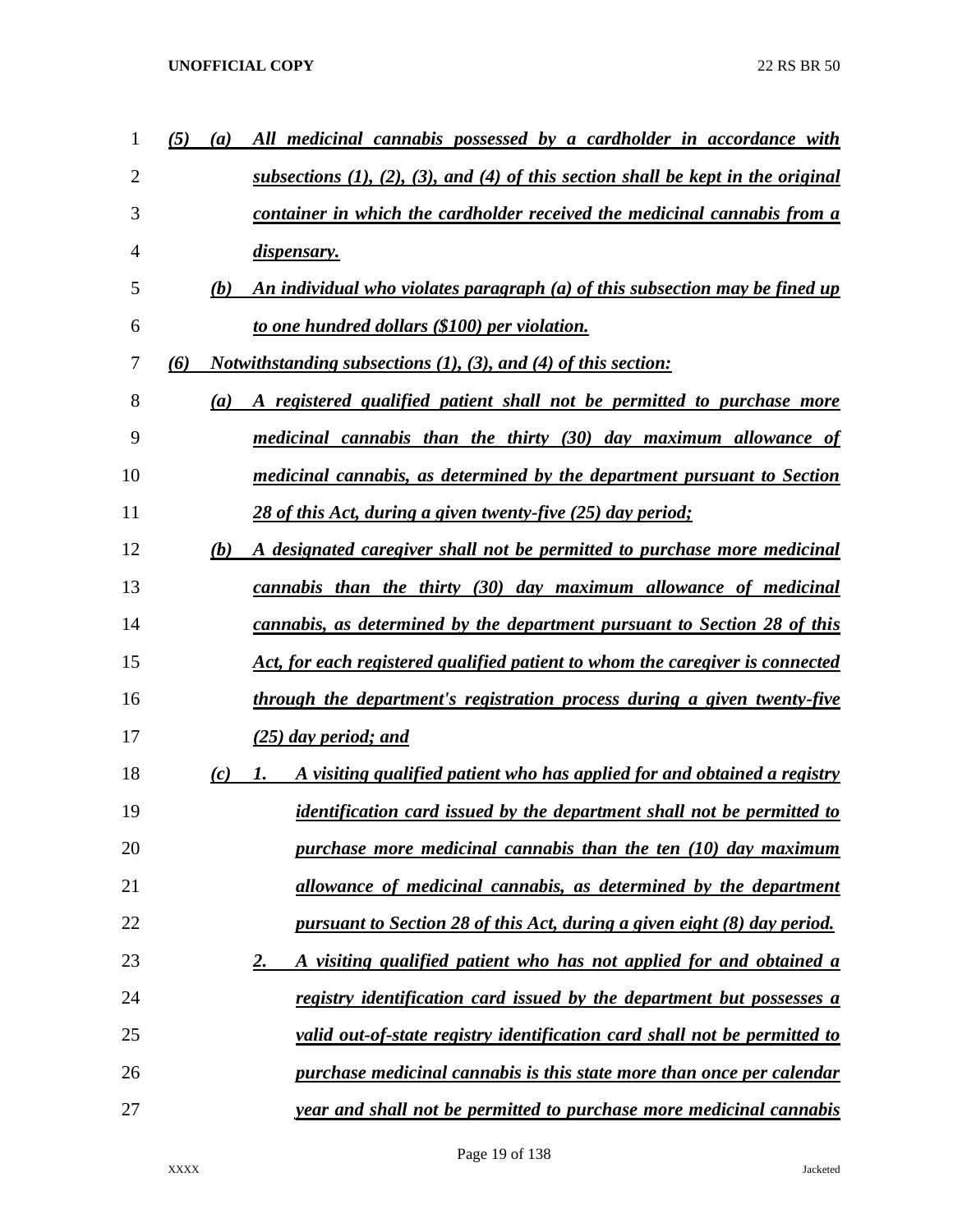*(5)* *(a)* *All medicinal cannabis possessed by a cardholder in accordance with subsections (1), (2), (3), and (4) of this section shall be kept in the original container in which the cardholder received the medicinal cannabis from a dispensary.*

*(b)* *An individual who violates paragraph (a) of this subsection may be fined up to one hundred dollars ($100) per violation.*

*(6)* *Notwithstanding subsections (1), (3), and (4) of this section:*

*(a)* *A registered qualified patient shall not be permitted to purchase more medicinal cannabis than the thirty (30) day maximum allowance of medicinal cannabis, as determined by the department pursuant to Section 28 of this Act, during a given twenty-five (25) day period;*

*(b)* *A designated caregiver shall not be permitted to purchase more medicinal cannabis than the thirty (30) day maximum allowance of medicinal cannabis, as determined by the department pursuant to Section 28 of this Act, for each registered qualified patient to whom the caregiver is connected through the department's registration process during a given twenty-five (25) day period; and*

*(c)* *1.* *A visiting qualified patient who has applied for and obtained a registry identification card issued by the department shall not be permitted to purchase more medicinal cannabis than the ten (10) day maximum allowance of medicinal cannabis, as determined by the department pursuant to Section 28 of this Act, during a given eight (8) day period.*

*2.* *A visiting qualified patient who has not applied for and obtained a registry identification card issued by the department but possesses a valid out-of-state registry identification card shall not be permitted to purchase medicinal cannabis is this state more than once per calendar year and shall not be permitted to purchase more medicinal cannabis*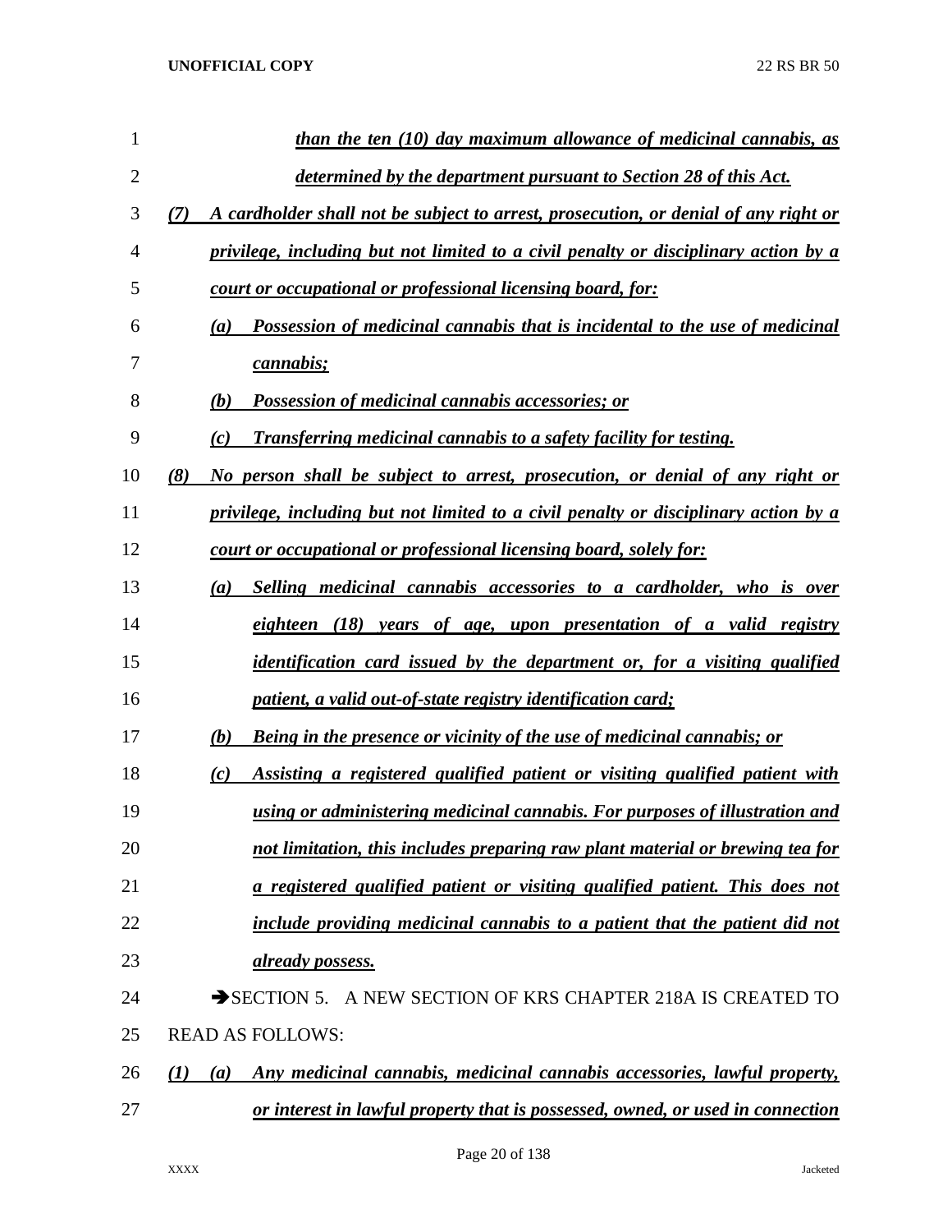*than the ten (10) day maximum allowance of medicinal cannabis, as determined by the department pursuant to Section 28 of this Act.*

*(7) A cardholder shall not be subject to arrest, prosecution, or denial of any right or privilege, including but not limited to a civil penalty or disciplinary action by a court or occupational or professional licensing board, for:*

*(a) Possession of medicinal cannabis that is incidental to the use of medicinal cannabis;*

*(b) Possession of medicinal cannabis accessories; or*

*(c) Transferring medicinal cannabis to a safety facility for testing.*

*(8) No person shall be subject to arrest, prosecution, or denial of any right or privilege, including but not limited to a civil penalty or disciplinary action by a court or occupational or professional licensing board, solely for:*

*(a) Selling medicinal cannabis accessories to a cardholder, who is over eighteen (18) years of age, upon presentation of a valid registry identification card issued by the department or, for a visiting qualified patient, a valid out-of-state registry identification card;*

*(b) Being in the presence or vicinity of the use of medicinal cannabis; or*

*(c) Assisting a registered qualified patient or visiting qualified patient with using or administering medicinal cannabis. For purposes of illustration and not limitation, this includes preparing raw plant material or brewing tea for a registered qualified patient or visiting qualified patient. This does not include providing medicinal cannabis to a patient that the patient did not already possess.*

→SECTION 5. A NEW SECTION OF KRS CHAPTER 218A IS CREATED TO READ AS FOLLOWS:

*(1) (a) Any medicinal cannabis, medicinal cannabis accessories, lawful property, or interest in lawful property that is possessed, owned, or used in connection*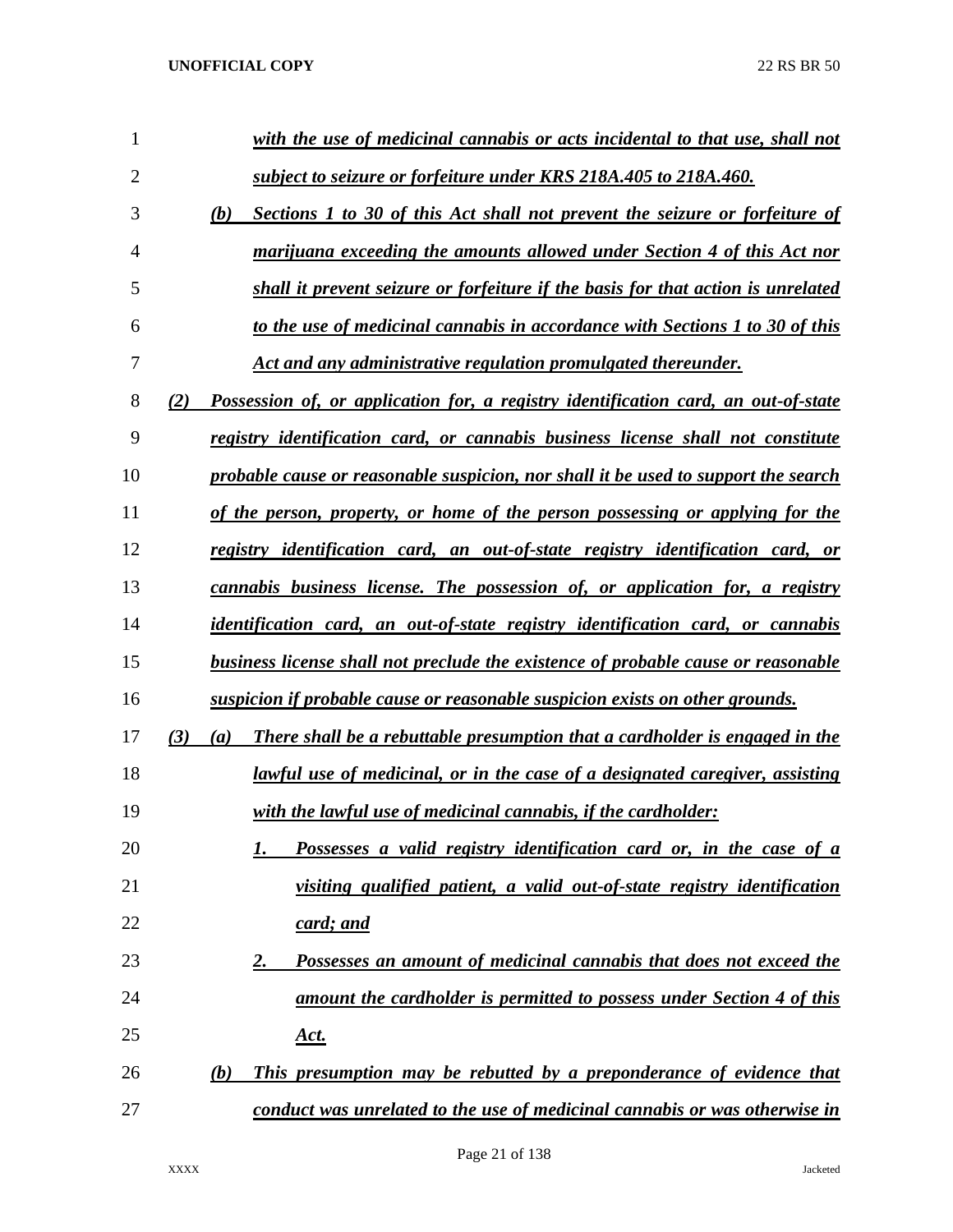*with the use of medicinal cannabis or acts incidental to that use, shall not subject to seizure or forfeiture under KRS 218A.405 to 218A.460.*

*(b) Sections 1 to 30 of this Act shall not prevent the seizure or forfeiture of marijuana exceeding the amounts allowed under Section 4 of this Act nor shall it prevent seizure or forfeiture if the basis for that action is unrelated to the use of medicinal cannabis in accordance with Sections 1 to 30 of this Act and any administrative regulation promulgated thereunder.*

*(2) Possession of, or application for, a registry identification card, an out-of-state registry identification card, or cannabis business license shall not constitute probable cause or reasonable suspicion, nor shall it be used to support the search of the person, property, or home of the person possessing or applying for the registry identification card, an out-of-state registry identification card, or cannabis business license. The possession of, or application for, a registry identification card, an out-of-state registry identification card, or cannabis business license shall not preclude the existence of probable cause or reasonable suspicion if probable cause or reasonable suspicion exists on other grounds.*

*(3) (a) There shall be a rebuttable presumption that a cardholder is engaged in the lawful use of medicinal, or in the case of a designated caregiver, assisting with the lawful use of medicinal cannabis, if the cardholder:*

*1. Possesses a valid registry identification card or, in the case of a visiting qualified patient, a valid out-of-state registry identification card; and*

*2. Possesses an amount of medicinal cannabis that does not exceed the amount the cardholder is permitted to possess under Section 4 of this Act.*

*(b) This presumption may be rebutted by a preponderance of evidence that conduct was unrelated to the use of medicinal cannabis or was otherwise in*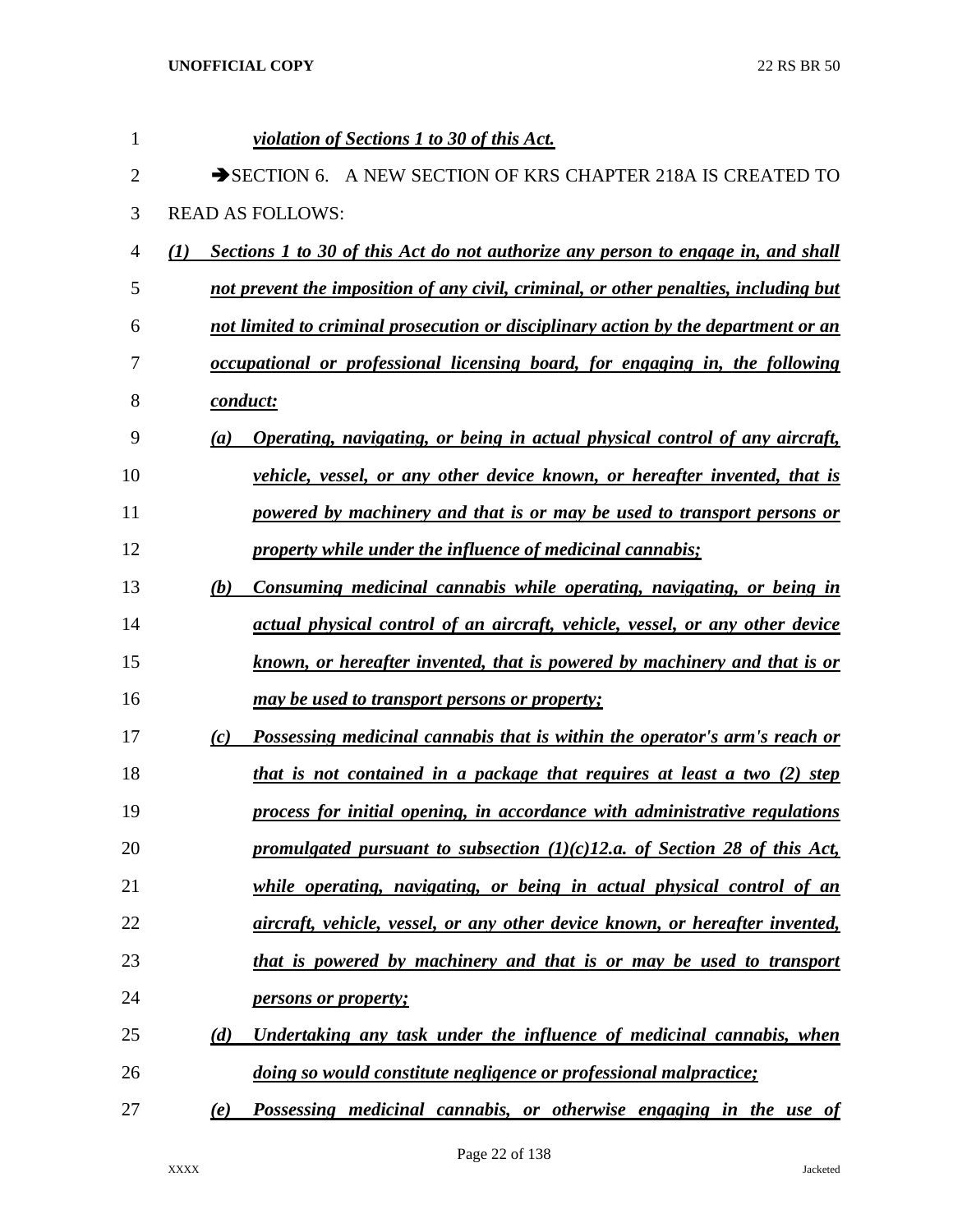*violation of Sections 1 to 30 of this Act.*

➔SECTION 6. A NEW SECTION OF KRS CHAPTER 218A IS CREATED TO READ AS FOLLOWS:

*(1) Sections 1 to 30 of this Act do not authorize any person to engage in, and shall not prevent the imposition of any civil, criminal, or other penalties, including but not limited to criminal prosecution or disciplinary action by the department or an occupational or professional licensing board, for engaging in, the following conduct:*

*(a) Operating, navigating, or being in actual physical control of any aircraft, vehicle, vessel, or any other device known, or hereafter invented, that is powered by machinery and that is or may be used to transport persons or property while under the influence of medicinal cannabis;*

*(b) Consuming medicinal cannabis while operating, navigating, or being in actual physical control of an aircraft, vehicle, vessel, or any other device known, or hereafter invented, that is powered by machinery and that is or may be used to transport persons or property;*

*(c) Possessing medicinal cannabis that is within the operator's arm's reach or that is not contained in a package that requires at least a two (2) step process for initial opening, in accordance with administrative regulations promulgated pursuant to subsection (1)(c)12.a. of Section 28 of this Act, while operating, navigating, or being in actual physical control of an aircraft, vehicle, vessel, or any other device known, or hereafter invented, that is powered by machinery and that is or may be used to transport persons or property;*

*(d) Undertaking any task under the influence of medicinal cannabis, when doing so would constitute negligence or professional malpractice;*

*(e) Possessing medicinal cannabis, or otherwise engaging in the use of*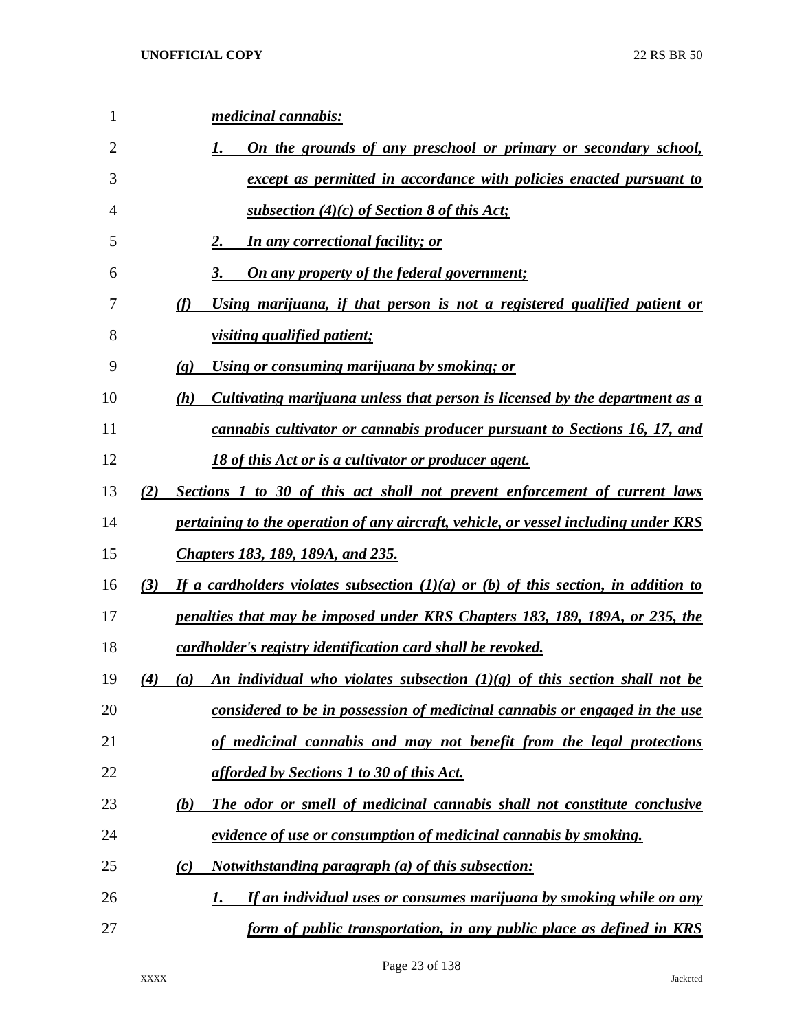*medicinal cannabis:*

1. *On the grounds of any preschool or primary or secondary school, except as permitted in accordance with policies enacted pursuant to subsection (4)(c) of Section 8 of this Act;*
2. *In any correctional facility; or*
3. *On any property of the federal government;*

(f) *Using marijuana, if that person is not a registered qualified patient or visiting qualified patient;*

(g) *Using or consuming marijuana by smoking; or*

(h) *Cultivating marijuana unless that person is licensed by the department as a cannabis cultivator or cannabis producer pursuant to Sections 16, 17, and 18 of this Act or is a cultivator or producer agent.*

(2) *Sections 1 to 30 of this act shall not prevent enforcement of current laws pertaining to the operation of any aircraft, vehicle, or vessel including under KRS Chapters 183, 189, 189A, and 235.*

(3) *If a cardholders violates subsection (1)(a) or (b) of this section, in addition to penalties that may be imposed under KRS Chapters 183, 189, 189A, or 235, the cardholder's registry identification card shall be revoked.*

(4) (a) *An individual who violates subsection (1)(g) of this section shall not be considered to be in possession of medicinal cannabis or engaged in the use of medicinal cannabis and may not benefit from the legal protections afforded by Sections 1 to 30 of this Act.*

(b) *The odor or smell of medicinal cannabis shall not constitute conclusive evidence of use or consumption of medicinal cannabis by smoking.*

(c) *Notwithstanding paragraph (a) of this subsection:*

1. *If an individual uses or consumes marijuana by smoking while on any form of public transportation, in any public place as defined in KRS*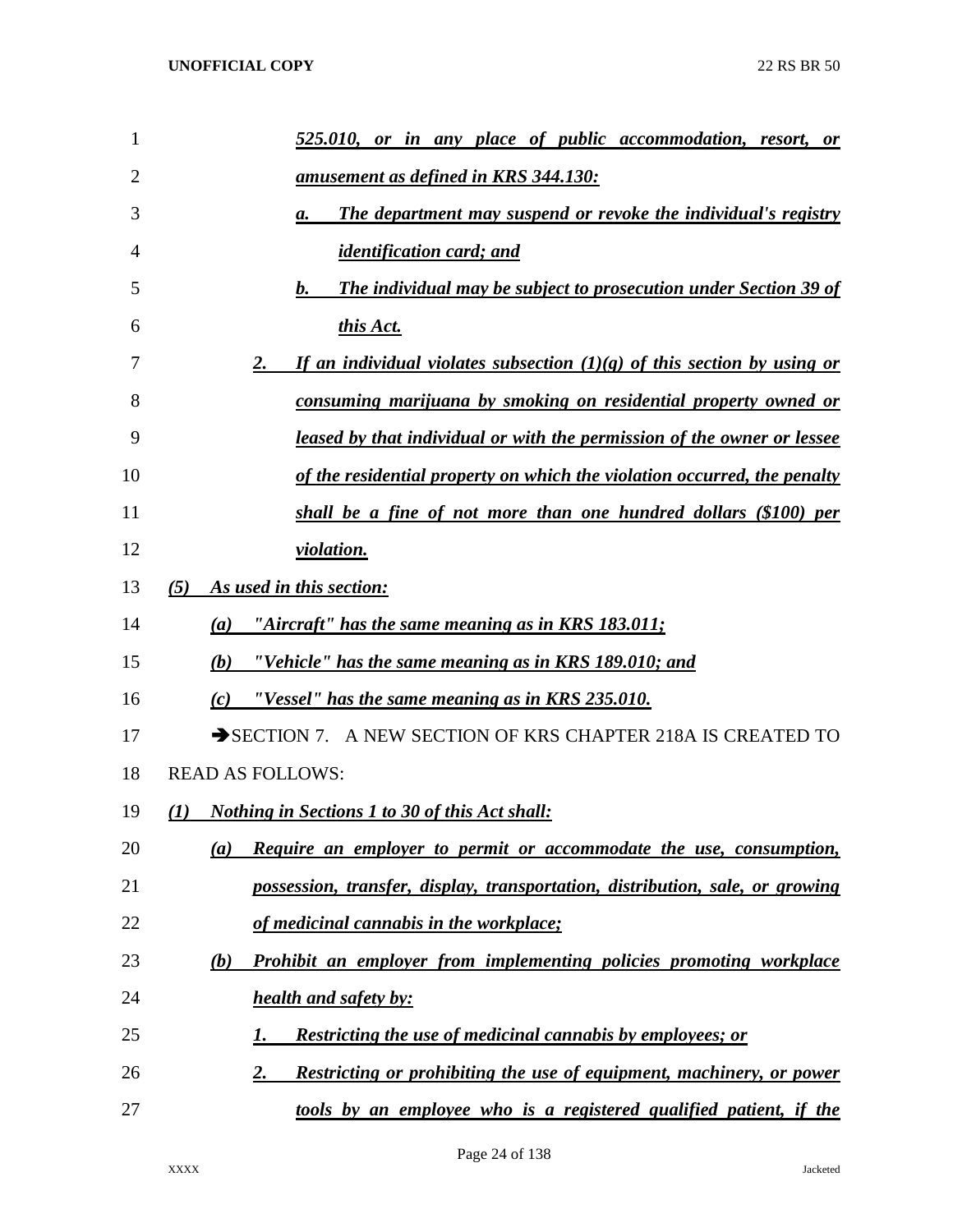*525.010, or in any place of public accommodation, resort, or amusement as defined in KRS 344.130:*

*a. The department may suspend or revoke the individual's registry identification card; and*

*b. The individual may be subject to prosecution under Section 39 of this Act.*

*2. If an individual violates subsection (1)(g) of this section by using or consuming marijuana by smoking on residential property owned or leased by that individual or with the permission of the owner or lessee of the residential property on which the violation occurred, the penalty shall be a fine of not more than one hundred dollars ($100) per violation.*

*(5) As used in this section:*

*(a) "Aircraft" has the same meaning as in KRS 183.011;*

*(b) "Vehicle" has the same meaning as in KRS 189.010; and*

*(c) "Vessel" has the same meaning as in KRS 235.010.*

➔SECTION 7. A NEW SECTION OF KRS CHAPTER 218A IS CREATED TO READ AS FOLLOWS:

*(1) Nothing in Sections 1 to 30 of this Act shall:*

*(a) Require an employer to permit or accommodate the use, consumption, possession, transfer, display, transportation, distribution, sale, or growing of medicinal cannabis in the workplace;*

*(b) Prohibit an employer from implementing policies promoting workplace health and safety by:*

*1. Restricting the use of medicinal cannabis by employees; or*

*2. Restricting or prohibiting the use of equipment, machinery, or power tools by an employee who is a registered qualified patient, if the*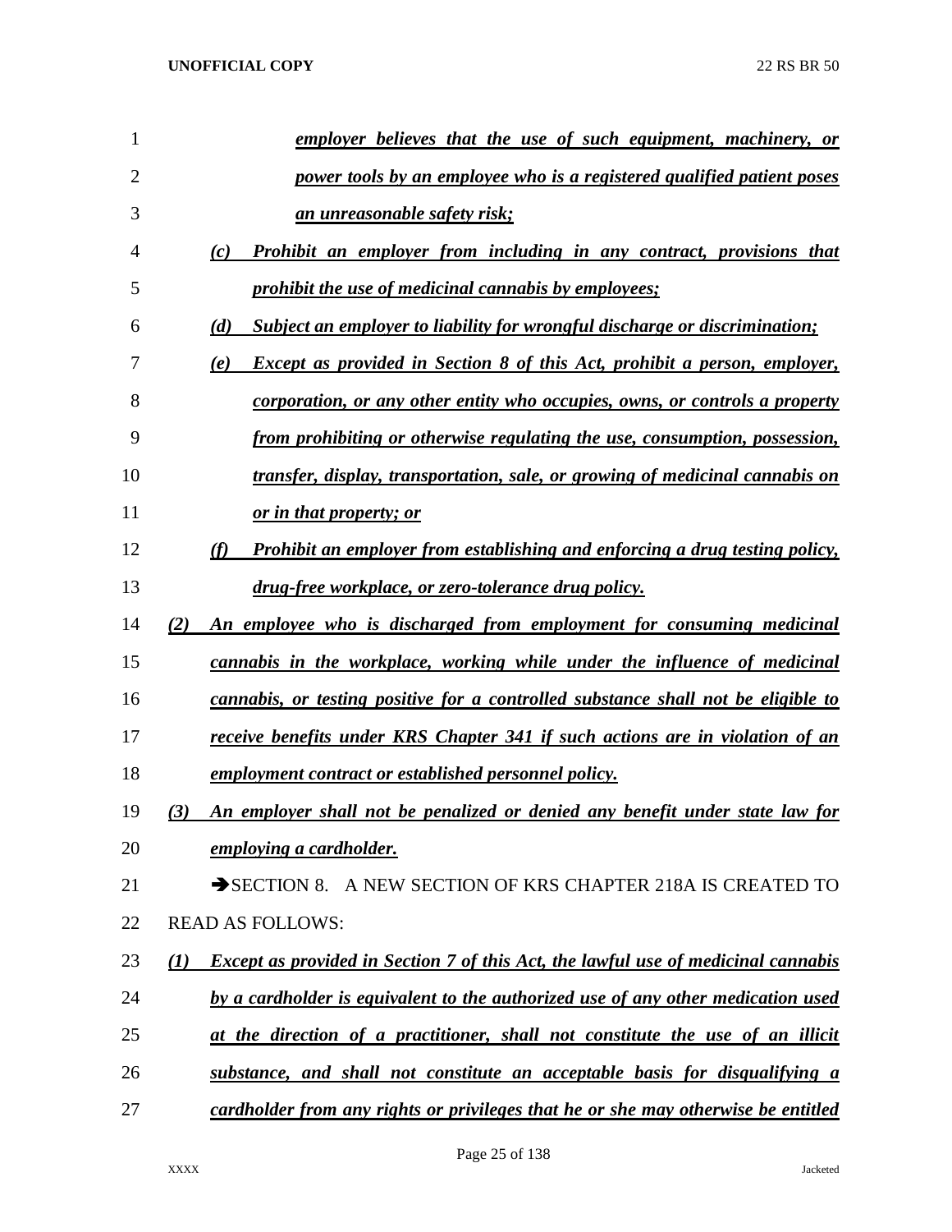*employer believes that the use of such equipment, machinery, or power tools by an employee who is a registered qualified patient poses an unreasonable safety risk;*

*(c) Prohibit an employer from including in any contract, provisions that prohibit the use of medicinal cannabis by employees;*

*(d) Subject an employer to liability for wrongful discharge or discrimination;*

*(e) Except as provided in Section 8 of this Act, prohibit a person, employer, corporation, or any other entity who occupies, owns, or controls a property from prohibiting or otherwise regulating the use, consumption, possession, transfer, display, transportation, sale, or growing of medicinal cannabis on or in that property; or*

*(f) Prohibit an employer from establishing and enforcing a drug testing policy, drug-free workplace, or zero-tolerance drug policy.*

*(2) An employee who is discharged from employment for consuming medicinal cannabis in the workplace, working while under the influence of medicinal cannabis, or testing positive for a controlled substance shall not be eligible to receive benefits under KRS Chapter 341 if such actions are in violation of an employment contract or established personnel policy.*

*(3) An employer shall not be penalized or denied any benefit under state law for employing a cardholder.*

➔SECTION 8. A NEW SECTION OF KRS CHAPTER 218A IS CREATED TO READ AS FOLLOWS:

*(1) Except as provided in Section 7 of this Act, the lawful use of medicinal cannabis by a cardholder is equivalent to the authorized use of any other medication used at the direction of a practitioner, shall not constitute the use of an illicit substance, and shall not constitute an acceptable basis for disqualifying a cardholder from any rights or privileges that he or she may otherwise be entitled*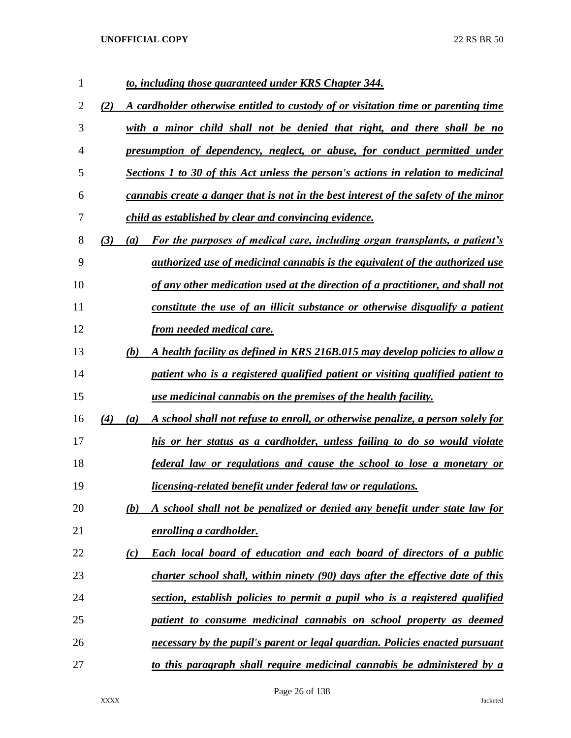*to, including those guaranteed under KRS Chapter 344.*

*(2) A cardholder otherwise entitled to custody of or visitation time or parenting time with a minor child shall not be denied that right, and there shall be no presumption of dependency, neglect, or abuse, for conduct permitted under Sections 1 to 30 of this Act unless the person's actions in relation to medicinal cannabis create a danger that is not in the best interest of the safety of the minor child as established by clear and convincing evidence.*

*(3) (a) For the purposes of medical care, including organ transplants, a patient's authorized use of medicinal cannabis is the equivalent of the authorized use of any other medication used at the direction of a practitioner, and shall not constitute the use of an illicit substance or otherwise disqualify a patient from needed medical care.*

*(b) A health facility as defined in KRS 216B.015 may develop policies to allow a patient who is a registered qualified patient or visiting qualified patient to use medicinal cannabis on the premises of the health facility.*

*(4) (a) A school shall not refuse to enroll, or otherwise penalize, a person solely for his or her status as a cardholder, unless failing to do so would violate federal law or regulations and cause the school to lose a monetary or licensing-related benefit under federal law or regulations.*

*(b) A school shall not be penalized or denied any benefit under state law for enrolling a cardholder.*

*(c) Each local board of education and each board of directors of a public charter school shall, within ninety (90) days after the effective date of this section, establish policies to permit a pupil who is a registered qualified patient to consume medicinal cannabis on school property as deemed necessary by the pupil's parent or legal guardian. Policies enacted pursuant to this paragraph shall require medicinal cannabis be administered by a*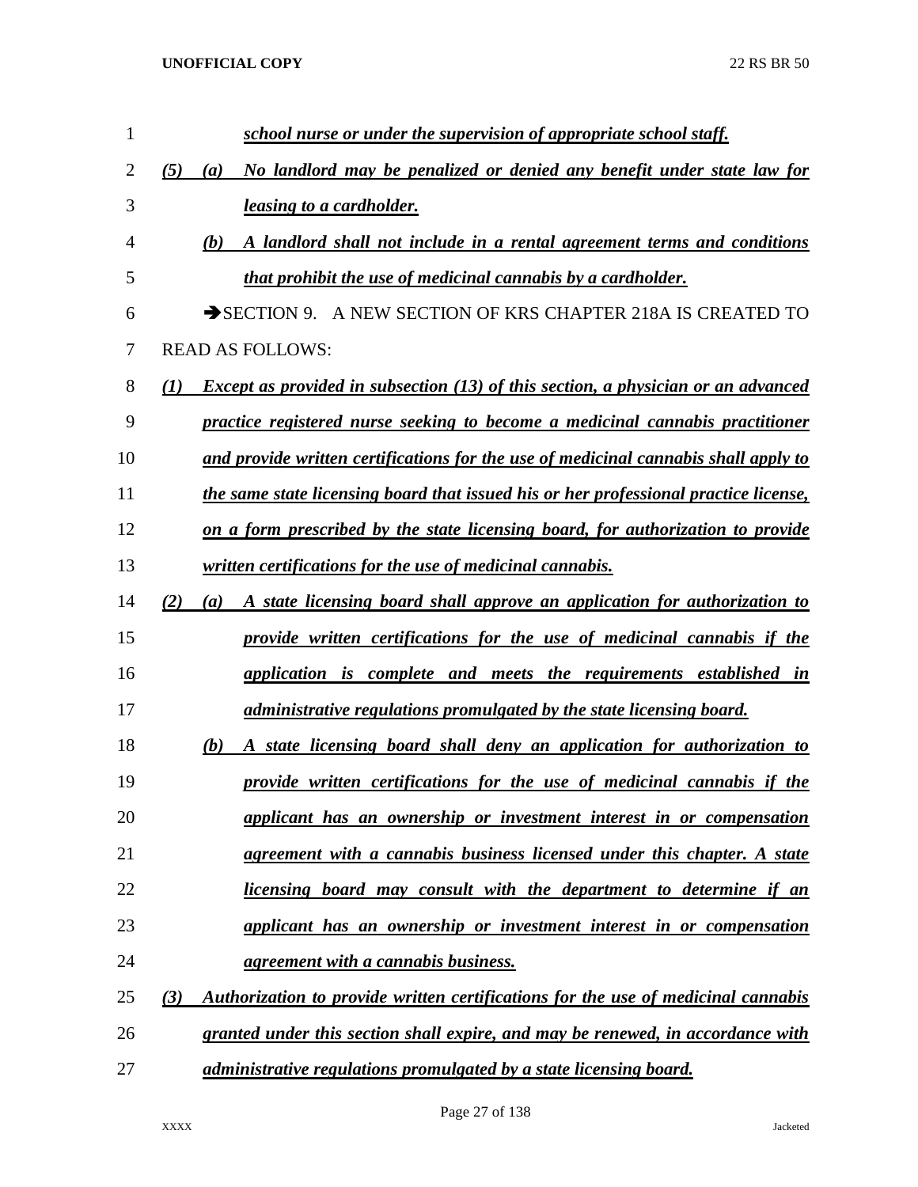***school nurse or under the supervision of appropriate school staff.***

***(5) (a) No landlord may be penalized or denied any benefit under state law for leasing to a cardholder.***

***(b) A landlord shall not include in a rental agreement terms and conditions that prohibit the use of medicinal cannabis by a cardholder.***

➔SECTION 9. A NEW SECTION OF KRS CHAPTER 218A IS CREATED TO READ AS FOLLOWS:

***(1) Except as provided in subsection (13) of this section, a physician or an advanced practice registered nurse seeking to become a medicinal cannabis practitioner and provide written certifications for the use of medicinal cannabis shall apply to the same state licensing board that issued his or her professional practice license, on a form prescribed by the state licensing board, for authorization to provide written certifications for the use of medicinal cannabis.***

***(2) (a) A state licensing board shall approve an application for authorization to provide written certifications for the use of medicinal cannabis if the application is complete and meets the requirements established in administrative regulations promulgated by the state licensing board.***

***(b) A state licensing board shall deny an application for authorization to provide written certifications for the use of medicinal cannabis if the applicant has an ownership or investment interest in or compensation agreement with a cannabis business licensed under this chapter. A state licensing board may consult with the department to determine if an applicant has an ownership or investment interest in or compensation agreement with a cannabis business.***

***(3) Authorization to provide written certifications for the use of medicinal cannabis granted under this section shall expire, and may be renewed, in accordance with administrative regulations promulgated by a state licensing board.***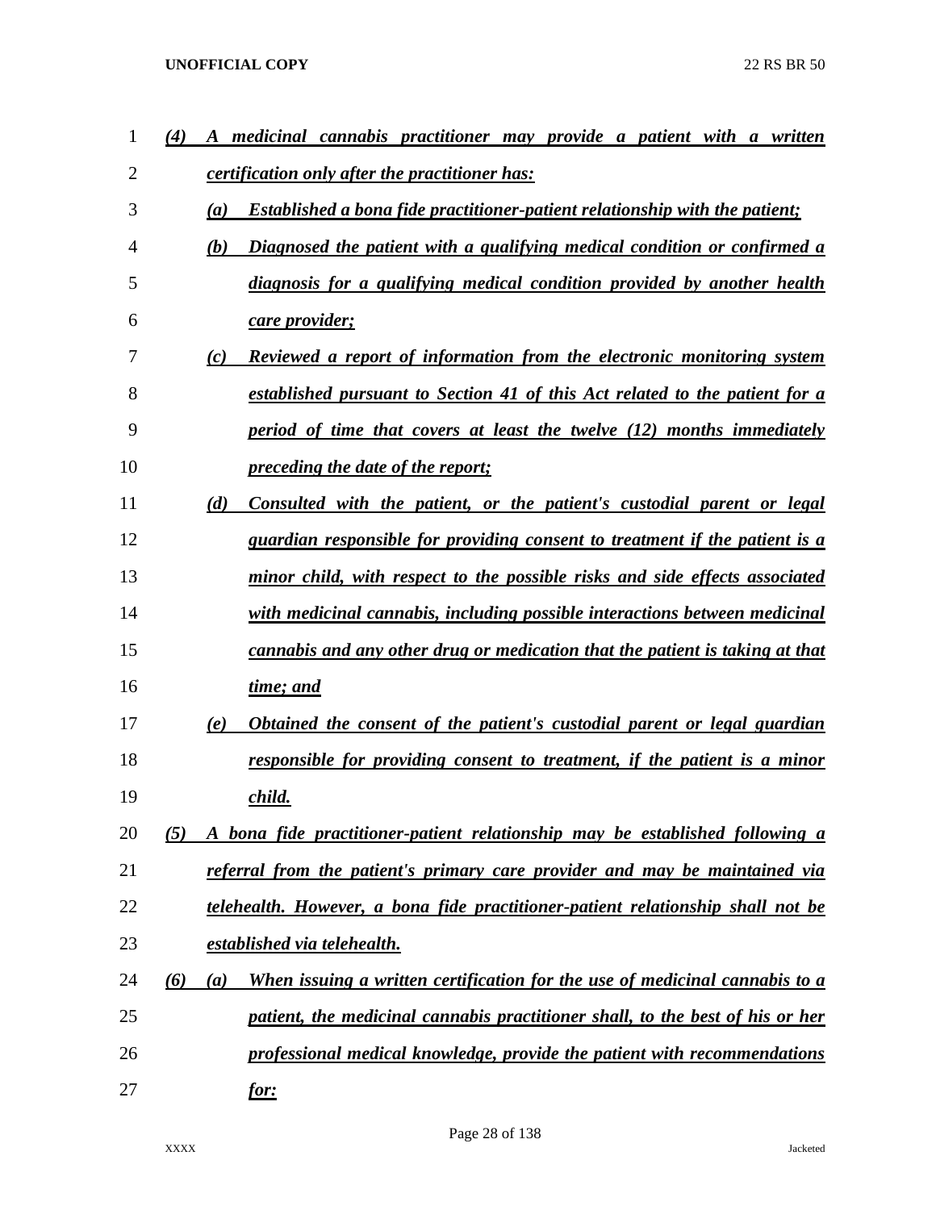***(4) A medicinal cannabis practitioner may provide a patient with a written certification only after the practitioner has:***

***(a) Established a bona fide practitioner-patient relationship with the patient;***

***(b) Diagnosed the patient with a qualifying medical condition or confirmed a diagnosis for a qualifying medical condition provided by another health care provider;***

***(c) Reviewed a report of information from the electronic monitoring system established pursuant to Section 41 of this Act related to the patient for a period of time that covers at least the twelve (12) months immediately preceding the date of the report;***

***(d) Consulted with the patient, or the patient's custodial parent or legal guardian responsible for providing consent to treatment if the patient is a minor child, with respect to the possible risks and side effects associated with medicinal cannabis, including possible interactions between medicinal cannabis and any other drug or medication that the patient is taking at that time; and***

***(e) Obtained the consent of the patient's custodial parent or legal guardian responsible for providing consent to treatment, if the patient is a minor child.***

***(5) A bona fide practitioner-patient relationship may be established following a referral from the patient's primary care provider and may be maintained via telehealth. However, a bona fide practitioner-patient relationship shall not be established via telehealth.***

***(6) (a) When issuing a written certification for the use of medicinal cannabis to a patient, the medicinal cannabis practitioner shall, to the best of his or her professional medical knowledge, provide the patient with recommendations for:***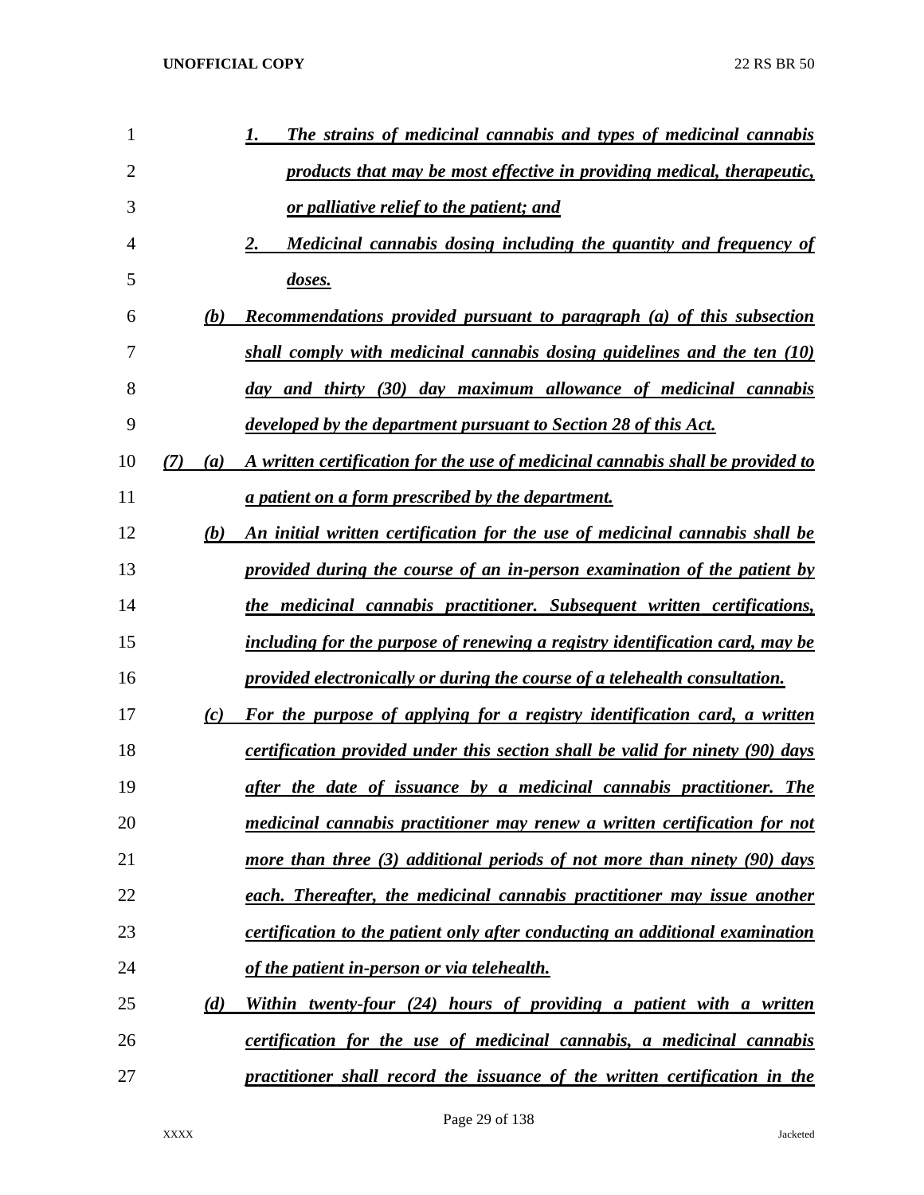1. *The strains of medicinal cannabis and types of medicinal cannabis products that may be most effective in providing medical, therapeutic, or palliative relief to the patient; and*

2. *Medicinal cannabis dosing including the quantity and frequency of doses.*

*(b) Recommendations provided pursuant to paragraph (a) of this subsection shall comply with medicinal cannabis dosing guidelines and the ten (10) day and thirty (30) day maximum allowance of medicinal cannabis developed by the department pursuant to Section 28 of this Act.*

*(7) (a) A written certification for the use of medicinal cannabis shall be provided to a patient on a form prescribed by the department.*

*(b) An initial written certification for the use of medicinal cannabis shall be provided during the course of an in-person examination of the patient by the medicinal cannabis practitioner. Subsequent written certifications, including for the purpose of renewing a registry identification card, may be provided electronically or during the course of a telehealth consultation.*

*(c) For the purpose of applying for a registry identification card, a written certification provided under this section shall be valid for ninety (90) days after the date of issuance by a medicinal cannabis practitioner. The medicinal cannabis practitioner may renew a written certification for not more than three (3) additional periods of not more than ninety (90) days each. Thereafter, the medicinal cannabis practitioner may issue another certification to the patient only after conducting an additional examination of the patient in-person or via telehealth.*

*(d) Within twenty-four (24) hours of providing a patient with a written certification for the use of medicinal cannabis, a medicinal cannabis practitioner shall record the issuance of the written certification in the*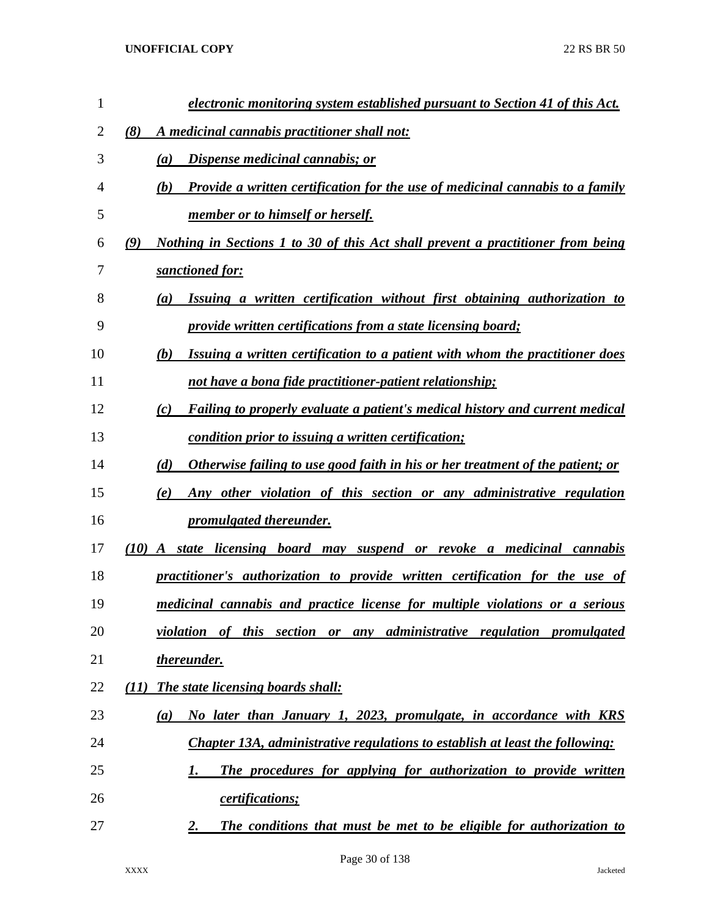*electronic monitoring system established pursuant to Section 41 of this Act.*

*(8) A medicinal cannabis practitioner shall not:*

*(a) Dispense medicinal cannabis; or*

*(b) Provide a written certification for the use of medicinal cannabis to a family member or to himself or herself.*

*(9) Nothing in Sections 1 to 30 of this Act shall prevent a practitioner from being sanctioned for:*

*(a) Issuing a written certification without first obtaining authorization to provide written certifications from a state licensing board;*

*(b) Issuing a written certification to a patient with whom the practitioner does not have a bona fide practitioner-patient relationship;*

*(c) Failing to properly evaluate a patient's medical history and current medical condition prior to issuing a written certification;*

*(d) Otherwise failing to use good faith in his or her treatment of the patient; or*

*(e) Any other violation of this section or any administrative regulation promulgated thereunder.*

*(10) A state licensing board may suspend or revoke a medicinal cannabis practitioner's authorization to provide written certification for the use of medicinal cannabis and practice license for multiple violations or a serious violation of this section or any administrative regulation promulgated thereunder.*

*(11) The state licensing boards shall:*

*(a) No later than January 1, 2023, promulgate, in accordance with KRS Chapter 13A, administrative regulations to establish at least the following:*

*1. The procedures for applying for authorization to provide written certifications;*

*2. The conditions that must be met to be eligible for authorization to*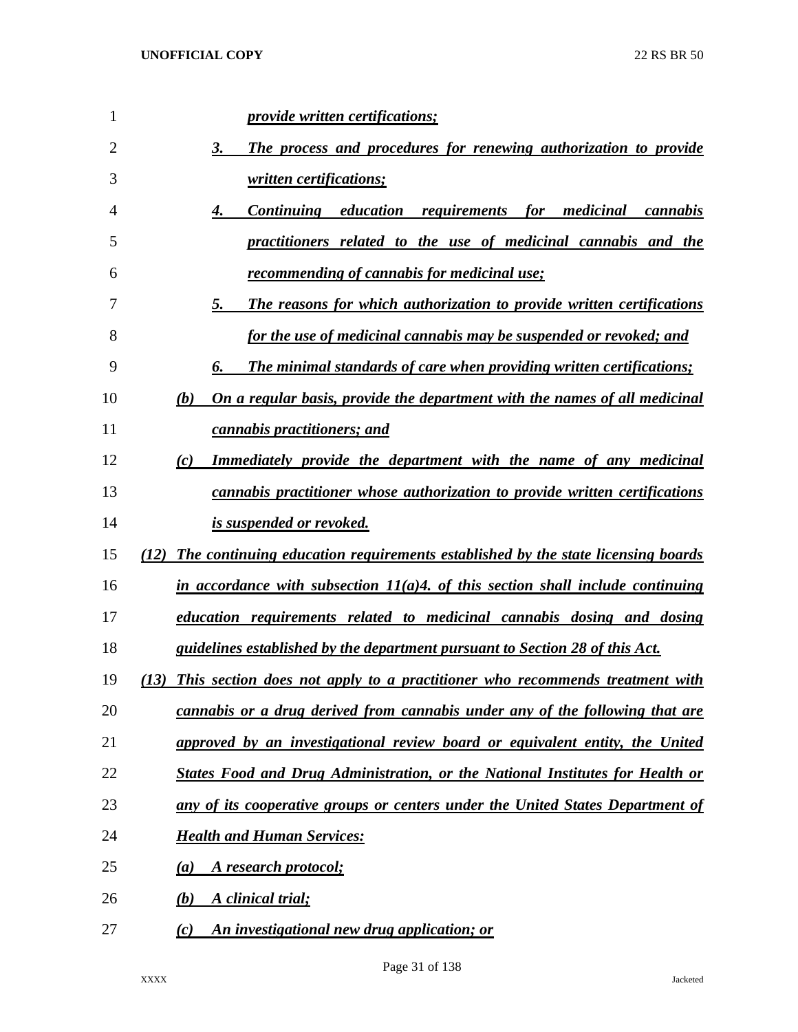*provide written certifications;*

3. *The process and procedures for renewing authorization to provide written certifications;*

4. *Continuing education requirements for medicinal cannabis practitioners related to the use of medicinal cannabis and the recommending of cannabis for medicinal use;*

5. *The reasons for which authorization to provide written certifications for the use of medicinal cannabis may be suspended or revoked; and*

6. *The minimal standards of care when providing written certifications;*

*(b) On a regular basis, provide the department with the names of all medicinal cannabis practitioners; and*

*(c) Immediately provide the department with the name of any medicinal cannabis practitioner whose authorization to provide written certifications is suspended or revoked.*

*(12) The continuing education requirements established by the state licensing boards in accordance with subsection 11(a)4. of this section shall include continuing education requirements related to medicinal cannabis dosing and dosing guidelines established by the department pursuant to Section 28 of this Act.*

*(13) This section does not apply to a practitioner who recommends treatment with cannabis or a drug derived from cannabis under any of the following that are approved by an investigational review board or equivalent entity, the United States Food and Drug Administration, or the National Institutes for Health or any of its cooperative groups or centers under the United States Department of Health and Human Services:*

*(a) A research protocol;*

*(b) A clinical trial;*

*(c) An investigational new drug application; or*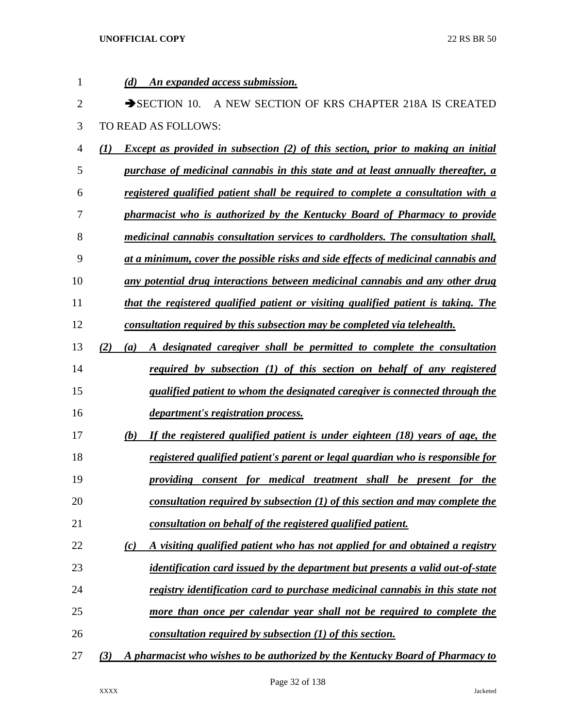*(d) An expanded access submission.*

➔SECTION 10. A NEW SECTION OF KRS CHAPTER 218A IS CREATED TO READ AS FOLLOWS:

*(1) Except as provided in subsection (2) of this section, prior to making an initial purchase of medicinal cannabis in this state and at least annually thereafter, a registered qualified patient shall be required to complete a consultation with a pharmacist who is authorized by the Kentucky Board of Pharmacy to provide medicinal cannabis consultation services to cardholders. The consultation shall, at a minimum, cover the possible risks and side effects of medicinal cannabis and any potential drug interactions between medicinal cannabis and any other drug that the registered qualified patient or visiting qualified patient is taking. The consultation required by this subsection may be completed via telehealth.*

*(2) (a) A designated caregiver shall be permitted to complete the consultation required by subsection (1) of this section on behalf of any registered qualified patient to whom the designated caregiver is connected through the department's registration process.*

*(b) If the registered qualified patient is under eighteen (18) years of age, the registered qualified patient's parent or legal guardian who is responsible for providing consent for medical treatment shall be present for the consultation required by subsection (1) of this section and may complete the consultation on behalf of the registered qualified patient.*

*(c) A visiting qualified patient who has not applied for and obtained a registry identification card issued by the department but presents a valid out-of-state registry identification card to purchase medicinal cannabis in this state not more than once per calendar year shall not be required to complete the consultation required by subsection (1) of this section.*

*(3) A pharmacist who wishes to be authorized by the Kentucky Board of Pharmacy to*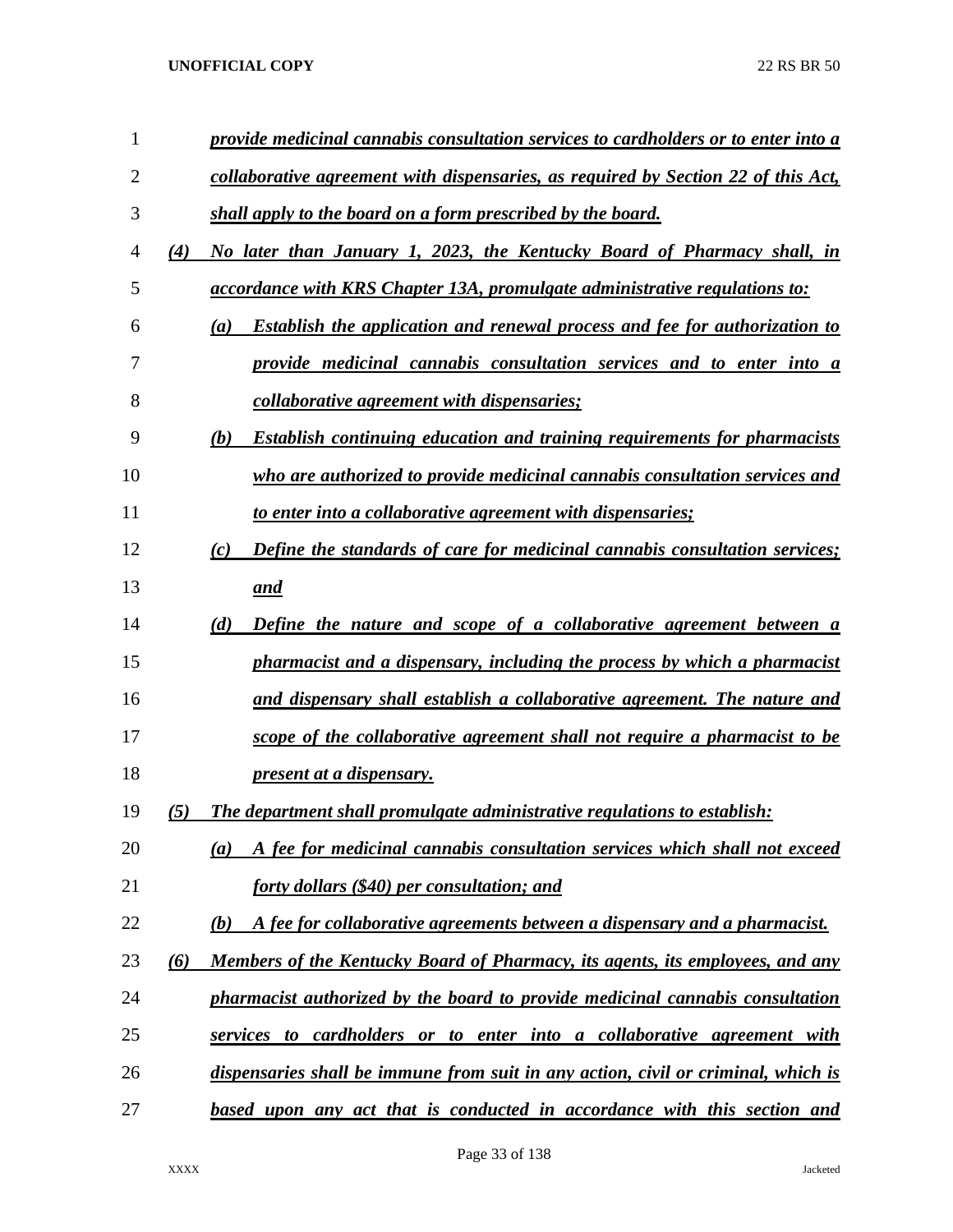*provide medicinal cannabis consultation services to cardholders or to enter into a collaborative agreement with dispensaries, as required by Section 22 of this Act, shall apply to the board on a form prescribed by the board.*

*(4) No later than January 1, 2023, the Kentucky Board of Pharmacy shall, in accordance with KRS Chapter 13A, promulgate administrative regulations to:*

*(a) Establish the application and renewal process and fee for authorization to provide medicinal cannabis consultation services and to enter into a collaborative agreement with dispensaries;*

*(b) Establish continuing education and training requirements for pharmacists who are authorized to provide medicinal cannabis consultation services and to enter into a collaborative agreement with dispensaries;*

*(c) Define the standards of care for medicinal cannabis consultation services; and*

*(d) Define the nature and scope of a collaborative agreement between a pharmacist and a dispensary, including the process by which a pharmacist and dispensary shall establish a collaborative agreement. The nature and scope of the collaborative agreement shall not require a pharmacist to be present at a dispensary.*

*(5) The department shall promulgate administrative regulations to establish:*

*(a) A fee for medicinal cannabis consultation services which shall not exceed forty dollars ($40) per consultation; and*

*(b) A fee for collaborative agreements between a dispensary and a pharmacist.*

*(6) Members of the Kentucky Board of Pharmacy, its agents, its employees, and any pharmacist authorized by the board to provide medicinal cannabis consultation services to cardholders or to enter into a collaborative agreement with dispensaries shall be immune from suit in any action, civil or criminal, which is based upon any act that is conducted in accordance with this section and*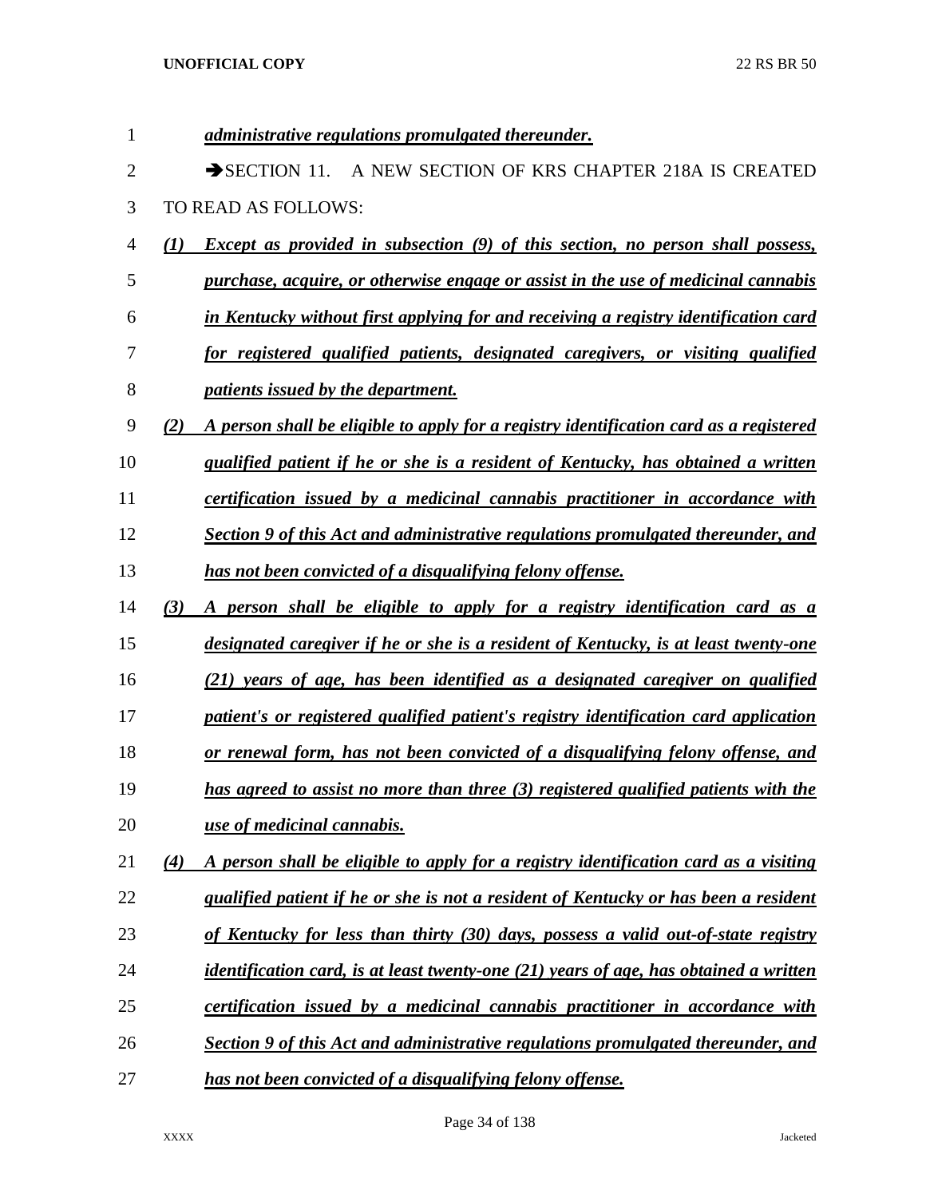***administrative regulations promulgated thereunder.***

➔SECTION 11. A NEW SECTION OF KRS CHAPTER 218A IS CREATED TO READ AS FOLLOWS:

***(1) Except as provided in subsection (9) of this section, no person shall possess, purchase, acquire, or otherwise engage or assist in the use of medicinal cannabis in Kentucky without first applying for and receiving a registry identification card for registered qualified patients, designated caregivers, or visiting qualified patients issued by the department.***

***(2) A person shall be eligible to apply for a registry identification card as a registered qualified patient if he or she is a resident of Kentucky, has obtained a written certification issued by a medicinal cannabis practitioner in accordance with Section 9 of this Act and administrative regulations promulgated thereunder, and has not been convicted of a disqualifying felony offense.***

***(3) A person shall be eligible to apply for a registry identification card as a designated caregiver if he or she is a resident of Kentucky, is at least twenty-one (21) years of age, has been identified as a designated caregiver on qualified patient's or registered qualified patient's registry identification card application or renewal form, has not been convicted of a disqualifying felony offense, and has agreed to assist no more than three (3) registered qualified patients with the use of medicinal cannabis.***

***(4) A person shall be eligible to apply for a registry identification card as a visiting qualified patient if he or she is not a resident of Kentucky or has been a resident of Kentucky for less than thirty (30) days, possess a valid out-of-state registry identification card, is at least twenty-one (21) years of age, has obtained a written certification issued by a medicinal cannabis practitioner in accordance with Section 9 of this Act and administrative regulations promulgated thereunder, and has not been convicted of a disqualifying felony offense.***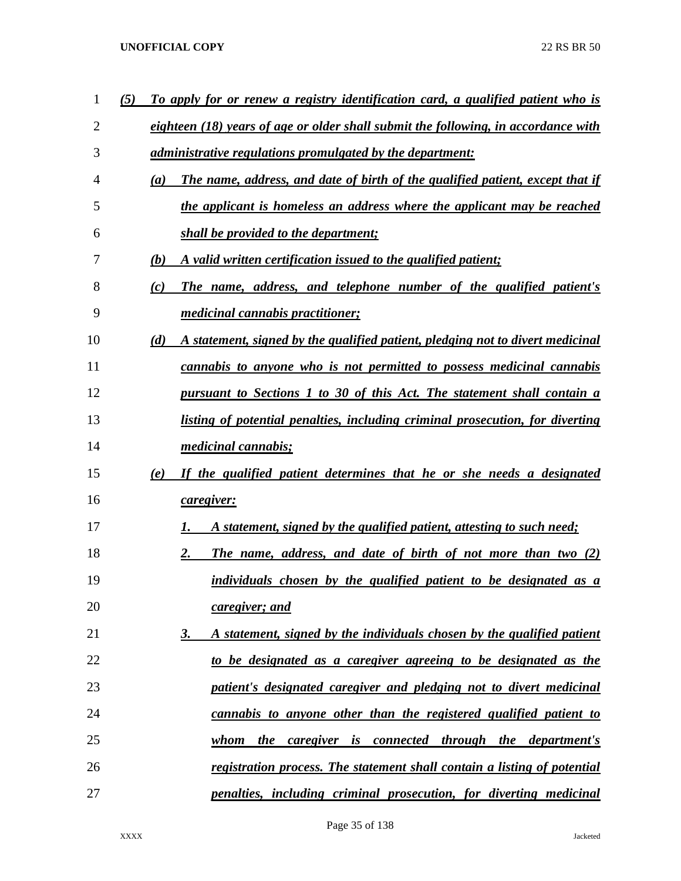*(5) To apply for or renew a registry identification card, a qualified patient who is eighteen (18) years of age or older shall submit the following, in accordance with administrative regulations promulgated by the department:*

*(a) The name, address, and date of birth of the qualified patient, except that if the applicant is homeless an address where the applicant may be reached shall be provided to the department;*

*(b) A valid written certification issued to the qualified patient;*

*(c) The name, address, and telephone number of the qualified patient's medicinal cannabis practitioner;*

*(d) A statement, signed by the qualified patient, pledging not to divert medicinal cannabis to anyone who is not permitted to possess medicinal cannabis pursuant to Sections 1 to 30 of this Act. The statement shall contain a listing of potential penalties, including criminal prosecution, for diverting medicinal cannabis;*

*(e) If the qualified patient determines that he or she needs a designated caregiver:*

*1. A statement, signed by the qualified patient, attesting to such need;*

*2. The name, address, and date of birth of not more than two (2) individuals chosen by the qualified patient to be designated as a caregiver; and*

*3. A statement, signed by the individuals chosen by the qualified patient to be designated as a caregiver agreeing to be designated as the patient's designated caregiver and pledging not to divert medicinal cannabis to anyone other than the registered qualified patient to whom the caregiver is connected through the department's registration process. The statement shall contain a listing of potential penalties, including criminal prosecution, for diverting medicinal*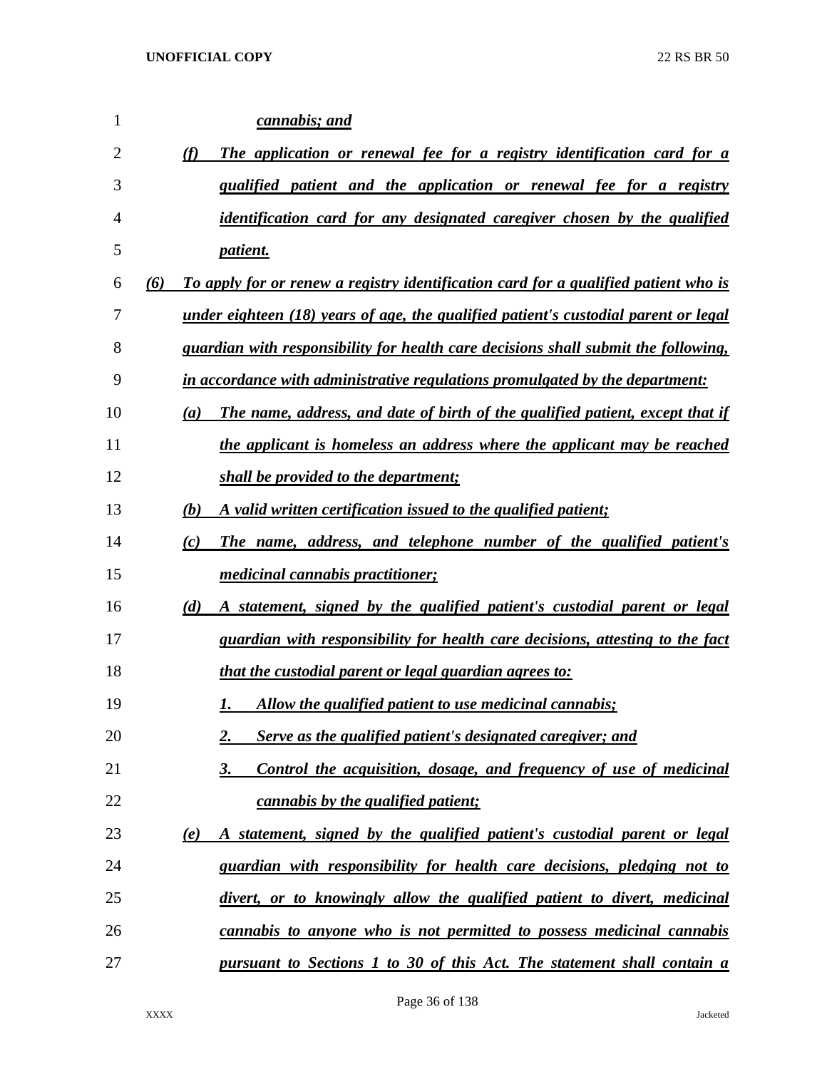*cannabis; and*

*(f) The application or renewal fee for a registry identification card for a qualified patient and the application or renewal fee for a registry identification card for any designated caregiver chosen by the qualified patient.*

*(6) To apply for or renew a registry identification card for a qualified patient who is under eighteen (18) years of age, the qualified patient's custodial parent or legal guardian with responsibility for health care decisions shall submit the following, in accordance with administrative regulations promulgated by the department:*

*(a) The name, address, and date of birth of the qualified patient, except that if the applicant is homeless an address where the applicant may be reached shall be provided to the department;*

*(b) A valid written certification issued to the qualified patient;*

*(c) The name, address, and telephone number of the qualified patient's medicinal cannabis practitioner;*

*(d) A statement, signed by the qualified patient's custodial parent or legal guardian with responsibility for health care decisions, attesting to the fact that the custodial parent or legal guardian agrees to:*

*1. Allow the qualified patient to use medicinal cannabis;*

*2. Serve as the qualified patient's designated caregiver; and*

*3. Control the acquisition, dosage, and frequency of use of medicinal cannabis by the qualified patient;*

*(e) A statement, signed by the qualified patient's custodial parent or legal guardian with responsibility for health care decisions, pledging not to divert, or to knowingly allow the qualified patient to divert, medicinal cannabis to anyone who is not permitted to possess medicinal cannabis pursuant to Sections 1 to 30 of this Act. The statement shall contain a*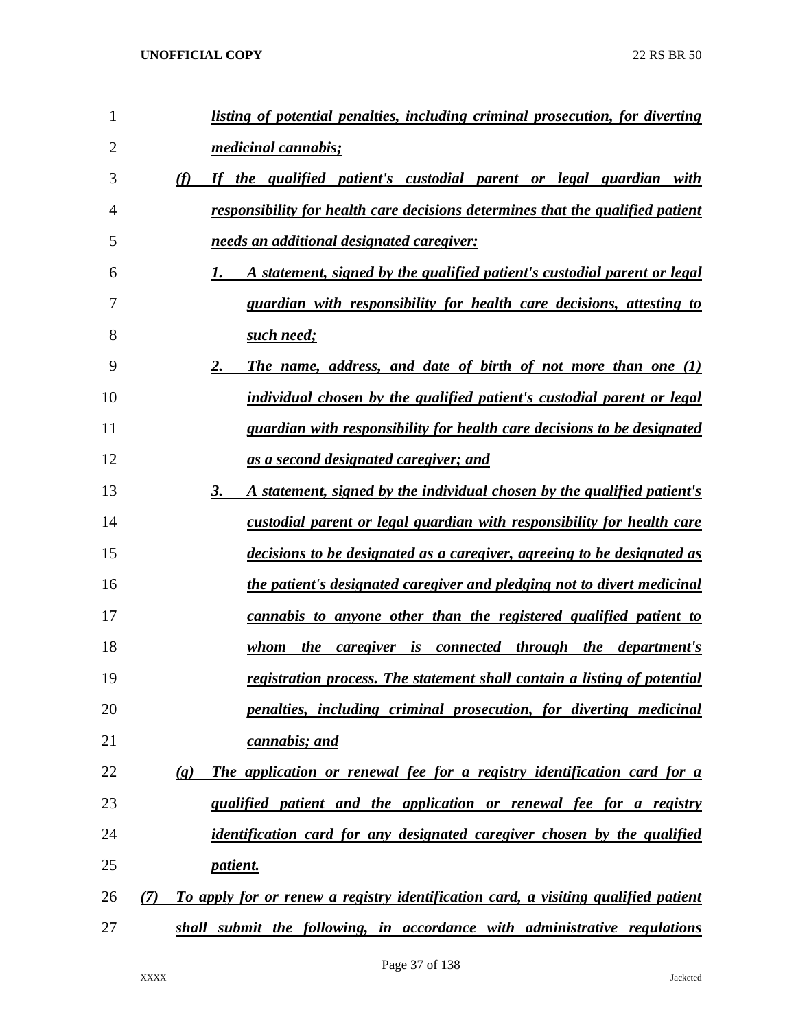*listing of potential penalties, including criminal prosecution, for diverting medicinal cannabis;*

*(f) If the qualified patient's custodial parent or legal guardian with responsibility for health care decisions determines that the qualified patient needs an additional designated caregiver:*

*1. A statement, signed by the qualified patient's custodial parent or legal guardian with responsibility for health care decisions, attesting to such need;*

*2. The name, address, and date of birth of not more than one (1) individual chosen by the qualified patient's custodial parent or legal guardian with responsibility for health care decisions to be designated as a second designated caregiver; and*

*3. A statement, signed by the individual chosen by the qualified patient's custodial parent or legal guardian with responsibility for health care decisions to be designated as a caregiver, agreeing to be designated as the patient's designated caregiver and pledging not to divert medicinal cannabis to anyone other than the registered qualified patient to whom the caregiver is connected through the department's registration process. The statement shall contain a listing of potential penalties, including criminal prosecution, for diverting medicinal cannabis; and*

*(g) The application or renewal fee for a registry identification card for a qualified patient and the application or renewal fee for a registry identification card for any designated caregiver chosen by the qualified patient.*

*(7) To apply for or renew a registry identification card, a visiting qualified patient shall submit the following, in accordance with administrative regulations*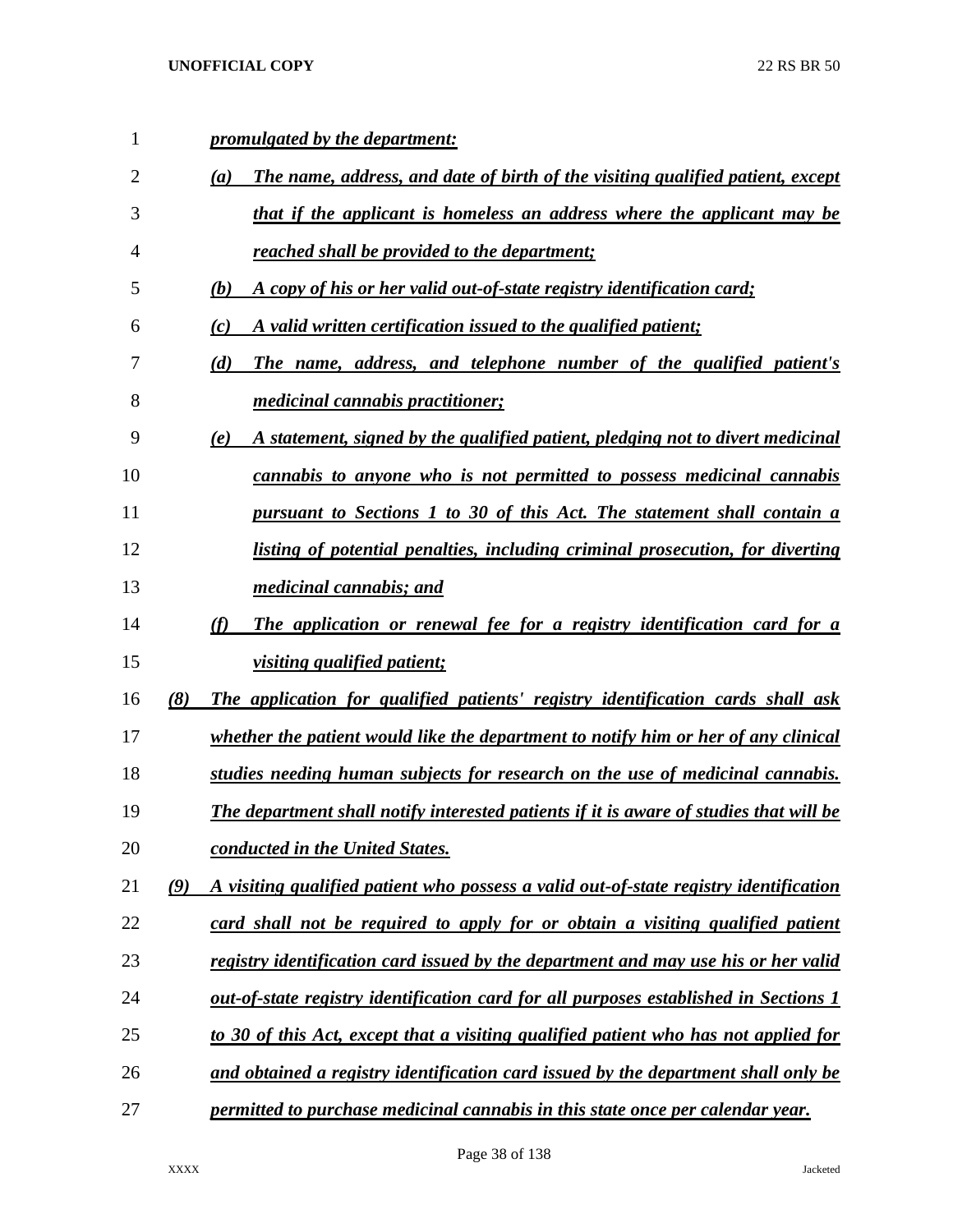*promulgated by the department:*

(a) *The name, address, and date of birth of the visiting qualified patient, except that if the applicant is homeless an address where the applicant may be reached shall be provided to the department;*

(b) *A copy of his or her valid out-of-state registry identification card;*

(c) *A valid written certification issued to the qualified patient;*

(d) *The name, address, and telephone number of the qualified patient's medicinal cannabis practitioner;*

(e) *A statement, signed by the qualified patient, pledging not to divert medicinal cannabis to anyone who is not permitted to possess medicinal cannabis pursuant to Sections 1 to 30 of this Act. The statement shall contain a listing of potential penalties, including criminal prosecution, for diverting medicinal cannabis; and*

(f) *The application or renewal fee for a registry identification card for a visiting qualified patient;*

(8) *The application for qualified patients' registry identification cards shall ask whether the patient would like the department to notify him or her of any clinical studies needing human subjects for research on the use of medicinal cannabis. The department shall notify interested patients if it is aware of studies that will be conducted in the United States.*

(9) *A visiting qualified patient who possess a valid out-of-state registry identification card shall not be required to apply for or obtain a visiting qualified patient registry identification card issued by the department and may use his or her valid out-of-state registry identification card for all purposes established in Sections 1 to 30 of this Act, except that a visiting qualified patient who has not applied for and obtained a registry identification card issued by the department shall only be permitted to purchase medicinal cannabis in this state once per calendar year.*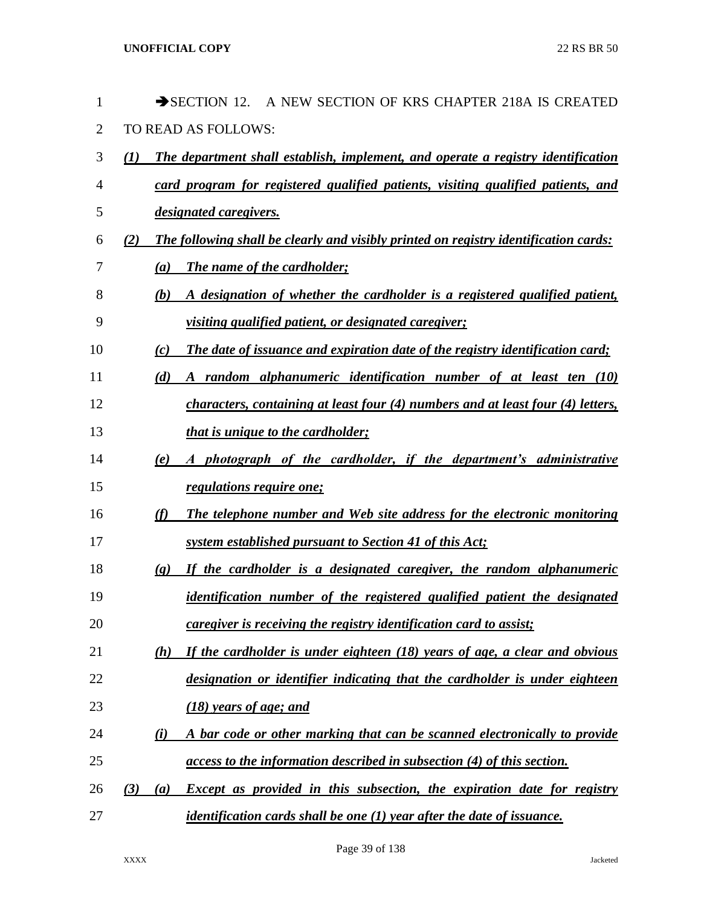➔SECTION 12. A NEW SECTION OF KRS CHAPTER 218A IS CREATED TO READ AS FOLLOWS:

***(1) The department shall establish, implement, and operate a registry identification card program for registered qualified patients, visiting qualified patients, and designated caregivers.***

***(2) The following shall be clearly and visibly printed on registry identification cards:***

***(a) The name of the cardholder;***

***(b) A designation of whether the cardholder is a registered qualified patient, visiting qualified patient, or designated caregiver;***

***(c) The date of issuance and expiration date of the registry identification card;***

***(d) A random alphanumeric identification number of at least ten (10) characters, containing at least four (4) numbers and at least four (4) letters, that is unique to the cardholder;***

***(e) A photograph of the cardholder, if the department's administrative regulations require one;***

***(f) The telephone number and Web site address for the electronic monitoring system established pursuant to Section 41 of this Act;***

***(g) If the cardholder is a designated caregiver, the random alphanumeric identification number of the registered qualified patient the designated caregiver is receiving the registry identification card to assist;***

***(h) If the cardholder is under eighteen (18) years of age, a clear and obvious designation or identifier indicating that the cardholder is under eighteen (18) years of age; and***

***(i) A bar code or other marking that can be scanned electronically to provide access to the information described in subsection (4) of this section.***

***(3) (a) Except as provided in this subsection, the expiration date for registry identification cards shall be one (1) year after the date of issuance.***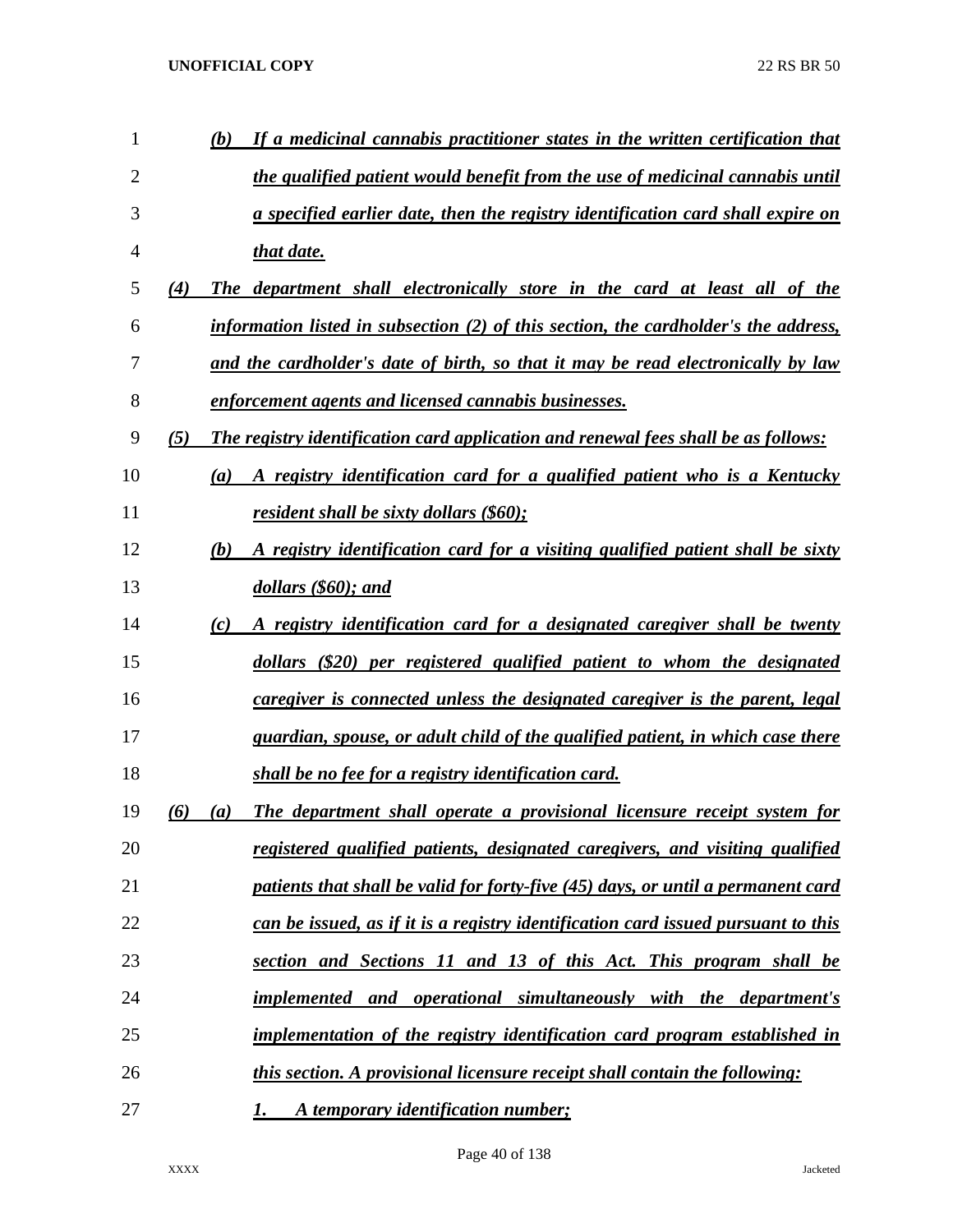*(b) If a medicinal cannabis practitioner states in the written certification that the qualified patient would benefit from the use of medicinal cannabis until a specified earlier date, then the registry identification card shall expire on that date.*

*(4) The department shall electronically store in the card at least all of the information listed in subsection (2) of this section, the cardholder's the address, and the cardholder's date of birth, so that it may be read electronically by law enforcement agents and licensed cannabis businesses.*

*(5) The registry identification card application and renewal fees shall be as follows:*

*(a) A registry identification card for a qualified patient who is a Kentucky resident shall be sixty dollars ($60);*

*(b) A registry identification card for a visiting qualified patient shall be sixty dollars ($60); and*

*(c) A registry identification card for a designated caregiver shall be twenty dollars ($20) per registered qualified patient to whom the designated caregiver is connected unless the designated caregiver is the parent, legal guardian, spouse, or adult child of the qualified patient, in which case there shall be no fee for a registry identification card.*

*(6) (a) The department shall operate a provisional licensure receipt system for registered qualified patients, designated caregivers, and visiting qualified patients that shall be valid for forty-five (45) days, or until a permanent card can be issued, as if it is a registry identification card issued pursuant to this section and Sections 11 and 13 of this Act. This program shall be implemented and operational simultaneously with the department's implementation of the registry identification card program established in this section. A provisional licensure receipt shall contain the following:*

*1. A temporary identification number;*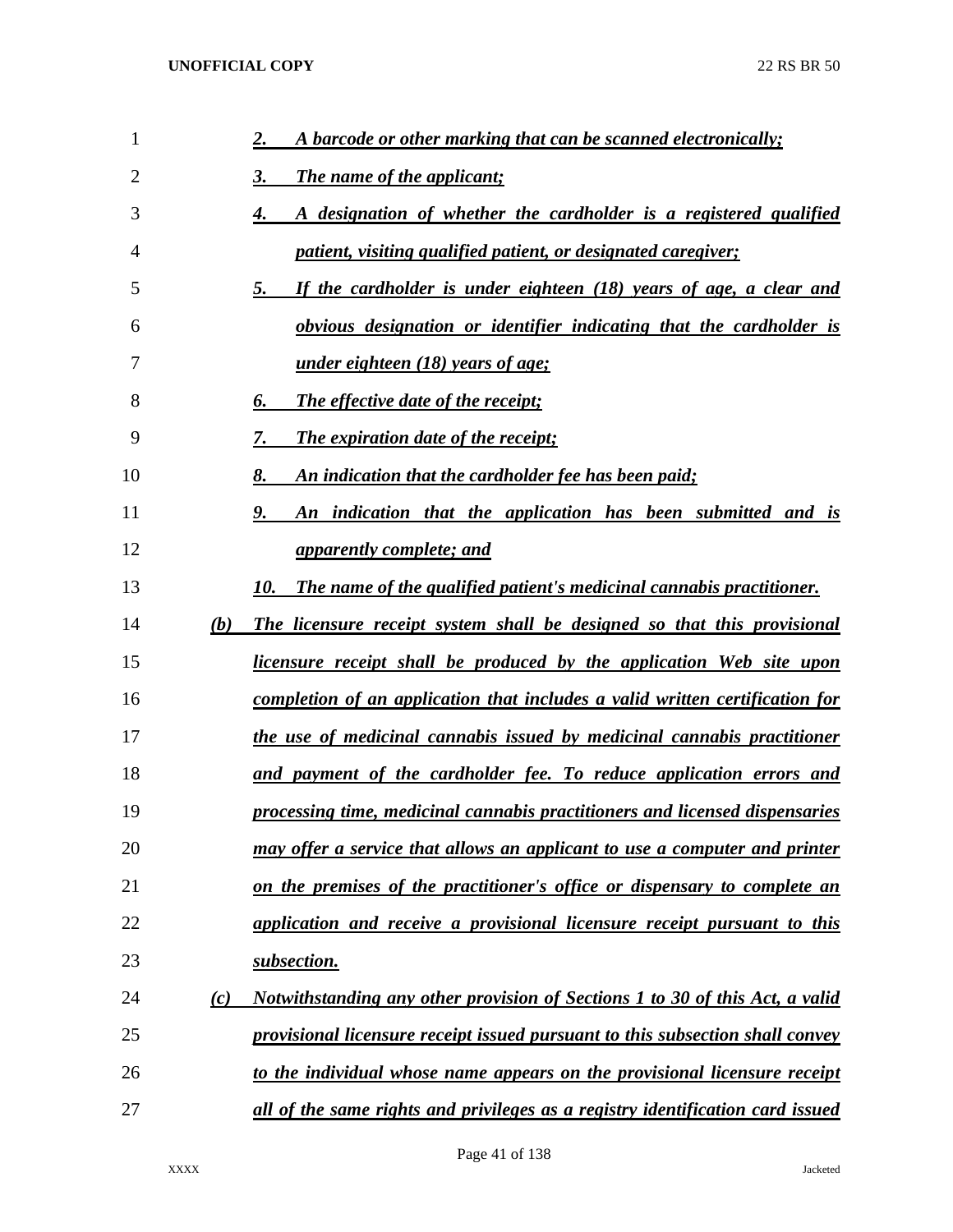*2. A barcode or other marking that can be scanned electronically;*

*3. The name of the applicant;*

*4. A designation of whether the cardholder is a registered qualified patient, visiting qualified patient, or designated caregiver;*

*5. If the cardholder is under eighteen (18) years of age, a clear and obvious designation or identifier indicating that the cardholder is under eighteen (18) years of age;*

*6. The effective date of the receipt;*

*7. The expiration date of the receipt;*

*8. An indication that the cardholder fee has been paid;*

*9. An indication that the application has been submitted and is apparently complete; and*

*10. The name of the qualified patient's medicinal cannabis practitioner.*

*(b) The licensure receipt system shall be designed so that this provisional licensure receipt shall be produced by the application Web site upon completion of an application that includes a valid written certification for the use of medicinal cannabis issued by medicinal cannabis practitioner and payment of the cardholder fee. To reduce application errors and processing time, medicinal cannabis practitioners and licensed dispensaries may offer a service that allows an applicant to use a computer and printer on the premises of the practitioner's office or dispensary to complete an application and receive a provisional licensure receipt pursuant to this subsection.*

*(c) Notwithstanding any other provision of Sections 1 to 30 of this Act, a valid provisional licensure receipt issued pursuant to this subsection shall convey to the individual whose name appears on the provisional licensure receipt all of the same rights and privileges as a registry identification card issued*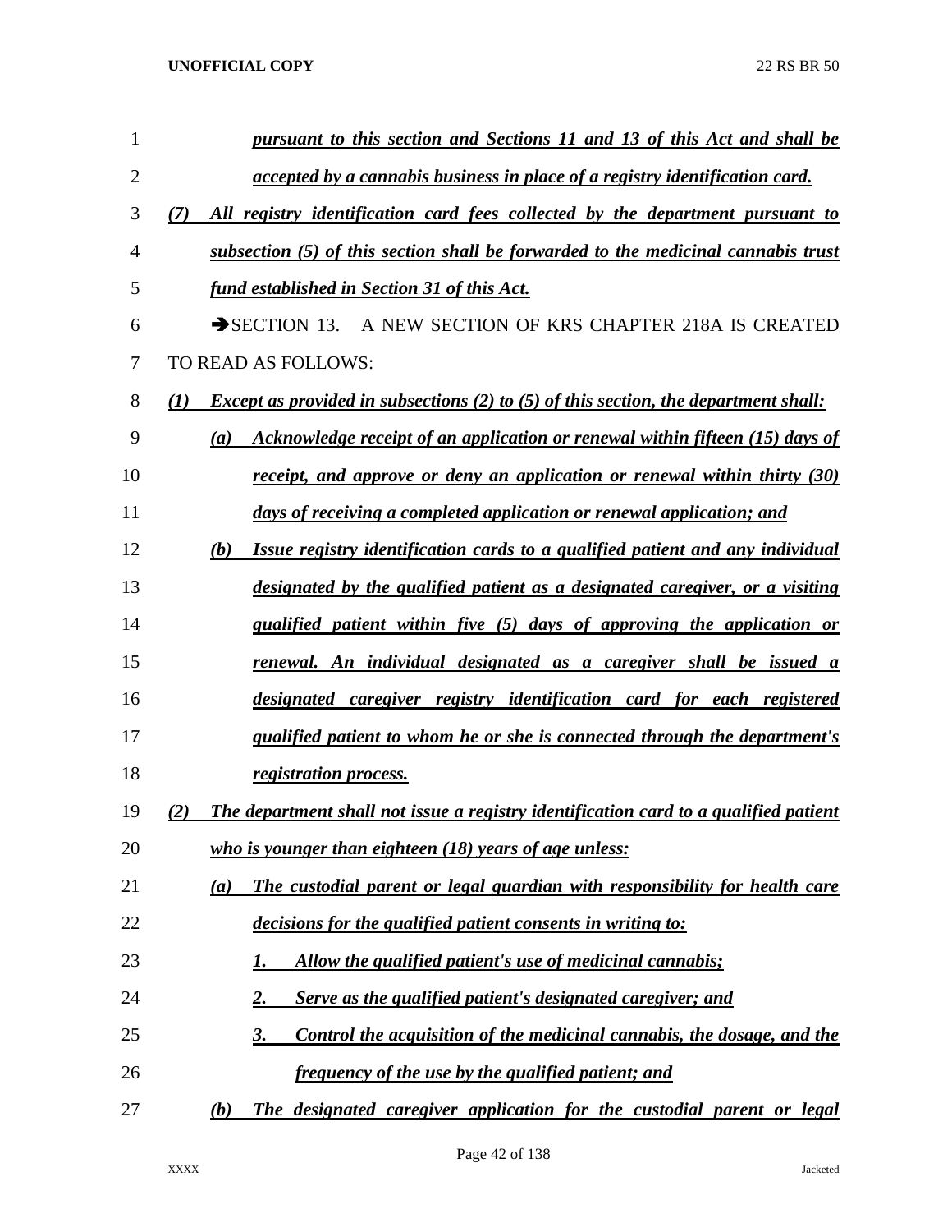*pursuant to this section and Sections 11 and 13 of this Act and shall be accepted by a cannabis business in place of a registry identification card.*

*(7) All registry identification card fees collected by the department pursuant to subsection (5) of this section shall be forwarded to the medicinal cannabis trust fund established in Section 31 of this Act.*

➔SECTION 13. A NEW SECTION OF KRS CHAPTER 218A IS CREATED TO READ AS FOLLOWS:

*(1) Except as provided in subsections (2) to (5) of this section, the department shall:*

*(a) Acknowledge receipt of an application or renewal within fifteen (15) days of receipt, and approve or deny an application or renewal within thirty (30) days of receiving a completed application or renewal application; and*

*(b) Issue registry identification cards to a qualified patient and any individual designated by the qualified patient as a designated caregiver, or a visiting qualified patient within five (5) days of approving the application or renewal. An individual designated as a caregiver shall be issued a designated caregiver registry identification card for each registered qualified patient to whom he or she is connected through the department's registration process.*

*(2) The department shall not issue a registry identification card to a qualified patient who is younger than eighteen (18) years of age unless:*

*(a) The custodial parent or legal guardian with responsibility for health care decisions for the qualified patient consents in writing to:*

*1. Allow the qualified patient's use of medicinal cannabis;*

*2. Serve as the qualified patient's designated caregiver; and*

*3. Control the acquisition of the medicinal cannabis, the dosage, and the frequency of the use by the qualified patient; and*

*(b) The designated caregiver application for the custodial parent or legal*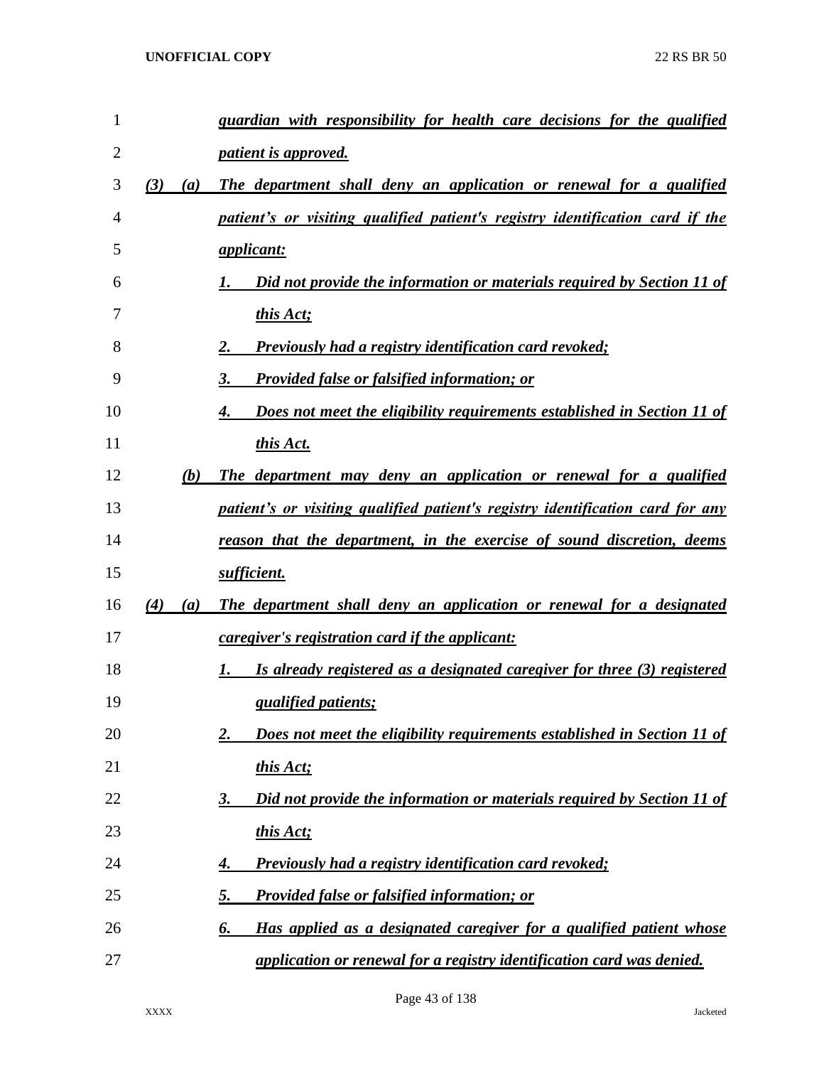*guardian with responsibility for health care decisions for the qualified patient is approved.*

*(3) (a) The department shall deny an application or renewal for a qualified patient's or visiting qualified patient's registry identification card if the applicant:*

*1. Did not provide the information or materials required by Section 11 of this Act;*

*2. Previously had a registry identification card revoked;*

*3. Provided false or falsified information; or*

*4. Does not meet the eligibility requirements established in Section 11 of this Act.*

*(b) The department may deny an application or renewal for a qualified patient's or visiting qualified patient's registry identification card for any reason that the department, in the exercise of sound discretion, deems sufficient.*

*(4) (a) The department shall deny an application or renewal for a designated caregiver's registration card if the applicant:*

*1. Is already registered as a designated caregiver for three (3) registered qualified patients;*

*2. Does not meet the eligibility requirements established in Section 11 of this Act;*

*3. Did not provide the information or materials required by Section 11 of this Act;*

*4. Previously had a registry identification card revoked;*

*5. Provided false or falsified information; or*

*6. Has applied as a designated caregiver for a qualified patient whose application or renewal for a registry identification card was denied.*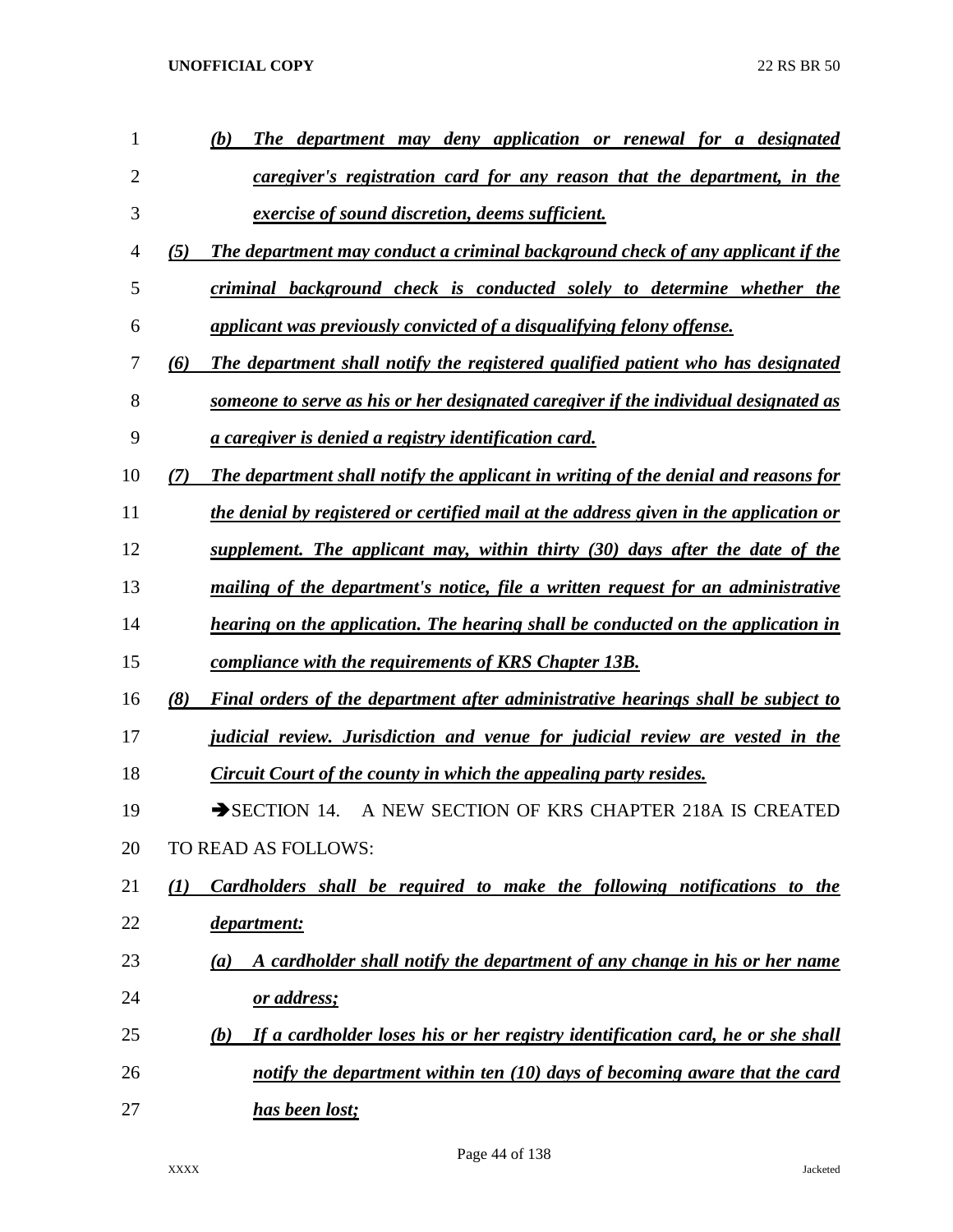*(b) The department may deny application or renewal for a designated caregiver's registration card for any reason that the department, in the exercise of sound discretion, deems sufficient.*

*(5) The department may conduct a criminal background check of any applicant if the criminal background check is conducted solely to determine whether the applicant was previously convicted of a disqualifying felony offense.*

*(6) The department shall notify the registered qualified patient who has designated someone to serve as his or her designated caregiver if the individual designated as a caregiver is denied a registry identification card.*

*(7) The department shall notify the applicant in writing of the denial and reasons for the denial by registered or certified mail at the address given in the application or supplement. The applicant may, within thirty (30) days after the date of the mailing of the department's notice, file a written request for an administrative hearing on the application. The hearing shall be conducted on the application in compliance with the requirements of KRS Chapter 13B.*

*(8) Final orders of the department after administrative hearings shall be subject to judicial review. Jurisdiction and venue for judicial review are vested in the Circuit Court of the county in which the appealing party resides.*

➔SECTION 14. A NEW SECTION OF KRS CHAPTER 218A IS CREATED TO READ AS FOLLOWS:

*(1) Cardholders shall be required to make the following notifications to the department:*

*(a) A cardholder shall notify the department of any change in his or her name or address;*

*(b) If a cardholder loses his or her registry identification card, he or she shall notify the department within ten (10) days of becoming aware that the card has been lost;*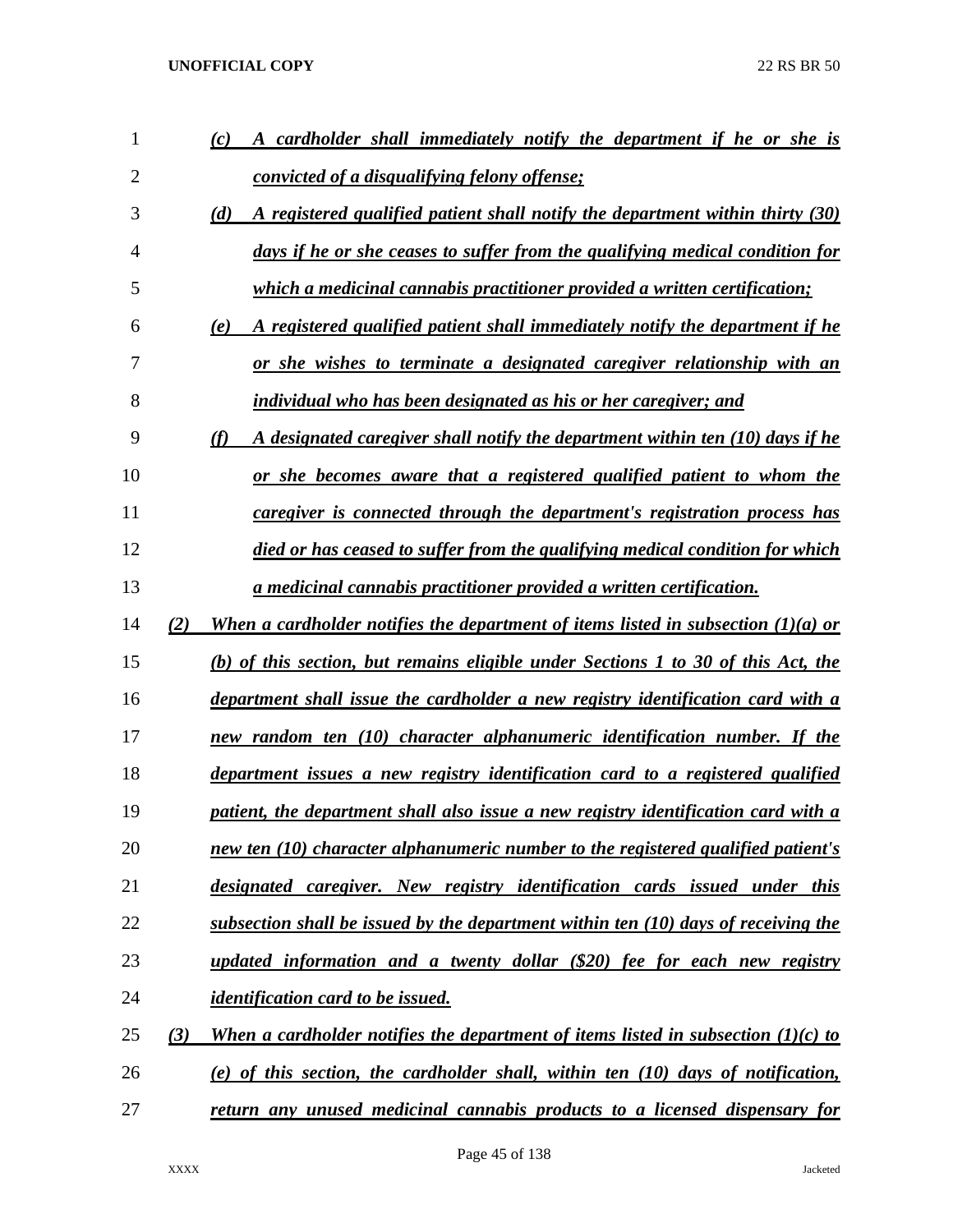*(c) A cardholder shall immediately notify the department if he or she is convicted of a disqualifying felony offense;*

*(d) A registered qualified patient shall notify the department within thirty (30) days if he or she ceases to suffer from the qualifying medical condition for which a medicinal cannabis practitioner provided a written certification;*

*(e) A registered qualified patient shall immediately notify the department if he or she wishes to terminate a designated caregiver relationship with an individual who has been designated as his or her caregiver; and*

*(f) A designated caregiver shall notify the department within ten (10) days if he or she becomes aware that a registered qualified patient to whom the caregiver is connected through the department's registration process has died or has ceased to suffer from the qualifying medical condition for which a medicinal cannabis practitioner provided a written certification.*

*(2) When a cardholder notifies the department of items listed in subsection (1)(a) or (b) of this section, but remains eligible under Sections 1 to 30 of this Act, the department shall issue the cardholder a new registry identification card with a new random ten (10) character alphanumeric identification number. If the department issues a new registry identification card to a registered qualified patient, the department shall also issue a new registry identification card with a new ten (10) character alphanumeric number to the registered qualified patient's designated caregiver. New registry identification cards issued under this subsection shall be issued by the department within ten (10) days of receiving the updated information and a twenty dollar ($20) fee for each new registry identification card to be issued.*

*(3) When a cardholder notifies the department of items listed in subsection (1)(c) to (e) of this section, the cardholder shall, within ten (10) days of notification, return any unused medicinal cannabis products to a licensed dispensary for*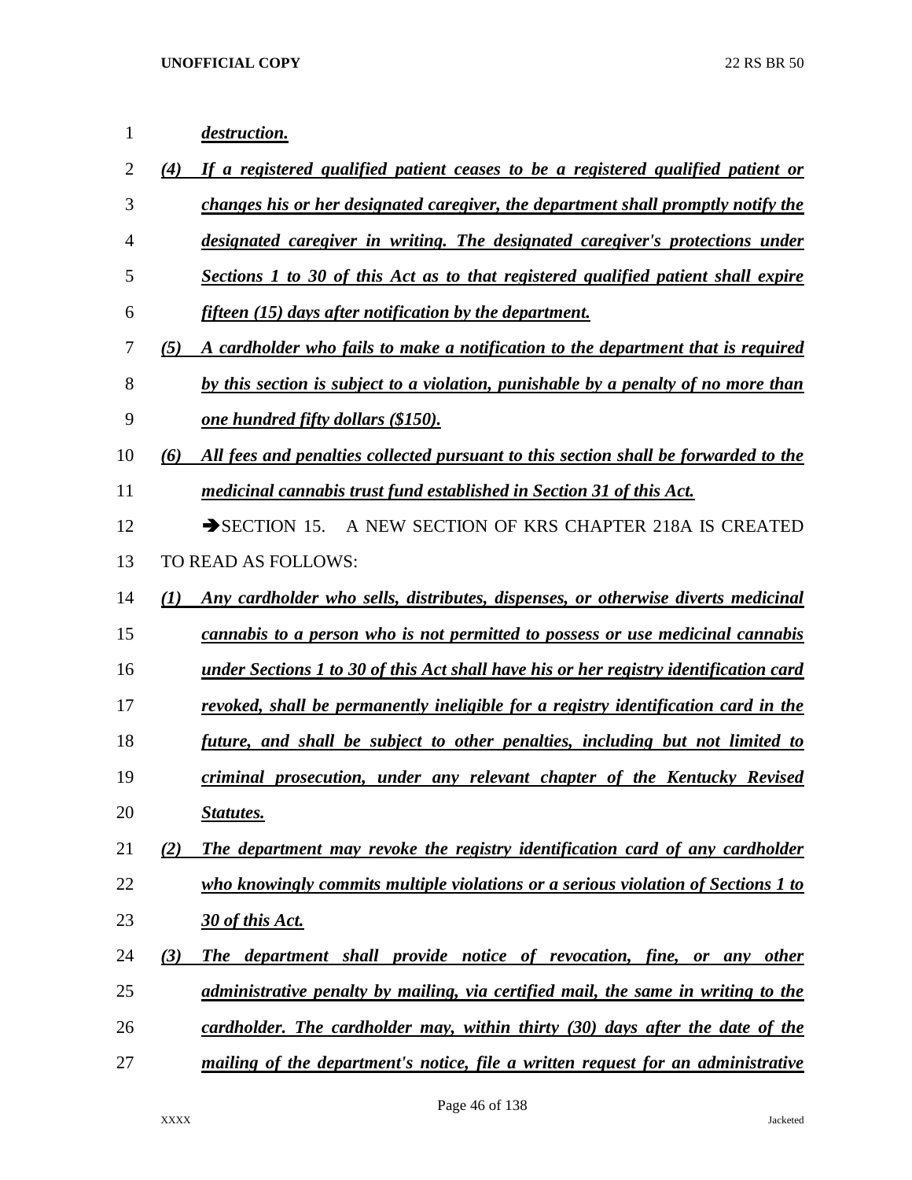***destruction.***

***(4) If a registered qualified patient ceases to be a registered qualified patient or changes his or her designated caregiver, the department shall promptly notify the designated caregiver in writing. The designated caregiver's protections under Sections 1 to 30 of this Act as to that registered qualified patient shall expire fifteen (15) days after notification by the department.***

***(5) A cardholder who fails to make a notification to the department that is required by this section is subject to a violation, punishable by a penalty of no more than one hundred fifty dollars ($150).***

***(6) All fees and penalties collected pursuant to this section shall be forwarded to the medicinal cannabis trust fund established in Section 31 of this Act.***

➔SECTION 15. A NEW SECTION OF KRS CHAPTER 218A IS CREATED TO READ AS FOLLOWS:

***(1) Any cardholder who sells, distributes, dispenses, or otherwise diverts medicinal cannabis to a person who is not permitted to possess or use medicinal cannabis under Sections 1 to 30 of this Act shall have his or her registry identification card revoked, shall be permanently ineligible for a registry identification card in the future, and shall be subject to other penalties, including but not limited to criminal prosecution, under any relevant chapter of the Kentucky Revised Statutes.***

***(2) The department may revoke the registry identification card of any cardholder who knowingly commits multiple violations or a serious violation of Sections 1 to 30 of this Act.***

***(3) The department shall provide notice of revocation, fine, or any other administrative penalty by mailing, via certified mail, the same in writing to the cardholder. The cardholder may, within thirty (30) days after the date of the mailing of the department's notice, file a written request for an administrative***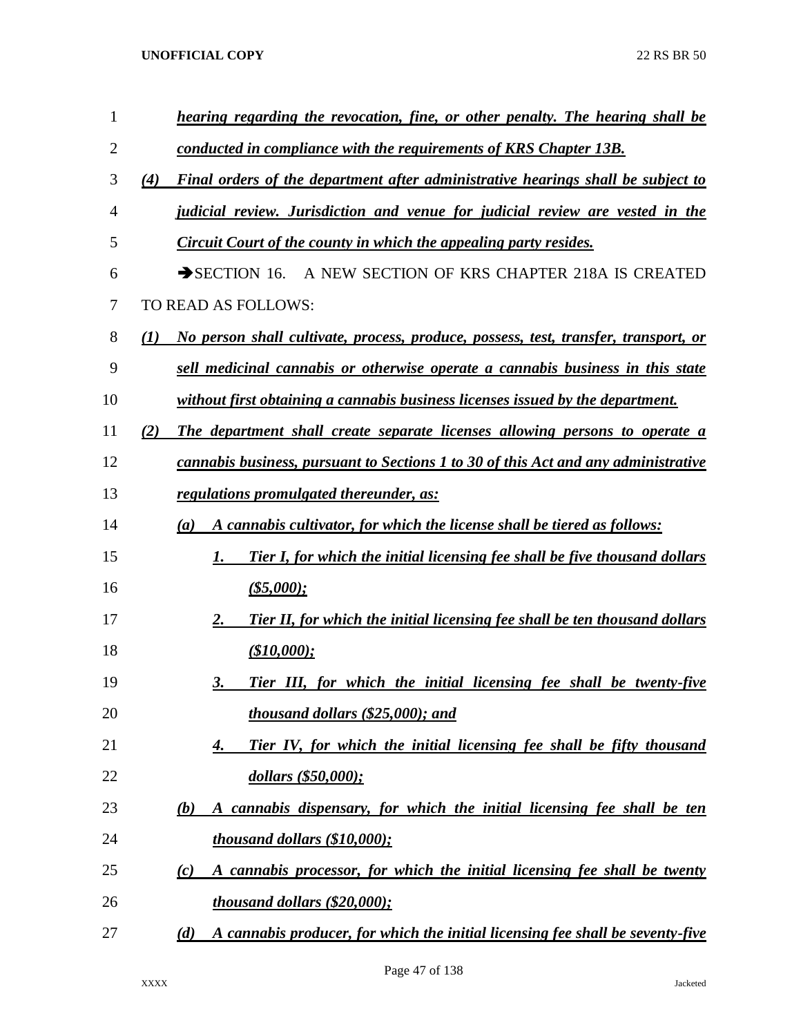*hearing regarding the revocation, fine, or other penalty. The hearing shall be conducted in compliance with the requirements of KRS Chapter 13B.*

*(4) Final orders of the department after administrative hearings shall be subject to judicial review. Jurisdiction and venue for judicial review are vested in the Circuit Court of the county in which the appealing party resides.*

➔SECTION 16. A NEW SECTION OF KRS CHAPTER 218A IS CREATED TO READ AS FOLLOWS:

*(1) No person shall cultivate, process, produce, possess, test, transfer, transport, or sell medicinal cannabis or otherwise operate a cannabis business in this state without first obtaining a cannabis business licenses issued by the department.*

*(2) The department shall create separate licenses allowing persons to operate a cannabis business, pursuant to Sections 1 to 30 of this Act and any administrative regulations promulgated thereunder, as:*

*(a) A cannabis cultivator, for which the license shall be tiered as follows:*

*1. Tier I, for which the initial licensing fee shall be five thousand dollars ($5,000);*

*2. Tier II, for which the initial licensing fee shall be ten thousand dollars ($10,000);*

*3. Tier III, for which the initial licensing fee shall be twenty-five thousand dollars ($25,000); and*

*4. Tier IV, for which the initial licensing fee shall be fifty thousand dollars ($50,000);*

*(b) A cannabis dispensary, for which the initial licensing fee shall be ten thousand dollars ($10,000);*

*(c) A cannabis processor, for which the initial licensing fee shall be twenty thousand dollars ($20,000);*

*(d) A cannabis producer, for which the initial licensing fee shall be seventy-five*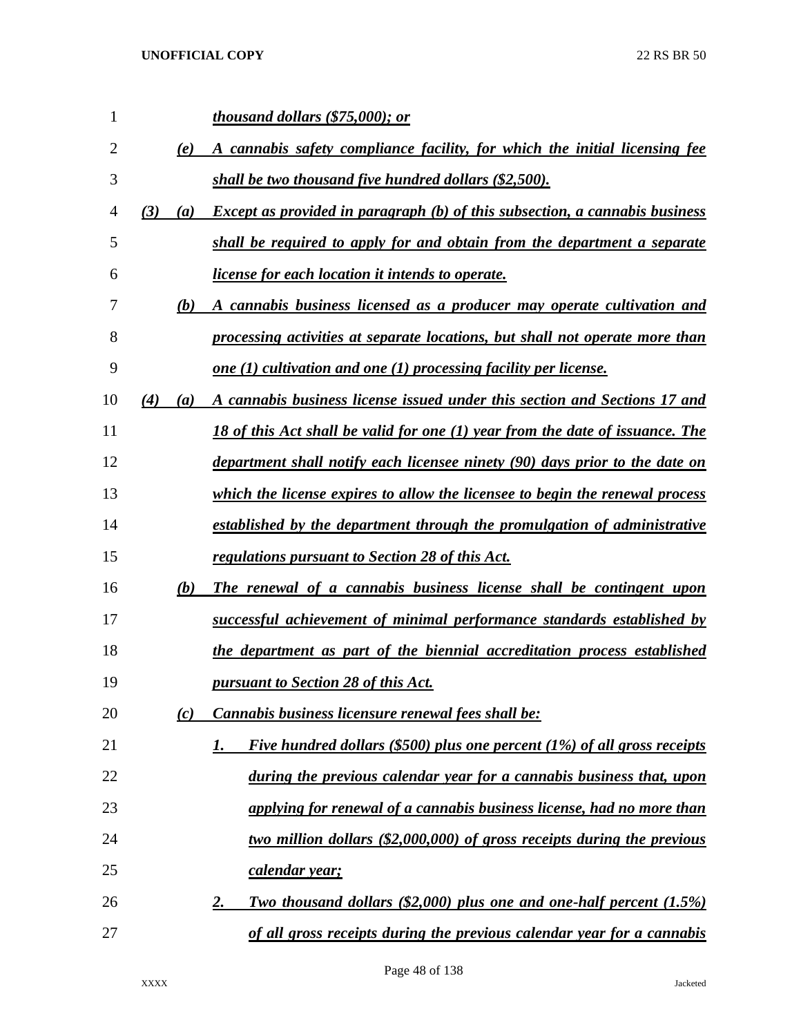***thousand dollars ($75,000); or***

***(e) A cannabis safety compliance facility, for which the initial licensing fee shall be two thousand five hundred dollars ($2,500).***

***(3) (a) Except as provided in paragraph (b) of this subsection, a cannabis business shall be required to apply for and obtain from the department a separate license for each location it intends to operate.***

***(b) A cannabis business licensed as a producer may operate cultivation and processing activities at separate locations, but shall not operate more than one (1) cultivation and one (1) processing facility per license.***

***(4) (a) A cannabis business license issued under this section and Sections 17 and 18 of this Act shall be valid for one (1) year from the date of issuance. The department shall notify each licensee ninety (90) days prior to the date on which the license expires to allow the licensee to begin the renewal process established by the department through the promulgation of administrative regulations pursuant to Section 28 of this Act.***

***(b) The renewal of a cannabis business license shall be contingent upon successful achievement of minimal performance standards established by the department as part of the biennial accreditation process established pursuant to Section 28 of this Act.***

***(c) Cannabis business licensure renewal fees shall be:***

***1. Five hundred dollars ($500) plus one percent (1%) of all gross receipts during the previous calendar year for a cannabis business that, upon applying for renewal of a cannabis business license, had no more than two million dollars ($2,000,000) of gross receipts during the previous calendar year;***

***2. Two thousand dollars ($2,000) plus one and one-half percent (1.5%) of all gross receipts during the previous calendar year for a cannabis***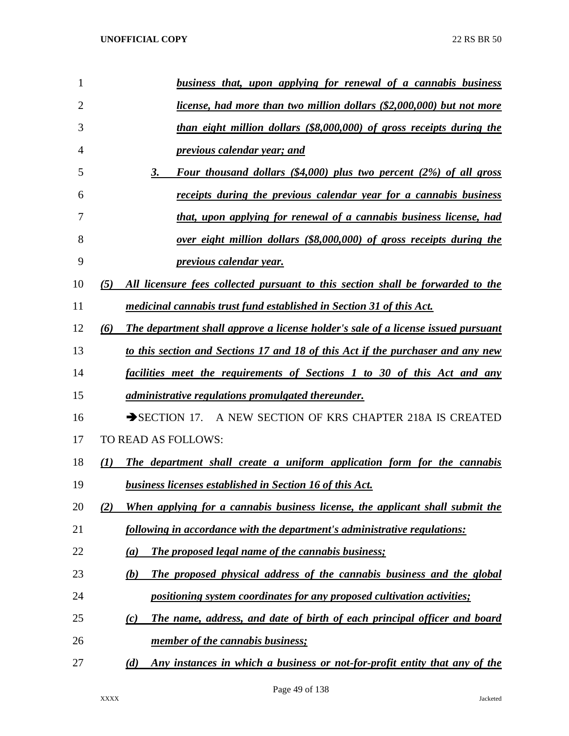*business that, upon applying for renewal of a cannabis business license, had more than two million dollars ($2,000,000) but not more than eight million dollars ($8,000,000) of gross receipts during the previous calendar year; and*

*3. Four thousand dollars ($4,000) plus two percent (2%) of all gross receipts during the previous calendar year for a cannabis business that, upon applying for renewal of a cannabis business license, had over eight million dollars ($8,000,000) of gross receipts during the previous calendar year.*

*(5) All licensure fees collected pursuant to this section shall be forwarded to the medicinal cannabis trust fund established in Section 31 of this Act.*

*(6) The department shall approve a license holder's sale of a license issued pursuant to this section and Sections 17 and 18 of this Act if the purchaser and any new facilities meet the requirements of Sections 1 to 30 of this Act and any administrative regulations promulgated thereunder.*

➔SECTION 17. A NEW SECTION OF KRS CHAPTER 218A IS CREATED TO READ AS FOLLOWS:

*(1) The department shall create a uniform application form for the cannabis business licenses established in Section 16 of this Act.*

*(2) When applying for a cannabis business license, the applicant shall submit the following in accordance with the department's administrative regulations:*

*(a) The proposed legal name of the cannabis business;*

*(b) The proposed physical address of the cannabis business and the global positioning system coordinates for any proposed cultivation activities;*

*(c) The name, address, and date of birth of each principal officer and board member of the cannabis business;*

*(d) Any instances in which a business or not-for-profit entity that any of the*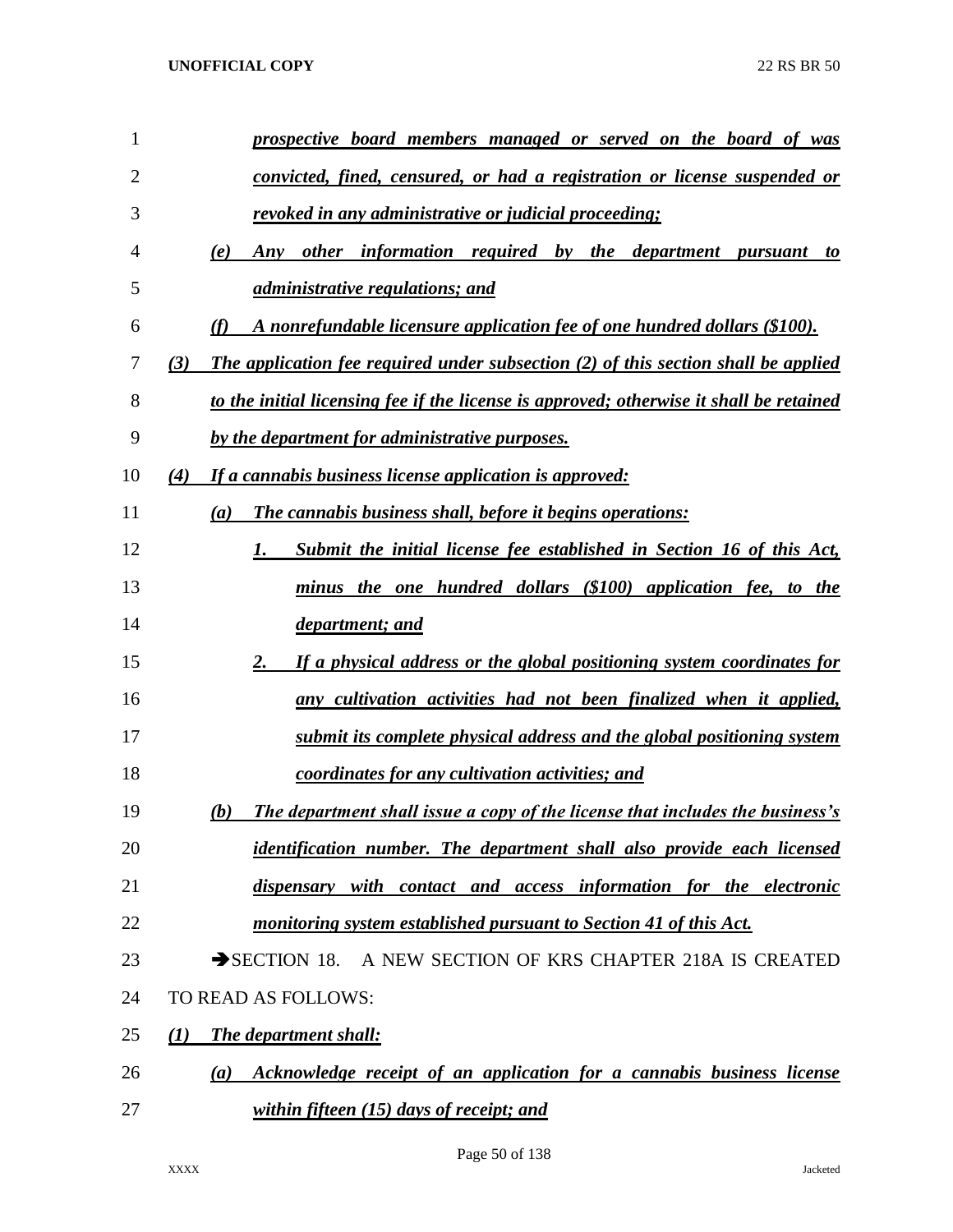*prospective board members managed or served on the board of was convicted, fined, censured, or had a registration or license suspended or revoked in any administrative or judicial proceeding;*

*(e) Any other information required by the department pursuant to administrative regulations; and*

*(f) A nonrefundable licensure application fee of one hundred dollars ($100).*

*(3) The application fee required under subsection (2) of this section shall be applied to the initial licensing fee if the license is approved; otherwise it shall be retained by the department for administrative purposes.*

*(4) If a cannabis business license application is approved:*

*(a) The cannabis business shall, before it begins operations:*

*1. Submit the initial license fee established in Section 16 of this Act, minus the one hundred dollars ($100) application fee, to the department; and*

*2. If a physical address or the global positioning system coordinates for any cultivation activities had not been finalized when it applied, submit its complete physical address and the global positioning system coordinates for any cultivation activities; and*

*(b) The department shall issue a copy of the license that includes the business's identification number. The department shall also provide each licensed dispensary with contact and access information for the electronic monitoring system established pursuant to Section 41 of this Act.*

➔SECTION 18. A NEW SECTION OF KRS CHAPTER 218A IS CREATED TO READ AS FOLLOWS:

*(1) The department shall:*

*(a) Acknowledge receipt of an application for a cannabis business license within fifteen (15) days of receipt; and*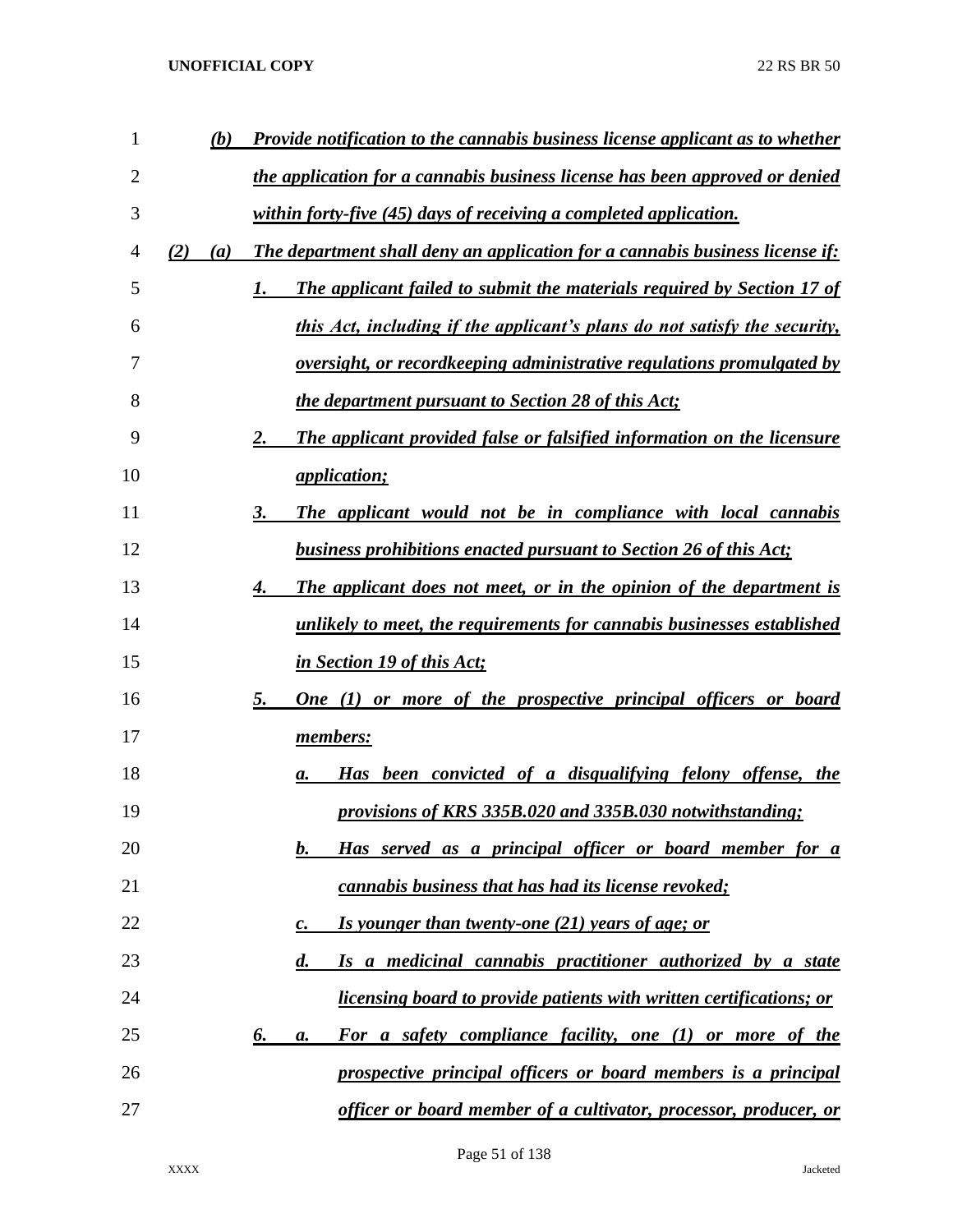*(b)* *Provide notification to the cannabis business license applicant as to whether the application for a cannabis business license has been approved or denied within forty-five (45) days of receiving a completed application.*

*(2)* *(a)* *The department shall deny an application for a cannabis business license if:*

*1.* *The applicant failed to submit the materials required by Section 17 of this Act, including if the applicant's plans do not satisfy the security, oversight, or recordkeeping administrative regulations promulgated by the department pursuant to Section 28 of this Act;*

*2.* *The applicant provided false or falsified information on the licensure application;*

*3.* *The applicant would not be in compliance with local cannabis business prohibitions enacted pursuant to Section 26 of this Act;*

*4.* *The applicant does not meet, or in the opinion of the department is unlikely to meet, the requirements for cannabis businesses established in Section 19 of this Act;*

*5.* *One (1) or more of the prospective principal officers or board members:*

*a.* *Has been convicted of a disqualifying felony offense, the provisions of KRS 335B.020 and 335B.030 notwithstanding;*

*b.* *Has served as a principal officer or board member for a cannabis business that has had its license revoked;*

*c.* *Is younger than twenty-one (21) years of age; or*

*d.* *Is a medicinal cannabis practitioner authorized by a state licensing board to provide patients with written certifications; or*

*6.* *a.* *For a safety compliance facility, one (1) or more of the prospective principal officers or board members is a principal officer or board member of a cultivator, processor, producer, or*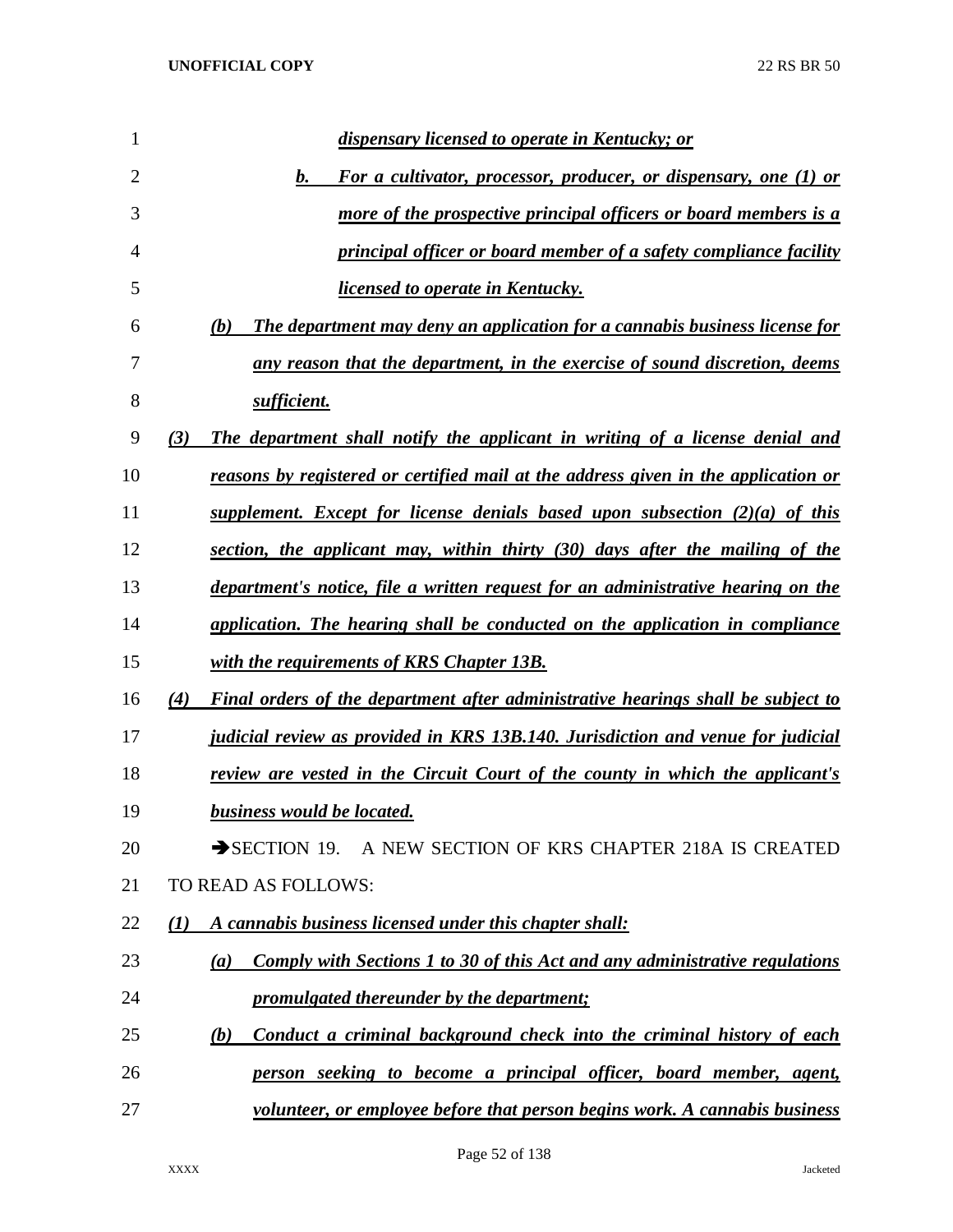*dispensary licensed to operate in Kentucky; or*

*b. For a cultivator, processor, producer, or dispensary, one (1) or more of the prospective principal officers or board members is a principal officer or board member of a safety compliance facility licensed to operate in Kentucky.*

*(b) The department may deny an application for a cannabis business license for any reason that the department, in the exercise of sound discretion, deems sufficient.*

*(3) The department shall notify the applicant in writing of a license denial and reasons by registered or certified mail at the address given in the application or supplement. Except for license denials based upon subsection (2)(a) of this section, the applicant may, within thirty (30) days after the mailing of the department's notice, file a written request for an administrative hearing on the application. The hearing shall be conducted on the application in compliance with the requirements of KRS Chapter 13B.*

*(4) Final orders of the department after administrative hearings shall be subject to judicial review as provided in KRS 13B.140. Jurisdiction and venue for judicial review are vested in the Circuit Court of the county in which the applicant's business would be located.*

➔SECTION 19. A NEW SECTION OF KRS CHAPTER 218A IS CREATED TO READ AS FOLLOWS:

*(1) A cannabis business licensed under this chapter shall:*

*(a) Comply with Sections 1 to 30 of this Act and any administrative regulations promulgated thereunder by the department;*

*(b) Conduct a criminal background check into the criminal history of each person seeking to become a principal officer, board member, agent, volunteer, or employee before that person begins work. A cannabis business*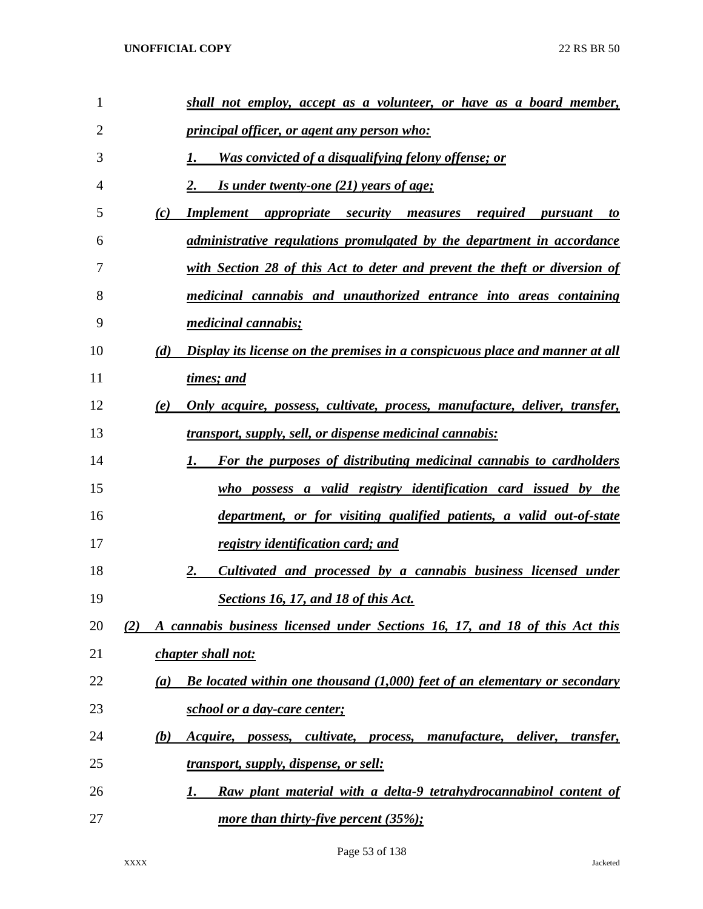*shall not employ, accept as a volunteer, or have as a board member, principal officer, or agent any person who:*

*1. Was convicted of a disqualifying felony offense; or*

*2. Is under twenty-one (21) years of age;*

*(c) Implement appropriate security measures required pursuant to administrative regulations promulgated by the department in accordance with Section 28 of this Act to deter and prevent the theft or diversion of medicinal cannabis and unauthorized entrance into areas containing medicinal cannabis;*

*(d) Display its license on the premises in a conspicuous place and manner at all times; and*

*(e) Only acquire, possess, cultivate, process, manufacture, deliver, transfer, transport, supply, sell, or dispense medicinal cannabis:*

*1. For the purposes of distributing medicinal cannabis to cardholders who possess a valid registry identification card issued by the department, or for visiting qualified patients, a valid out-of-state registry identification card; and*

*2. Cultivated and processed by a cannabis business licensed under Sections 16, 17, and 18 of this Act.*

*(2) A cannabis business licensed under Sections 16, 17, and 18 of this Act this chapter shall not:*

*(a) Be located within one thousand (1,000) feet of an elementary or secondary school or a day-care center;*

*(b) Acquire, possess, cultivate, process, manufacture, deliver, transfer, transport, supply, dispense, or sell:*

*1. Raw plant material with a delta-9 tetrahydrocannabinol content of more than thirty-five percent (35%);*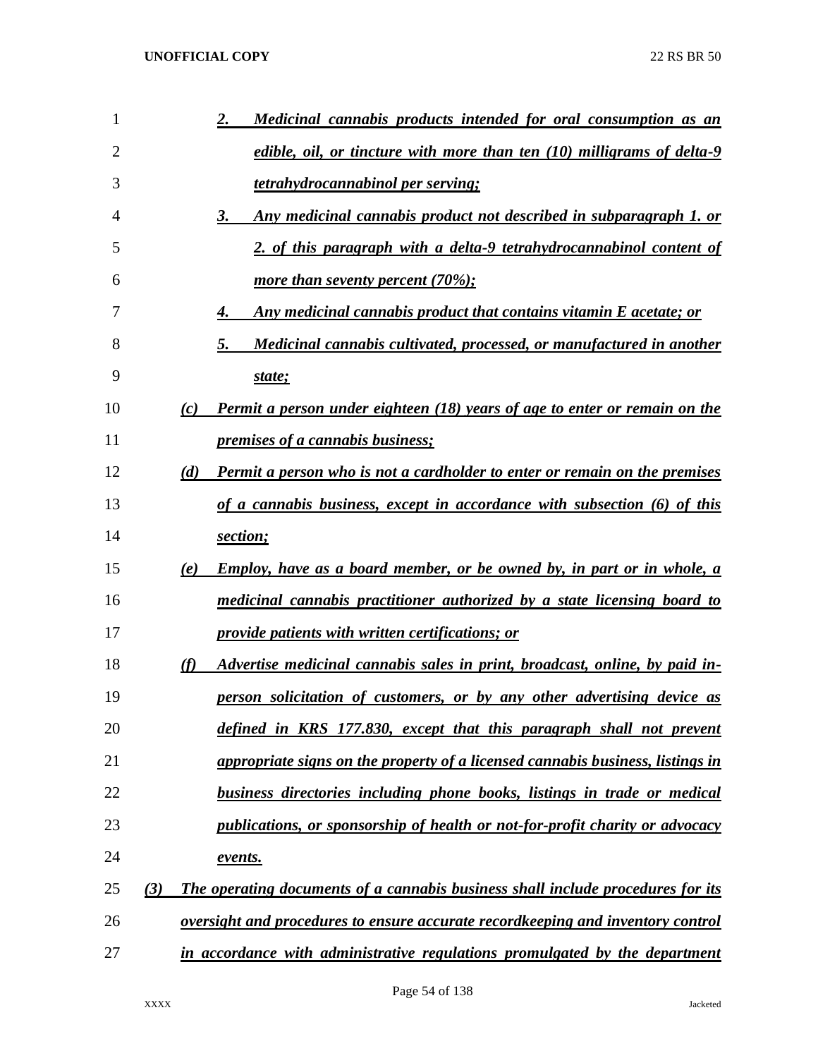2. *Medicinal cannabis products intended for oral consumption as an edible, oil, or tincture with more than ten (10) milligrams of delta-9 tetrahydrocannabinol per serving;*

3. *Any medicinal cannabis product not described in subparagraph 1. or 2. of this paragraph with a delta-9 tetrahydrocannabinol content of more than seventy percent (70%);*

4. *Any medicinal cannabis product that contains vitamin E acetate; or*

5. *Medicinal cannabis cultivated, processed, or manufactured in another state;*

(c) *Permit a person under eighteen (18) years of age to enter or remain on the premises of a cannabis business;*

(d) *Permit a person who is not a cardholder to enter or remain on the premises of a cannabis business, except in accordance with subsection (6) of this section;*

(e) *Employ, have as a board member, or be owned by, in part or in whole, a medicinal cannabis practitioner authorized by a state licensing board to provide patients with written certifications; or*

(f) *Advertise medicinal cannabis sales in print, broadcast, online, by paid in-person solicitation of customers, or by any other advertising device as defined in KRS 177.830, except that this paragraph shall not prevent appropriate signs on the property of a licensed cannabis business, listings in business directories including phone books, listings in trade or medical publications, or sponsorship of health or not-for-profit charity or advocacy events.*

(3) *The operating documents of a cannabis business shall include procedures for its oversight and procedures to ensure accurate recordkeeping and inventory control in accordance with administrative regulations promulgated by the department*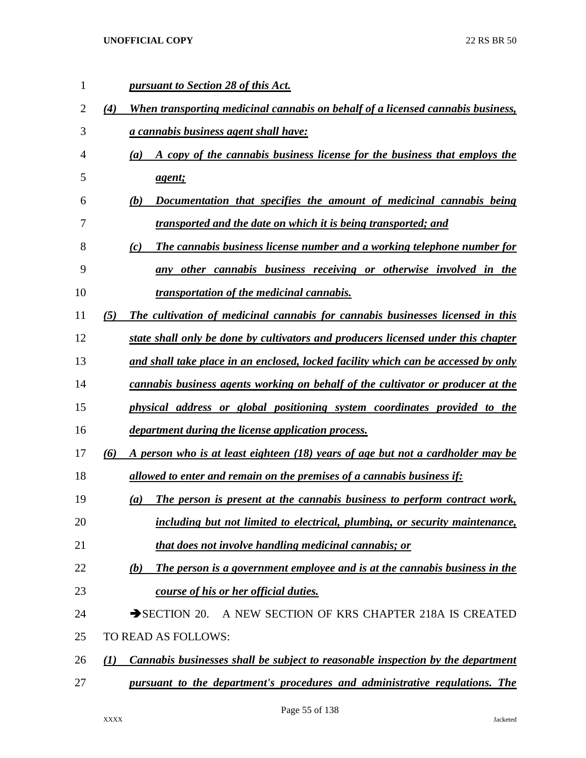*pursuant to Section 28 of this Act.*

*(4) When transporting medicinal cannabis on behalf of a licensed cannabis business, a cannabis business agent shall have:*

*(a) A copy of the cannabis business license for the business that employs the agent;*

*(b) Documentation that specifies the amount of medicinal cannabis being transported and the date on which it is being transported; and*

*(c) The cannabis business license number and a working telephone number for any other cannabis business receiving or otherwise involved in the transportation of the medicinal cannabis.*

*(5) The cultivation of medicinal cannabis for cannabis businesses licensed in this state shall only be done by cultivators and producers licensed under this chapter and shall take place in an enclosed, locked facility which can be accessed by only cannabis business agents working on behalf of the cultivator or producer at the physical address or global positioning system coordinates provided to the department during the license application process.*

*(6) A person who is at least eighteen (18) years of age but not a cardholder may be allowed to enter and remain on the premises of a cannabis business if:*

*(a) The person is present at the cannabis business to perform contract work, including but not limited to electrical, plumbing, or security maintenance, that does not involve handling medicinal cannabis; or*

*(b) The person is a government employee and is at the cannabis business in the course of his or her official duties.*

➔SECTION 20. A NEW SECTION OF KRS CHAPTER 218A IS CREATED TO READ AS FOLLOWS:

*(1) Cannabis businesses shall be subject to reasonable inspection by the department pursuant to the department's procedures and administrative regulations. The*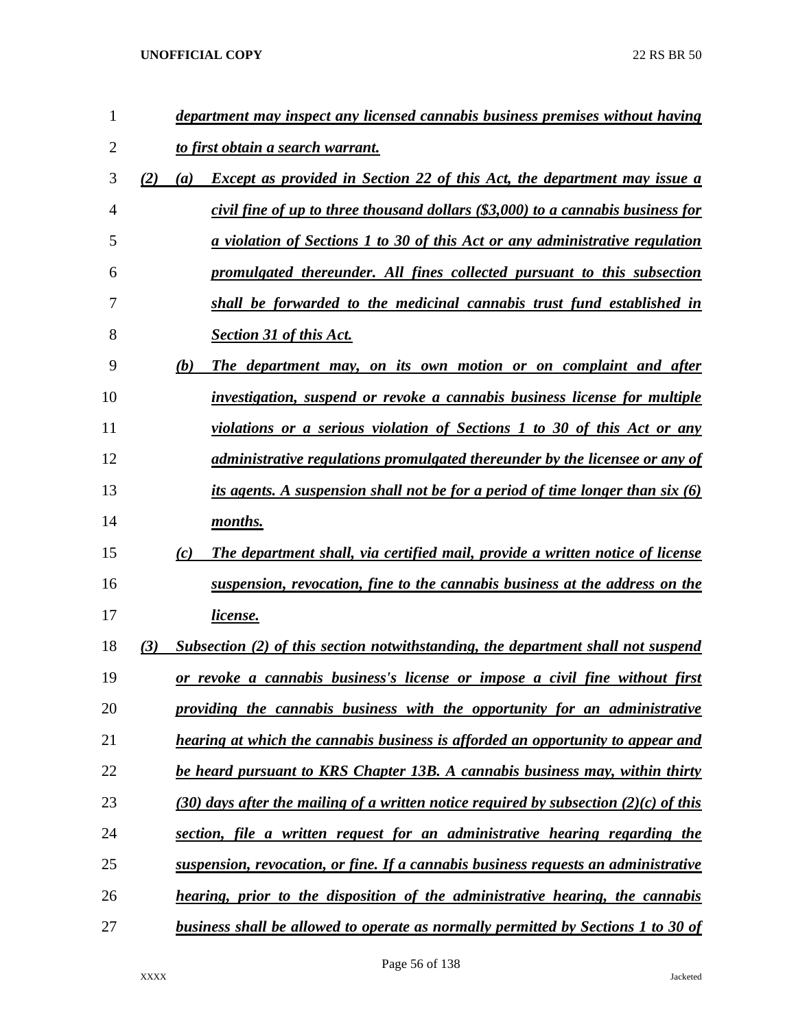*department may inspect any licensed cannabis business premises without having to first obtain a search warrant.*

*(2) (a) Except as provided in Section 22 of this Act, the department may issue a civil fine of up to three thousand dollars ($3,000) to a cannabis business for a violation of Sections 1 to 30 of this Act or any administrative regulation promulgated thereunder. All fines collected pursuant to this subsection shall be forwarded to the medicinal cannabis trust fund established in Section 31 of this Act.*

*(b) The department may, on its own motion or on complaint and after investigation, suspend or revoke a cannabis business license for multiple violations or a serious violation of Sections 1 to 30 of this Act or any administrative regulations promulgated thereunder by the licensee or any of its agents. A suspension shall not be for a period of time longer than six (6) months.*

*(c) The department shall, via certified mail, provide a written notice of license suspension, revocation, fine to the cannabis business at the address on the license.*

*(3) Subsection (2) of this section notwithstanding, the department shall not suspend or revoke a cannabis business's license or impose a civil fine without first providing the cannabis business with the opportunity for an administrative hearing at which the cannabis business is afforded an opportunity to appear and be heard pursuant to KRS Chapter 13B. A cannabis business may, within thirty (30) days after the mailing of a written notice required by subsection (2)(c) of this section, file a written request for an administrative hearing regarding the suspension, revocation, or fine. If a cannabis business requests an administrative hearing, prior to the disposition of the administrative hearing, the cannabis business shall be allowed to operate as normally permitted by Sections 1 to 30 of*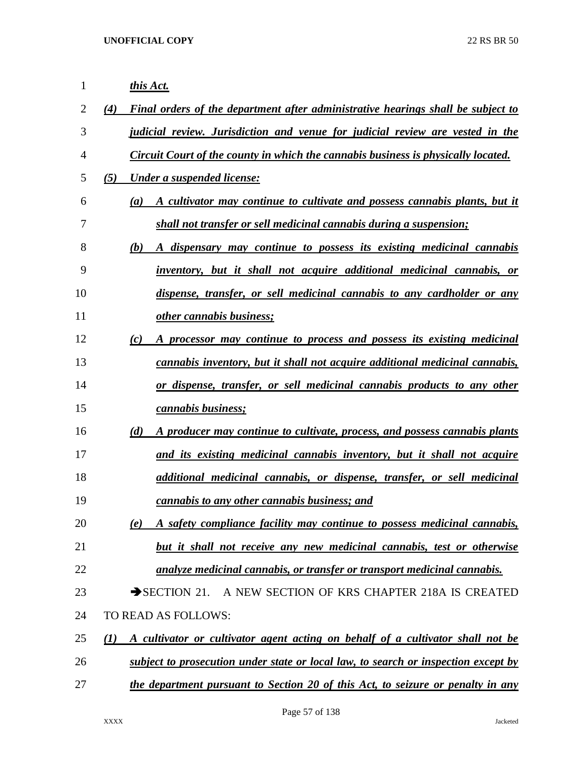***this Act.***

***(4) Final orders of the department after administrative hearings shall be subject to judicial review. Jurisdiction and venue for judicial review are vested in the Circuit Court of the county in which the cannabis business is physically located.***

***(5) Under a suspended license:***

***(a) A cultivator may continue to cultivate and possess cannabis plants, but it shall not transfer or sell medicinal cannabis during a suspension;***

***(b) A dispensary may continue to possess its existing medicinal cannabis inventory, but it shall not acquire additional medicinal cannabis, or dispense, transfer, or sell medicinal cannabis to any cardholder or any other cannabis business;***

***(c) A processor may continue to process and possess its existing medicinal cannabis inventory, but it shall not acquire additional medicinal cannabis, or dispense, transfer, or sell medicinal cannabis products to any other cannabis business;***

***(d) A producer may continue to cultivate, process, and possess cannabis plants and its existing medicinal cannabis inventory, but it shall not acquire additional medicinal cannabis, or dispense, transfer, or sell medicinal cannabis to any other cannabis business; and***

***(e) A safety compliance facility may continue to possess medicinal cannabis, but it shall not receive any new medicinal cannabis, test or otherwise analyze medicinal cannabis, or transfer or transport medicinal cannabis.***

➔SECTION 21. A NEW SECTION OF KRS CHAPTER 218A IS CREATED TO READ AS FOLLOWS:

***(1) A cultivator or cultivator agent acting on behalf of a cultivator shall not be subject to prosecution under state or local law, to search or inspection except by the department pursuant to Section 20 of this Act, to seizure or penalty in any***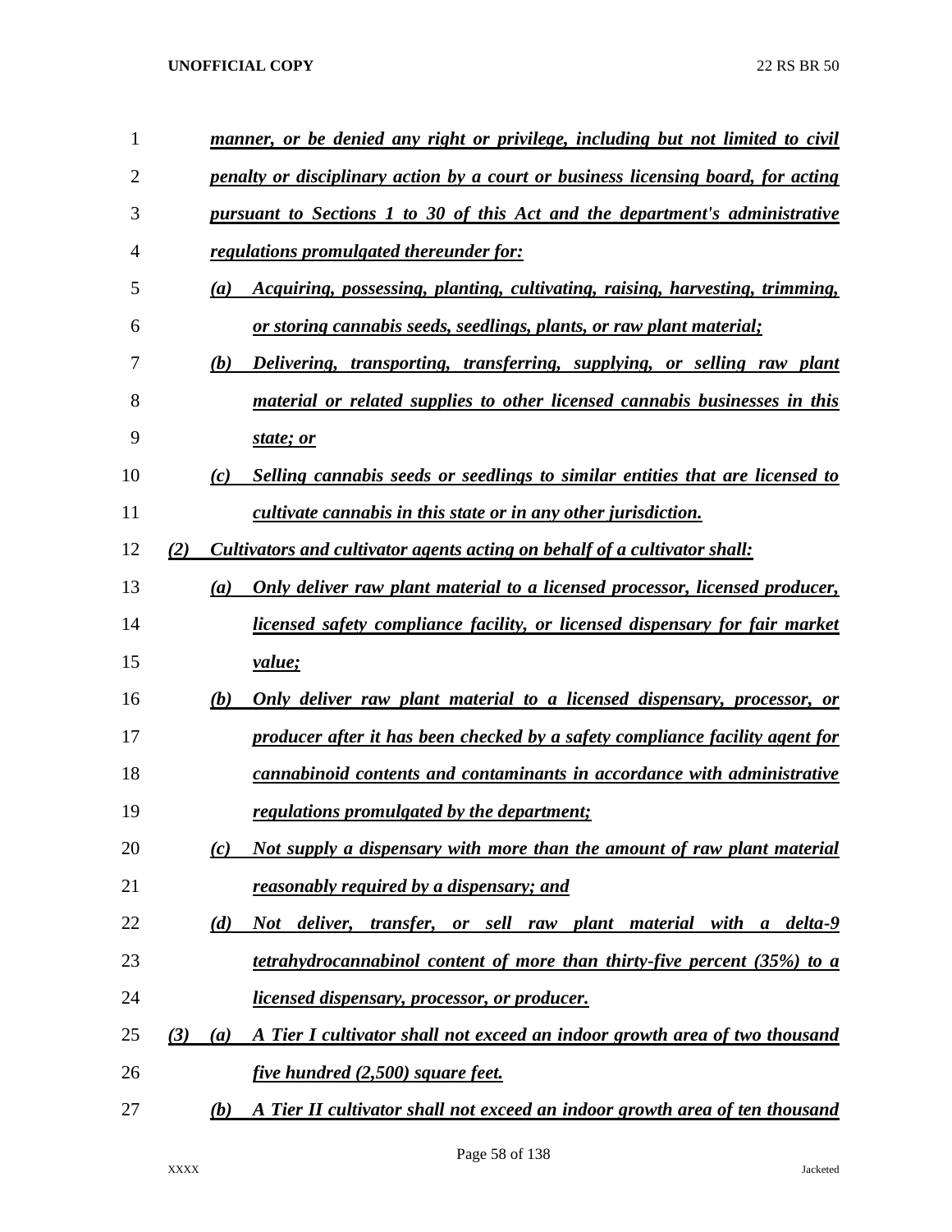*manner, or be denied any right or privilege, including but not limited to civil penalty or disciplinary action by a court or business licensing board, for acting pursuant to Sections 1 to 30 of this Act and the department's administrative regulations promulgated thereunder for:*

*(a) Acquiring, possessing, planting, cultivating, raising, harvesting, trimming, or storing cannabis seeds, seedlings, plants, or raw plant material;*

*(b) Delivering, transporting, transferring, supplying, or selling raw plant material or related supplies to other licensed cannabis businesses in this state; or*

*(c) Selling cannabis seeds or seedlings to similar entities that are licensed to cultivate cannabis in this state or in any other jurisdiction.*

*(2) Cultivators and cultivator agents acting on behalf of a cultivator shall:*

*(a) Only deliver raw plant material to a licensed processor, licensed producer, licensed safety compliance facility, or licensed dispensary for fair market value;*

*(b) Only deliver raw plant material to a licensed dispensary, processor, or producer after it has been checked by a safety compliance facility agent for cannabinoid contents and contaminants in accordance with administrative regulations promulgated by the department;*

*(c) Not supply a dispensary with more than the amount of raw plant material reasonably required by a dispensary; and*

*(d) Not deliver, transfer, or sell raw plant material with a delta-9 tetrahydrocannabinol content of more than thirty-five percent (35%) to a licensed dispensary, processor, or producer.*

*(3) (a) A Tier I cultivator shall not exceed an indoor growth area of two thousand five hundred (2,500) square feet.*

*(b) A Tier II cultivator shall not exceed an indoor growth area of ten thousand*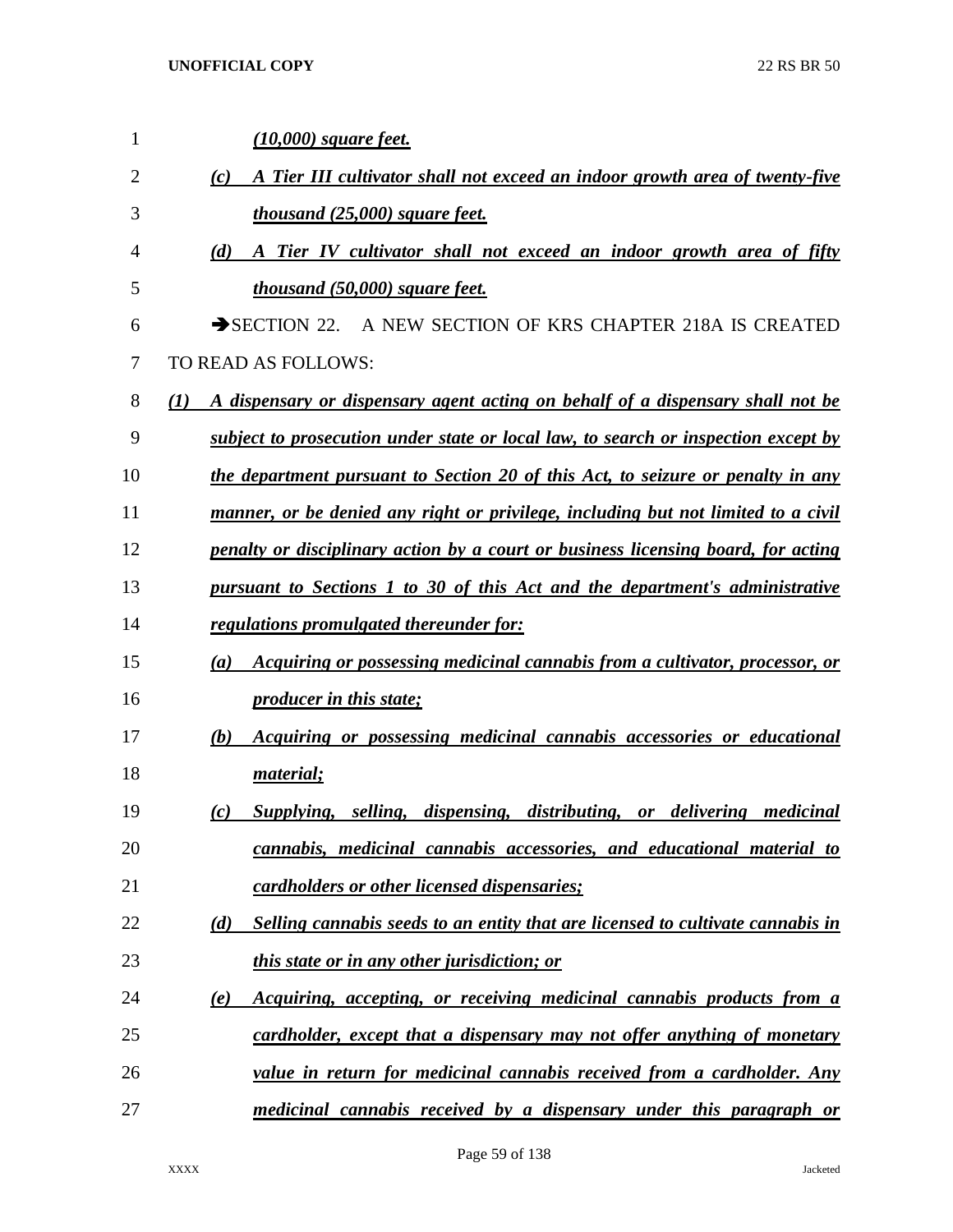***(10,000) square feet.***

***(c) A Tier III cultivator shall not exceed an indoor growth area of twenty-five thousand (25,000) square feet.***

***(d) A Tier IV cultivator shall not exceed an indoor growth area of fifty thousand (50,000) square feet.***

➔SECTION 22. A NEW SECTION OF KRS CHAPTER 218A IS CREATED TO READ AS FOLLOWS:

***(1) A dispensary or dispensary agent acting on behalf of a dispensary shall not be subject to prosecution under state or local law, to search or inspection except by the department pursuant to Section 20 of this Act, to seizure or penalty in any manner, or be denied any right or privilege, including but not limited to a civil penalty or disciplinary action by a court or business licensing board, for acting pursuant to Sections 1 to 30 of this Act and the department's administrative regulations promulgated thereunder for:***

***(a) Acquiring or possessing medicinal cannabis from a cultivator, processor, or producer in this state;***

***(b) Acquiring or possessing medicinal cannabis accessories or educational material;***

***(c) Supplying, selling, dispensing, distributing, or delivering medicinal cannabis, medicinal cannabis accessories, and educational material to cardholders or other licensed dispensaries;***

***(d) Selling cannabis seeds to an entity that are licensed to cultivate cannabis in this state or in any other jurisdiction; or***

***(e) Acquiring, accepting, or receiving medicinal cannabis products from a cardholder, except that a dispensary may not offer anything of monetary value in return for medicinal cannabis received from a cardholder. Any medicinal cannabis received by a dispensary under this paragraph or***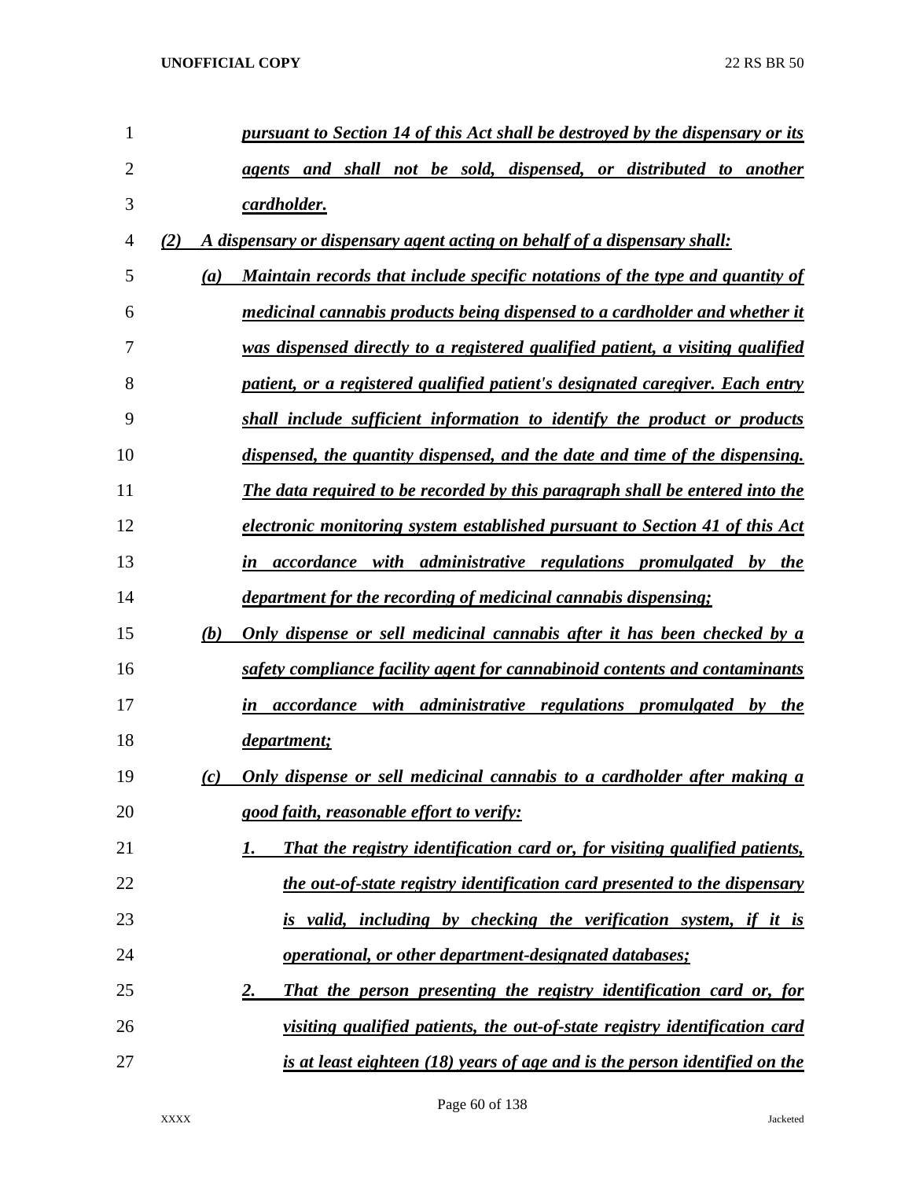***pursuant to Section 14 of this Act shall be destroyed by the dispensary or its agents and shall not be sold, dispensed, or distributed to another cardholder.***

***(2) A dispensary or dispensary agent acting on behalf of a dispensary shall:***

***(a) Maintain records that include specific notations of the type and quantity of medicinal cannabis products being dispensed to a cardholder and whether it was dispensed directly to a registered qualified patient, a visiting qualified patient, or a registered qualified patient's designated caregiver. Each entry shall include sufficient information to identify the product or products dispensed, the quantity dispensed, and the date and time of the dispensing. The data required to be recorded by this paragraph shall be entered into the electronic monitoring system established pursuant to Section 41 of this Act in accordance with administrative regulations promulgated by the department for the recording of medicinal cannabis dispensing;***

***(b) Only dispense or sell medicinal cannabis after it has been checked by a safety compliance facility agent for cannabinoid contents and contaminants in accordance with administrative regulations promulgated by the department;***

***(c) Only dispense or sell medicinal cannabis to a cardholder after making a good faith, reasonable effort to verify:***

***1. That the registry identification card or, for visiting qualified patients, the out-of-state registry identification card presented to the dispensary is valid, including by checking the verification system, if it is operational, or other department-designated databases;***

***2. That the person presenting the registry identification card or, for visiting qualified patients, the out-of-state registry identification card is at least eighteen (18) years of age and is the person identified on the***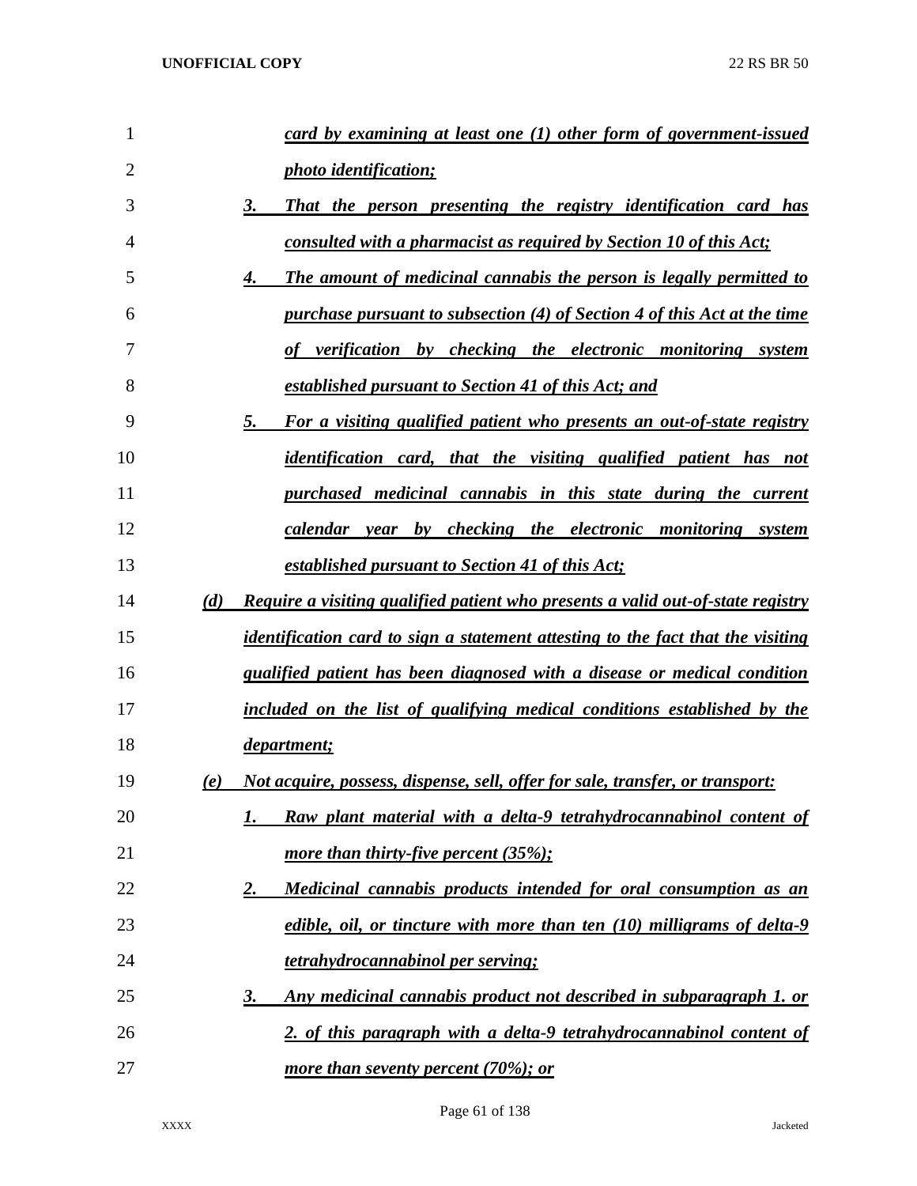*card by examining at least one (1) other form of government-issued photo identification;*

3. *That the person presenting the registry identification card has consulted with a pharmacist as required by Section 10 of this Act;*

4. *The amount of medicinal cannabis the person is legally permitted to purchase pursuant to subsection (4) of Section 4 of this Act at the time of verification by checking the electronic monitoring system established pursuant to Section 41 of this Act; and*

5. *For a visiting qualified patient who presents an out-of-state registry identification card, that the visiting qualified patient has not purchased medicinal cannabis in this state during the current calendar year by checking the electronic monitoring system established pursuant to Section 41 of this Act;*

*(d) Require a visiting qualified patient who presents a valid out-of-state registry identification card to sign a statement attesting to the fact that the visiting qualified patient has been diagnosed with a disease or medical condition included on the list of qualifying medical conditions established by the department;*

*(e) Not acquire, possess, dispense, sell, offer for sale, transfer, or transport:*

1. *Raw plant material with a delta-9 tetrahydrocannabinol content of more than thirty-five percent (35%);*

2. *Medicinal cannabis products intended for oral consumption as an edible, oil, or tincture with more than ten (10) milligrams of delta-9 tetrahydrocannabinol per serving;*

3. *Any medicinal cannabis product not described in subparagraph 1. or 2. of this paragraph with a delta-9 tetrahydrocannabinol content of more than seventy percent (70%); or*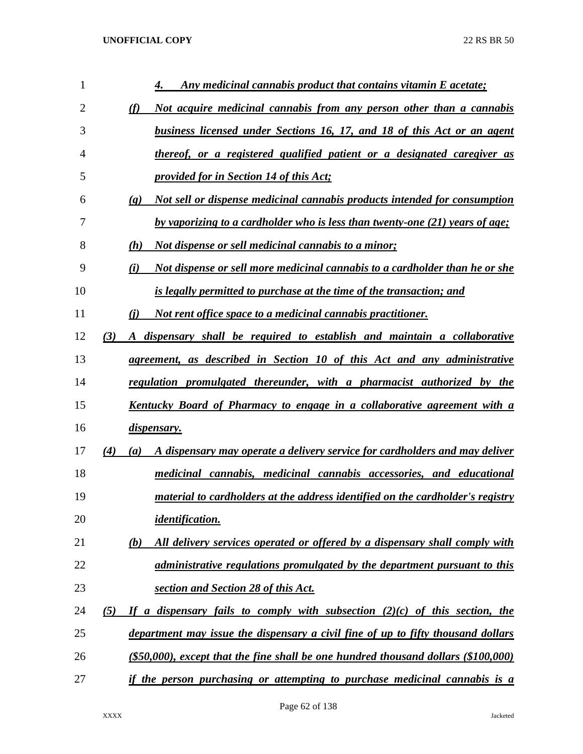4. *Any medicinal cannabis product that contains vitamin E acetate;*

(f) *Not acquire medicinal cannabis from any person other than a cannabis business licensed under Sections 16, 17, and 18 of this Act or an agent thereof, or a registered qualified patient or a designated caregiver as provided for in Section 14 of this Act;*

(g) *Not sell or dispense medicinal cannabis products intended for consumption by vaporizing to a cardholder who is less than twenty-one (21) years of age;*

(h) *Not dispense or sell medicinal cannabis to a minor;*

(i) *Not dispense or sell more medicinal cannabis to a cardholder than he or she is legally permitted to purchase at the time of the transaction; and*

(j) *Not rent office space to a medicinal cannabis practitioner.*

(3) *A dispensary shall be required to establish and maintain a collaborative agreement, as described in Section 10 of this Act and any administrative regulation promulgated thereunder, with a pharmacist authorized by the Kentucky Board of Pharmacy to engage in a collaborative agreement with a dispensary.*

(4) (a) *A dispensary may operate a delivery service for cardholders and may deliver medicinal cannabis, medicinal cannabis accessories, and educational material to cardholders at the address identified on the cardholder's registry identification.*

(b) *All delivery services operated or offered by a dispensary shall comply with administrative regulations promulgated by the department pursuant to this section and Section 28 of this Act.*

(5) *If a dispensary fails to comply with subsection (2)(c) of this section, the department may issue the dispensary a civil fine of up to fifty thousand dollars ($50,000), except that the fine shall be one hundred thousand dollars ($100,000) if the person purchasing or attempting to purchase medicinal cannabis is a*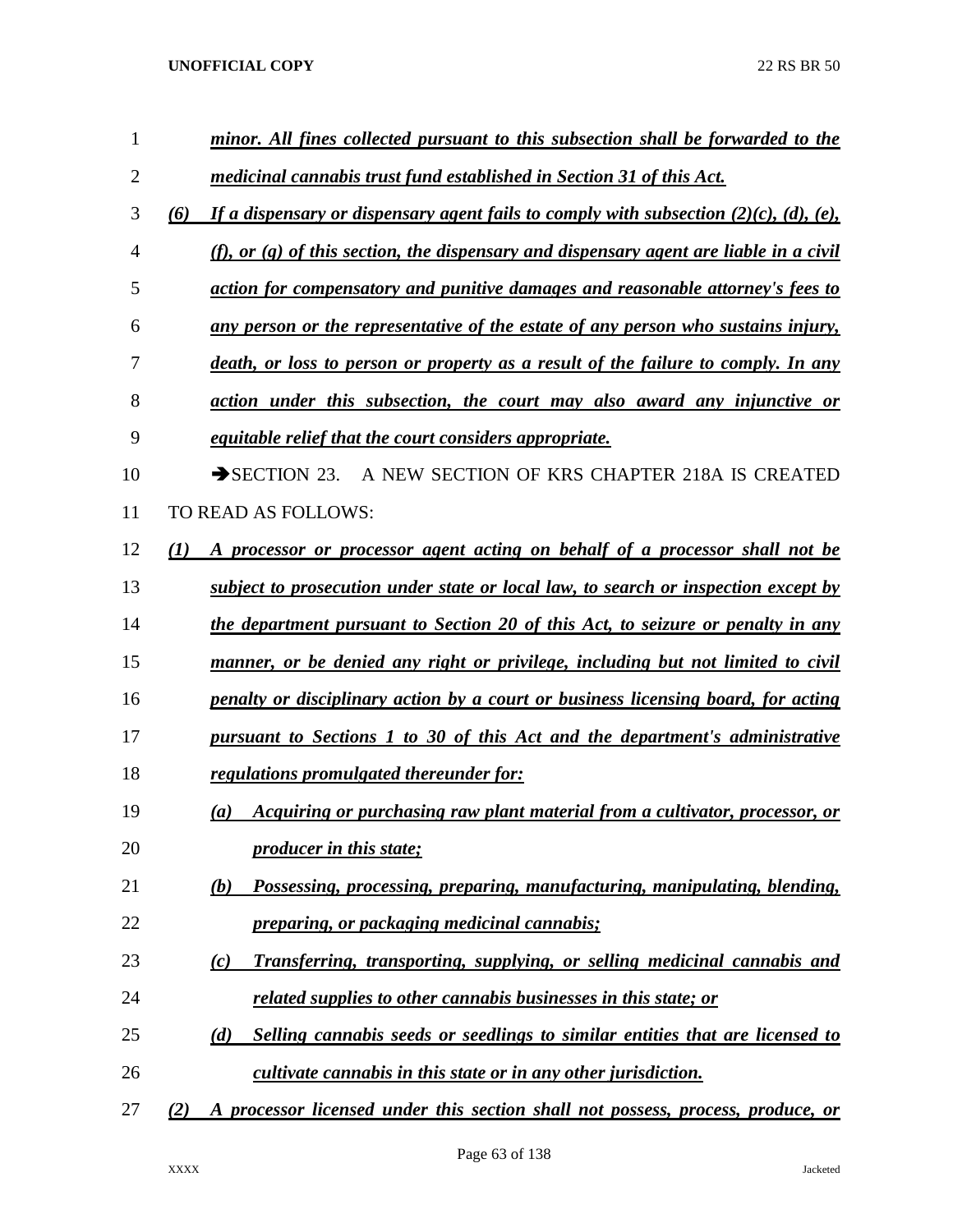***minor. All fines collected pursuant to this subsection shall be forwarded to the medicinal cannabis trust fund established in Section 31 of this Act.***

***(6) If a dispensary or dispensary agent fails to comply with subsection (2)(c), (d), (e), (f), or (g) of this section, the dispensary and dispensary agent are liable in a civil action for compensatory and punitive damages and reasonable attorney's fees to any person or the representative of the estate of any person who sustains injury, death, or loss to person or property as a result of the failure to comply. In any action under this subsection, the court may also award any injunctive or equitable relief that the court considers appropriate.***

➔SECTION 23. A NEW SECTION OF KRS CHAPTER 218A IS CREATED TO READ AS FOLLOWS:

***(1) A processor or processor agent acting on behalf of a processor shall not be subject to prosecution under state or local law, to search or inspection except by the department pursuant to Section 20 of this Act, to seizure or penalty in any manner, or be denied any right or privilege, including but not limited to civil penalty or disciplinary action by a court or business licensing board, for acting pursuant to Sections 1 to 30 of this Act and the department's administrative regulations promulgated thereunder for:***

***(a) Acquiring or purchasing raw plant material from a cultivator, processor, or producer in this state;***

***(b) Possessing, processing, preparing, manufacturing, manipulating, blending, preparing, or packaging medicinal cannabis;***

***(c) Transferring, transporting, supplying, or selling medicinal cannabis and related supplies to other cannabis businesses in this state; or***

***(d) Selling cannabis seeds or seedlings to similar entities that are licensed to cultivate cannabis in this state or in any other jurisdiction.***

***(2) A processor licensed under this section shall not possess, process, produce, or***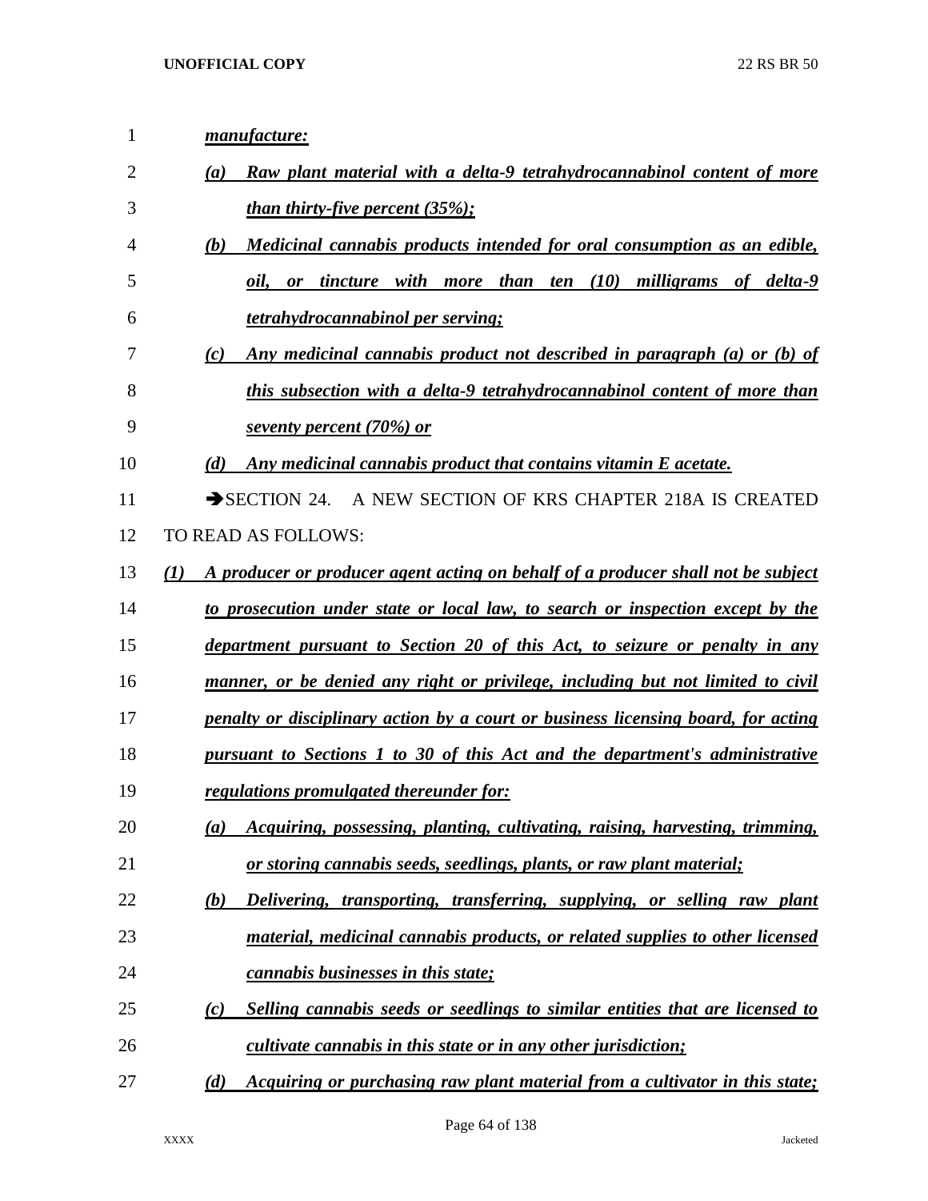***manufacture:***

*(a)* ***Raw plant material with a delta-9 tetrahydrocannabinol content of more than thirty-five percent (35%);***

*(b)* ***Medicinal cannabis products intended for oral consumption as an edible, oil, or tincture with more than ten (10) milligrams of delta-9 tetrahydrocannabinol per serving;***

*(c)* ***Any medicinal cannabis product not described in paragraph (a) or (b) of this subsection with a delta-9 tetrahydrocannabinol content of more than seventy percent (70%) or***

*(d)* ***Any medicinal cannabis product that contains vitamin E acetate.***

➔SECTION 24. A NEW SECTION OF KRS CHAPTER 218A IS CREATED TO READ AS FOLLOWS:

***(1) A producer or producer agent acting on behalf of a producer shall not be subject to prosecution under state or local law, to search or inspection except by the department pursuant to Section 20 of this Act, to seizure or penalty in any manner, or be denied any right or privilege, including but not limited to civil penalty or disciplinary action by a court or business licensing board, for acting pursuant to Sections 1 to 30 of this Act and the department's administrative regulations promulgated thereunder for:***

*(a)* ***Acquiring, possessing, planting, cultivating, raising, harvesting, trimming, or storing cannabis seeds, seedlings, plants, or raw plant material;***

*(b)* ***Delivering, transporting, transferring, supplying, or selling raw plant material, medicinal cannabis products, or related supplies to other licensed cannabis businesses in this state;***

*(c)* ***Selling cannabis seeds or seedlings to similar entities that are licensed to cultivate cannabis in this state or in any other jurisdiction;***

*(d)* ***Acquiring or purchasing raw plant material from a cultivator in this state;***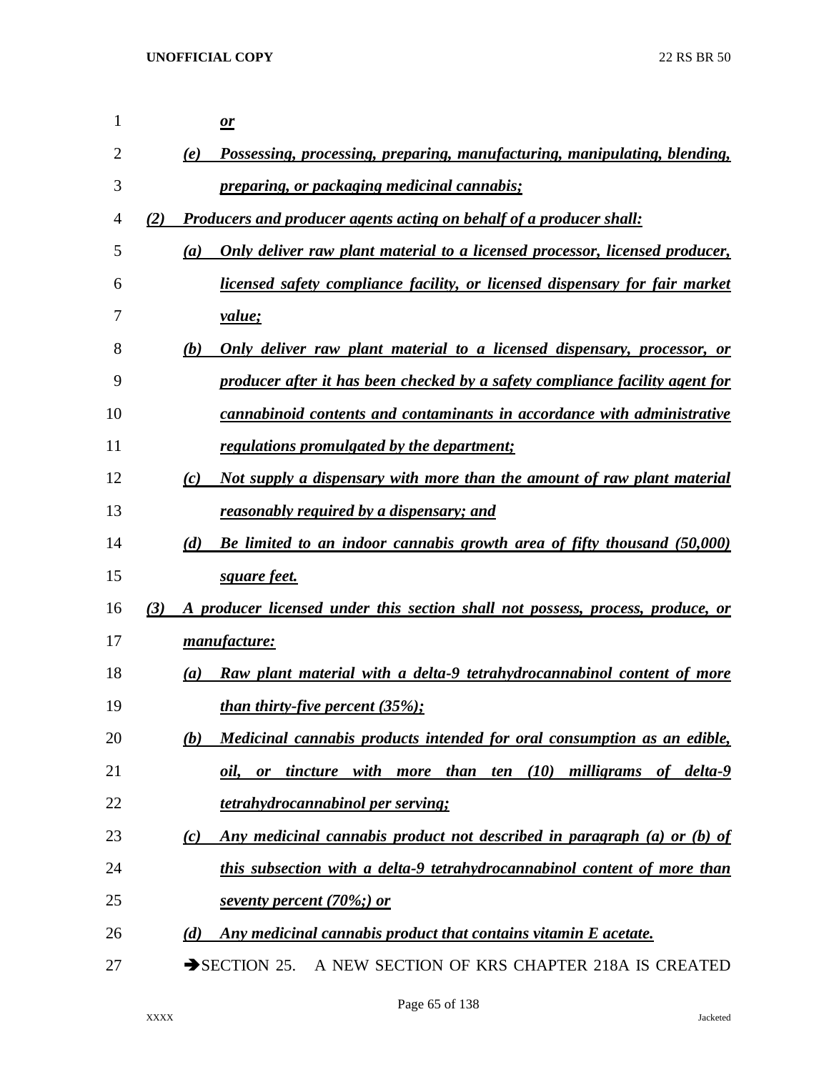*or*

(e) *Possessing, processing, preparing, manufacturing, manipulating, blending, preparing, or packaging medicinal cannabis;*

*(2) Producers and producer agents acting on behalf of a producer shall:*

(a) *Only deliver raw plant material to a licensed processor, licensed producer, licensed safety compliance facility, or licensed dispensary for fair market value;*

(b) *Only deliver raw plant material to a licensed dispensary, processor, or producer after it has been checked by a safety compliance facility agent for cannabinoid contents and contaminants in accordance with administrative regulations promulgated by the department;*

(c) *Not supply a dispensary with more than the amount of raw plant material reasonably required by a dispensary; and*

(d) *Be limited to an indoor cannabis growth area of fifty thousand (50,000) square feet.*

*(3) A producer licensed under this section shall not possess, process, produce, or manufacture:*

(a) *Raw plant material with a delta-9 tetrahydrocannabinol content of more than thirty-five percent (35%);*

(b) *Medicinal cannabis products intended for oral consumption as an edible, oil, or tincture with more than ten (10) milligrams of delta-9 tetrahydrocannabinol per serving;*

(c) *Any medicinal cannabis product not described in paragraph (a) or (b) of this subsection with a delta-9 tetrahydrocannabinol content of more than seventy percent (70%;) or*

(d) *Any medicinal cannabis product that contains vitamin E acetate.*

→SECTION 25. A NEW SECTION OF KRS CHAPTER 218A IS CREATED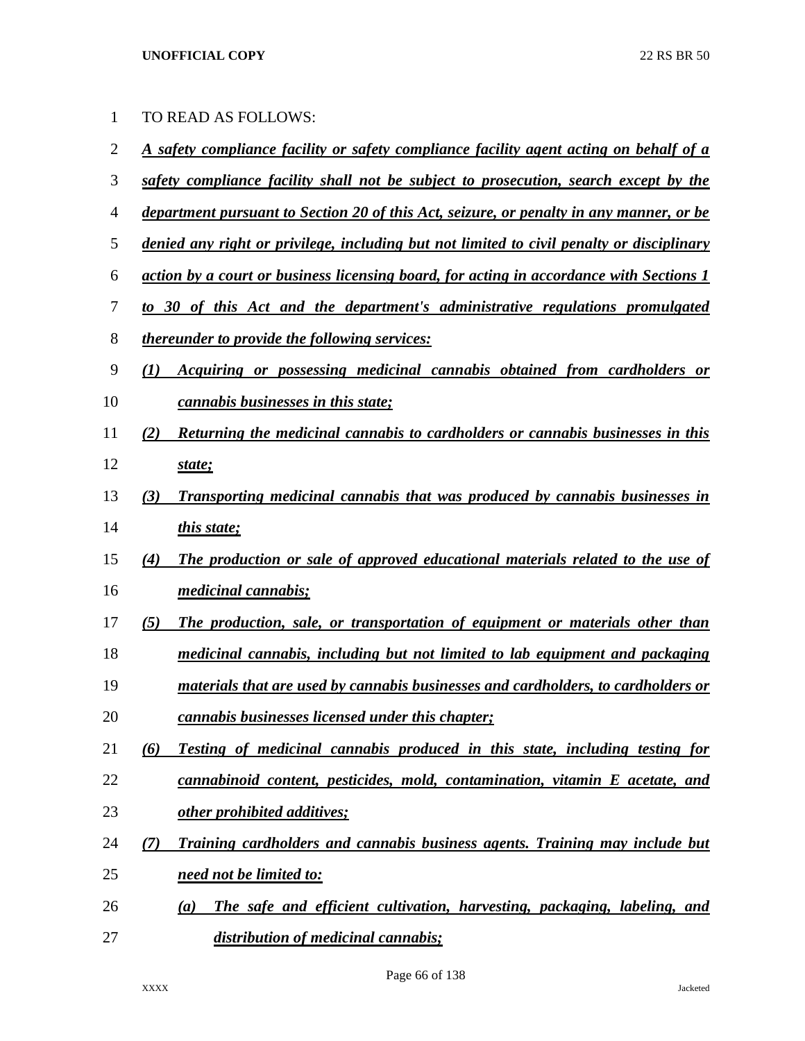TO READ AS FOLLOWS:

***A safety compliance facility or safety compliance facility agent acting on behalf of a safety compliance facility shall not be subject to prosecution, search except by the department pursuant to Section 20 of this Act, seizure, or penalty in any manner, or be denied any right or privilege, including but not limited to civil penalty or disciplinary action by a court or business licensing board, for acting in accordance with Sections 1 to 30 of this Act and the department's administrative regulations promulgated thereunder to provide the following services:***

***(1) Acquiring or possessing medicinal cannabis obtained from cardholders or cannabis businesses in this state;***

***(2) Returning the medicinal cannabis to cardholders or cannabis businesses in this state;***

***(3) Transporting medicinal cannabis that was produced by cannabis businesses in this state;***

***(4) The production or sale of approved educational materials related to the use of medicinal cannabis;***

***(5) The production, sale, or transportation of equipment or materials other than medicinal cannabis, including but not limited to lab equipment and packaging materials that are used by cannabis businesses and cardholders, to cardholders or cannabis businesses licensed under this chapter;***

***(6) Testing of medicinal cannabis produced in this state, including testing for cannabinoid content, pesticides, mold, contamination, vitamin E acetate, and other prohibited additives;***

***(7) Training cardholders and cannabis business agents. Training may include but need not be limited to:***

***(a) The safe and efficient cultivation, harvesting, packaging, labeling, and distribution of medicinal cannabis;***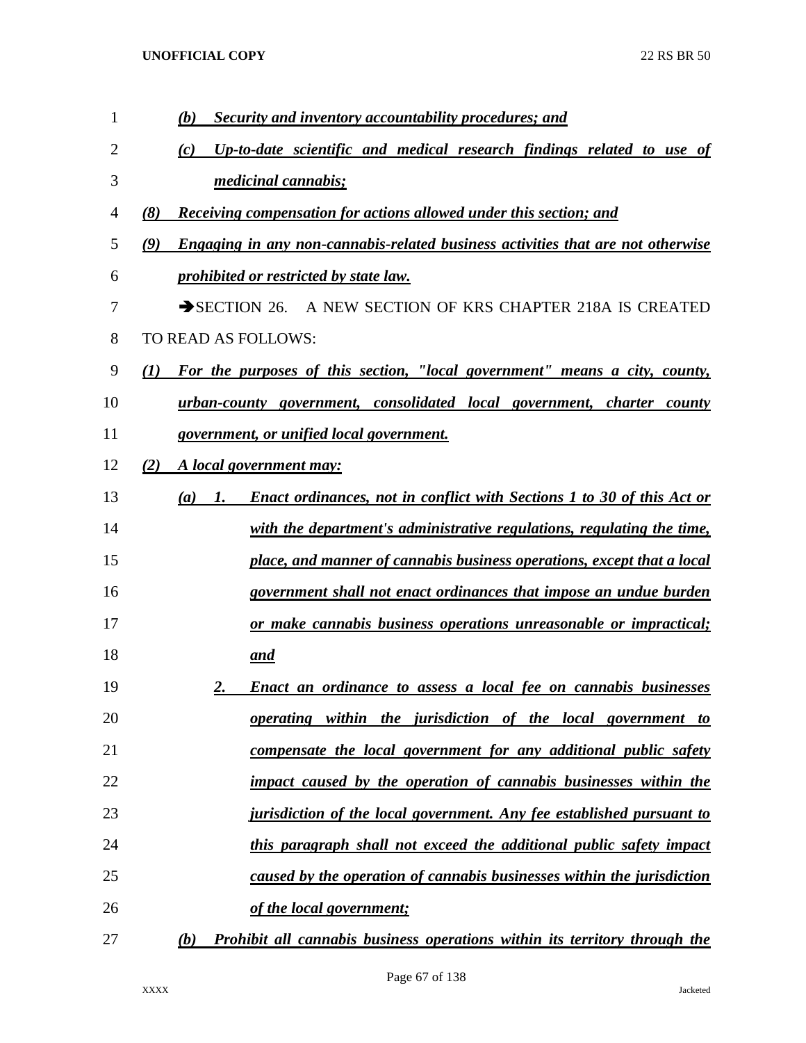*(b) Security and inventory accountability procedures; and*

*(c) Up-to-date scientific and medical research findings related to use of medicinal cannabis;*

*(8) Receiving compensation for actions allowed under this section; and*

*(9) Engaging in any non-cannabis-related business activities that are not otherwise prohibited or restricted by state law.*

➔SECTION 26. A NEW SECTION OF KRS CHAPTER 218A IS CREATED TO READ AS FOLLOWS:

*(1) For the purposes of this section, "local government" means a city, county, urban-county government, consolidated local government, charter county government, or unified local government.*

*(2) A local government may:*

*(a) 1. Enact ordinances, not in conflict with Sections 1 to 30 of this Act or with the department's administrative regulations, regulating the time, place, and manner of cannabis business operations, except that a local government shall not enact ordinances that impose an undue burden or make cannabis business operations unreasonable or impractical; and*

*2. Enact an ordinance to assess a local fee on cannabis businesses operating within the jurisdiction of the local government to compensate the local government for any additional public safety impact caused by the operation of cannabis businesses within the jurisdiction of the local government. Any fee established pursuant to this paragraph shall not exceed the additional public safety impact caused by the operation of cannabis businesses within the jurisdiction of the local government;*

*(b) Prohibit all cannabis business operations within its territory through the*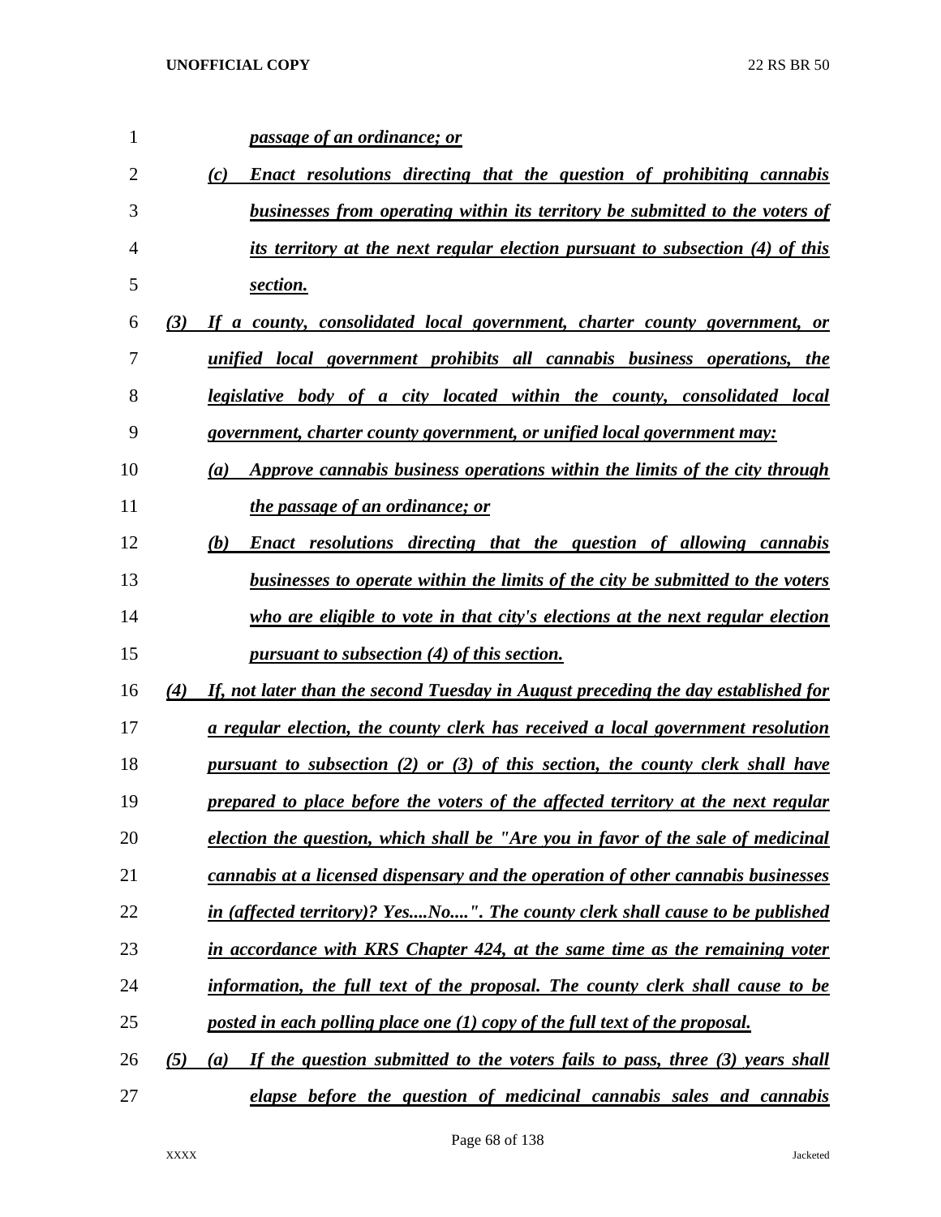***passage of an ordinance; or***

***(c) Enact resolutions directing that the question of prohibiting cannabis businesses from operating within its territory be submitted to the voters of its territory at the next regular election pursuant to subsection (4) of this section.***

***(3) If a county, consolidated local government, charter county government, or unified local government prohibits all cannabis business operations, the legislative body of a city located within the county, consolidated local government, charter county government, or unified local government may:***

***(a) Approve cannabis business operations within the limits of the city through the passage of an ordinance; or***

***(b) Enact resolutions directing that the question of allowing cannabis businesses to operate within the limits of the city be submitted to the voters who are eligible to vote in that city's elections at the next regular election pursuant to subsection (4) of this section.***

***(4) If, not later than the second Tuesday in August preceding the day established for a regular election, the county clerk has received a local government resolution pursuant to subsection (2) or (3) of this section, the county clerk shall have prepared to place before the voters of the affected territory at the next regular election the question, which shall be "Are you in favor of the sale of medicinal cannabis at a licensed dispensary and the operation of other cannabis businesses in (affected territory)? Yes....No....". The county clerk shall cause to be published in accordance with KRS Chapter 424, at the same time as the remaining voter information, the full text of the proposal. The county clerk shall cause to be posted in each polling place one (1) copy of the full text of the proposal.***

***(5) (a) If the question submitted to the voters fails to pass, three (3) years shall elapse before the question of medicinal cannabis sales and cannabis***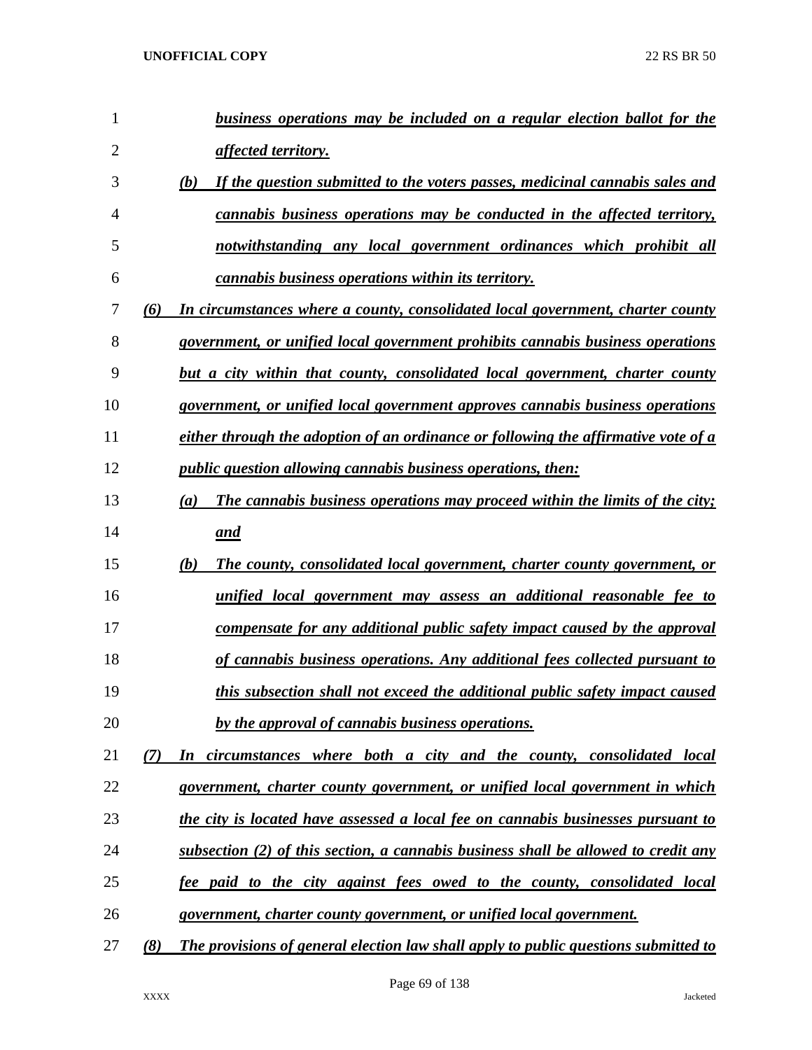*business operations may be included on a regular election ballot for the affected territory.*

(b) *If the question submitted to the voters passes, medicinal cannabis sales and cannabis business operations may be conducted in the affected territory, notwithstanding any local government ordinances which prohibit all cannabis business operations within its territory.*

(6) *In circumstances where a county, consolidated local government, charter county government, or unified local government prohibits cannabis business operations but a city within that county, consolidated local government, charter county government, or unified local government approves cannabis business operations either through the adoption of an ordinance or following the affirmative vote of a public question allowing cannabis business operations, then:*

(a) *The cannabis business operations may proceed within the limits of the city; and*

(b) *The county, consolidated local government, charter county government, or unified local government may assess an additional reasonable fee to compensate for any additional public safety impact caused by the approval of cannabis business operations. Any additional fees collected pursuant to this subsection shall not exceed the additional public safety impact caused by the approval of cannabis business operations.*

(7) *In circumstances where both a city and the county, consolidated local government, charter county government, or unified local government in which the city is located have assessed a local fee on cannabis businesses pursuant to subsection (2) of this section, a cannabis business shall be allowed to credit any fee paid to the city against fees owed to the county, consolidated local government, charter county government, or unified local government.*

(8) *The provisions of general election law shall apply to public questions submitted to*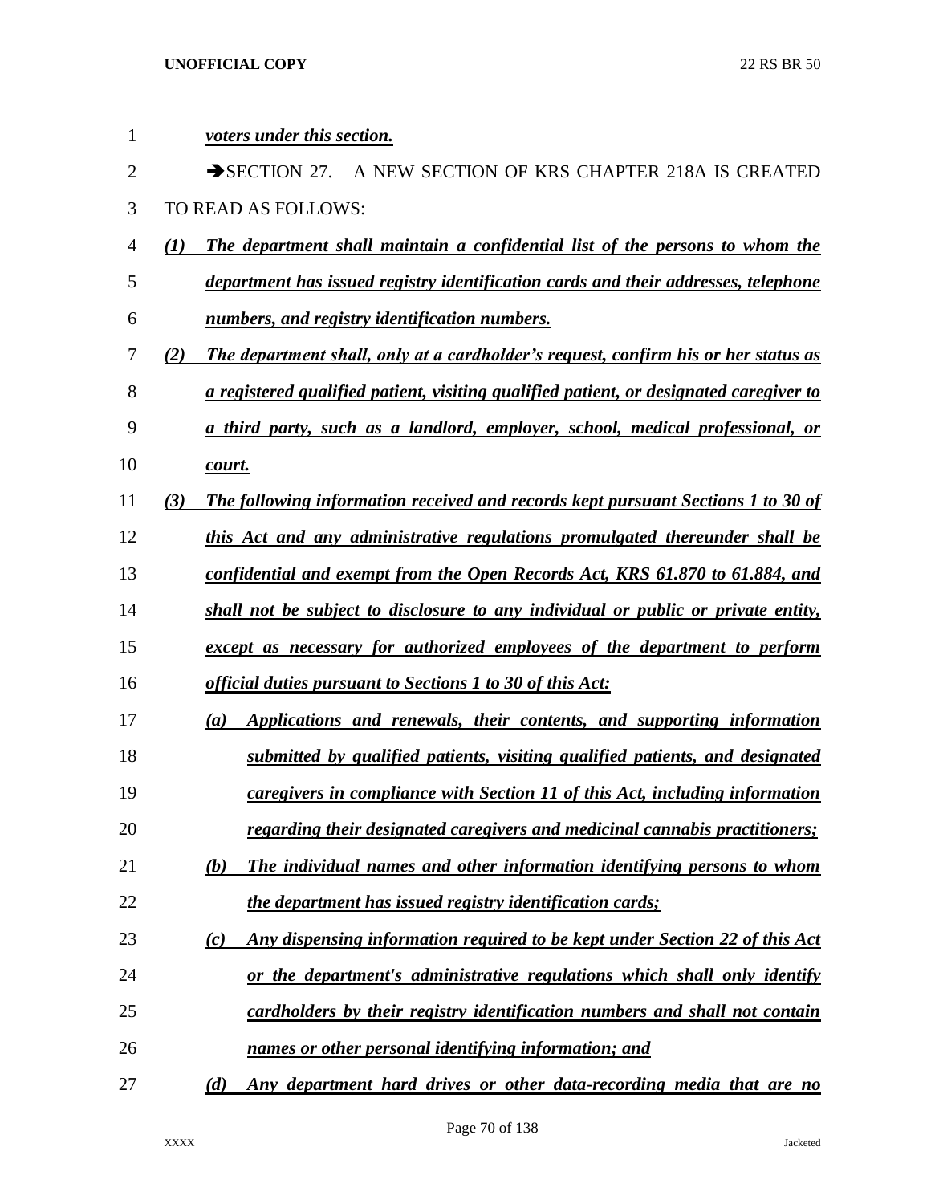*voters under this section.*

➔SECTION 27. A NEW SECTION OF KRS CHAPTER 218A IS CREATED TO READ AS FOLLOWS:

*(1) The department shall maintain a confidential list of the persons to whom the department has issued registry identification cards and their addresses, telephone numbers, and registry identification numbers.*

*(2) The department shall, only at a cardholder's request, confirm his or her status as a registered qualified patient, visiting qualified patient, or designated caregiver to a third party, such as a landlord, employer, school, medical professional, or court.*

*(3) The following information received and records kept pursuant Sections 1 to 30 of this Act and any administrative regulations promulgated thereunder shall be confidential and exempt from the Open Records Act, KRS 61.870 to 61.884, and shall not be subject to disclosure to any individual or public or private entity, except as necessary for authorized employees of the department to perform official duties pursuant to Sections 1 to 30 of this Act:*

*(a) Applications and renewals, their contents, and supporting information submitted by qualified patients, visiting qualified patients, and designated caregivers in compliance with Section 11 of this Act, including information regarding their designated caregivers and medicinal cannabis practitioners;*

*(b) The individual names and other information identifying persons to whom the department has issued registry identification cards;*

*(c) Any dispensing information required to be kept under Section 22 of this Act or the department's administrative regulations which shall only identify cardholders by their registry identification numbers and shall not contain names or other personal identifying information; and*

*(d) Any department hard drives or other data-recording media that are no*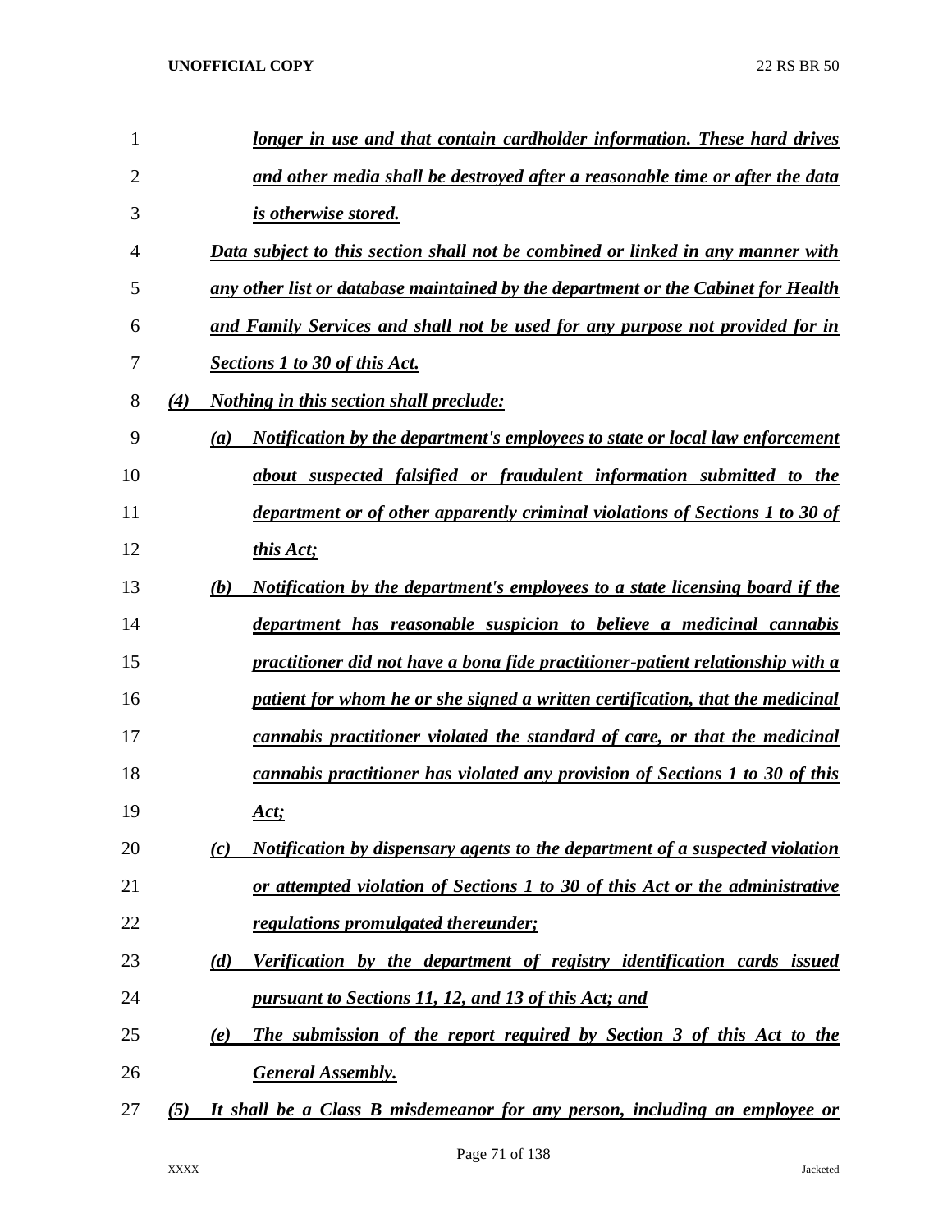***longer in use and that contain cardholder information. These hard drives and other media shall be destroyed after a reasonable time or after the data is otherwise stored.***

***Data subject to this section shall not be combined or linked in any manner with any other list or database maintained by the department or the Cabinet for Health and Family Services and shall not be used for any purpose not provided for in Sections 1 to 30 of this Act.***

***(4) Nothing in this section shall preclude:***

***(a) Notification by the department's employees to state or local law enforcement about suspected falsified or fraudulent information submitted to the department or of other apparently criminal violations of Sections 1 to 30 of this Act;***

***(b) Notification by the department's employees to a state licensing board if the department has reasonable suspicion to believe a medicinal cannabis practitioner did not have a bona fide practitioner-patient relationship with a patient for whom he or she signed a written certification, that the medicinal cannabis practitioner violated the standard of care, or that the medicinal cannabis practitioner has violated any provision of Sections 1 to 30 of this Act;***

***(c) Notification by dispensary agents to the department of a suspected violation or attempted violation of Sections 1 to 30 of this Act or the administrative regulations promulgated thereunder;***

***(d) Verification by the department of registry identification cards issued pursuant to Sections 11, 12, and 13 of this Act; and***

***(e) The submission of the report required by Section 3 of this Act to the General Assembly.***

***(5) It shall be a Class B misdemeanor for any person, including an employee or***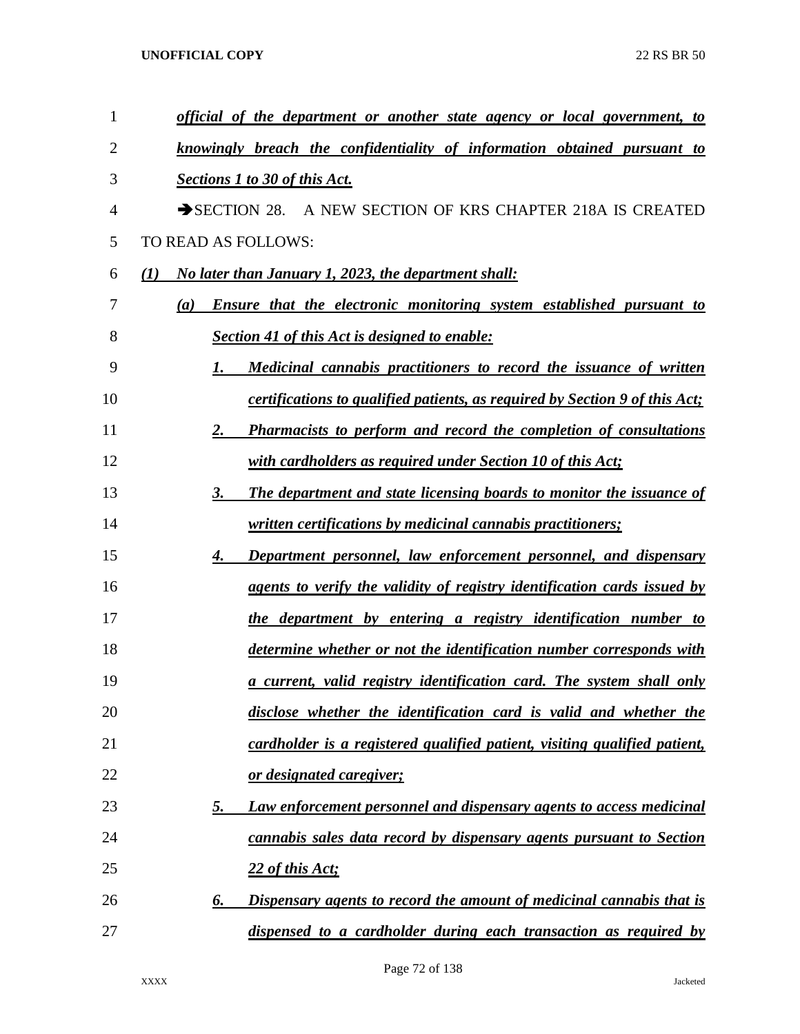***official of the department or another state agency or local government, to knowingly breach the confidentiality of information obtained pursuant to Sections 1 to 30 of this Act.***

➔SECTION 28. A NEW SECTION OF KRS CHAPTER 218A IS CREATED TO READ AS FOLLOWS:

***(1) No later than January 1, 2023, the department shall:***

***(a) Ensure that the electronic monitoring system established pursuant to Section 41 of this Act is designed to enable:***

***1. Medicinal cannabis practitioners to record the issuance of written certifications to qualified patients, as required by Section 9 of this Act;***

***2. Pharmacists to perform and record the completion of consultations with cardholders as required under Section 10 of this Act;***

***3. The department and state licensing boards to monitor the issuance of written certifications by medicinal cannabis practitioners;***

***4. Department personnel, law enforcement personnel, and dispensary agents to verify the validity of registry identification cards issued by the department by entering a registry identification number to determine whether or not the identification number corresponds with a current, valid registry identification card. The system shall only disclose whether the identification card is valid and whether the cardholder is a registered qualified patient, visiting qualified patient, or designated caregiver;***

***5. Law enforcement personnel and dispensary agents to access medicinal cannabis sales data record by dispensary agents pursuant to Section 22 of this Act;***

***6. Dispensary agents to record the amount of medicinal cannabis that is dispensed to a cardholder during each transaction as required by***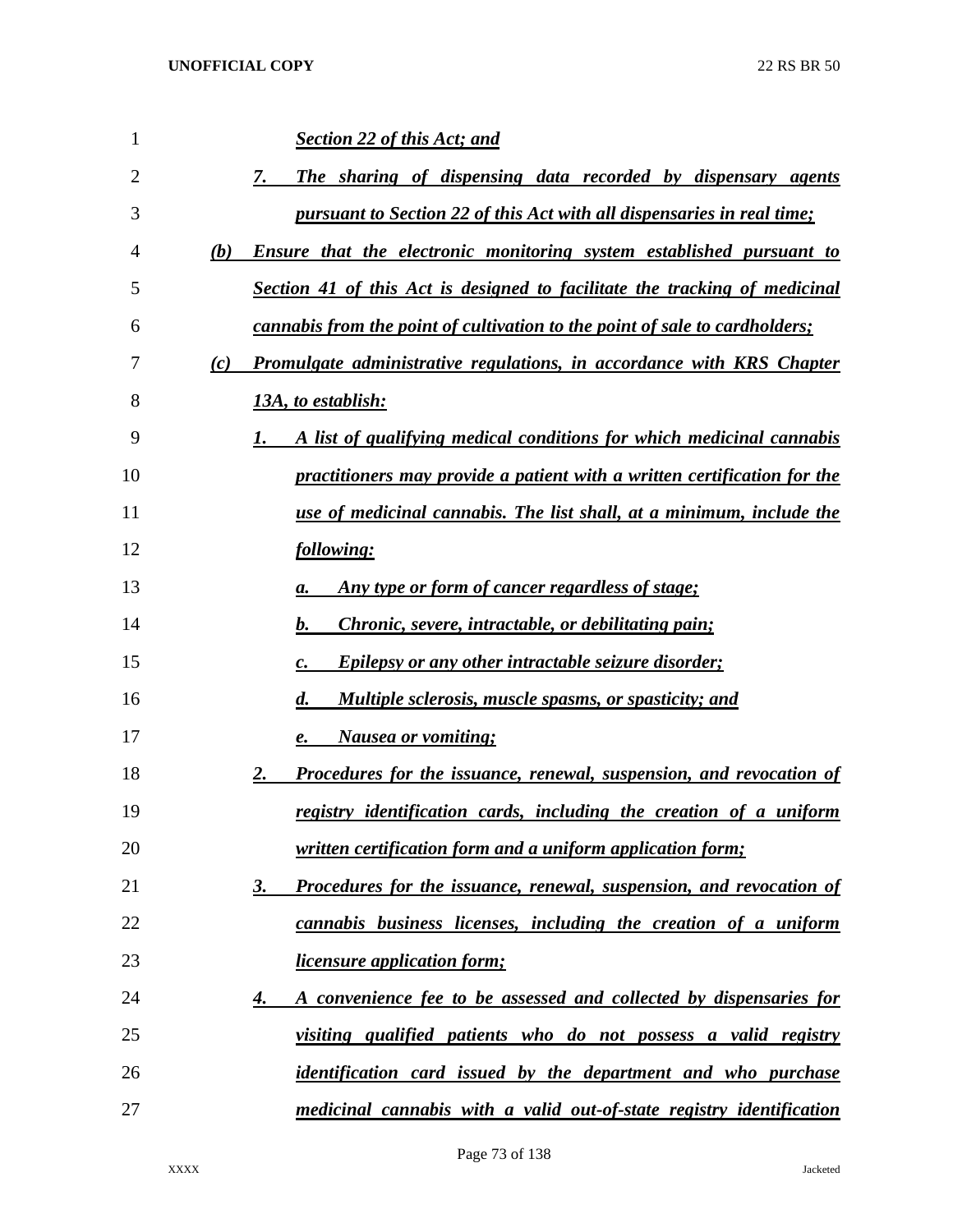*Section 22 of this Act; and*

7. *The sharing of dispensing data recorded by dispensary agents pursuant to Section 22 of this Act with all dispensaries in real time;*

(b) *Ensure that the electronic monitoring system established pursuant to Section 41 of this Act is designed to facilitate the tracking of medicinal cannabis from the point of cultivation to the point of sale to cardholders;*

(c) *Promulgate administrative regulations, in accordance with KRS Chapter 13A, to establish:*

1. *A list of qualifying medical conditions for which medicinal cannabis practitioners may provide a patient with a written certification for the use of medicinal cannabis. The list shall, at a minimum, include the following:*
   a. *Any type or form of cancer regardless of stage;*
   b. *Chronic, severe, intractable, or debilitating pain;*
   c. *Epilepsy or any other intractable seizure disorder;*
   d. *Multiple sclerosis, muscle spasms, or spasticity; and*
   e. *Nausea or vomiting;*
2. *Procedures for the issuance, renewal, suspension, and revocation of registry identification cards, including the creation of a uniform written certification form and a uniform application form;*
3. *Procedures for the issuance, renewal, suspension, and revocation of cannabis business licenses, including the creation of a uniform licensure application form;*
4. *A convenience fee to be assessed and collected by dispensaries for visiting qualified patients who do not possess a valid registry identification card issued by the department and who purchase medicinal cannabis with a valid out-of-state registry identification*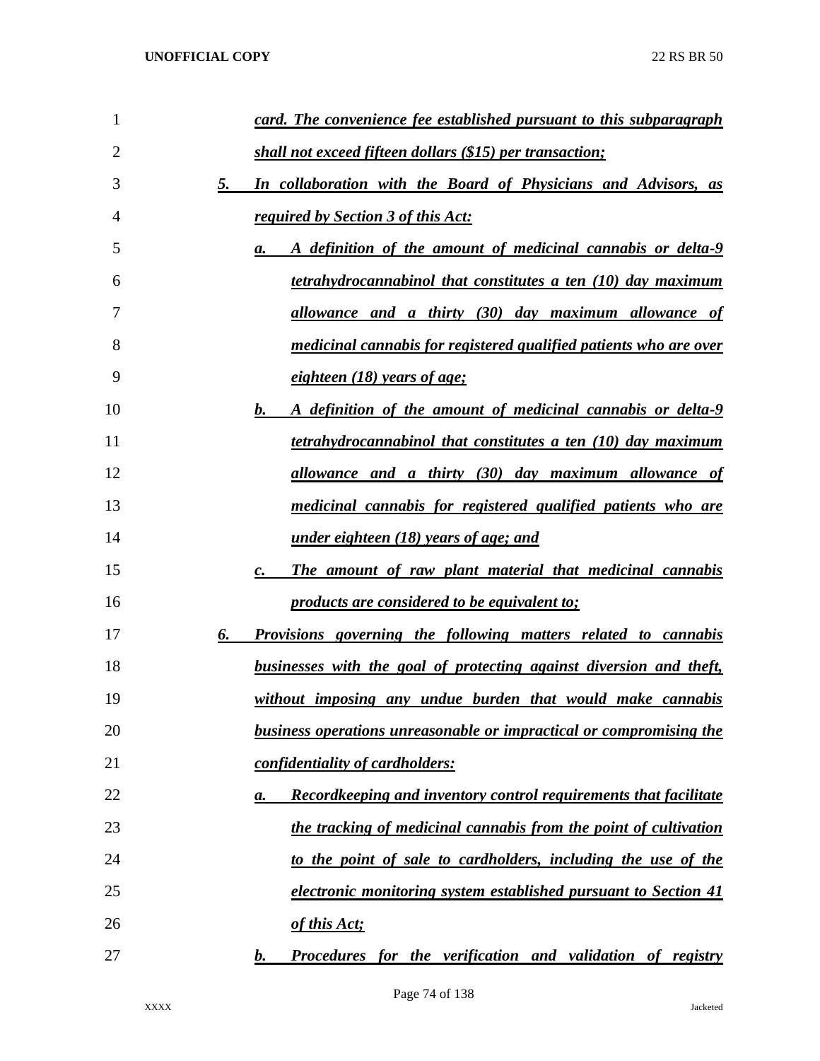***card. The convenience fee established pursuant to this subparagraph shall not exceed fifteen dollars ($15) per transaction;***

***5. In collaboration with the Board of Physicians and Advisors, as required by Section 3 of this Act:***

***a. A definition of the amount of medicinal cannabis or delta-9 tetrahydrocannabinol that constitutes a ten (10) day maximum allowance and a thirty (30) day maximum allowance of medicinal cannabis for registered qualified patients who are over eighteen (18) years of age;***

***b. A definition of the amount of medicinal cannabis or delta-9 tetrahydrocannabinol that constitutes a ten (10) day maximum allowance and a thirty (30) day maximum allowance of medicinal cannabis for registered qualified patients who are under eighteen (18) years of age; and***

***c. The amount of raw plant material that medicinal cannabis products are considered to be equivalent to;***

***6. Provisions governing the following matters related to cannabis businesses with the goal of protecting against diversion and theft, without imposing any undue burden that would make cannabis business operations unreasonable or impractical or compromising the confidentiality of cardholders:***

***a. Recordkeeping and inventory control requirements that facilitate the tracking of medicinal cannabis from the point of cultivation to the point of sale to cardholders, including the use of the electronic monitoring system established pursuant to Section 41 of this Act;***

***b. Procedures for the verification and validation of registry***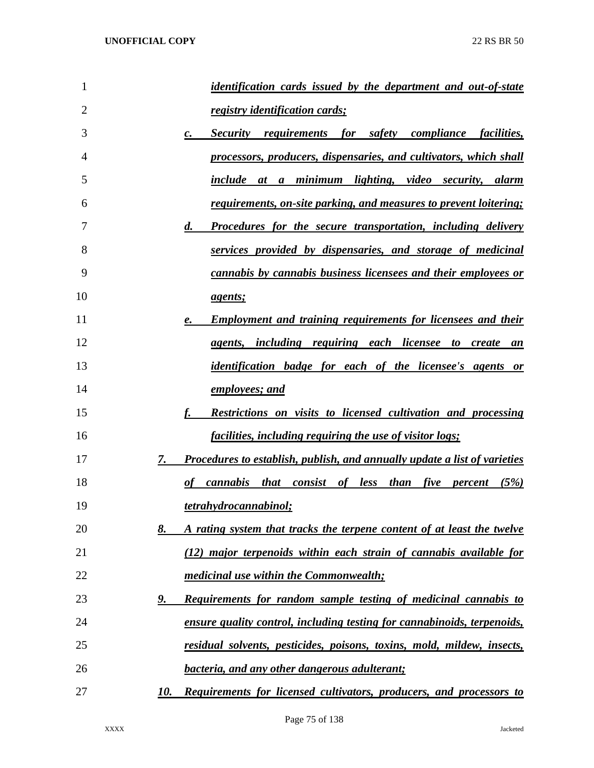*identification cards issued by the department and out-of-state registry identification cards;*

c. *Security requirements for safety compliance facilities, processors, producers, dispensaries, and cultivators, which shall include at a minimum lighting, video security, alarm requirements, on-site parking, and measures to prevent loitering;*

d. *Procedures for the secure transportation, including delivery services provided by dispensaries, and storage of medicinal cannabis by cannabis business licensees and their employees or agents;*

e. *Employment and training requirements for licensees and their agents, including requiring each licensee to create an identification badge for each of the licensee's agents or employees; and*

f. *Restrictions on visits to licensed cultivation and processing facilities, including requiring the use of visitor logs;*

7. *Procedures to establish, publish, and annually update a list of varieties of cannabis that consist of less than five percent (5%) tetrahydrocannabinol;*

8. *A rating system that tracks the terpene content of at least the twelve (12) major terpenoids within each strain of cannabis available for medicinal use within the Commonwealth;*

9. *Requirements for random sample testing of medicinal cannabis to ensure quality control, including testing for cannabinoids, terpenoids, residual solvents, pesticides, poisons, toxins, mold, mildew, insects, bacteria, and any other dangerous adulterant;*

10. *Requirements for licensed cultivators, producers, and processors to*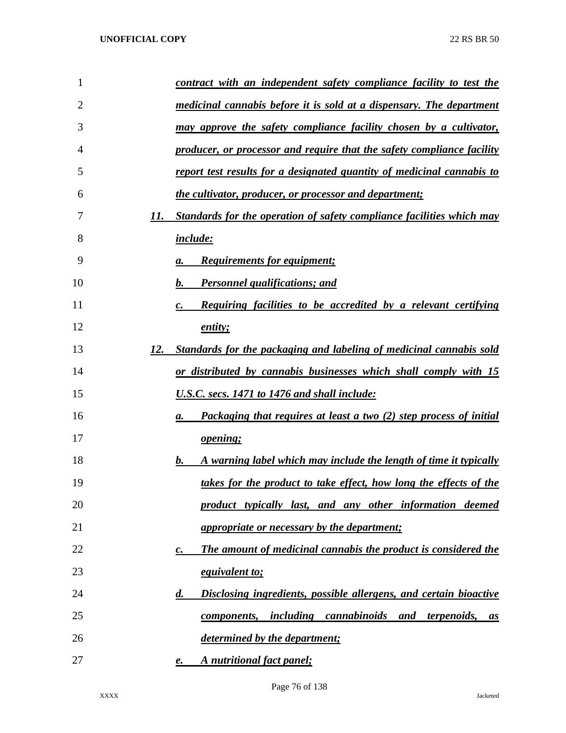*contract with an independent safety compliance facility to test the medicinal cannabis before it is sold at a dispensary. The department may approve the safety compliance facility chosen by a cultivator, producer, or processor and require that the safety compliance facility report test results for a designated quantity of medicinal cannabis to the cultivator, producer, or processor and department;*

11. *Standards for the operation of safety compliance facilities which may include:*
    a. *Requirements for equipment;*
    b. *Personnel qualifications; and*
    c. *Requiring facilities to be accredited by a relevant certifying entity;*
12. *Standards for the packaging and labeling of medicinal cannabis sold or distributed by cannabis businesses which shall comply with 15 U.S.C. secs. 1471 to 1476 and shall include:*
    a. *Packaging that requires at least a two (2) step process of initial opening;*
    b. *A warning label which may include the length of time it typically takes for the product to take effect, how long the effects of the product typically last, and any other information deemed appropriate or necessary by the department;*
    c. *The amount of medicinal cannabis the product is considered the equivalent to;*
    d. *Disclosing ingredients, possible allergens, and certain bioactive components, including cannabinoids and terpenoids, as determined by the department;*
    e. *A nutritional fact panel;*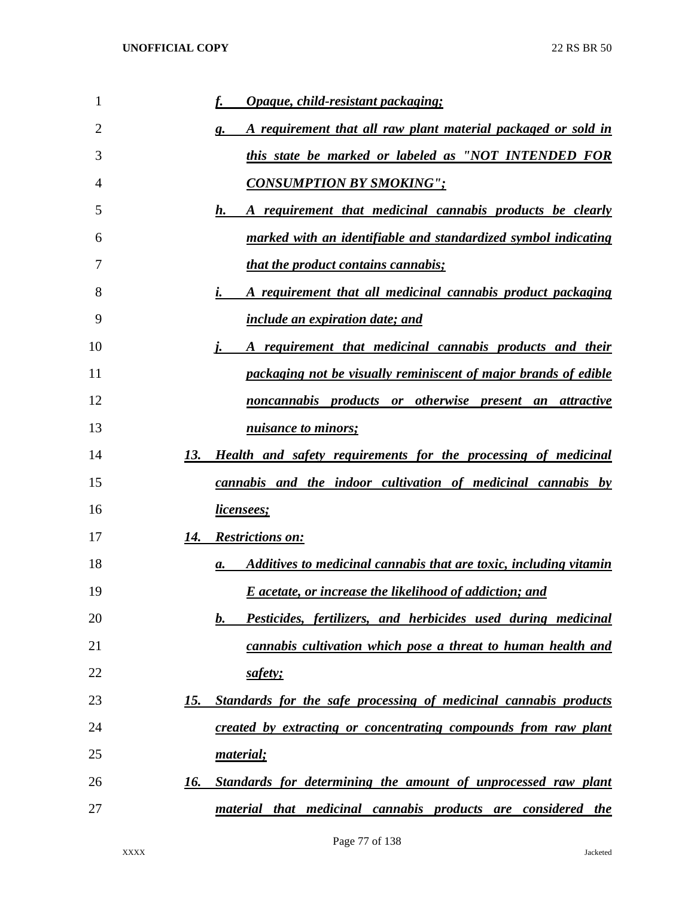*f.* *Opaque, child-resistant packaging;*

*g.* *A requirement that all raw plant material packaged or sold in this state be marked or labeled as "NOT INTENDED FOR CONSUMPTION BY SMOKING";*

*h.* *A requirement that medicinal cannabis products be clearly marked with an identifiable and standardized symbol indicating that the product contains cannabis;*

*i.* *A requirement that all medicinal cannabis product packaging include an expiration date; and*

*j.* *A requirement that medicinal cannabis products and their packaging not be visually reminiscent of major brands of edible noncannabis products or otherwise present an attractive nuisance to minors;*

*13.* *Health and safety requirements for the processing of medicinal cannabis and the indoor cultivation of medicinal cannabis by licensees;*

*14.* *Restrictions on:*

*a.* *Additives to medicinal cannabis that are toxic, including vitamin E acetate, or increase the likelihood of addiction; and*

*b.* *Pesticides, fertilizers, and herbicides used during medicinal cannabis cultivation which pose a threat to human health and safety;*

*15.* *Standards for the safe processing of medicinal cannabis products created by extracting or concentrating compounds from raw plant material;*

*16.* *Standards for determining the amount of unprocessed raw plant material that medicinal cannabis products are considered the*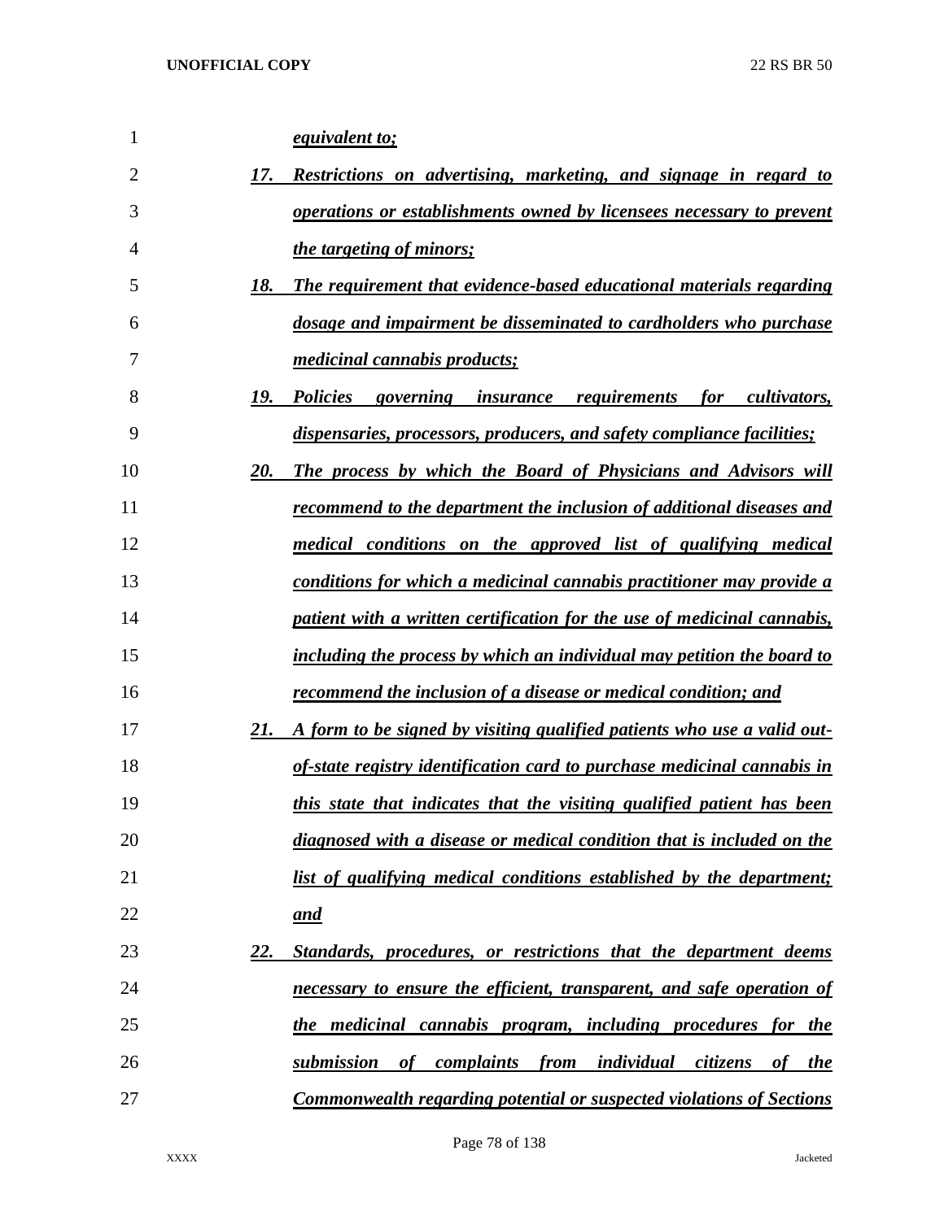*equivalent to;*

17. *Restrictions on advertising, marketing, and signage in regard to operations or establishments owned by licensees necessary to prevent the targeting of minors;*

18. *The requirement that evidence-based educational materials regarding dosage and impairment be disseminated to cardholders who purchase medicinal cannabis products;*

19. *Policies governing insurance requirements for cultivators, dispensaries, processors, producers, and safety compliance facilities;*

20. *The process by which the Board of Physicians and Advisors will recommend to the department the inclusion of additional diseases and medical conditions on the approved list of qualifying medical conditions for which a medicinal cannabis practitioner may provide a patient with a written certification for the use of medicinal cannabis, including the process by which an individual may petition the board to recommend the inclusion of a disease or medical condition; and*

21. *A form to be signed by visiting qualified patients who use a valid out-of-state registry identification card to purchase medicinal cannabis in this state that indicates that the visiting qualified patient has been diagnosed with a disease or medical condition that is included on the list of qualifying medical conditions established by the department; and*

22. *Standards, procedures, or restrictions that the department deems necessary to ensure the efficient, transparent, and safe operation of the medicinal cannabis program, including procedures for the submission of complaints from individual citizens of the Commonwealth regarding potential or suspected violations of Sections*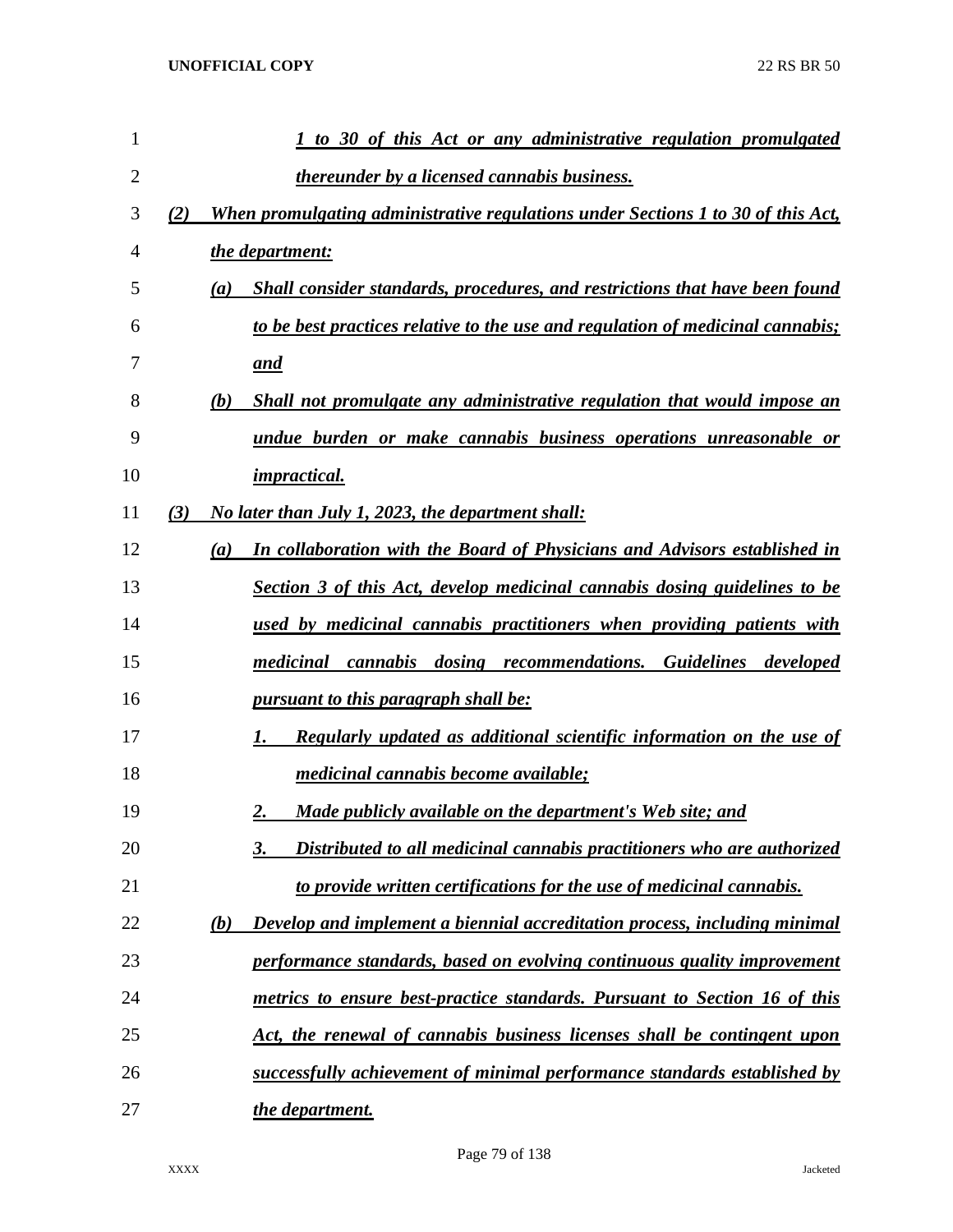*1 to 30 of this Act or any administrative regulation promulgated thereunder by a licensed cannabis business.*

*(2) When promulgating administrative regulations under Sections 1 to 30 of this Act, the department:*

*(a) Shall consider standards, procedures, and restrictions that have been found to be best practices relative to the use and regulation of medicinal cannabis; and*

*(b) Shall not promulgate any administrative regulation that would impose an undue burden or make cannabis business operations unreasonable or impractical.*

*(3) No later than July 1, 2023, the department shall:*

*(a) In collaboration with the Board of Physicians and Advisors established in Section 3 of this Act, develop medicinal cannabis dosing guidelines to be used by medicinal cannabis practitioners when providing patients with medicinal cannabis dosing recommendations. Guidelines developed pursuant to this paragraph shall be:*

*1. Regularly updated as additional scientific information on the use of medicinal cannabis become available;*

*2. Made publicly available on the department's Web site; and*

*3. Distributed to all medicinal cannabis practitioners who are authorized to provide written certifications for the use of medicinal cannabis.*

*(b) Develop and implement a biennial accreditation process, including minimal performance standards, based on evolving continuous quality improvement metrics to ensure best-practice standards. Pursuant to Section 16 of this Act, the renewal of cannabis business licenses shall be contingent upon successfully achievement of minimal performance standards established by the department.*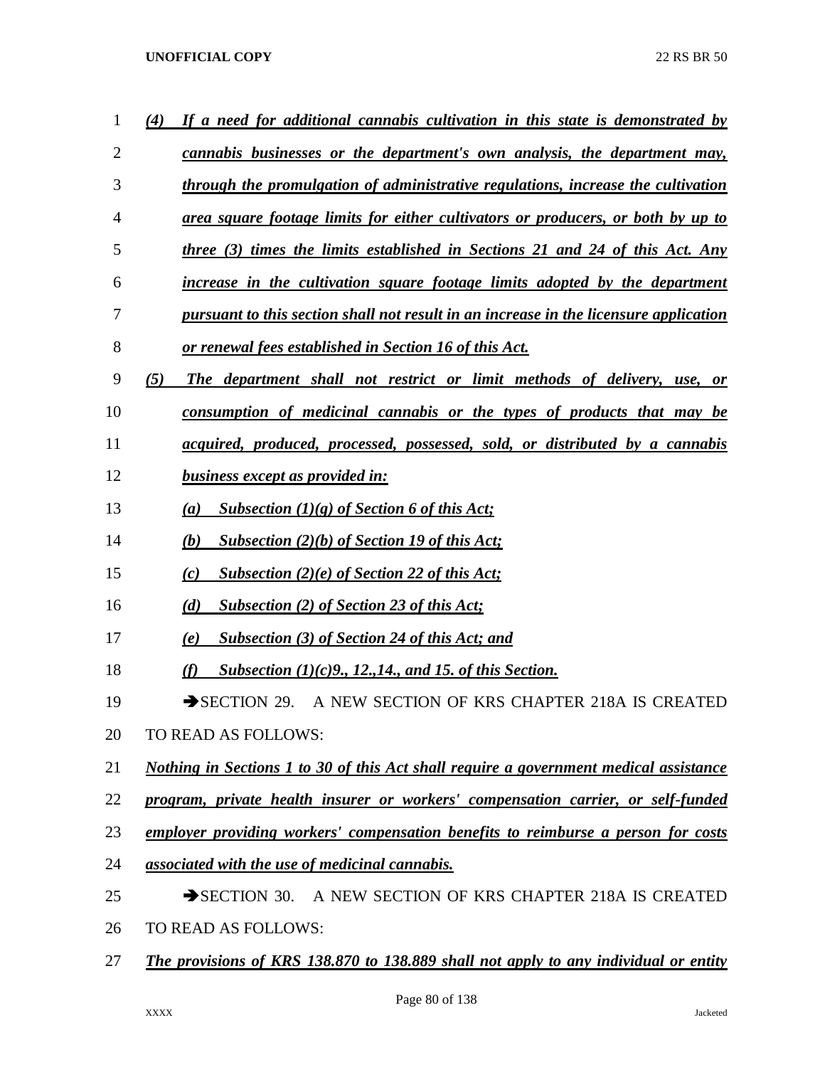*(4) If a need for additional cannabis cultivation in this state is demonstrated by cannabis businesses or the department's own analysis, the department may, through the promulgation of administrative regulations, increase the cultivation area square footage limits for either cultivators or producers, or both by up to three (3) times the limits established in Sections 21 and 24 of this Act. Any increase in the cultivation square footage limits adopted by the department pursuant to this section shall not result in an increase in the licensure application or renewal fees established in Section 16 of this Act.*

*(5) The department shall not restrict or limit methods of delivery, use, or consumption of medicinal cannabis or the types of products that may be acquired, produced, processed, possessed, sold, or distributed by a cannabis business except as provided in:*

*(a) Subsection (1)(g) of Section 6 of this Act;*

*(b) Subsection (2)(b) of Section 19 of this Act;*

*(c) Subsection (2)(e) of Section 22 of this Act;*

*(d) Subsection (2) of Section 23 of this Act;*

*(e) Subsection (3) of Section 24 of this Act; and*

*(f) Subsection (1)(c)9., 12.,14., and 15. of this Section.*

➔SECTION 29. A NEW SECTION OF KRS CHAPTER 218A IS CREATED TO READ AS FOLLOWS:

*Nothing in Sections 1 to 30 of this Act shall require a government medical assistance program, private health insurer or workers' compensation carrier, or self-funded employer providing workers' compensation benefits to reimburse a person for costs associated with the use of medicinal cannabis.*

➔SECTION 30. A NEW SECTION OF KRS CHAPTER 218A IS CREATED TO READ AS FOLLOWS:

*The provisions of KRS 138.870 to 138.889 shall not apply to any individual or entity*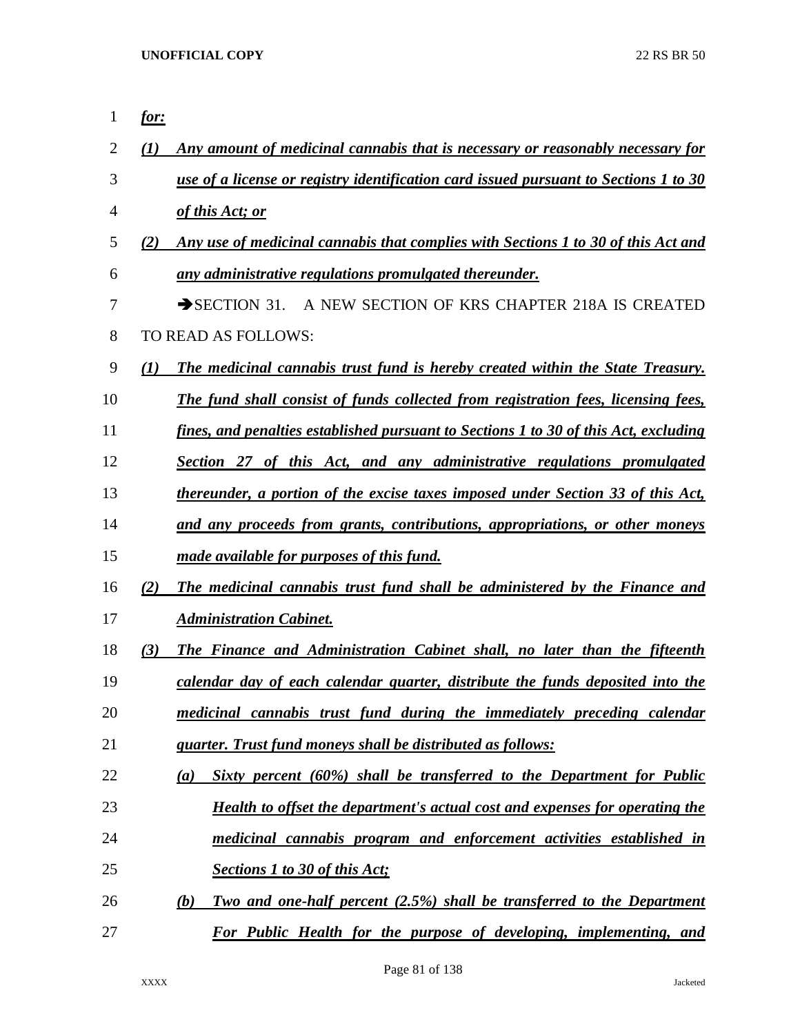***for:***

***(1) Any amount of medicinal cannabis that is necessary or reasonably necessary for use of a license or registry identification card issued pursuant to Sections 1 to 30 of this Act; or***

***(2) Any use of medicinal cannabis that complies with Sections 1 to 30 of this Act and any administrative regulations promulgated thereunder.***

➔SECTION 31. A NEW SECTION OF KRS CHAPTER 218A IS CREATED TO READ AS FOLLOWS:

***(1) The medicinal cannabis trust fund is hereby created within the State Treasury. The fund shall consist of funds collected from registration fees, licensing fees, fines, and penalties established pursuant to Sections 1 to 30 of this Act, excluding Section 27 of this Act, and any administrative regulations promulgated thereunder, a portion of the excise taxes imposed under Section 33 of this Act, and any proceeds from grants, contributions, appropriations, or other moneys made available for purposes of this fund.***

***(2) The medicinal cannabis trust fund shall be administered by the Finance and Administration Cabinet.***

***(3) The Finance and Administration Cabinet shall, no later than the fifteenth calendar day of each calendar quarter, distribute the funds deposited into the medicinal cannabis trust fund during the immediately preceding calendar quarter. Trust fund moneys shall be distributed as follows:***

***(a) Sixty percent (60%) shall be transferred to the Department for Public Health to offset the department's actual cost and expenses for operating the medicinal cannabis program and enforcement activities established in Sections 1 to 30 of this Act;***

***(b) Two and one-half percent (2.5%) shall be transferred to the Department For Public Health for the purpose of developing, implementing, and***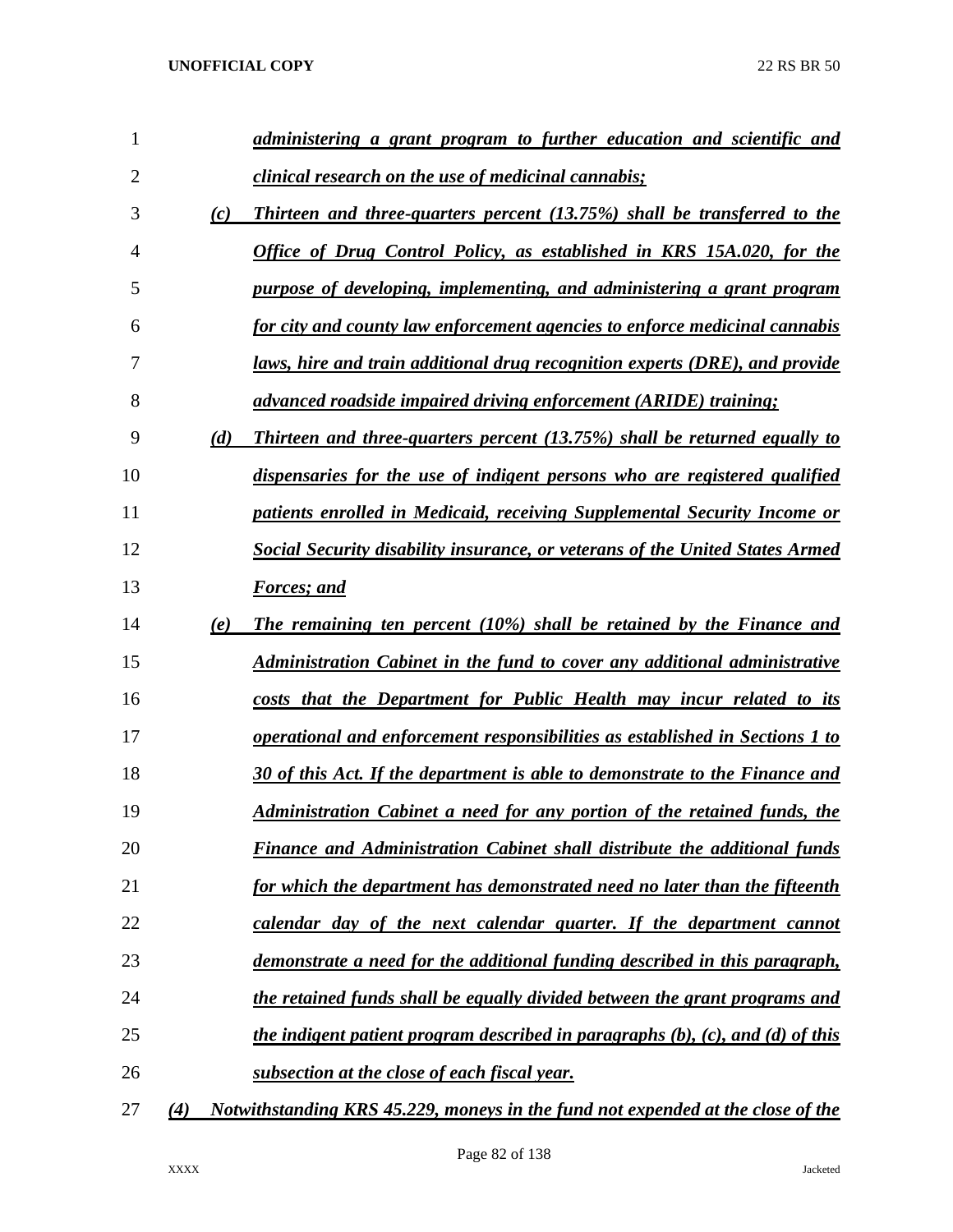*administering a grant program to further education and scientific and clinical research on the use of medicinal cannabis;*

*(c) Thirteen and three-quarters percent (13.75%) shall be transferred to the Office of Drug Control Policy, as established in KRS 15A.020, for the purpose of developing, implementing, and administering a grant program for city and county law enforcement agencies to enforce medicinal cannabis laws, hire and train additional drug recognition experts (DRE), and provide advanced roadside impaired driving enforcement (ARIDE) training;*

*(d) Thirteen and three-quarters percent (13.75%) shall be returned equally to dispensaries for the use of indigent persons who are registered qualified patients enrolled in Medicaid, receiving Supplemental Security Income or Social Security disability insurance, or veterans of the United States Armed Forces; and*

*(e) The remaining ten percent (10%) shall be retained by the Finance and Administration Cabinet in the fund to cover any additional administrative costs that the Department for Public Health may incur related to its operational and enforcement responsibilities as established in Sections 1 to 30 of this Act. If the department is able to demonstrate to the Finance and Administration Cabinet a need for any portion of the retained funds, the Finance and Administration Cabinet shall distribute the additional funds for which the department has demonstrated need no later than the fifteenth calendar day of the next calendar quarter. If the department cannot demonstrate a need for the additional funding described in this paragraph, the retained funds shall be equally divided between the grant programs and the indigent patient program described in paragraphs (b), (c), and (d) of this subsection at the close of each fiscal year.*

*(4) Notwithstanding KRS 45.229, moneys in the fund not expended at the close of the*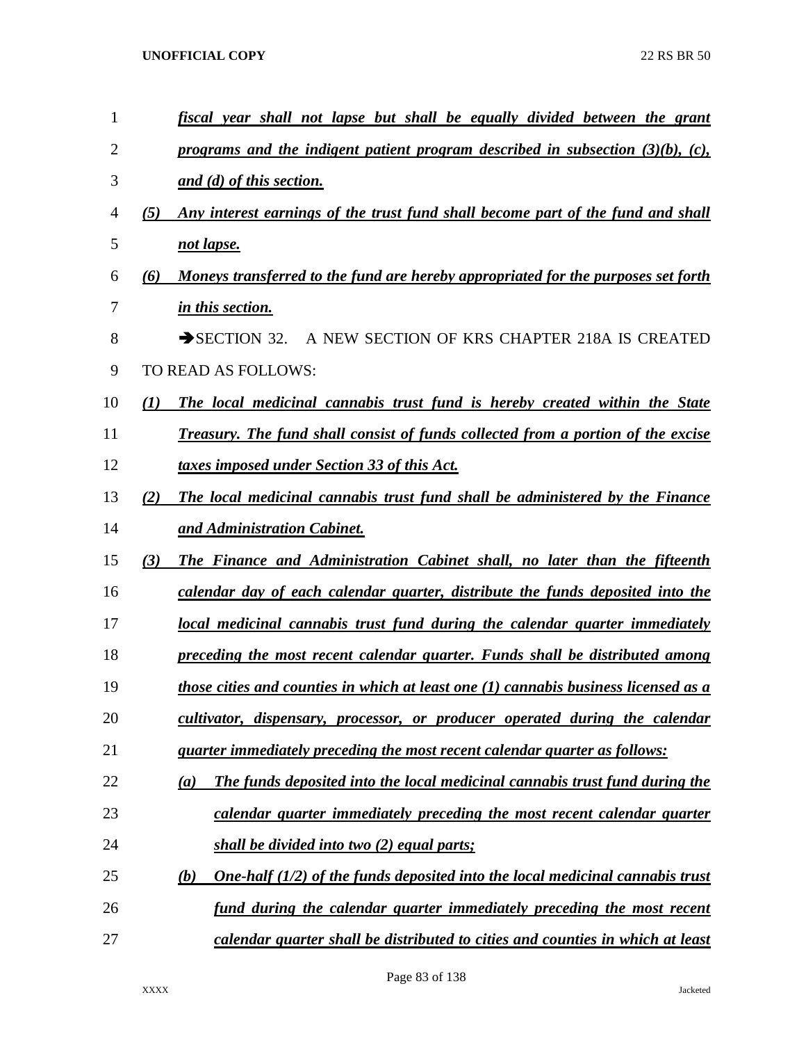*fiscal year shall not lapse but shall be equally divided between the grant programs and the indigent patient program described in subsection (3)(b), (c), and (d) of this section.*

*(5) Any interest earnings of the trust fund shall become part of the fund and shall not lapse.*

*(6) Moneys transferred to the fund are hereby appropriated for the purposes set forth in this section.*

➔SECTION 32. A NEW SECTION OF KRS CHAPTER 218A IS CREATED TO READ AS FOLLOWS:

*(1) The local medicinal cannabis trust fund is hereby created within the State Treasury. The fund shall consist of funds collected from a portion of the excise taxes imposed under Section 33 of this Act.*

*(2) The local medicinal cannabis trust fund shall be administered by the Finance and Administration Cabinet.*

*(3) The Finance and Administration Cabinet shall, no later than the fifteenth calendar day of each calendar quarter, distribute the funds deposited into the local medicinal cannabis trust fund during the calendar quarter immediately preceding the most recent calendar quarter. Funds shall be distributed among those cities and counties in which at least one (1) cannabis business licensed as a cultivator, dispensary, processor, or producer operated during the calendar quarter immediately preceding the most recent calendar quarter as follows:*

*(a) The funds deposited into the local medicinal cannabis trust fund during the calendar quarter immediately preceding the most recent calendar quarter shall be divided into two (2) equal parts;*

*(b) One-half (1/2) of the funds deposited into the local medicinal cannabis trust fund during the calendar quarter immediately preceding the most recent calendar quarter shall be distributed to cities and counties in which at least*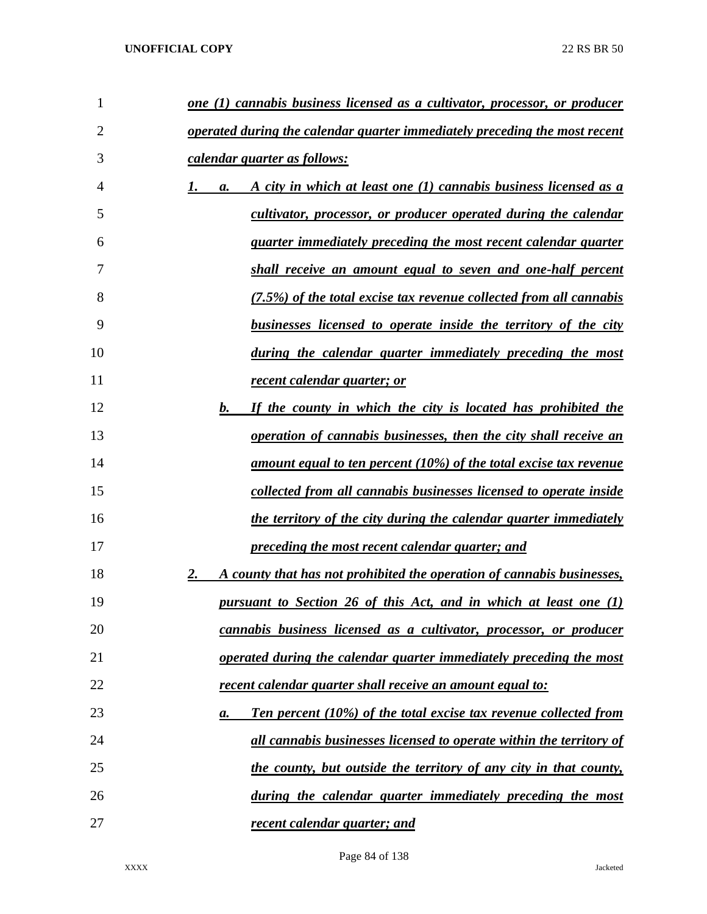*one (1) cannabis business licensed as a cultivator, processor, or producer operated during the calendar quarter immediately preceding the most recent calendar quarter as follows:*

*1. a. A city in which at least one (1) cannabis business licensed as a cultivator, processor, or producer operated during the calendar quarter immediately preceding the most recent calendar quarter shall receive an amount equal to seven and one-half percent (7.5%) of the total excise tax revenue collected from all cannabis businesses licensed to operate inside the territory of the city during the calendar quarter immediately preceding the most recent calendar quarter; or*

*b. If the county in which the city is located has prohibited the operation of cannabis businesses, then the city shall receive an amount equal to ten percent (10%) of the total excise tax revenue collected from all cannabis businesses licensed to operate inside the territory of the city during the calendar quarter immediately preceding the most recent calendar quarter; and*

*2. A county that has not prohibited the operation of cannabis businesses, pursuant to Section 26 of this Act, and in which at least one (1) cannabis business licensed as a cultivator, processor, or producer operated during the calendar quarter immediately preceding the most recent calendar quarter shall receive an amount equal to:*

*a. Ten percent (10%) of the total excise tax revenue collected from all cannabis businesses licensed to operate within the territory of the county, but outside the territory of any city in that county, during the calendar quarter immediately preceding the most recent calendar quarter; and*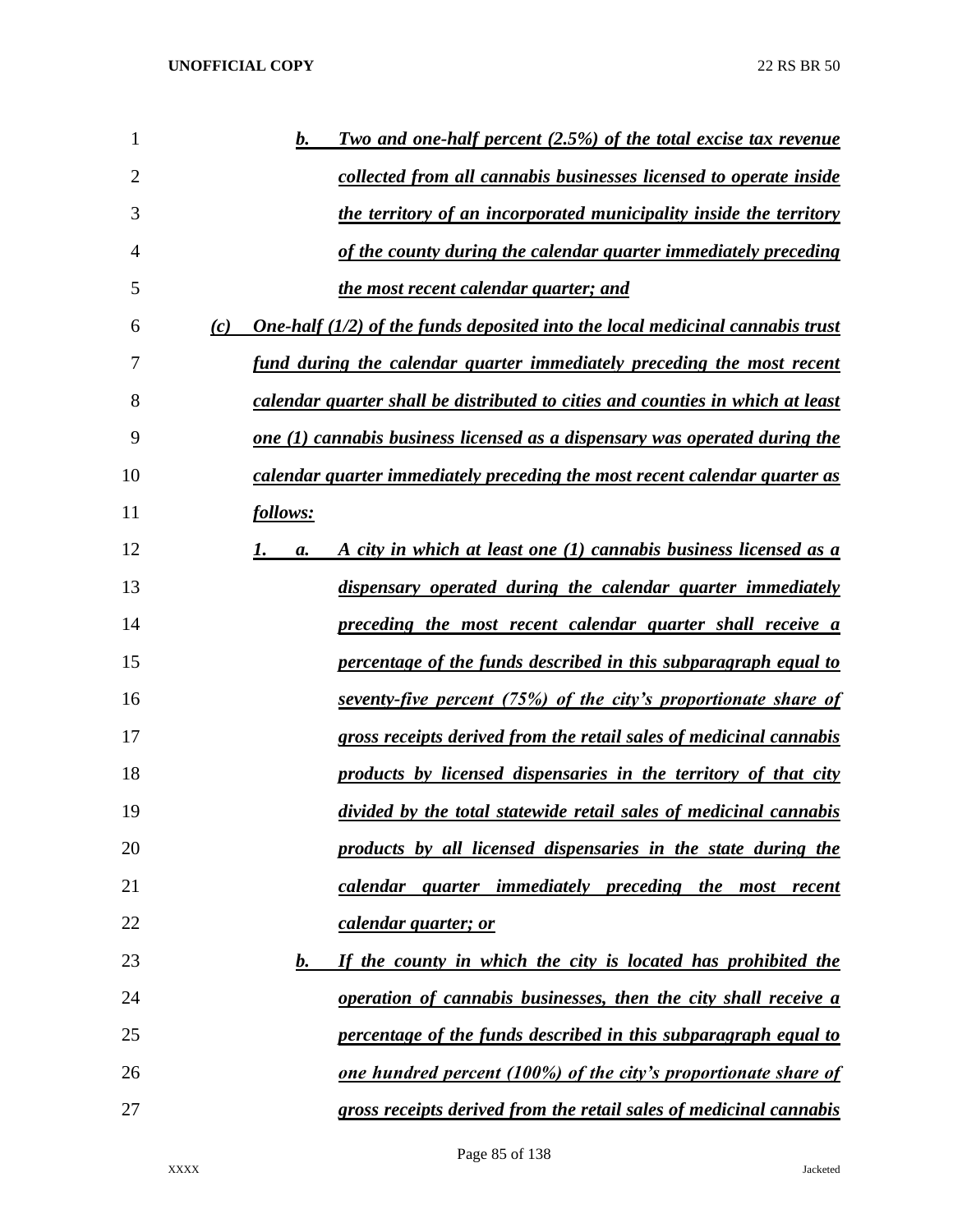*b. Two and one-half percent (2.5%) of the total excise tax revenue collected from all cannabis businesses licensed to operate inside the territory of an incorporated municipality inside the territory of the county during the calendar quarter immediately preceding the most recent calendar quarter; and*

*(c) One-half (1/2) of the funds deposited into the local medicinal cannabis trust fund during the calendar quarter immediately preceding the most recent calendar quarter shall be distributed to cities and counties in which at least one (1) cannabis business licensed as a dispensary was operated during the calendar quarter immediately preceding the most recent calendar quarter as follows:*

*1. a. A city in which at least one (1) cannabis business licensed as a dispensary operated during the calendar quarter immediately preceding the most recent calendar quarter shall receive a percentage of the funds described in this subparagraph equal to seventy-five percent (75%) of the city's proportionate share of gross receipts derived from the retail sales of medicinal cannabis products by licensed dispensaries in the territory of that city divided by the total statewide retail sales of medicinal cannabis products by all licensed dispensaries in the state during the calendar quarter immediately preceding the most recent calendar quarter; or*

*b. If the county in which the city is located has prohibited the operation of cannabis businesses, then the city shall receive a percentage of the funds described in this subparagraph equal to one hundred percent (100%) of the city's proportionate share of gross receipts derived from the retail sales of medicinal cannabis*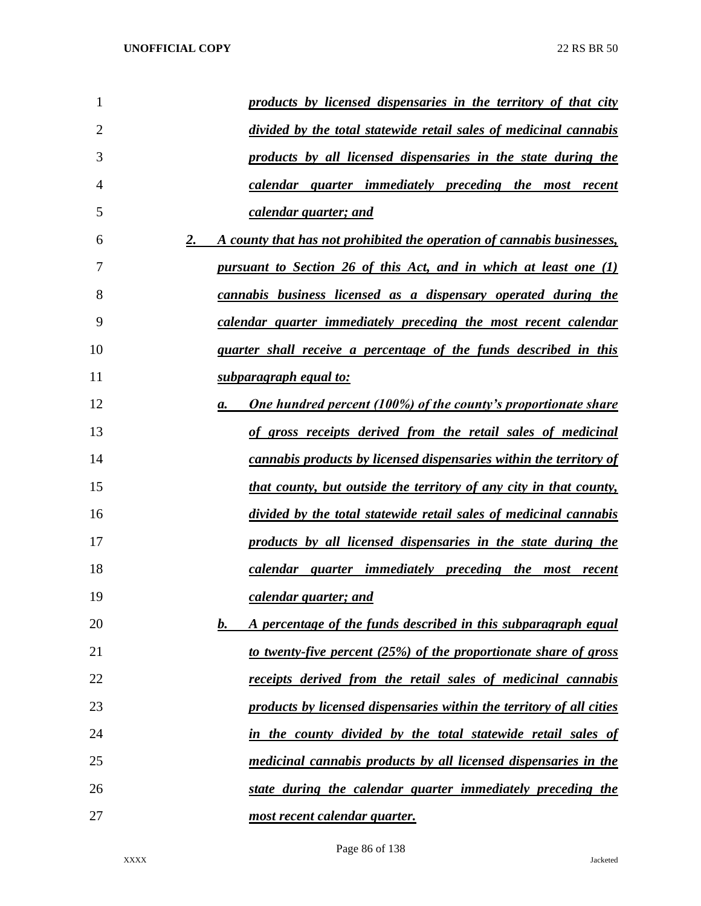***products by licensed dispensaries in the territory of that city divided by the total statewide retail sales of medicinal cannabis products by all licensed dispensaries in the state during the calendar quarter immediately preceding the most recent calendar quarter; and***

***2. A county that has not prohibited the operation of cannabis businesses, pursuant to Section 26 of this Act, and in which at least one (1) cannabis business licensed as a dispensary operated during the calendar quarter immediately preceding the most recent calendar quarter shall receive a percentage of the funds described in this subparagraph equal to:***

***a. One hundred percent (100%) of the county's proportionate share of gross receipts derived from the retail sales of medicinal cannabis products by licensed dispensaries within the territory of that county, but outside the territory of any city in that county, divided by the total statewide retail sales of medicinal cannabis products by all licensed dispensaries in the state during the calendar quarter immediately preceding the most recent calendar quarter; and***

***b. A percentage of the funds described in this subparagraph equal to twenty-five percent (25%) of the proportionate share of gross receipts derived from the retail sales of medicinal cannabis products by licensed dispensaries within the territory of all cities in the county divided by the total statewide retail sales of medicinal cannabis products by all licensed dispensaries in the state during the calendar quarter immediately preceding the most recent calendar quarter.***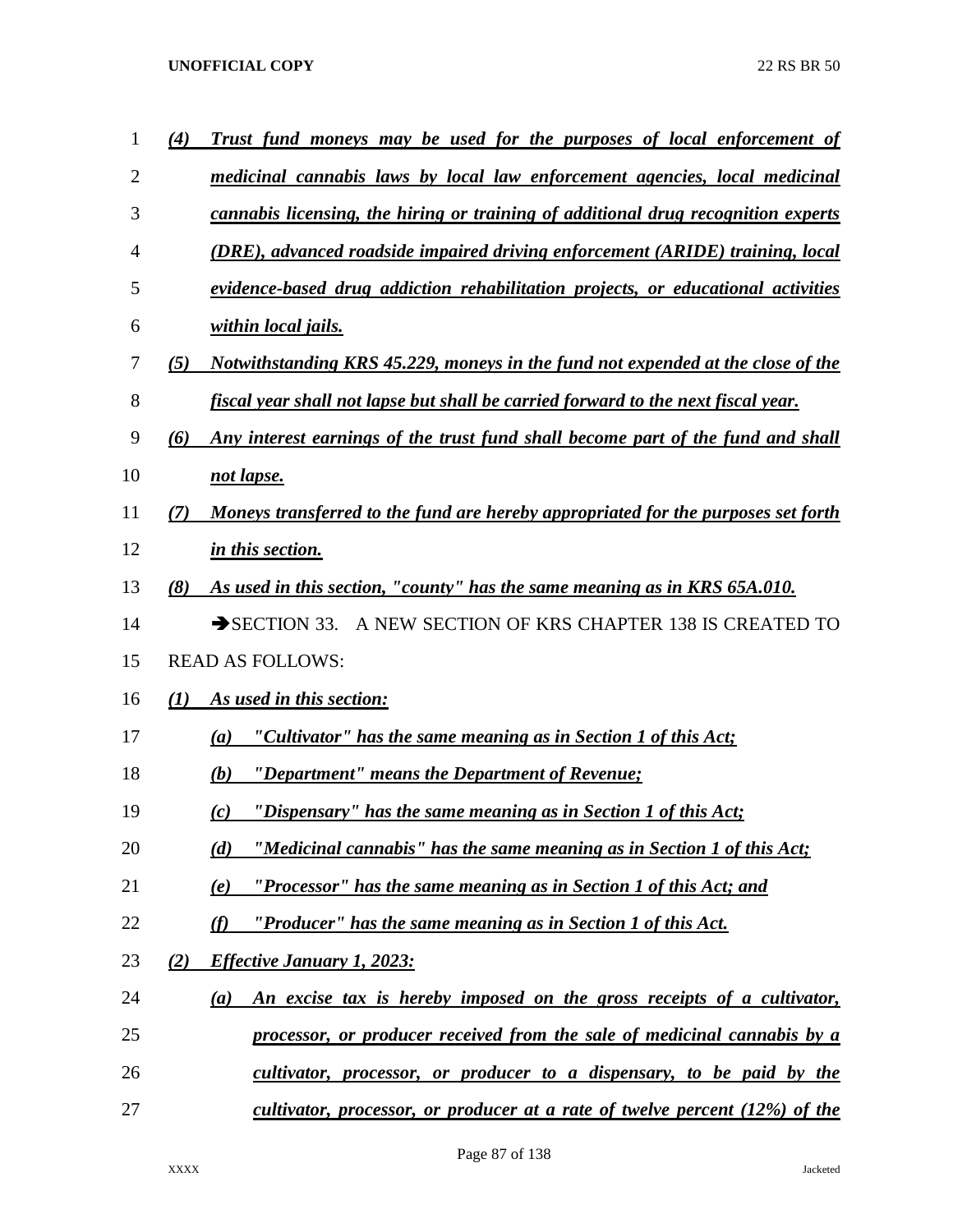*(4) Trust fund moneys may be used for the purposes of local enforcement of medicinal cannabis laws by local law enforcement agencies, local medicinal cannabis licensing, the hiring or training of additional drug recognition experts (DRE), advanced roadside impaired driving enforcement (ARIDE) training, local evidence-based drug addiction rehabilitation projects, or educational activities within local jails.*

*(5) Notwithstanding KRS 45.229, moneys in the fund not expended at the close of the fiscal year shall not lapse but shall be carried forward to the next fiscal year.*

*(6) Any interest earnings of the trust fund shall become part of the fund and shall not lapse.*

*(7) Moneys transferred to the fund are hereby appropriated for the purposes set forth in this section.*

*(8) As used in this section, "county" has the same meaning as in KRS 65A.010.*

➔SECTION 33. A NEW SECTION OF KRS CHAPTER 138 IS CREATED TO READ AS FOLLOWS:

*(1) As used in this section:*

*(a) "Cultivator" has the same meaning as in Section 1 of this Act;*

*(b) "Department" means the Department of Revenue;*

*(c) "Dispensary" has the same meaning as in Section 1 of this Act;*

*(d) "Medicinal cannabis" has the same meaning as in Section 1 of this Act;*

*(e) "Processor" has the same meaning as in Section 1 of this Act; and*

*(f) "Producer" has the same meaning as in Section 1 of this Act.*

*(2) Effective January 1, 2023:*

*(a) An excise tax is hereby imposed on the gross receipts of a cultivator, processor, or producer received from the sale of medicinal cannabis by a cultivator, processor, or producer to a dispensary, to be paid by the cultivator, processor, or producer at a rate of twelve percent (12%) of the*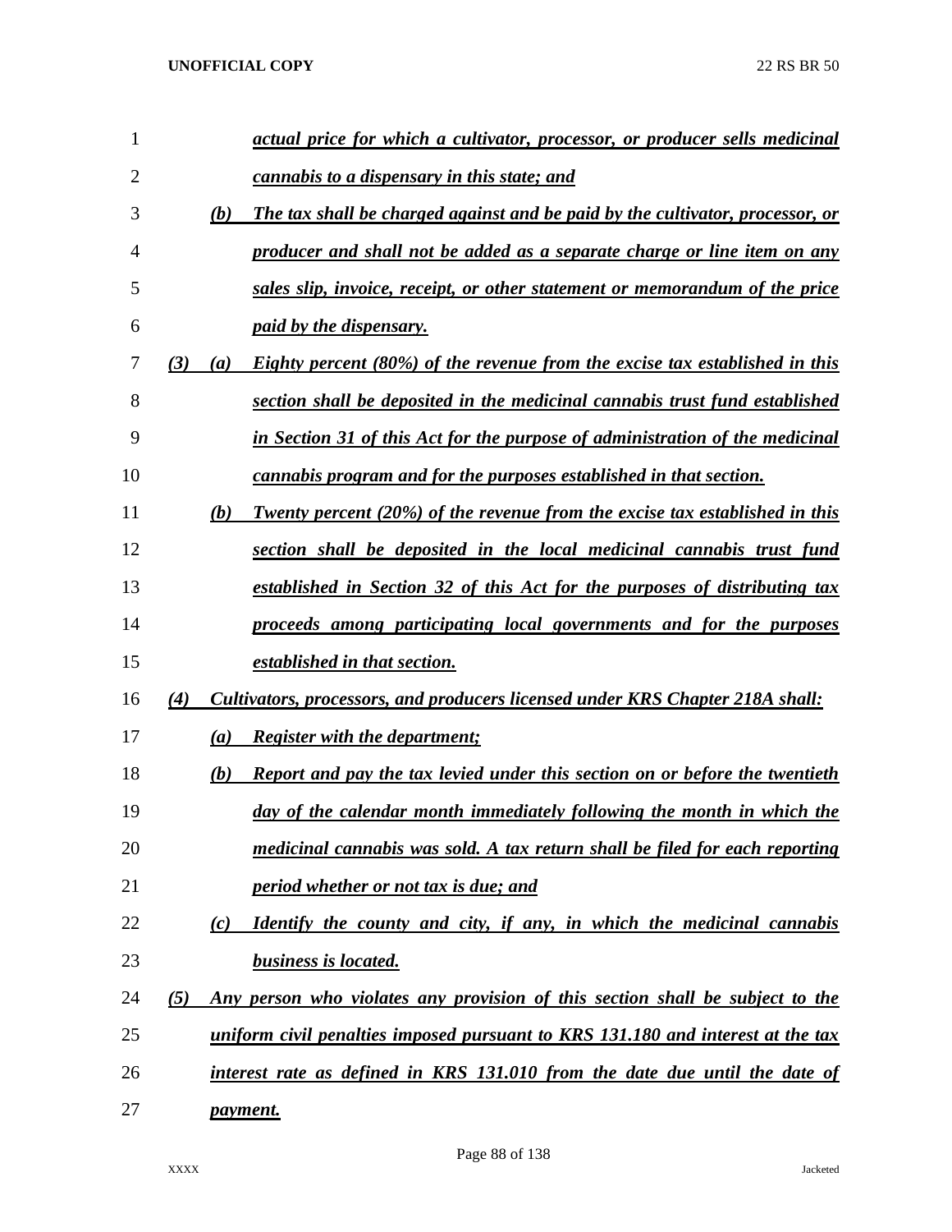*actual price for which a cultivator, processor, or producer sells medicinal cannabis to a dispensary in this state; and*

*(b) The tax shall be charged against and be paid by the cultivator, processor, or producer and shall not be added as a separate charge or line item on any sales slip, invoice, receipt, or other statement or memorandum of the price paid by the dispensary.*

*(3) (a) Eighty percent (80%) of the revenue from the excise tax established in this section shall be deposited in the medicinal cannabis trust fund established in Section 31 of this Act for the purpose of administration of the medicinal cannabis program and for the purposes established in that section.*

*(b) Twenty percent (20%) of the revenue from the excise tax established in this section shall be deposited in the local medicinal cannabis trust fund established in Section 32 of this Act for the purposes of distributing tax proceeds among participating local governments and for the purposes established in that section.*

*(4) Cultivators, processors, and producers licensed under KRS Chapter 218A shall:*

*(a) Register with the department;*

*(b) Report and pay the tax levied under this section on or before the twentieth day of the calendar month immediately following the month in which the medicinal cannabis was sold. A tax return shall be filed for each reporting period whether or not tax is due; and*

*(c) Identify the county and city, if any, in which the medicinal cannabis business is located.*

*(5) Any person who violates any provision of this section shall be subject to the uniform civil penalties imposed pursuant to KRS 131.180 and interest at the tax interest rate as defined in KRS 131.010 from the date due until the date of payment.*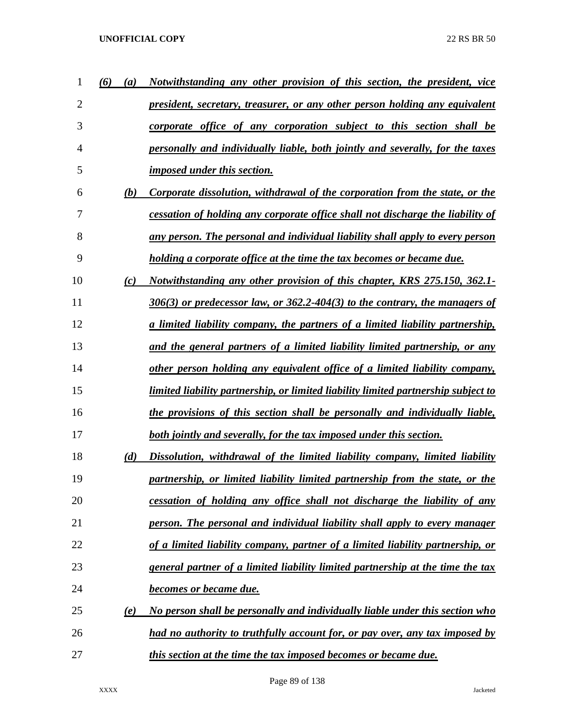*(6) (a) Notwithstanding any other provision of this section, the president, vice president, secretary, treasurer, or any other person holding any equivalent corporate office of any corporation subject to this section shall be personally and individually liable, both jointly and severally, for the taxes imposed under this section.*

*(b) Corporate dissolution, withdrawal of the corporation from the state, or the cessation of holding any corporate office shall not discharge the liability of any person. The personal and individual liability shall apply to every person holding a corporate office at the time the tax becomes or became due.*

*(c) Notwithstanding any other provision of this chapter, KRS 275.150, 362.1-306(3) or predecessor law, or 362.2-404(3) to the contrary, the managers of a limited liability company, the partners of a limited liability partnership, and the general partners of a limited liability limited partnership, or any other person holding any equivalent office of a limited liability company, limited liability partnership, or limited liability limited partnership subject to the provisions of this section shall be personally and individually liable, both jointly and severally, for the tax imposed under this section.*

*(d) Dissolution, withdrawal of the limited liability company, limited liability partnership, or limited liability limited partnership from the state, or the cessation of holding any office shall not discharge the liability of any person. The personal and individual liability shall apply to every manager of a limited liability company, partner of a limited liability partnership, or general partner of a limited liability limited partnership at the time the tax becomes or became due.*

*(e) No person shall be personally and individually liable under this section who had no authority to truthfully account for, or pay over, any tax imposed by this section at the time the tax imposed becomes or became due.*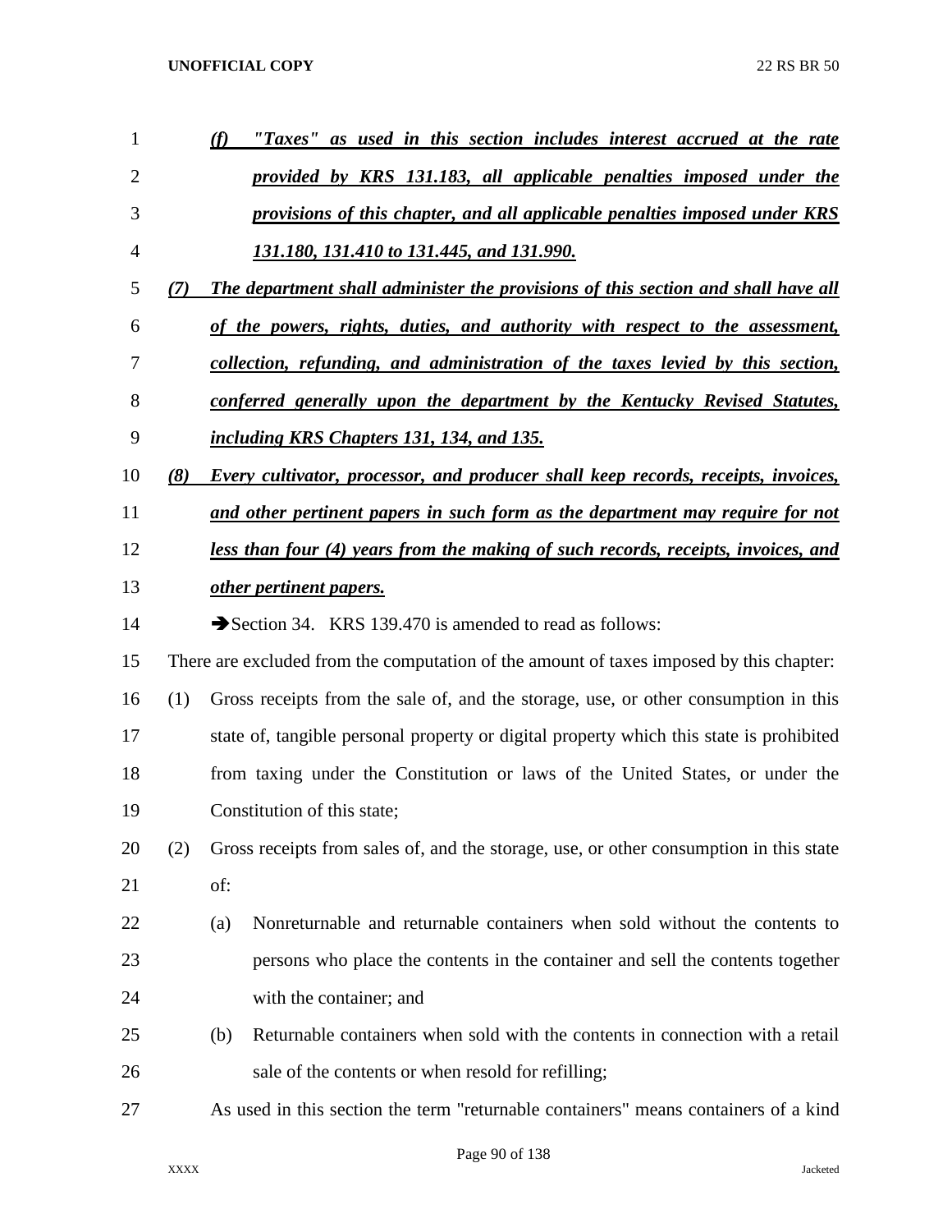*(f) "Taxes" as used in this section includes interest accrued at the rate provided by KRS 131.183, all applicable penalties imposed under the provisions of this chapter, and all applicable penalties imposed under KRS 131.180, 131.410 to 131.445, and 131.990.*

*(7) The department shall administer the provisions of this section and shall have all of the powers, rights, duties, and authority with respect to the assessment, collection, refunding, and administration of the taxes levied by this section, conferred generally upon the department by the Kentucky Revised Statutes, including KRS Chapters 131, 134, and 135.*

*(8) Every cultivator, processor, and producer shall keep records, receipts, invoices, and other pertinent papers in such form as the department may require for not less than four (4) years from the making of such records, receipts, invoices, and other pertinent papers.*

➔Section 34. KRS 139.470 is amended to read as follows:

There are excluded from the computation of the amount of taxes imposed by this chapter:

(1) Gross receipts from the sale of, and the storage, use, or other consumption in this state of, tangible personal property or digital property which this state is prohibited from taxing under the Constitution or laws of the United States, or under the Constitution of this state;

(2) Gross receipts from sales of, and the storage, use, or other consumption in this state of:

(a) Nonreturnable and returnable containers when sold without the contents to persons who place the contents in the container and sell the contents together with the container; and

(b) Returnable containers when sold with the contents in connection with a retail sale of the contents or when resold for refilling;

As used in this section the term "returnable containers" means containers of a kind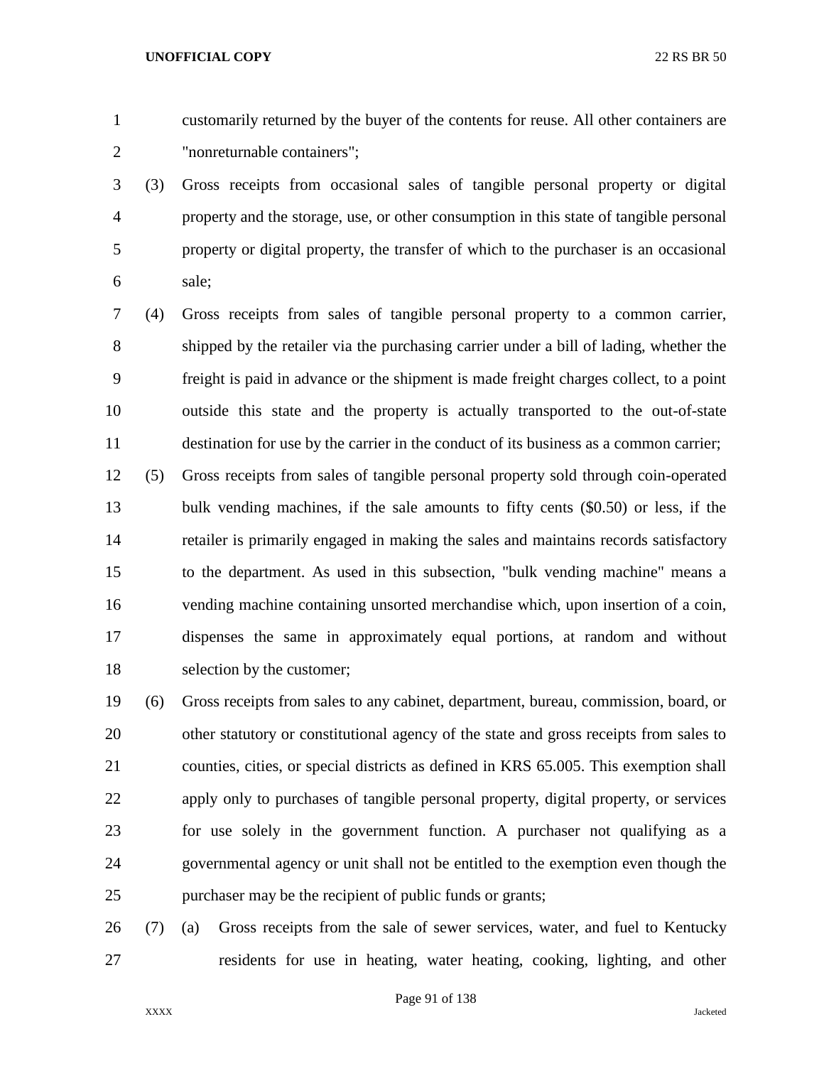customarily returned by the buyer of the contents for reuse. All other containers are "nonreturnable containers";

(3) Gross receipts from occasional sales of tangible personal property or digital property and the storage, use, or other consumption in this state of tangible personal property or digital property, the transfer of which to the purchaser is an occasional sale;

(4) Gross receipts from sales of tangible personal property to a common carrier, shipped by the retailer via the purchasing carrier under a bill of lading, whether the freight is paid in advance or the shipment is made freight charges collect, to a point outside this state and the property is actually transported to the out-of-state destination for use by the carrier in the conduct of its business as a common carrier;

(5) Gross receipts from sales of tangible personal property sold through coin-operated bulk vending machines, if the sale amounts to fifty cents ($0.50) or less, if the retailer is primarily engaged in making the sales and maintains records satisfactory to the department. As used in this subsection, "bulk vending machine" means a vending machine containing unsorted merchandise which, upon insertion of a coin, dispenses the same in approximately equal portions, at random and without selection by the customer;

(6) Gross receipts from sales to any cabinet, department, bureau, commission, board, or other statutory or constitutional agency of the state and gross receipts from sales to counties, cities, or special districts as defined in KRS 65.005. This exemption shall apply only to purchases of tangible personal property, digital property, or services for use solely in the government function. A purchaser not qualifying as a governmental agency or unit shall not be entitled to the exemption even though the purchaser may be the recipient of public funds or grants;

(7) (a) Gross receipts from the sale of sewer services, water, and fuel to Kentucky residents for use in heating, water heating, cooking, lighting, and other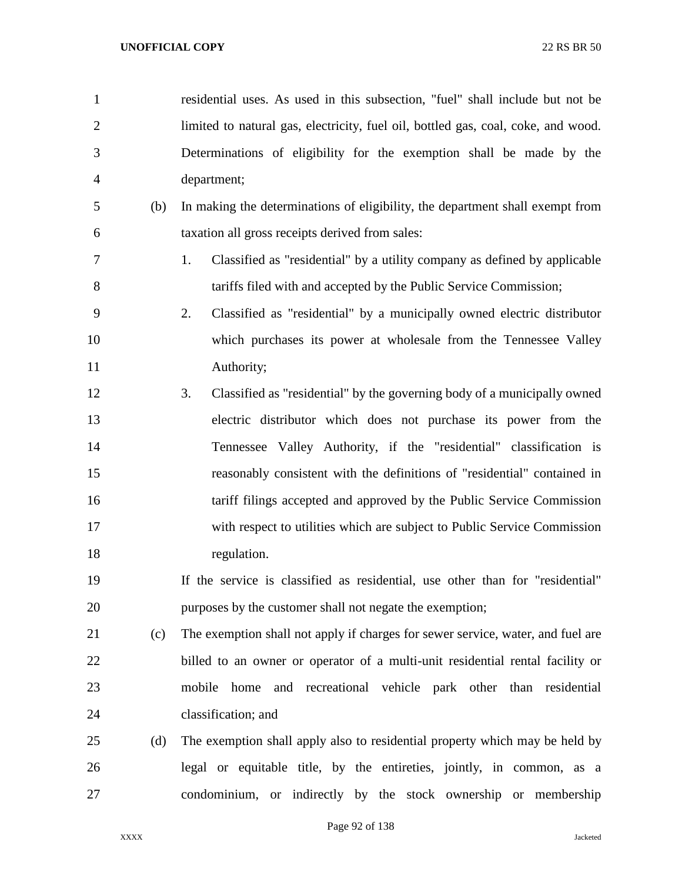residential uses. As used in this subsection, "fuel" shall include but not be limited to natural gas, electricity, fuel oil, bottled gas, coal, coke, and wood. Determinations of eligibility for the exemption shall be made by the department;

(b) In making the determinations of eligibility, the department shall exempt from taxation all gross receipts derived from sales:

1. Classified as "residential" by a utility company as defined by applicable tariffs filed with and accepted by the Public Service Commission;
2. Classified as "residential" by a municipally owned electric distributor which purchases its power at wholesale from the Tennessee Valley Authority;
3. Classified as "residential" by the governing body of a municipally owned electric distributor which does not purchase its power from the Tennessee Valley Authority, if the "residential" classification is reasonably consistent with the definitions of "residential" contained in tariff filings accepted and approved by the Public Service Commission with respect to utilities which are subject to Public Service Commission regulation.

If the service is classified as residential, use other than for "residential" purposes by the customer shall not negate the exemption;

(c) The exemption shall not apply if charges for sewer service, water, and fuel are billed to an owner or operator of a multi-unit residential rental facility or mobile home and recreational vehicle park other than residential classification; and

(d) The exemption shall apply also to residential property which may be held by legal or equitable title, by the entireties, jointly, in common, as a condominium, or indirectly by the stock ownership or membership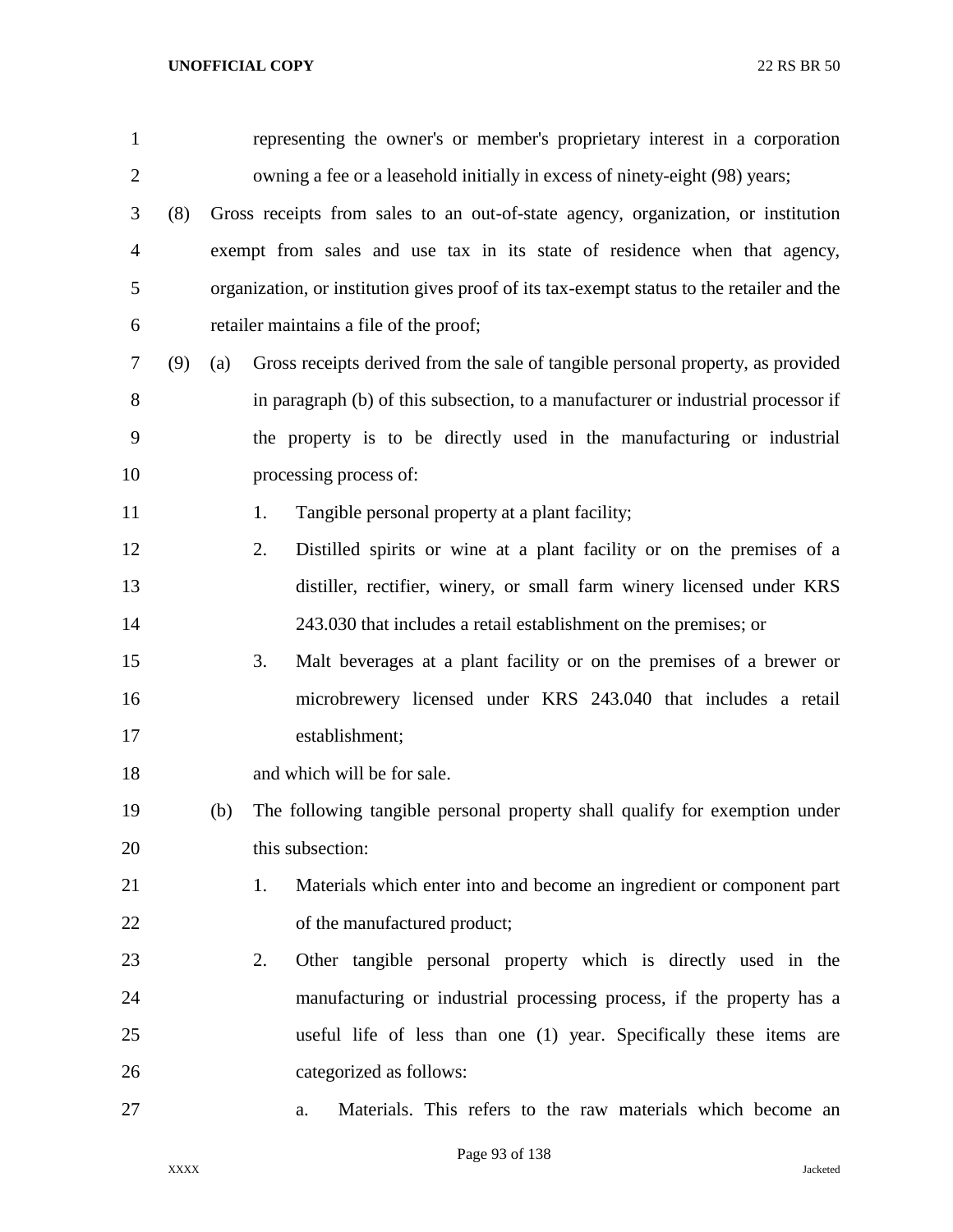representing the owner's or member's proprietary interest in a corporation owning a fee or a leasehold initially in excess of ninety-eight (98) years;

(8) Gross receipts from sales to an out-of-state agency, organization, or institution exempt from sales and use tax in its state of residence when that agency, organization, or institution gives proof of its tax-exempt status to the retailer and the retailer maintains a file of the proof;

(9) (a) Gross receipts derived from the sale of tangible personal property, as provided in paragraph (b) of this subsection, to a manufacturer or industrial processor if the property is to be directly used in the manufacturing or industrial processing process of:

1. Tangible personal property at a plant facility;
2. Distilled spirits or wine at a plant facility or on the premises of a distiller, rectifier, winery, or small farm winery licensed under KRS 243.030 that includes a retail establishment on the premises; or
3. Malt beverages at a plant facility or on the premises of a brewer or microbrewery licensed under KRS 243.040 that includes a retail establishment;

and which will be for sale.

(b) The following tangible personal property shall qualify for exemption under this subsection:

1. Materials which enter into and become an ingredient or component part of the manufactured product;
2. Other tangible personal property which is directly used in the manufacturing or industrial processing process, if the property has a useful life of less than one (1) year. Specifically these items are categorized as follows:

a. Materials. This refers to the raw materials which become an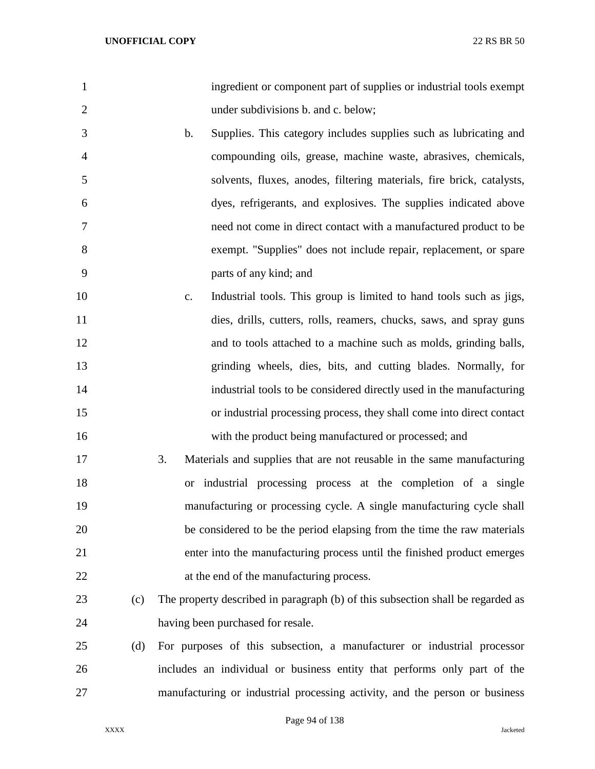ingredient or component part of supplies or industrial tools exempt under subdivisions b. and c. below;

b. Supplies. This category includes supplies such as lubricating and compounding oils, grease, machine waste, abrasives, chemicals, solvents, fluxes, anodes, filtering materials, fire brick, catalysts, dyes, refrigerants, and explosives. The supplies indicated above need not come in direct contact with a manufactured product to be exempt. "Supplies" does not include repair, replacement, or spare parts of any kind; and

c. Industrial tools. This group is limited to hand tools such as jigs, dies, drills, cutters, rolls, reamers, chucks, saws, and spray guns and to tools attached to a machine such as molds, grinding balls, grinding wheels, dies, bits, and cutting blades. Normally, for industrial tools to be considered directly used in the manufacturing or industrial processing process, they shall come into direct contact with the product being manufactured or processed; and

3. Materials and supplies that are not reusable in the same manufacturing or industrial processing process at the completion of a single manufacturing or processing cycle. A single manufacturing cycle shall be considered to be the period elapsing from the time the raw materials enter into the manufacturing process until the finished product emerges at the end of the manufacturing process.

(c) The property described in paragraph (b) of this subsection shall be regarded as having been purchased for resale.

(d) For purposes of this subsection, a manufacturer or industrial processor includes an individual or business entity that performs only part of the manufacturing or industrial processing activity, and the person or business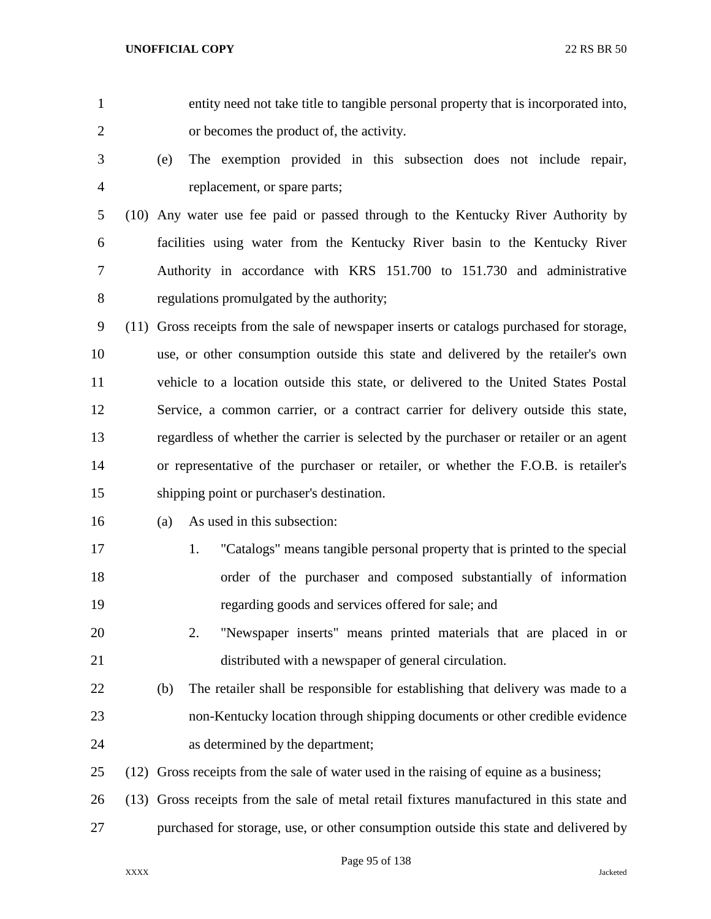entity need not take title to tangible personal property that is incorporated into, or becomes the product of, the activity.

(e) The exemption provided in this subsection does not include repair, replacement, or spare parts;

(10) Any water use fee paid or passed through to the Kentucky River Authority by facilities using water from the Kentucky River basin to the Kentucky River Authority in accordance with KRS 151.700 to 151.730 and administrative regulations promulgated by the authority;

(11) Gross receipts from the sale of newspaper inserts or catalogs purchased for storage, use, or other consumption outside this state and delivered by the retailer's own vehicle to a location outside this state, or delivered to the United States Postal Service, a common carrier, or a contract carrier for delivery outside this state, regardless of whether the carrier is selected by the purchaser or retailer or an agent or representative of the purchaser or retailer, or whether the F.O.B. is retailer's shipping point or purchaser's destination.

(a) As used in this subsection:

1. "Catalogs" means tangible personal property that is printed to the special order of the purchaser and composed substantially of information regarding goods and services offered for sale; and

2. "Newspaper inserts" means printed materials that are placed in or distributed with a newspaper of general circulation.

(b) The retailer shall be responsible for establishing that delivery was made to a non-Kentucky location through shipping documents or other credible evidence as determined by the department;

(12) Gross receipts from the sale of water used in the raising of equine as a business;

(13) Gross receipts from the sale of metal retail fixtures manufactured in this state and purchased for storage, use, or other consumption outside this state and delivered by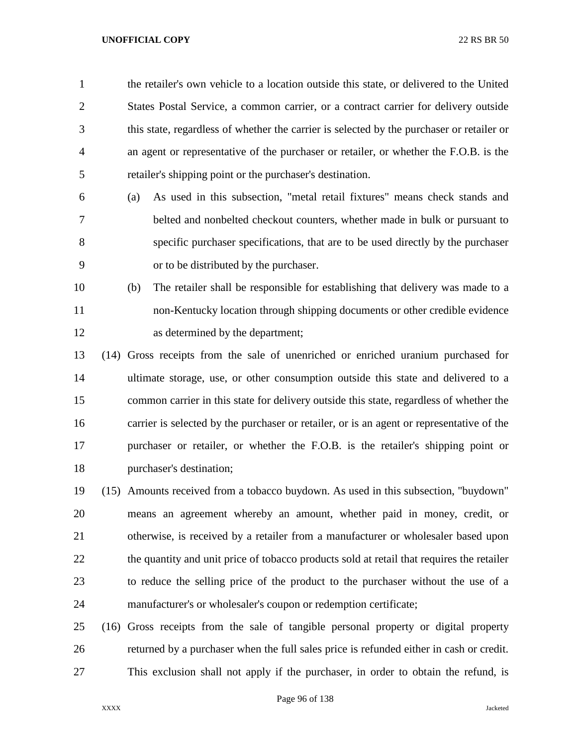the retailer's own vehicle to a location outside this state, or delivered to the United States Postal Service, a common carrier, or a contract carrier for delivery outside this state, regardless of whether the carrier is selected by the purchaser or retailer or an agent or representative of the purchaser or retailer, or whether the F.O.B. is the retailer's shipping point or the purchaser's destination.

(a) As used in this subsection, "metal retail fixtures" means check stands and belted and nonbelted checkout counters, whether made in bulk or pursuant to specific purchaser specifications, that are to be used directly by the purchaser or to be distributed by the purchaser.

(b) The retailer shall be responsible for establishing that delivery was made to a non-Kentucky location through shipping documents or other credible evidence as determined by the department;

(14) Gross receipts from the sale of unenriched or enriched uranium purchased for ultimate storage, use, or other consumption outside this state and delivered to a common carrier in this state for delivery outside this state, regardless of whether the carrier is selected by the purchaser or retailer, or is an agent or representative of the purchaser or retailer, or whether the F.O.B. is the retailer's shipping point or purchaser's destination;

(15) Amounts received from a tobacco buydown. As used in this subsection, "buydown" means an agreement whereby an amount, whether paid in money, credit, or otherwise, is received by a retailer from a manufacturer or wholesaler based upon the quantity and unit price of tobacco products sold at retail that requires the retailer to reduce the selling price of the product to the purchaser without the use of a manufacturer's or wholesaler's coupon or redemption certificate;

(16) Gross receipts from the sale of tangible personal property or digital property returned by a purchaser when the full sales price is refunded either in cash or credit. This exclusion shall not apply if the purchaser, in order to obtain the refund, is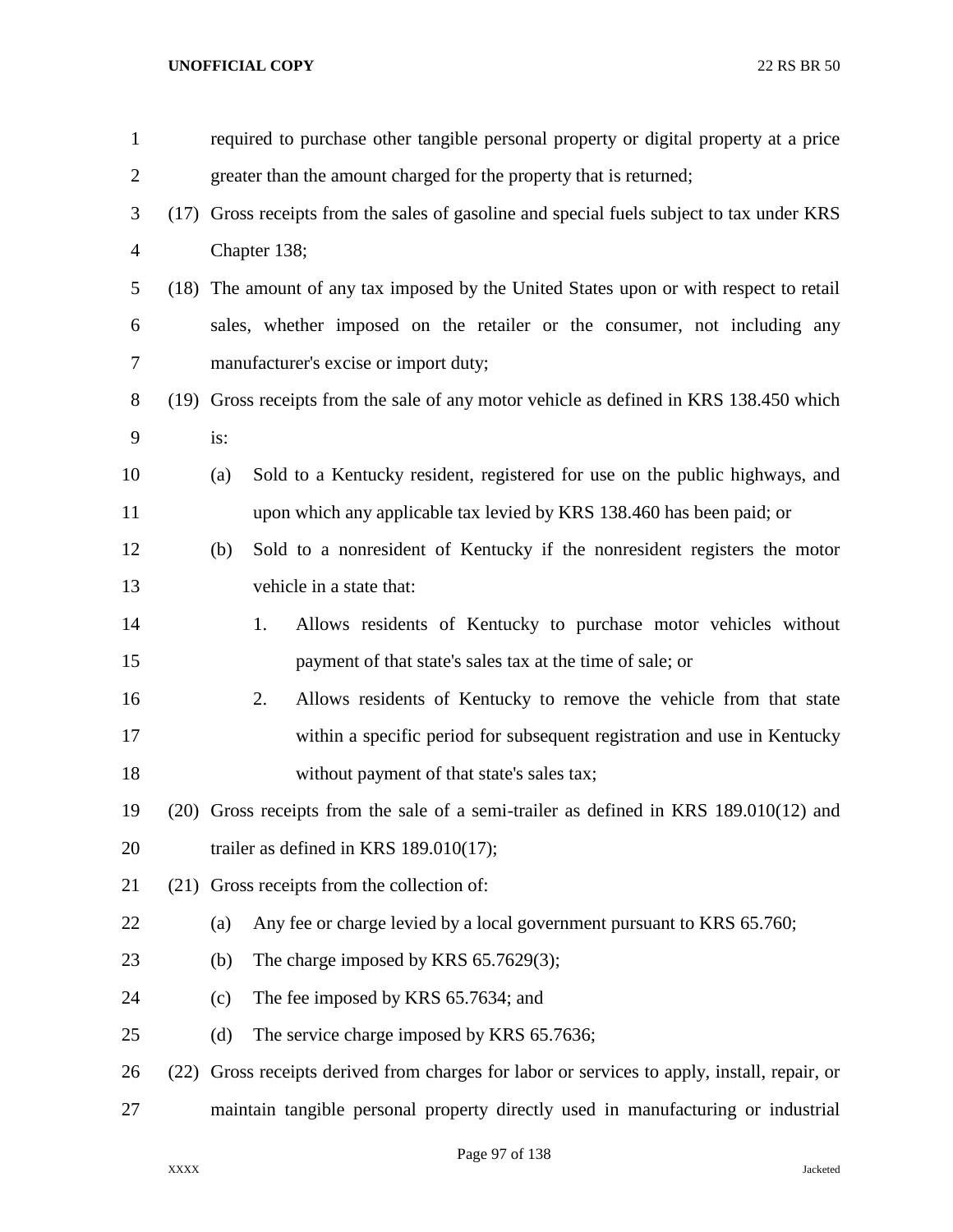required to purchase other tangible personal property or digital property at a price greater than the amount charged for the property that is returned;

(17) Gross receipts from the sales of gasoline and special fuels subject to tax under KRS Chapter 138;

(18) The amount of any tax imposed by the United States upon or with respect to retail sales, whether imposed on the retailer or the consumer, not including any manufacturer's excise or import duty;

(19) Gross receipts from the sale of any motor vehicle as defined in KRS 138.450 which is:

(a) Sold to a Kentucky resident, registered for use on the public highways, and upon which any applicable tax levied by KRS 138.460 has been paid; or

(b) Sold to a nonresident of Kentucky if the nonresident registers the motor vehicle in a state that:

1. Allows residents of Kentucky to purchase motor vehicles without payment of that state's sales tax at the time of sale; or

2. Allows residents of Kentucky to remove the vehicle from that state within a specific period for subsequent registration and use in Kentucky without payment of that state's sales tax;

(20) Gross receipts from the sale of a semi-trailer as defined in KRS 189.010(12) and trailer as defined in KRS 189.010(17);

(21) Gross receipts from the collection of:

(a) Any fee or charge levied by a local government pursuant to KRS 65.760;

(b) The charge imposed by KRS 65.7629(3);

(c) The fee imposed by KRS 65.7634; and

(d) The service charge imposed by KRS 65.7636;

(22) Gross receipts derived from charges for labor or services to apply, install, repair, or maintain tangible personal property directly used in manufacturing or industrial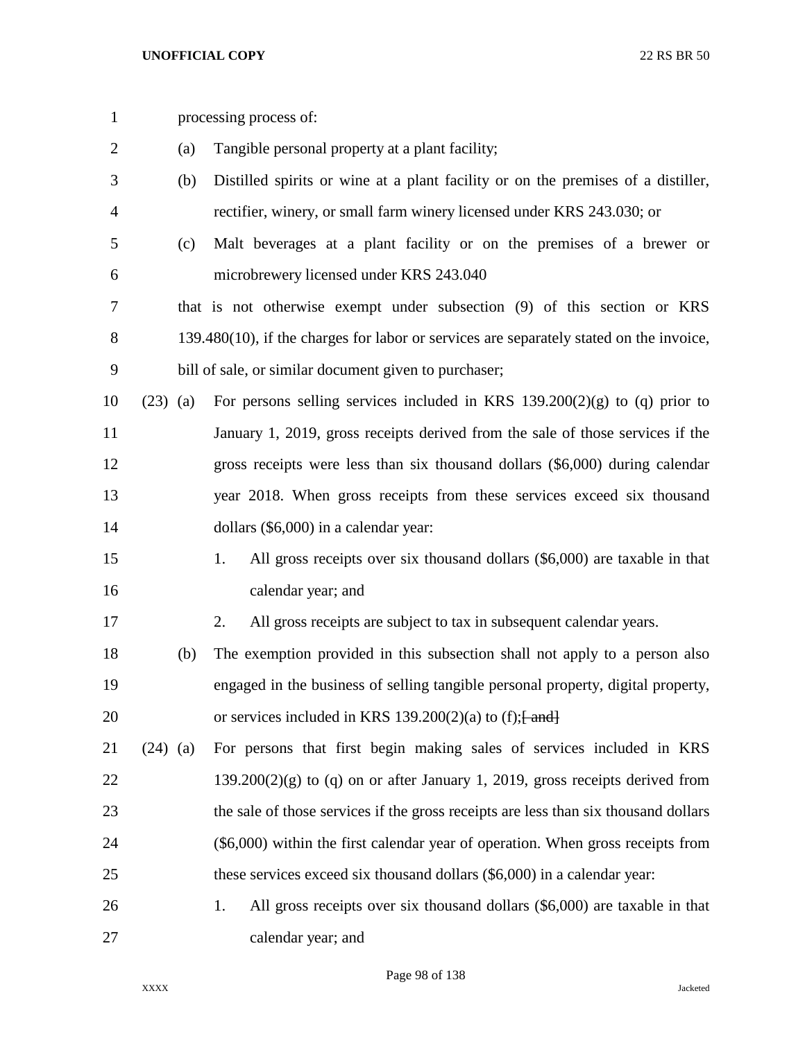processing process of:

(a) Tangible personal property at a plant facility;

(b) Distilled spirits or wine at a plant facility or on the premises of a distiller, rectifier, winery, or small farm winery licensed under KRS 243.030; or

(c) Malt beverages at a plant facility or on the premises of a brewer or microbrewery licensed under KRS 243.040

that is not otherwise exempt under subsection (9) of this section or KRS 139.480(10), if the charges for labor or services are separately stated on the invoice, bill of sale, or similar document given to purchaser;

(23) (a) For persons selling services included in KRS 139.200(2)(g) to (q) prior to January 1, 2019, gross receipts derived from the sale of those services if the gross receipts were less than six thousand dollars ($6,000) during calendar year 2018. When gross receipts from these services exceed six thousand dollars ($6,000) in a calendar year:

1. All gross receipts over six thousand dollars ($6,000) are taxable in that calendar year; and

2. All gross receipts are subject to tax in subsequent calendar years.

(b) The exemption provided in this subsection shall not apply to a person also engaged in the business of selling tangible personal property, digital property, or services included in KRS 139.200(2)(a) to (f);~~[ and]~~

(24) (a) For persons that first begin making sales of services included in KRS 139.200(2)(g) to (q) on or after January 1, 2019, gross receipts derived from the sale of those services if the gross receipts are less than six thousand dollars ($6,000) within the first calendar year of operation. When gross receipts from these services exceed six thousand dollars ($6,000) in a calendar year:

1. All gross receipts over six thousand dollars ($6,000) are taxable in that calendar year; and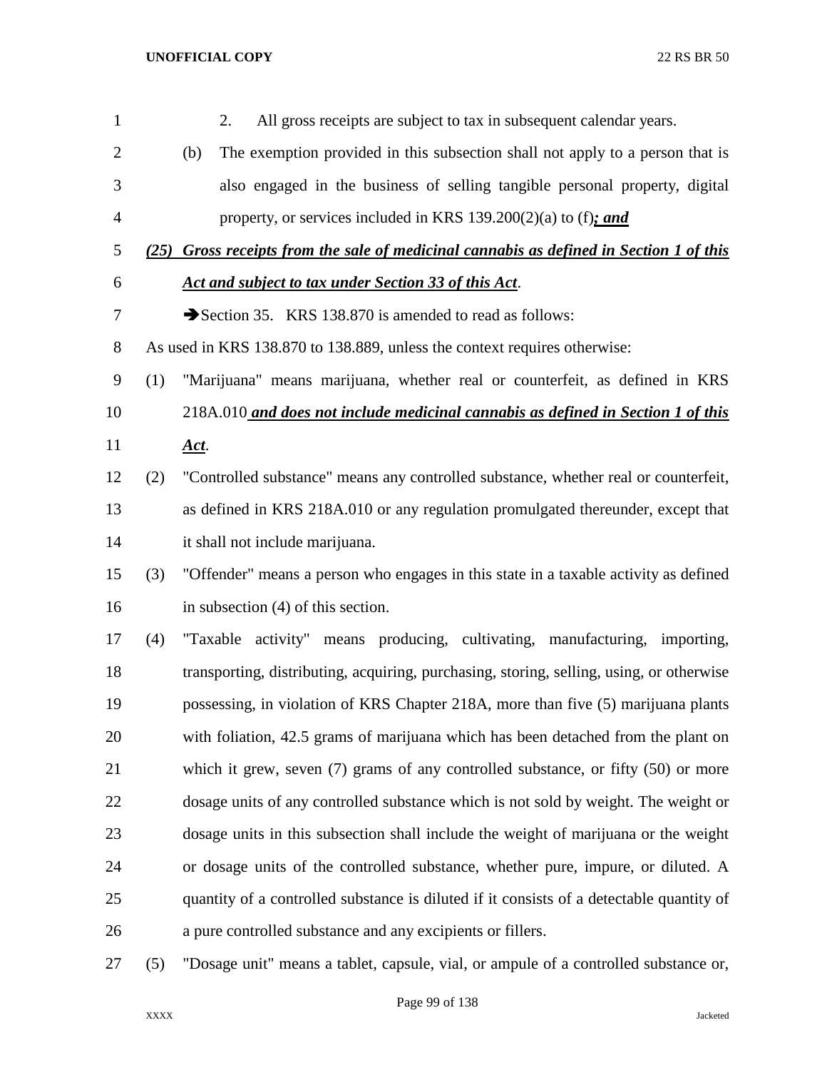2. All gross receipts are subject to tax in subsequent calendar years.

(b) The exemption provided in this subsection shall not apply to a person that is also engaged in the business of selling tangible personal property, digital property, or services included in KRS 139.200(2)(a) to (f)***; and***

***(25) Gross receipts from the sale of medicinal cannabis as defined in Section 1 of this Act and subject to tax under Section 33 of this Act***.

➔Section 35. KRS 138.870 is amended to read as follows:

As used in KRS 138.870 to 138.889, unless the context requires otherwise:

(1) "Marijuana" means marijuana, whether real or counterfeit, as defined in KRS 218A.010 ***and does not include medicinal cannabis as defined in Section 1 of this Act***.

(2) "Controlled substance" means any controlled substance, whether real or counterfeit, as defined in KRS 218A.010 or any regulation promulgated thereunder, except that it shall not include marijuana.

(3) "Offender" means a person who engages in this state in a taxable activity as defined in subsection (4) of this section.

(4) "Taxable activity" means producing, cultivating, manufacturing, importing, transporting, distributing, acquiring, purchasing, storing, selling, using, or otherwise possessing, in violation of KRS Chapter 218A, more than five (5) marijuana plants with foliation, 42.5 grams of marijuana which has been detached from the plant on which it grew, seven (7) grams of any controlled substance, or fifty (50) or more dosage units of any controlled substance which is not sold by weight. The weight or dosage units in this subsection shall include the weight of marijuana or the weight or dosage units of the controlled substance, whether pure, impure, or diluted. A quantity of a controlled substance is diluted if it consists of a detectable quantity of a pure controlled substance and any excipients or fillers.

(5) "Dosage unit" means a tablet, capsule, vial, or ampule of a controlled substance or,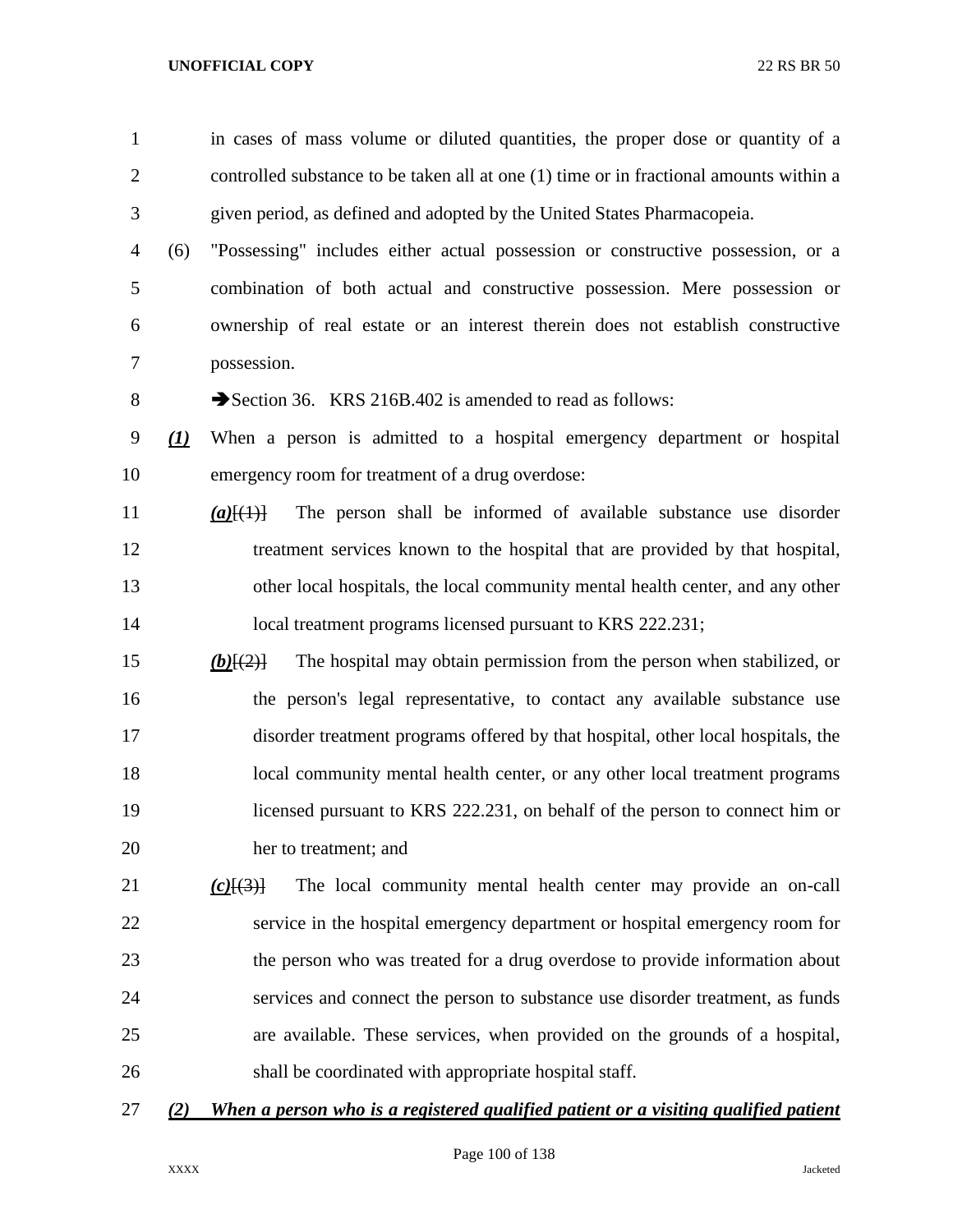in cases of mass volume or diluted quantities, the proper dose or quantity of a controlled substance to be taken all at one (1) time or in fractional amounts within a given period, as defined and adopted by the United States Pharmacopeia.

(6) "Possessing" includes either actual possession or constructive possession, or a combination of both actual and constructive possession. Mere possession or ownership of real estate or an interest therein does not establish constructive possession.

➔Section 36. KRS 216B.402 is amended to read as follows:

***(1)*** When a person is admitted to a hospital emergency department or hospital emergency room for treatment of a drug overdose:

***(a)***[(1)] The person shall be informed of available substance use disorder treatment services known to the hospital that are provided by that hospital, other local hospitals, the local community mental health center, and any other local treatment programs licensed pursuant to KRS 222.231;

***(b)***[(2)] The hospital may obtain permission from the person when stabilized, or the person's legal representative, to contact any available substance use disorder treatment programs offered by that hospital, other local hospitals, the local community mental health center, or any other local treatment programs licensed pursuant to KRS 222.231, on behalf of the person to connect him or her to treatment; and

***(c)***[(3)] The local community mental health center may provide an on-call service in the hospital emergency department or hospital emergency room for the person who was treated for a drug overdose to provide information about services and connect the person to substance use disorder treatment, as funds are available. These services, when provided on the grounds of a hospital, shall be coordinated with appropriate hospital staff.

***(2) When a person who is a registered qualified patient or a visiting qualified patient***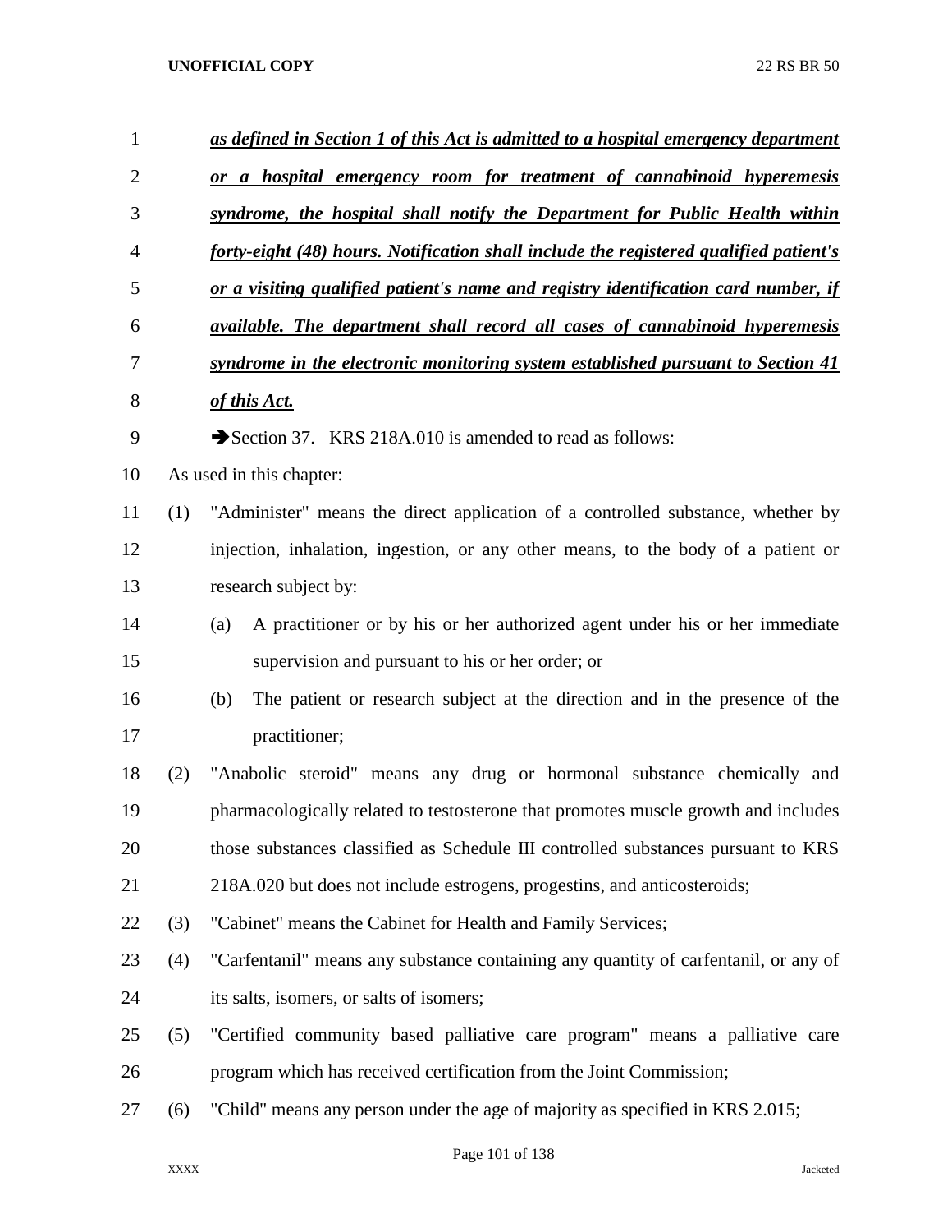***as defined in Section 1 of this Act is admitted to a hospital emergency department or a hospital emergency room for treatment of cannabinoid hyperemesis syndrome, the hospital shall notify the Department for Public Health within forty-eight (48) hours. Notification shall include the registered qualified patient's or a visiting qualified patient's name and registry identification card number, if available. The department shall record all cases of cannabinoid hyperemesis syndrome in the electronic monitoring system established pursuant to Section 41 of this Act.***

➔Section 37. KRS 218A.010 is amended to read as follows:

As used in this chapter:

(1) "Administer" means the direct application of a controlled substance, whether by injection, inhalation, ingestion, or any other means, to the body of a patient or research subject by:

(a) A practitioner or by his or her authorized agent under his or her immediate supervision and pursuant to his or her order; or

(b) The patient or research subject at the direction and in the presence of the practitioner;

(2) "Anabolic steroid" means any drug or hormonal substance chemically and pharmacologically related to testosterone that promotes muscle growth and includes those substances classified as Schedule III controlled substances pursuant to KRS 218A.020 but does not include estrogens, progestins, and anticosteroids;

(3) "Cabinet" means the Cabinet for Health and Family Services;

(4) "Carfentanil" means any substance containing any quantity of carfentanil, or any of its salts, isomers, or salts of isomers;

(5) "Certified community based palliative care program" means a palliative care program which has received certification from the Joint Commission;

(6) "Child" means any person under the age of majority as specified in KRS 2.015;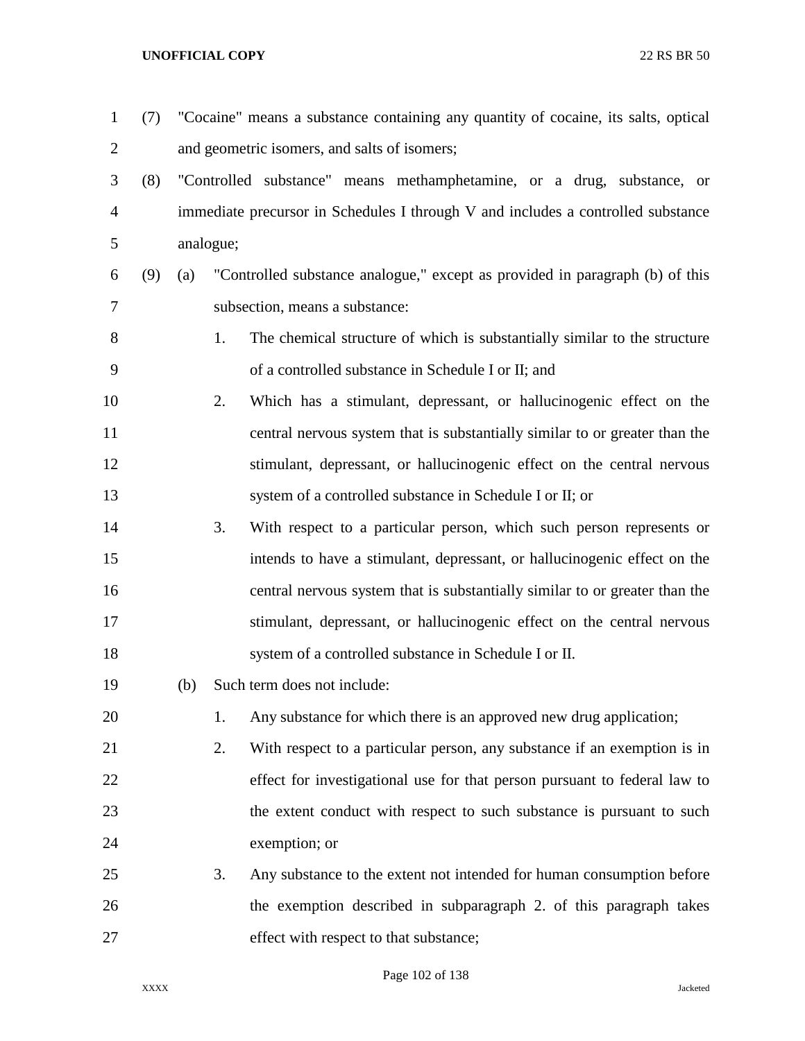(7) "Cocaine" means a substance containing any quantity of cocaine, its salts, optical and geometric isomers, and salts of isomers;

(8) "Controlled substance" means methamphetamine, or a drug, substance, or immediate precursor in Schedules I through V and includes a controlled substance analogue;

(9) (a) "Controlled substance analogue," except as provided in paragraph (b) of this subsection, means a substance:

1. The chemical structure of which is substantially similar to the structure of a controlled substance in Schedule I or II; and

2. Which has a stimulant, depressant, or hallucinogenic effect on the central nervous system that is substantially similar to or greater than the stimulant, depressant, or hallucinogenic effect on the central nervous system of a controlled substance in Schedule I or II; or

3. With respect to a particular person, which such person represents or intends to have a stimulant, depressant, or hallucinogenic effect on the central nervous system that is substantially similar to or greater than the stimulant, depressant, or hallucinogenic effect on the central nervous system of a controlled substance in Schedule I or II.

(b) Such term does not include:

1. Any substance for which there is an approved new drug application;

2. With respect to a particular person, any substance if an exemption is in effect for investigational use for that person pursuant to federal law to the extent conduct with respect to such substance is pursuant to such exemption; or

3. Any substance to the extent not intended for human consumption before the exemption described in subparagraph 2. of this paragraph takes effect with respect to that substance;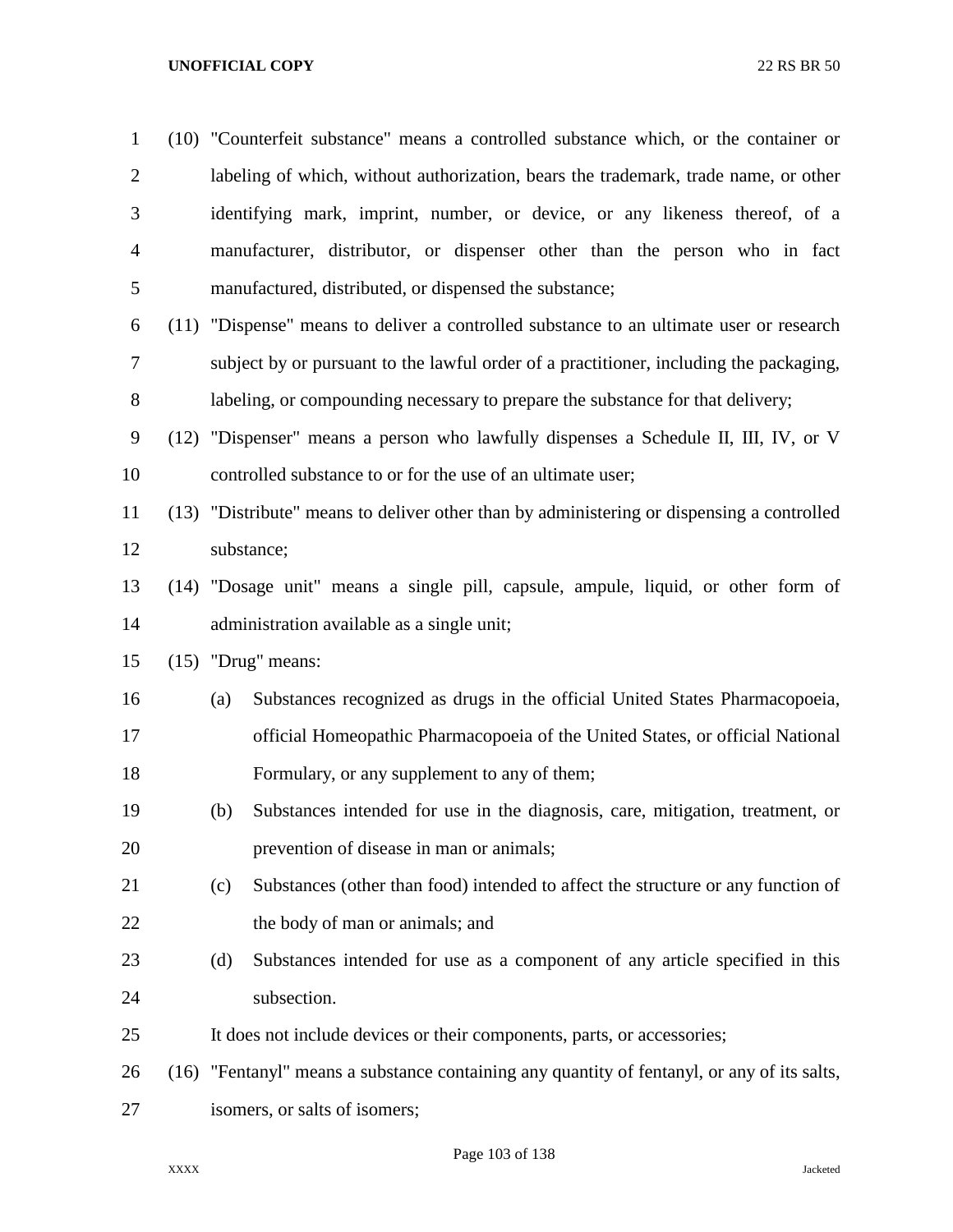(10) "Counterfeit substance" means a controlled substance which, or the container or labeling of which, without authorization, bears the trademark, trade name, or other identifying mark, imprint, number, or device, or any likeness thereof, of a manufacturer, distributor, or dispenser other than the person who in fact manufactured, distributed, or dispensed the substance;

(11) "Dispense" means to deliver a controlled substance to an ultimate user or research subject by or pursuant to the lawful order of a practitioner, including the packaging, labeling, or compounding necessary to prepare the substance for that delivery;

(12) "Dispenser" means a person who lawfully dispenses a Schedule II, III, IV, or V controlled substance to or for the use of an ultimate user;

(13) "Distribute" means to deliver other than by administering or dispensing a controlled substance;

(14) "Dosage unit" means a single pill, capsule, ampule, liquid, or other form of administration available as a single unit;

(15) "Drug" means:

   (a) Substances recognized as drugs in the official United States Pharmacopoeia, official Homeopathic Pharmacopoeia of the United States, or official National Formulary, or any supplement to any of them;

   (b) Substances intended for use in the diagnosis, care, mitigation, treatment, or prevention of disease in man or animals;

   (c) Substances (other than food) intended to affect the structure or any function of the body of man or animals; and

   (d) Substances intended for use as a component of any article specified in this subsection.

   It does not include devices or their components, parts, or accessories;

(16) "Fentanyl" means a substance containing any quantity of fentanyl, or any of its salts, isomers, or salts of isomers;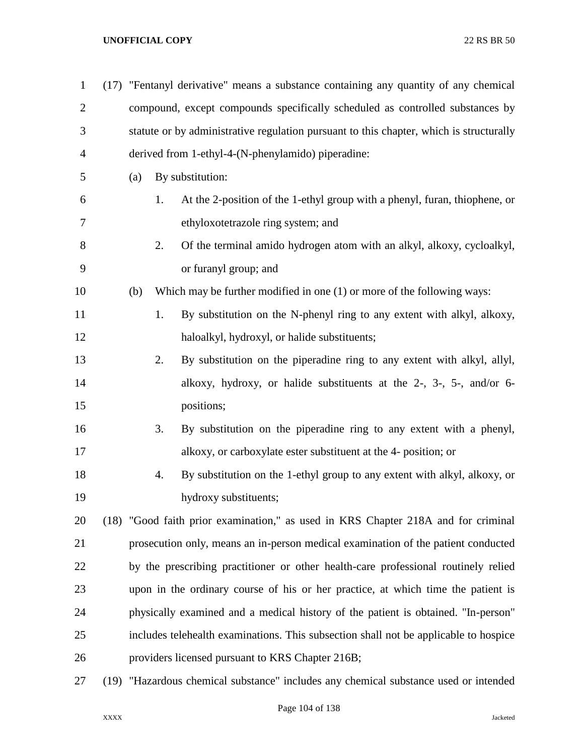(17) "Fentanyl derivative" means a substance containing any quantity of any chemical compound, except compounds specifically scheduled as controlled substances by statute or by administrative regulation pursuant to this chapter, which is structurally derived from 1-ethyl-4-(N-phenylamido) piperadine:

(a) By substitution:

1. At the 2-position of the 1-ethyl group with a phenyl, furan, thiophene, or ethyloxotetrazole ring system; and

2. Of the terminal amido hydrogen atom with an alkyl, alkoxy, cycloalkyl, or furanyl group; and

(b) Which may be further modified in one (1) or more of the following ways:

1. By substitution on the N-phenyl ring to any extent with alkyl, alkoxy, haloalkyl, hydroxyl, or halide substituents;

2. By substitution on the piperadine ring to any extent with alkyl, allyl, alkoxy, hydroxy, or halide substituents at the 2-, 3-, 5-, and/or 6- positions;

3. By substitution on the piperadine ring to any extent with a phenyl, alkoxy, or carboxylate ester substituent at the 4- position; or

4. By substitution on the 1-ethyl group to any extent with alkyl, alkoxy, or hydroxy substituents;

(18) "Good faith prior examination," as used in KRS Chapter 218A and for criminal prosecution only, means an in-person medical examination of the patient conducted by the prescribing practitioner or other health-care professional routinely relied upon in the ordinary course of his or her practice, at which time the patient is physically examined and a medical history of the patient is obtained. "In-person" includes telehealth examinations. This subsection shall not be applicable to hospice providers licensed pursuant to KRS Chapter 216B;

(19) "Hazardous chemical substance" includes any chemical substance used or intended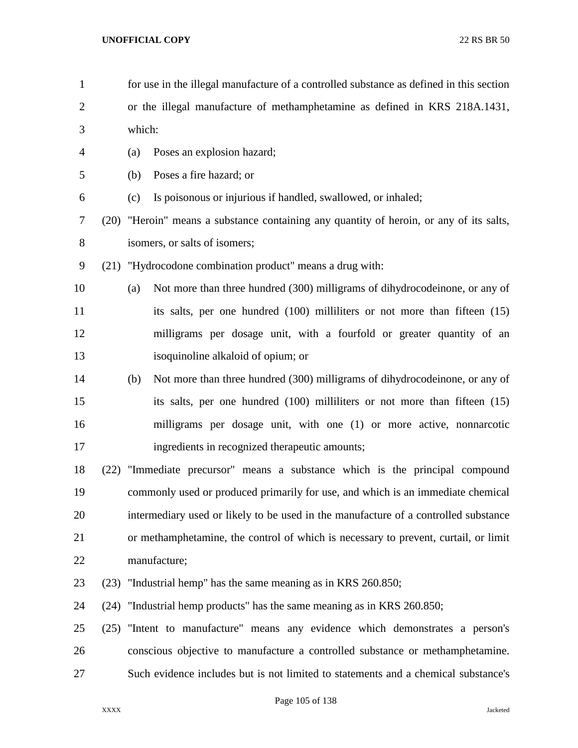for use in the illegal manufacture of a controlled substance as defined in this section or the illegal manufacture of methamphetamine as defined in KRS 218A.1431, which:

(a) Poses an explosion hazard;

(b) Poses a fire hazard; or

(c) Is poisonous or injurious if handled, swallowed, or inhaled;

(20) "Heroin" means a substance containing any quantity of heroin, or any of its salts, isomers, or salts of isomers;

(21) "Hydrocodone combination product" means a drug with:

(a) Not more than three hundred (300) milligrams of dihydrocodeinone, or any of its salts, per one hundred (100) milliliters or not more than fifteen (15) milligrams per dosage unit, with a fourfold or greater quantity of an isoquinoline alkaloid of opium; or

(b) Not more than three hundred (300) milligrams of dihydrocodeinone, or any of its salts, per one hundred (100) milliliters or not more than fifteen (15) milligrams per dosage unit, with one (1) or more active, nonnarcotic ingredients in recognized therapeutic amounts;

(22) "Immediate precursor" means a substance which is the principal compound commonly used or produced primarily for use, and which is an immediate chemical intermediary used or likely to be used in the manufacture of a controlled substance or methamphetamine, the control of which is necessary to prevent, curtail, or limit manufacture;

(23) "Industrial hemp" has the same meaning as in KRS 260.850;

(24) "Industrial hemp products" has the same meaning as in KRS 260.850;

(25) "Intent to manufacture" means any evidence which demonstrates a person's conscious objective to manufacture a controlled substance or methamphetamine. Such evidence includes but is not limited to statements and a chemical substance's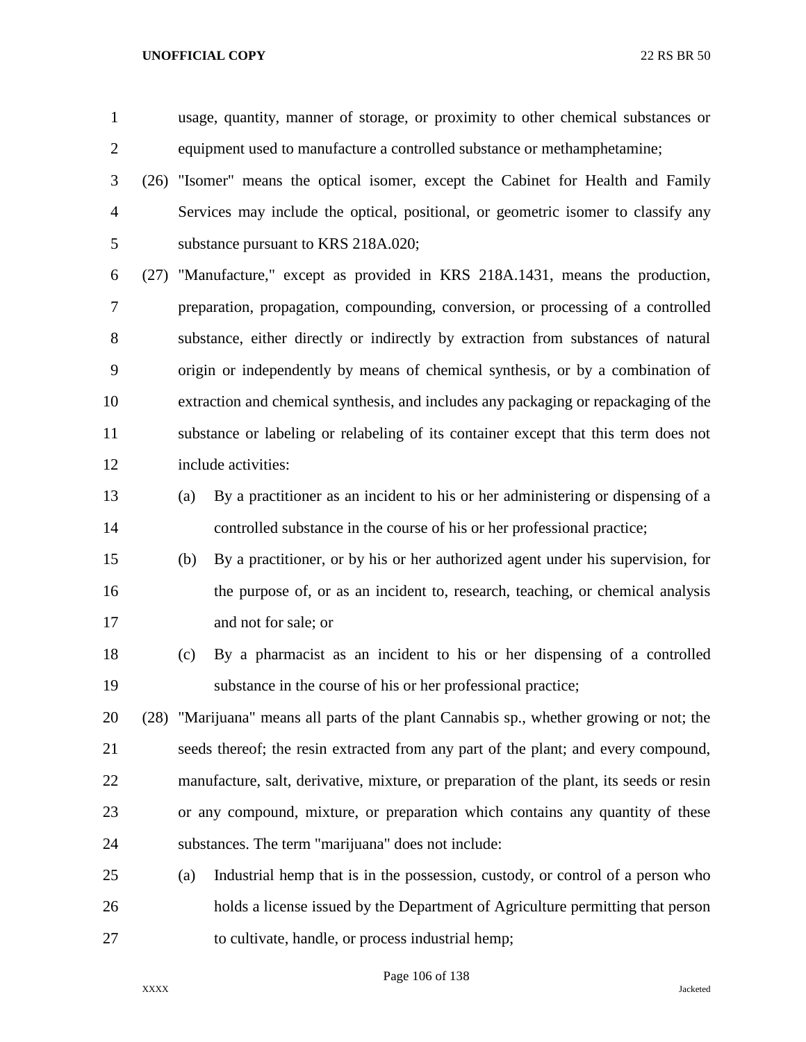usage, quantity, manner of storage, or proximity to other chemical substances or equipment used to manufacture a controlled substance or methamphetamine;

(26) "Isomer" means the optical isomer, except the Cabinet for Health and Family Services may include the optical, positional, or geometric isomer to classify any substance pursuant to KRS 218A.020;

(27) "Manufacture," except as provided in KRS 218A.1431, means the production, preparation, propagation, compounding, conversion, or processing of a controlled substance, either directly or indirectly by extraction from substances of natural origin or independently by means of chemical synthesis, or by a combination of extraction and chemical synthesis, and includes any packaging or repackaging of the substance or labeling or relabeling of its container except that this term does not include activities:

(a) By a practitioner as an incident to his or her administering or dispensing of a controlled substance in the course of his or her professional practice;

(b) By a practitioner, or by his or her authorized agent under his supervision, for the purpose of, or as an incident to, research, teaching, or chemical analysis and not for sale; or

(c) By a pharmacist as an incident to his or her dispensing of a controlled substance in the course of his or her professional practice;

(28) "Marijuana" means all parts of the plant Cannabis sp., whether growing or not; the seeds thereof; the resin extracted from any part of the plant; and every compound, manufacture, salt, derivative, mixture, or preparation of the plant, its seeds or resin or any compound, mixture, or preparation which contains any quantity of these substances. The term "marijuana" does not include:

(a) Industrial hemp that is in the possession, custody, or control of a person who holds a license issued by the Department of Agriculture permitting that person to cultivate, handle, or process industrial hemp;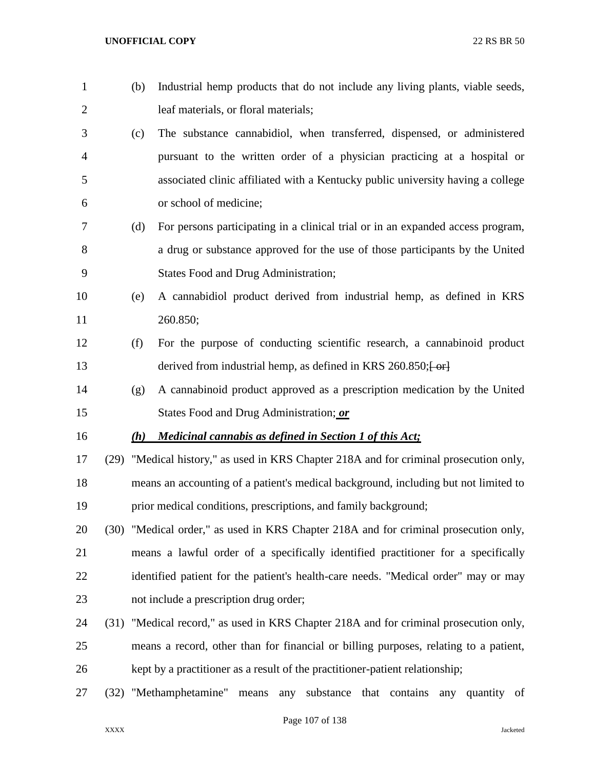(b) Industrial hemp products that do not include any living plants, viable seeds, leaf materials, or floral materials;

(c) The substance cannabidiol, when transferred, dispensed, or administered pursuant to the written order of a physician practicing at a hospital or associated clinic affiliated with a Kentucky public university having a college or school of medicine;

(d) For persons participating in a clinical trial or in an expanded access program, a drug or substance approved for the use of those participants by the United States Food and Drug Administration;

(e) A cannabidiol product derived from industrial hemp, as defined in KRS 260.850;

(f) For the purpose of conducting scientific research, a cannabinoid product derived from industrial hemp, as defined in KRS 260.850;~~[ or]~~

(g) A cannabinoid product approved as a prescription medication by the United States Food and Drug Administration; ***or***

***(h) Medicinal cannabis as defined in Section 1 of this Act;***

(29) "Medical history," as used in KRS Chapter 218A and for criminal prosecution only, means an accounting of a patient's medical background, including but not limited to prior medical conditions, prescriptions, and family background;

(30) "Medical order," as used in KRS Chapter 218A and for criminal prosecution only, means a lawful order of a specifically identified practitioner for a specifically identified patient for the patient's health-care needs. "Medical order" may or may not include a prescription drug order;

(31) "Medical record," as used in KRS Chapter 218A and for criminal prosecution only, means a record, other than for financial or billing purposes, relating to a patient, kept by a practitioner as a result of the practitioner-patient relationship;

(32) "Methamphetamine" means any substance that contains any quantity of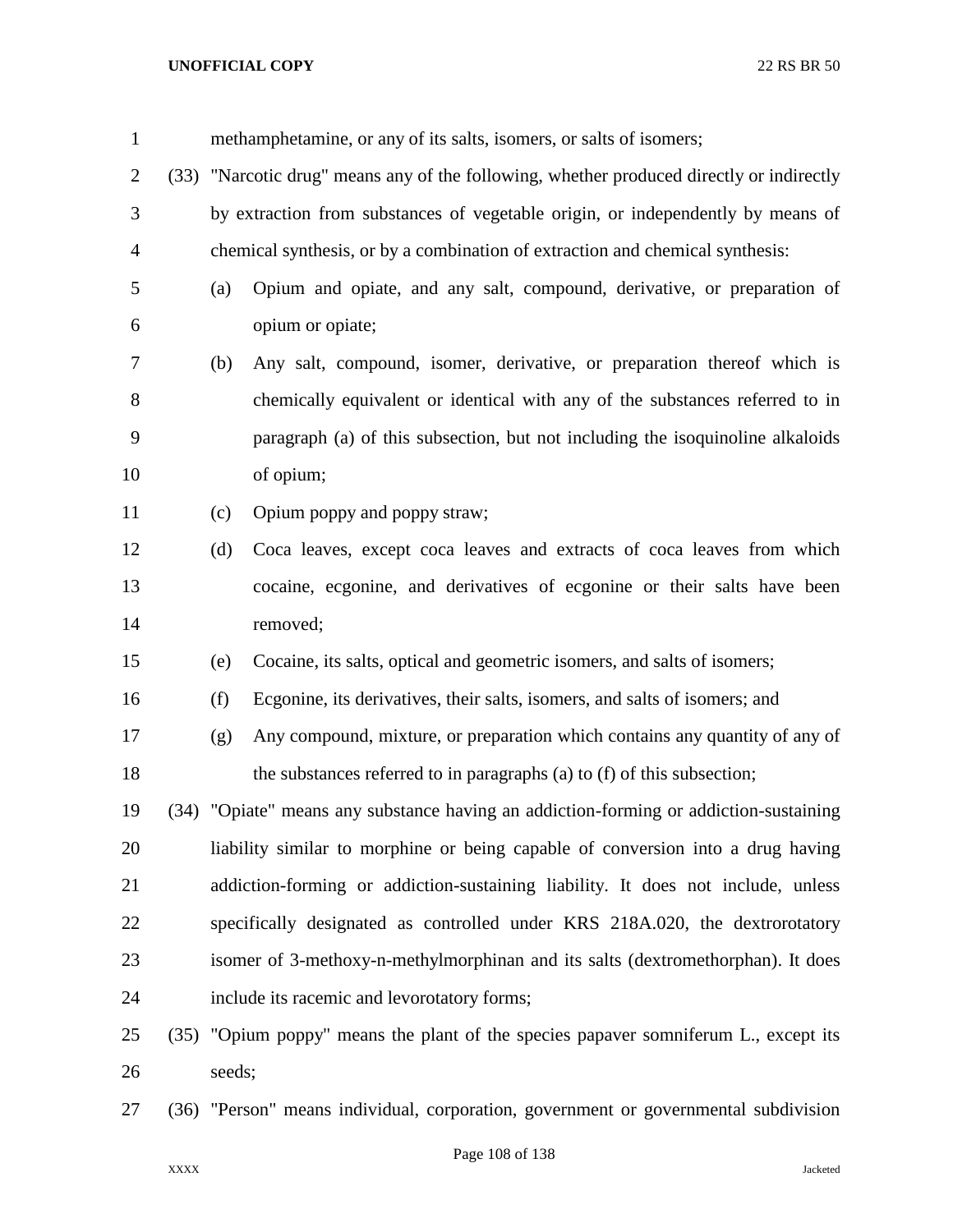methamphetamine, or any of its salts, isomers, or salts of isomers;

(33) "Narcotic drug" means any of the following, whether produced directly or indirectly by extraction from substances of vegetable origin, or independently by means of chemical synthesis, or by a combination of extraction and chemical synthesis:

(a) Opium and opiate, and any salt, compound, derivative, or preparation of opium or opiate;

(b) Any salt, compound, isomer, derivative, or preparation thereof which is chemically equivalent or identical with any of the substances referred to in paragraph (a) of this subsection, but not including the isoquinoline alkaloids of opium;

(c) Opium poppy and poppy straw;

(d) Coca leaves, except coca leaves and extracts of coca leaves from which cocaine, ecgonine, and derivatives of ecgonine or their salts have been removed;

(e) Cocaine, its salts, optical and geometric isomers, and salts of isomers;

(f) Ecgonine, its derivatives, their salts, isomers, and salts of isomers; and

(g) Any compound, mixture, or preparation which contains any quantity of any of the substances referred to in paragraphs (a) to (f) of this subsection;

(34) "Opiate" means any substance having an addiction-forming or addiction-sustaining liability similar to morphine or being capable of conversion into a drug having addiction-forming or addiction-sustaining liability. It does not include, unless specifically designated as controlled under KRS 218A.020, the dextrorotatory isomer of 3-methoxy-n-methylmorphinan and its salts (dextromethorphan). It does include its racemic and levorotatory forms;

(35) "Opium poppy" means the plant of the species papaver somniferum L., except its seeds;

(36) "Person" means individual, corporation, government or governmental subdivision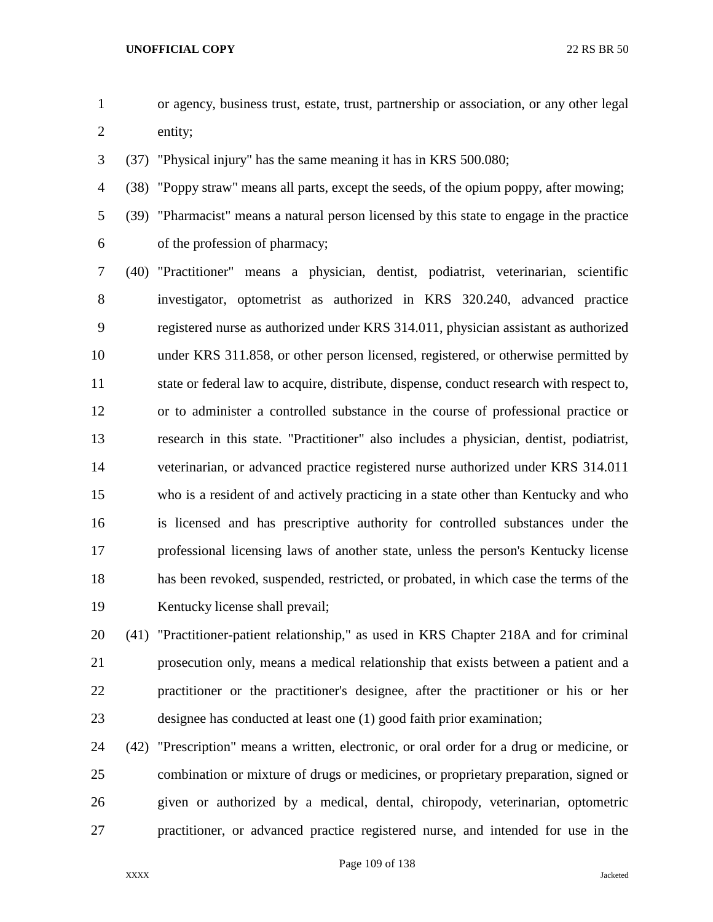or agency, business trust, estate, trust, partnership or association, or any other legal entity;

(37) "Physical injury" has the same meaning it has in KRS 500.080;

(38) "Poppy straw" means all parts, except the seeds, of the opium poppy, after mowing;

(39) "Pharmacist" means a natural person licensed by this state to engage in the practice of the profession of pharmacy;

(40) "Practitioner" means a physician, dentist, podiatrist, veterinarian, scientific investigator, optometrist as authorized in KRS 320.240, advanced practice registered nurse as authorized under KRS 314.011, physician assistant as authorized under KRS 311.858, or other person licensed, registered, or otherwise permitted by state or federal law to acquire, distribute, dispense, conduct research with respect to, or to administer a controlled substance in the course of professional practice or research in this state. "Practitioner" also includes a physician, dentist, podiatrist, veterinarian, or advanced practice registered nurse authorized under KRS 314.011 who is a resident of and actively practicing in a state other than Kentucky and who is licensed and has prescriptive authority for controlled substances under the professional licensing laws of another state, unless the person's Kentucky license has been revoked, suspended, restricted, or probated, in which case the terms of the Kentucky license shall prevail;

(41) "Practitioner-patient relationship," as used in KRS Chapter 218A and for criminal prosecution only, means a medical relationship that exists between a patient and a practitioner or the practitioner's designee, after the practitioner or his or her designee has conducted at least one (1) good faith prior examination;

(42) "Prescription" means a written, electronic, or oral order for a drug or medicine, or combination or mixture of drugs or medicines, or proprietary preparation, signed or given or authorized by a medical, dental, chiropody, veterinarian, optometric practitioner, or advanced practice registered nurse, and intended for use in the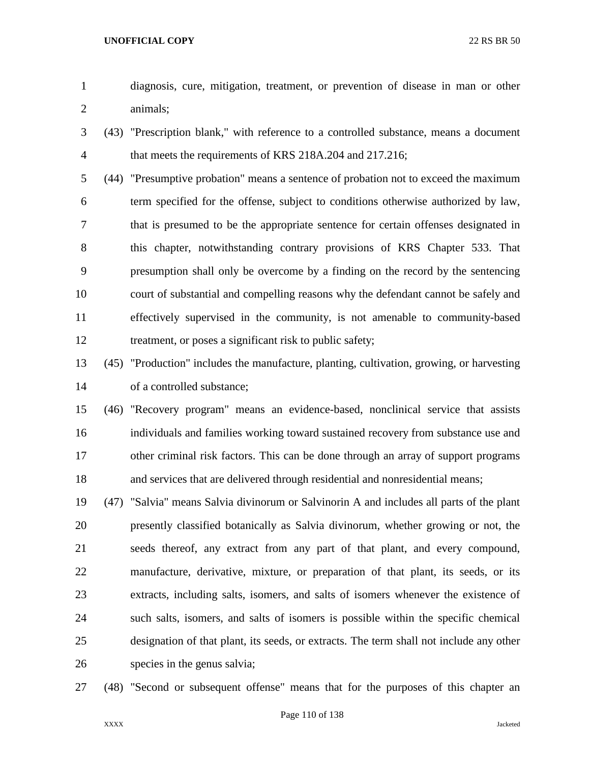diagnosis, cure, mitigation, treatment, or prevention of disease in man or other animals;

(43) "Prescription blank," with reference to a controlled substance, means a document that meets the requirements of KRS 218A.204 and 217.216;

(44) "Presumptive probation" means a sentence of probation not to exceed the maximum term specified for the offense, subject to conditions otherwise authorized by law, that is presumed to be the appropriate sentence for certain offenses designated in this chapter, notwithstanding contrary provisions of KRS Chapter 533. That presumption shall only be overcome by a finding on the record by the sentencing court of substantial and compelling reasons why the defendant cannot be safely and effectively supervised in the community, is not amenable to community-based treatment, or poses a significant risk to public safety;

(45) "Production" includes the manufacture, planting, cultivation, growing, or harvesting of a controlled substance;

(46) "Recovery program" means an evidence-based, nonclinical service that assists individuals and families working toward sustained recovery from substance use and other criminal risk factors. This can be done through an array of support programs and services that are delivered through residential and nonresidential means;

(47) "Salvia" means Salvia divinorum or Salvinorin A and includes all parts of the plant presently classified botanically as Salvia divinorum, whether growing or not, the seeds thereof, any extract from any part of that plant, and every compound, manufacture, derivative, mixture, or preparation of that plant, its seeds, or its extracts, including salts, isomers, and salts of isomers whenever the existence of such salts, isomers, and salts of isomers is possible within the specific chemical designation of that plant, its seeds, or extracts. The term shall not include any other species in the genus salvia;

(48) "Second or subsequent offense" means that for the purposes of this chapter an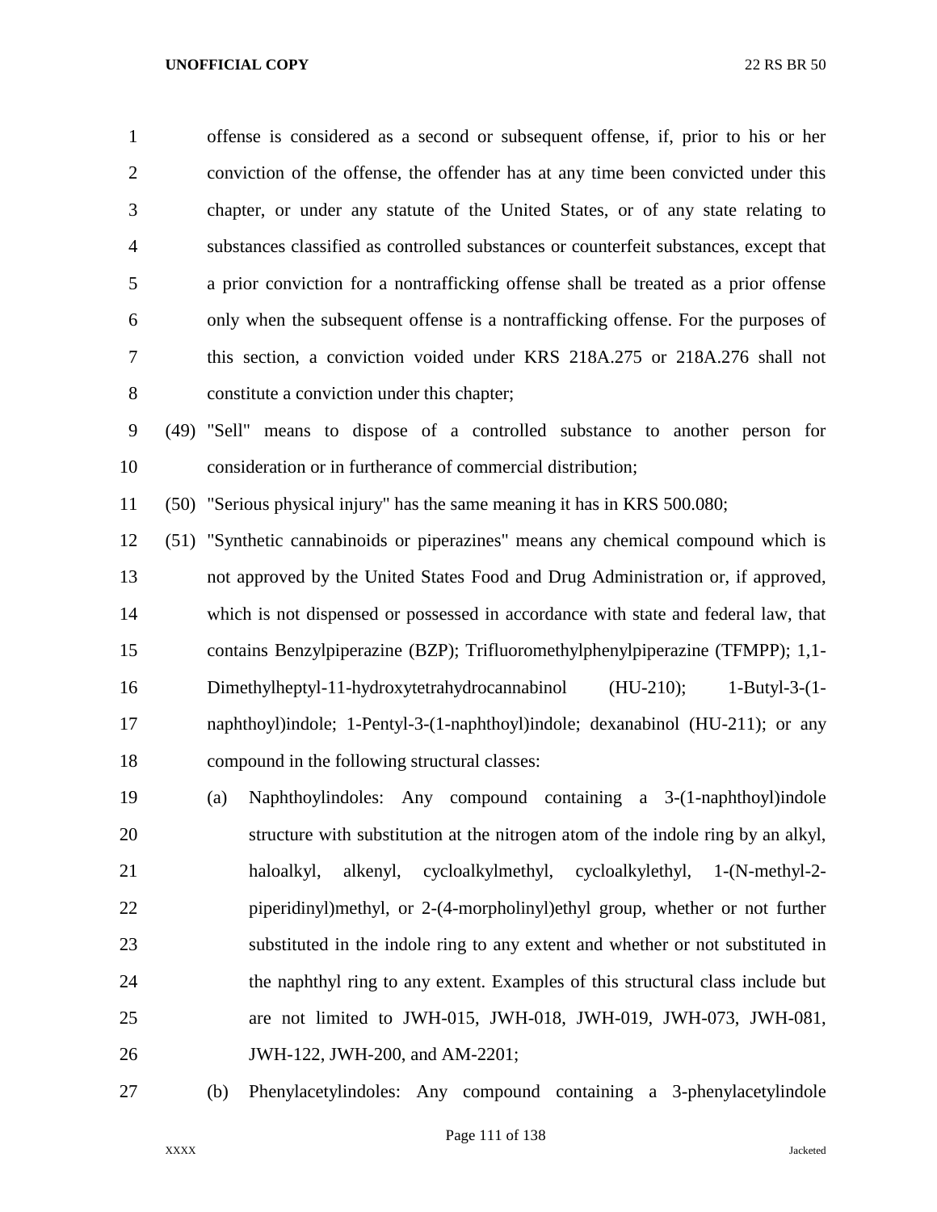offense is considered as a second or subsequent offense, if, prior to his or her conviction of the offense, the offender has at any time been convicted under this chapter, or under any statute of the United States, or of any state relating to substances classified as controlled substances or counterfeit substances, except that a prior conviction for a nontrafficking offense shall be treated as a prior offense only when the subsequent offense is a nontrafficking offense. For the purposes of this section, a conviction voided under KRS 218A.275 or 218A.276 shall not constitute a conviction under this chapter;

(49) "Sell" means to dispose of a controlled substance to another person for consideration or in furtherance of commercial distribution;

(50) "Serious physical injury" has the same meaning it has in KRS 500.080;

(51) "Synthetic cannabinoids or piperazines" means any chemical compound which is not approved by the United States Food and Drug Administration or, if approved, which is not dispensed or possessed in accordance with state and federal law, that contains Benzylpiperazine (BZP); Trifluoromethylphenylpiperazine (TFMPP); 1,1-Dimethylheptyl-11-hydroxytetrahydrocannabinol (HU-210); 1-Butyl-3-(1-naphthoyl)indole; 1-Pentyl-3-(1-naphthoyl)indole; dexanabinol (HU-211); or any compound in the following structural classes:

(a) Naphthoylindoles: Any compound containing a 3-(1-naphthoyl)indole structure with substitution at the nitrogen atom of the indole ring by an alkyl, haloalkyl, alkenyl, cycloalkylmethyl, cycloalkylethyl, 1-(N-methyl-2-piperidinyl)methyl, or 2-(4-morpholinyl)ethyl group, whether or not further substituted in the indole ring to any extent and whether or not substituted in the naphthyl ring to any extent. Examples of this structural class include but are not limited to JWH-015, JWH-018, JWH-019, JWH-073, JWH-081, JWH-122, JWH-200, and AM-2201;

(b) Phenylacetylindoles: Any compound containing a 3-phenylacetylindole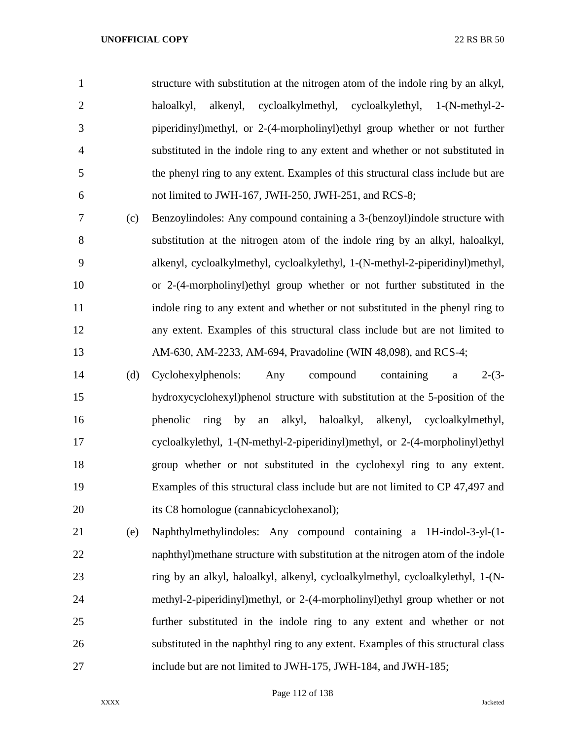structure with substitution at the nitrogen atom of the indole ring by an alkyl, haloalkyl, alkenyl, cycloalkylmethyl, cycloalkylethyl, 1-(N-methyl-2-piperidinyl)methyl, or 2-(4-morpholinyl)ethyl group whether or not further substituted in the indole ring to any extent and whether or not substituted in the phenyl ring to any extent. Examples of this structural class include but are not limited to JWH-167, JWH-250, JWH-251, and RCS-8;

(c) Benzoylindoles: Any compound containing a 3-(benzoyl)indole structure with substitution at the nitrogen atom of the indole ring by an alkyl, haloalkyl, alkenyl, cycloalkylmethyl, cycloalkylethyl, 1-(N-methyl-2-piperidinyl)methyl, or 2-(4-morpholinyl)ethyl group whether or not further substituted in the indole ring to any extent and whether or not substituted in the phenyl ring to any extent. Examples of this structural class include but are not limited to AM-630, AM-2233, AM-694, Pravadoline (WIN 48,098), and RCS-4;

(d) Cyclohexylphenols: Any compound containing a 2-(3-hydroxycyclohexyl)phenol structure with substitution at the 5-position of the phenolic ring by an alkyl, haloalkyl, alkenyl, cycloalkylmethyl, cycloalkylethyl, 1-(N-methyl-2-piperidinyl)methyl, or 2-(4-morpholinyl)ethyl group whether or not substituted in the cyclohexyl ring to any extent. Examples of this structural class include but are not limited to CP 47,497 and its C8 homologue (cannabicyclohexanol);

(e) Naphthylmethylindoles: Any compound containing a 1H-indol-3-yl-(1-naphthyl)methane structure with substitution at the nitrogen atom of the indole ring by an alkyl, haloalkyl, alkenyl, cycloalkylmethyl, cycloalkylethyl, 1-(N-methyl-2-piperidinyl)methyl, or 2-(4-morpholinyl)ethyl group whether or not further substituted in the indole ring to any extent and whether or not substituted in the naphthyl ring to any extent. Examples of this structural class include but are not limited to JWH-175, JWH-184, and JWH-185;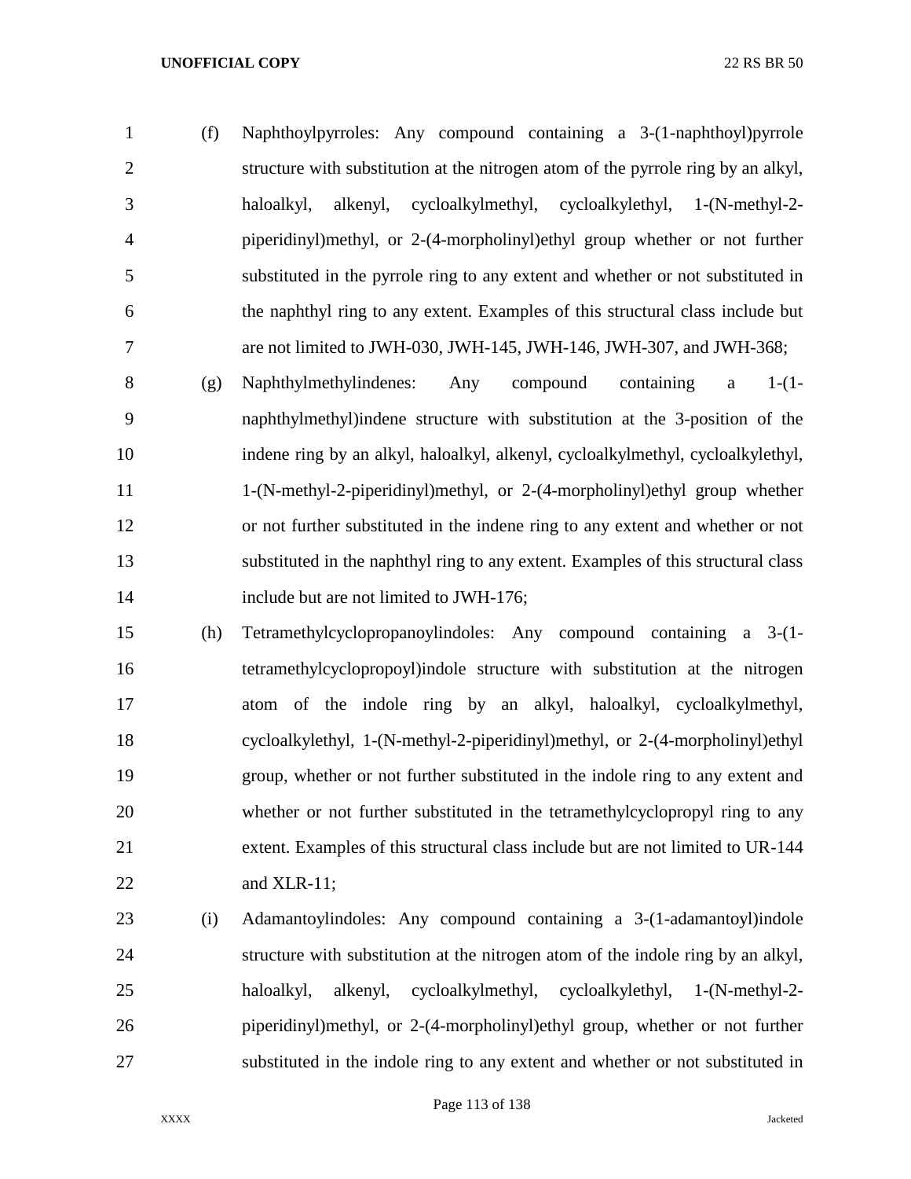(f) Naphthoylpyrroles: Any compound containing a 3-(1-naphthoyl)pyrrole structure with substitution at the nitrogen atom of the pyrrole ring by an alkyl, haloalkyl, alkenyl, cycloalkylmethyl, cycloalkylethyl, 1-(N-methyl-2-piperidinyl)methyl, or 2-(4-morpholinyl)ethyl group whether or not further substituted in the pyrrole ring to any extent and whether or not substituted in the naphthyl ring to any extent. Examples of this structural class include but are not limited to JWH-030, JWH-145, JWH-146, JWH-307, and JWH-368;

(g) Naphthylmethylindenes: Any compound containing a 1-(1-naphthylmethyl)indene structure with substitution at the 3-position of the indene ring by an alkyl, haloalkyl, alkenyl, cycloalkylmethyl, cycloalkylethyl, 1-(N-methyl-2-piperidinyl)methyl, or 2-(4-morpholinyl)ethyl group whether or not further substituted in the indene ring to any extent and whether or not substituted in the naphthyl ring to any extent. Examples of this structural class include but are not limited to JWH-176;

(h) Tetramethylcyclopropanoylindoles: Any compound containing a 3-(1-tetramethylcyclopropoyl)indole structure with substitution at the nitrogen atom of the indole ring by an alkyl, haloalkyl, cycloalkylmethyl, cycloalkylethyl, 1-(N-methyl-2-piperidinyl)methyl, or 2-(4-morpholinyl)ethyl group, whether or not further substituted in the indole ring to any extent and whether or not further substituted in the tetramethylcyclopropyl ring to any extent. Examples of this structural class include but are not limited to UR-144 and XLR-11;

(i) Adamantoylindoles: Any compound containing a 3-(1-adamantoyl)indole structure with substitution at the nitrogen atom of the indole ring by an alkyl, haloalkyl, alkenyl, cycloalkylmethyl, cycloalkylethyl, 1-(N-methyl-2-piperidinyl)methyl, or 2-(4-morpholinyl)ethyl group, whether or not further substituted in the indole ring to any extent and whether or not substituted in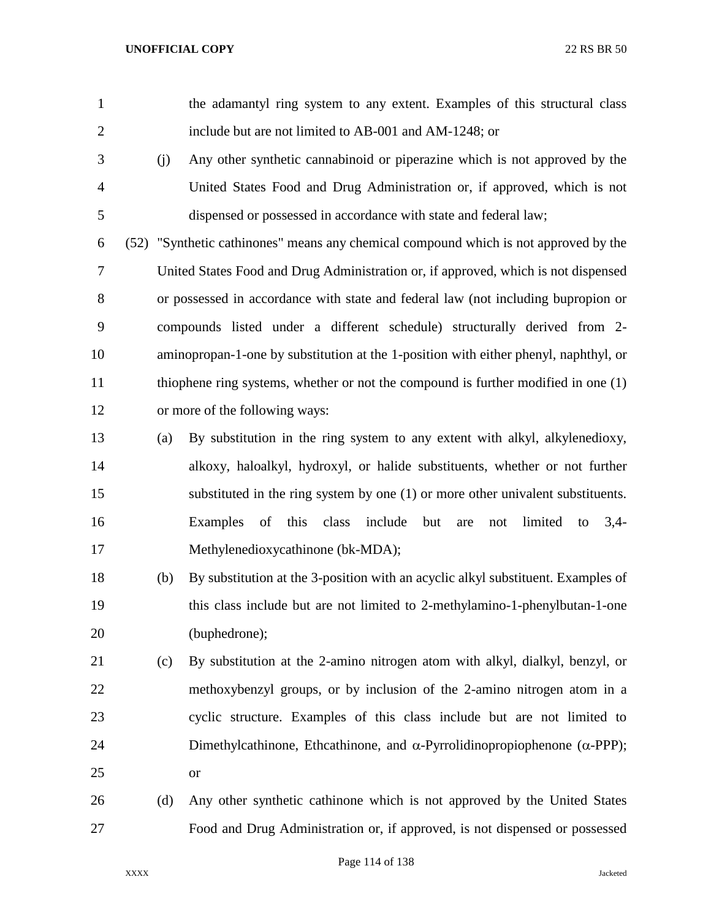the adamantyl ring system to any extent. Examples of this structural class include but are not limited to AB-001 and AM-1248; or

(j) Any other synthetic cannabinoid or piperazine which is not approved by the United States Food and Drug Administration or, if approved, which is not dispensed or possessed in accordance with state and federal law;

(52) "Synthetic cathinones" means any chemical compound which is not approved by the United States Food and Drug Administration or, if approved, which is not dispensed or possessed in accordance with state and federal law (not including bupropion or compounds listed under a different schedule) structurally derived from 2-aminopropan-1-one by substitution at the 1-position with either phenyl, naphthyl, or thiophene ring systems, whether or not the compound is further modified in one (1) or more of the following ways:

(a) By substitution in the ring system to any extent with alkyl, alkylenedioxy, alkoxy, haloalkyl, hydroxyl, or halide substituents, whether or not further substituted in the ring system by one (1) or more other univalent substituents. Examples of this class include but are not limited to 3,4-Methylenedioxycathinone (bk-MDA);

(b) By substitution at the 3-position with an acyclic alkyl substituent. Examples of this class include but are not limited to 2-methylamino-1-phenylbutan-1-one (buphedrone);

(c) By substitution at the 2-amino nitrogen atom with alkyl, dialkyl, benzyl, or methoxybenzyl groups, or by inclusion of the 2-amino nitrogen atom in a cyclic structure. Examples of this class include but are not limited to Dimethylcathinone, Ethcathinone, and α-Pyrrolidinopropiophenone (α-PPP); or

(d) Any other synthetic cathinone which is not approved by the United States Food and Drug Administration or, if approved, is not dispensed or possessed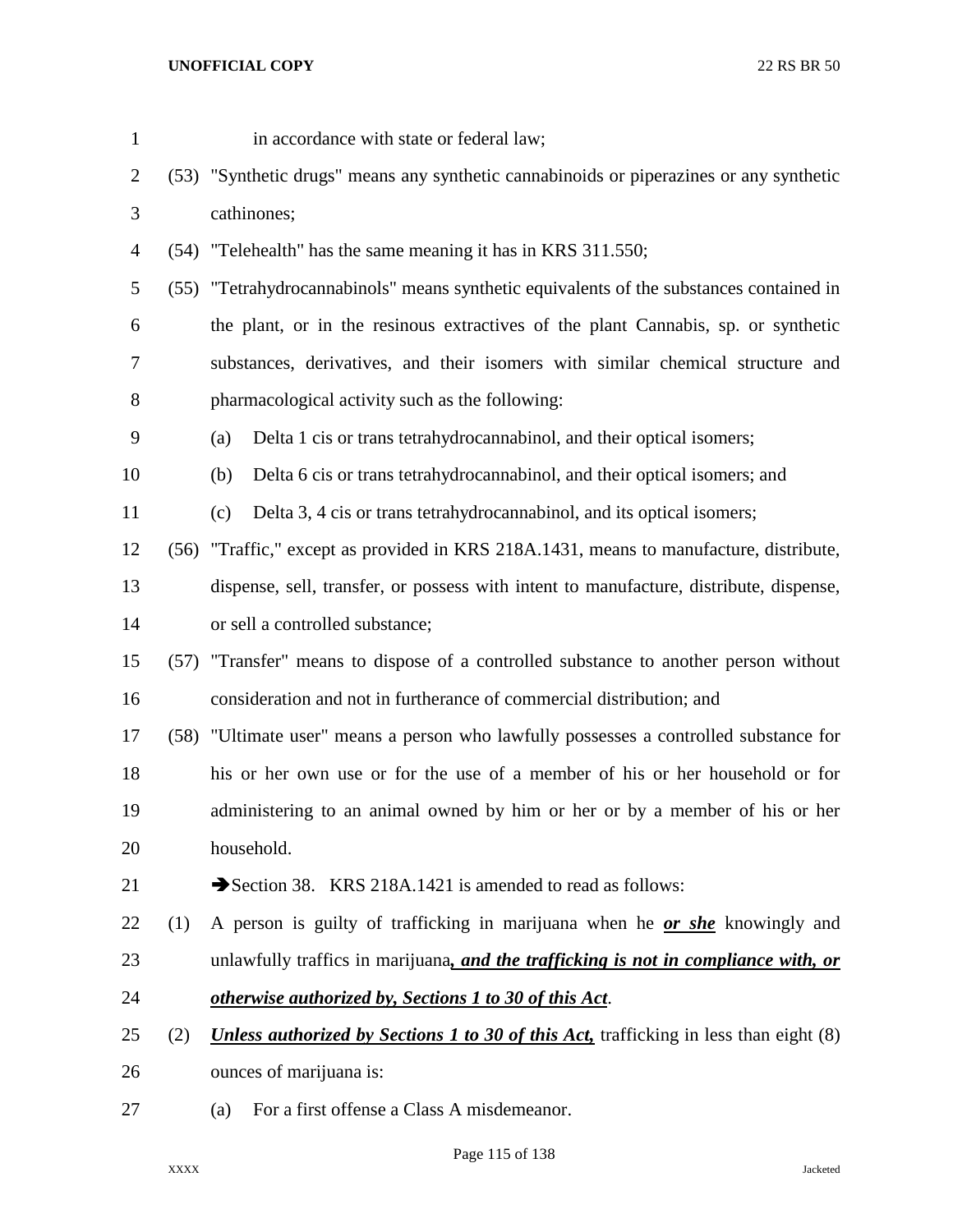in accordance with state or federal law;

(53) "Synthetic drugs" means any synthetic cannabinoids or piperazines or any synthetic cathinones;

(54) "Telehealth" has the same meaning it has in KRS 311.550;

(55) "Tetrahydrocannabinols" means synthetic equivalents of the substances contained in the plant, or in the resinous extractives of the plant Cannabis, sp. or synthetic substances, derivatives, and their isomers with similar chemical structure and pharmacological activity such as the following:

(a) Delta 1 cis or trans tetrahydrocannabinol, and their optical isomers;

(b) Delta 6 cis or trans tetrahydrocannabinol, and their optical isomers; and

(c) Delta 3, 4 cis or trans tetrahydrocannabinol, and its optical isomers;

(56) "Traffic," except as provided in KRS 218A.1431, means to manufacture, distribute, dispense, sell, transfer, or possess with intent to manufacture, distribute, dispense, or sell a controlled substance;

(57) "Transfer" means to dispose of a controlled substance to another person without consideration and not in furtherance of commercial distribution; and

(58) "Ultimate user" means a person who lawfully possesses a controlled substance for his or her own use or for the use of a member of his or her household or for administering to an animal owned by him or her or by a member of his or her household.

➔Section 38. KRS 218A.1421 is amended to read as follows:

(1) A person is guilty of trafficking in marijuana when he ***or she*** knowingly and unlawfully traffics in marijuana***, and the trafficking is not in compliance with, or otherwise authorized by, Sections 1 to 30 of this Act***.

(2) ***Unless authorized by Sections 1 to 30 of this Act,*** trafficking in less than eight (8) ounces of marijuana is:

(a) For a first offense a Class A misdemeanor.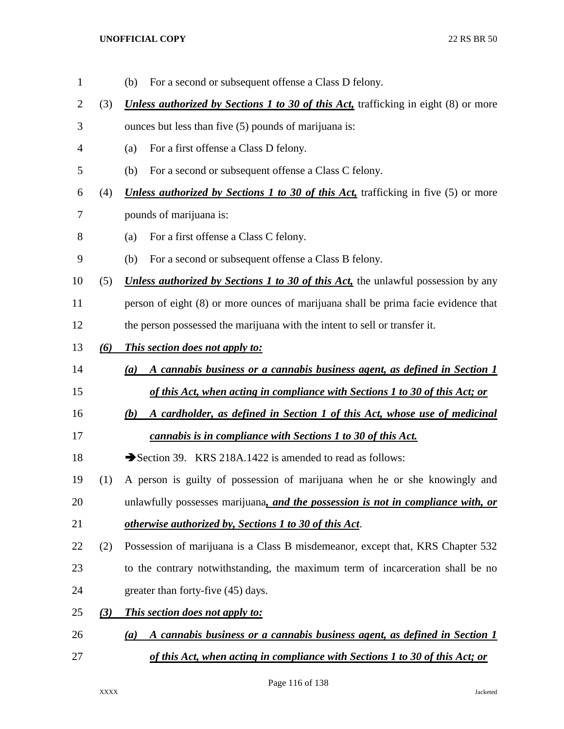(b) For a second or subsequent offense a Class D felony.

(3) ***Unless authorized by Sections 1 to 30 of this Act,*** trafficking in eight (8) or more ounces but less than five (5) pounds of marijuana is:

(a) For a first offense a Class D felony.

(b) For a second or subsequent offense a Class C felony.

(4) ***Unless authorized by Sections 1 to 30 of this Act,*** trafficking in five (5) or more pounds of marijuana is:

(a) For a first offense a Class C felony.

(b) For a second or subsequent offense a Class B felony.

(5) ***Unless authorized by Sections 1 to 30 of this Act,*** the unlawful possession by any person of eight (8) or more ounces of marijuana shall be prima facie evidence that the person possessed the marijuana with the intent to sell or transfer it.

***(6) This section does not apply to:***

***(a) A cannabis business or a cannabis business agent, as defined in Section 1 of this Act, when acting in compliance with Sections 1 to 30 of this Act; or***

***(b) A cardholder, as defined in Section 1 of this Act, whose use of medicinal cannabis is in compliance with Sections 1 to 30 of this Act.***

➔Section 39. KRS 218A.1422 is amended to read as follows:

(1) A person is guilty of possession of marijuana when he or she knowingly and unlawfully possesses marijuana***, and the possession is not in compliance with, or otherwise authorized by, Sections 1 to 30 of this Act***.

(2) Possession of marijuana is a Class B misdemeanor, except that, KRS Chapter 532 to the contrary notwithstanding, the maximum term of incarceration shall be no greater than forty-five (45) days.

***(3) This section does not apply to:***

***(a) A cannabis business or a cannabis business agent, as defined in Section 1 of this Act, when acting in compliance with Sections 1 to 30 of this Act; or***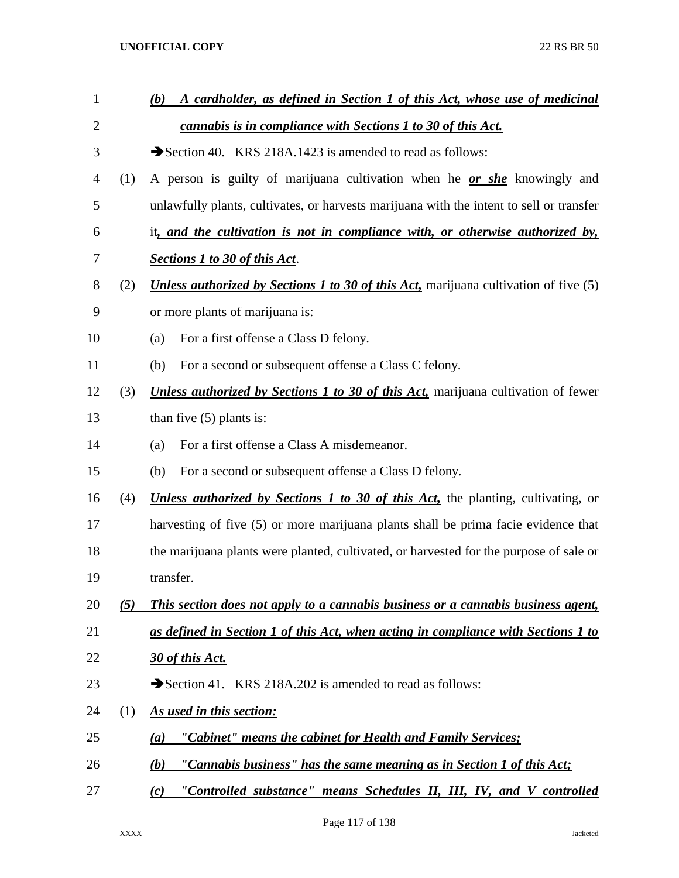***(b) A cardholder, as defined in Section 1 of this Act, whose use of medicinal cannabis is in compliance with Sections 1 to 30 of this Act.***

➔Section 40. KRS 218A.1423 is amended to read as follows:

(1) A person is guilty of marijuana cultivation when he ***or she*** knowingly and unlawfully plants, cultivates, or harvests marijuana with the intent to sell or transfer it***, and the cultivation is not in compliance with, or otherwise authorized by, Sections 1 to 30 of this Act***.

(2) ***Unless authorized by Sections 1 to 30 of this Act,*** marijuana cultivation of five (5) or more plants of marijuana is:

(a) For a first offense a Class D felony.

(b) For a second or subsequent offense a Class C felony.

(3) ***Unless authorized by Sections 1 to 30 of this Act,*** marijuana cultivation of fewer than five (5) plants is:

(a) For a first offense a Class A misdemeanor.

(b) For a second or subsequent offense a Class D felony.

(4) ***Unless authorized by Sections 1 to 30 of this Act,*** the planting, cultivating, or harvesting of five (5) or more marijuana plants shall be prima facie evidence that the marijuana plants were planted, cultivated, or harvested for the purpose of sale or transfer.

***(5) This section does not apply to a cannabis business or a cannabis business agent, as defined in Section 1 of this Act, when acting in compliance with Sections 1 to 30 of this Act.***

➔Section 41. KRS 218A.202 is amended to read as follows:

(1) ***As used in this section:***

***(a) "Cabinet" means the cabinet for Health and Family Services;***

***(b) "Cannabis business" has the same meaning as in Section 1 of this Act;***

***(c) "Controlled substance" means Schedules II, III, IV, and V controlled***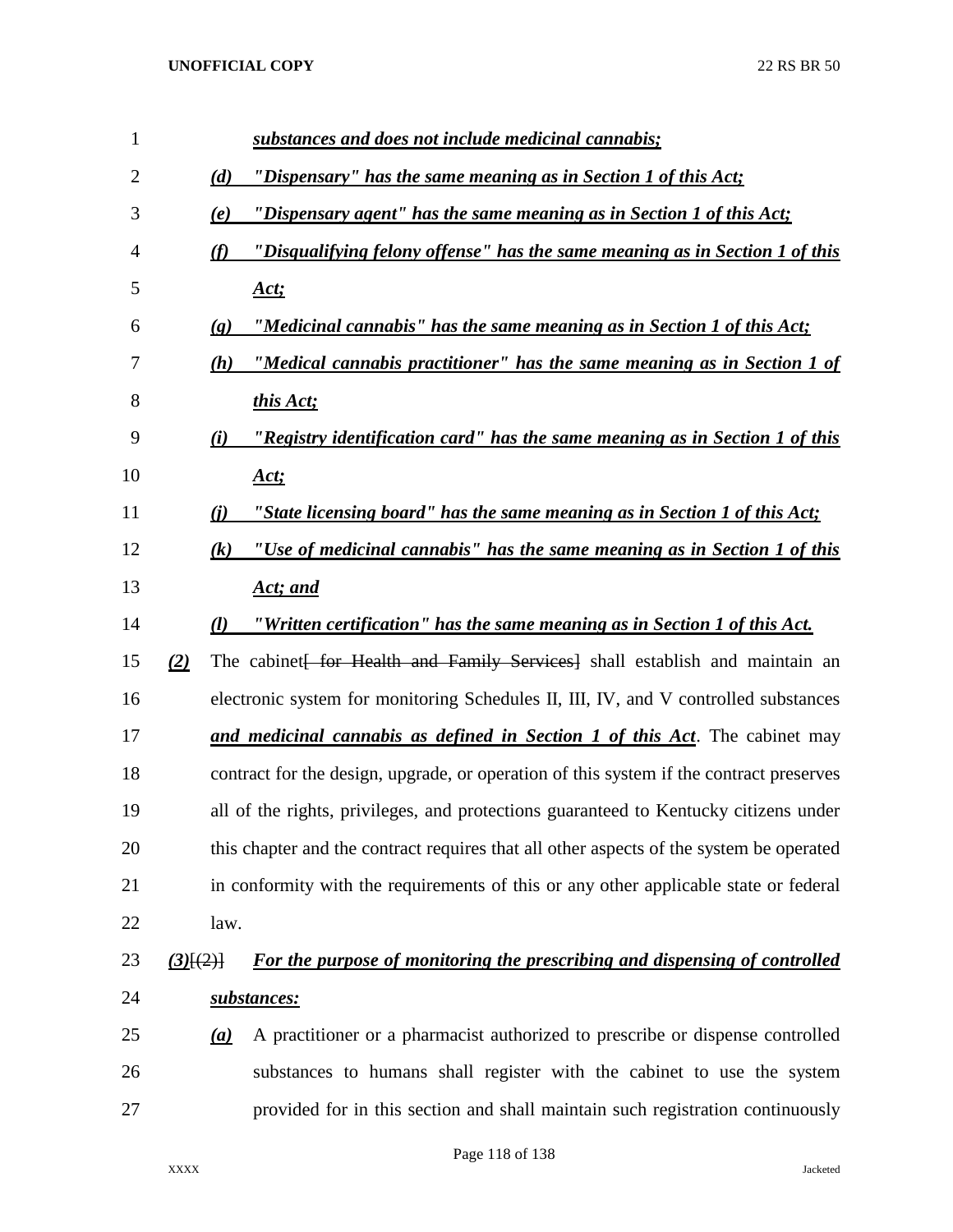***substances and does not include medicinal cannabis;***

***(d) "Dispensary" has the same meaning as in Section 1 of this Act;***

***(e) "Dispensary agent" has the same meaning as in Section 1 of this Act;***

***(f) "Disqualifying felony offense" has the same meaning as in Section 1 of this Act;***

***(g) "Medicinal cannabis" has the same meaning as in Section 1 of this Act;***

***(h) "Medical cannabis practitioner" has the same meaning as in Section 1 of this Act;***

***(i) "Registry identification card" has the same meaning as in Section 1 of this Act;***

***(j) "State licensing board" has the same meaning as in Section 1 of this Act;***

***(k) "Use of medicinal cannabis" has the same meaning as in Section 1 of this Act; and***

***(l) "Written certification" has the same meaning as in Section 1 of this Act.***

***(2)*** The cabinet~~[ for Health and Family Services]~~ shall establish and maintain an electronic system for monitoring Schedules II, III, IV, and V controlled substances ***and medicinal cannabis as defined in Section 1 of this Act***. The cabinet may contract for the design, upgrade, or operation of this system if the contract preserves all of the rights, privileges, and protections guaranteed to Kentucky citizens under this chapter and the contract requires that all other aspects of the system be operated in conformity with the requirements of this or any other applicable state or federal law.

***(3)***~~[(2)]~~ ***For the purpose of monitoring the prescribing and dispensing of controlled substances:***

***(a)*** A practitioner or a pharmacist authorized to prescribe or dispense controlled substances to humans shall register with the cabinet to use the system provided for in this section and shall maintain such registration continuously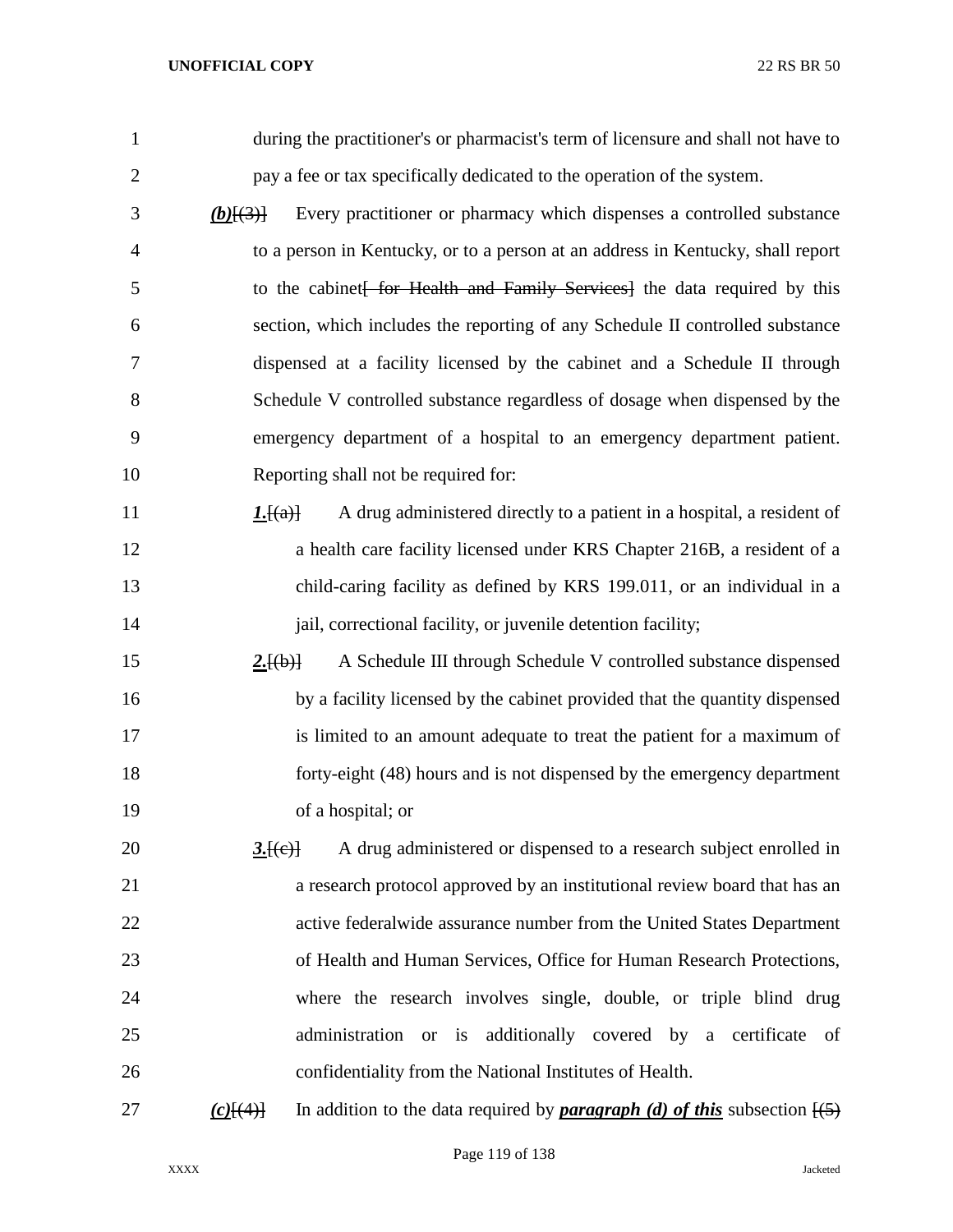during the practitioner's or pharmacist's term of licensure and shall not have to pay a fee or tax specifically dedicated to the operation of the system.

***(b)***[(3)] Every practitioner or pharmacy which dispenses a controlled substance to a person in Kentucky, or to a person at an address in Kentucky, shall report to the cabinet[ for Health and Family Services] the data required by this section, which includes the reporting of any Schedule II controlled substance dispensed at a facility licensed by the cabinet and a Schedule II through Schedule V controlled substance regardless of dosage when dispensed by the emergency department of a hospital to an emergency department patient. Reporting shall not be required for:

***1.***[(a)] A drug administered directly to a patient in a hospital, a resident of a health care facility licensed under KRS Chapter 216B, a resident of a child-caring facility as defined by KRS 199.011, or an individual in a jail, correctional facility, or juvenile detention facility;

***2.***[(b)] A Schedule III through Schedule V controlled substance dispensed by a facility licensed by the cabinet provided that the quantity dispensed is limited to an amount adequate to treat the patient for a maximum of forty-eight (48) hours and is not dispensed by the emergency department of a hospital; or

***3.***[(c)] A drug administered or dispensed to a research subject enrolled in a research protocol approved by an institutional review board that has an active federalwide assurance number from the United States Department of Health and Human Services, Office for Human Research Protections, where the research involves single, double, or triple blind drug administration or is additionally covered by a certificate of confidentiality from the National Institutes of Health.

***(c)***[(4)] In addition to the data required by ***paragraph (d) of this*** subsection [(5)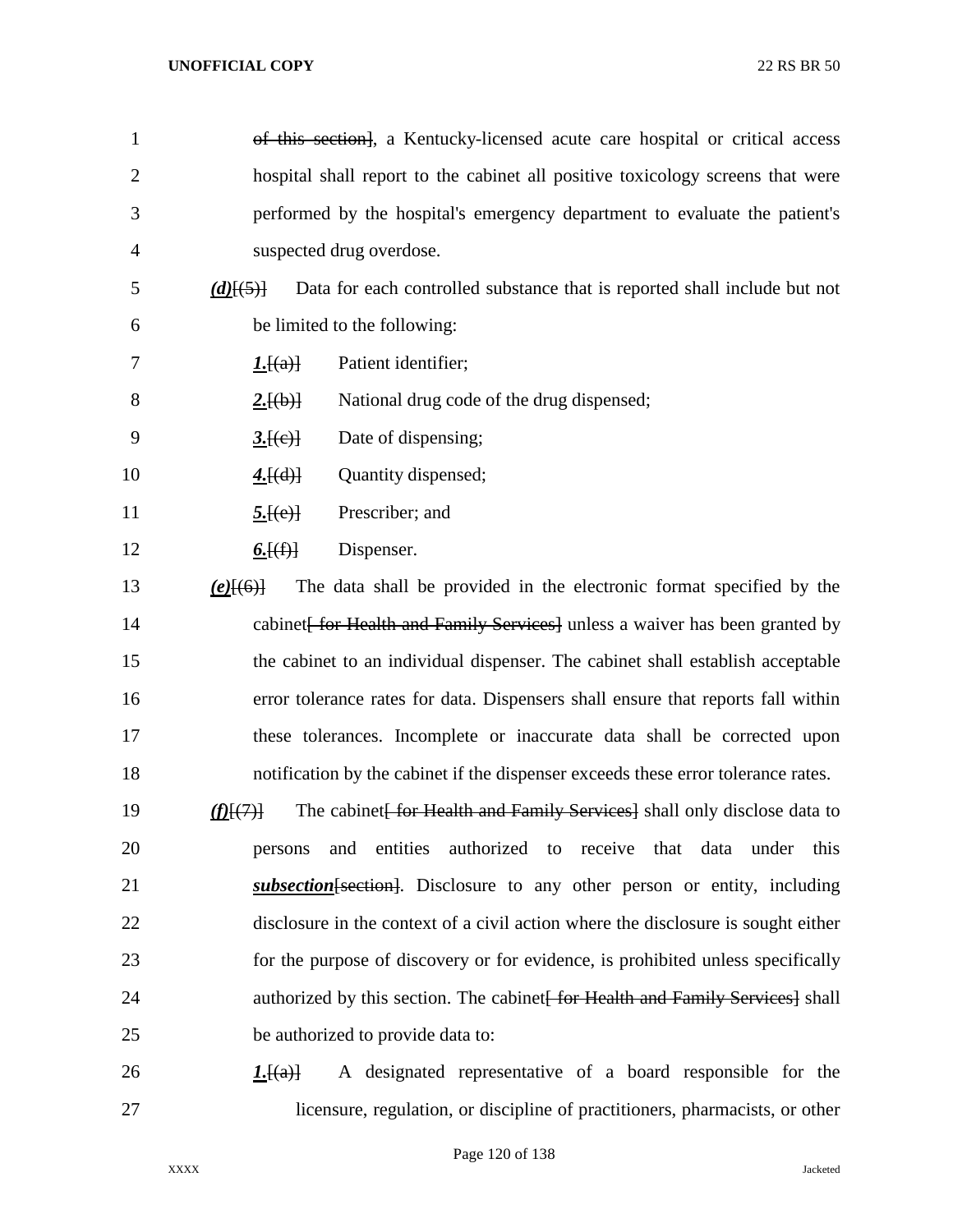~~of this section]~~, a Kentucky-licensed acute care hospital or critical access hospital shall report to the cabinet all positive toxicology screens that were performed by the hospital's emergency department to evaluate the patient's suspected drug overdose.

***(d)***~~[(5)]~~ Data for each controlled substance that is reported shall include but not be limited to the following:

***1.***~~[(a)]~~ Patient identifier;

***2.***~~[(b)]~~ National drug code of the drug dispensed;

***3.***~~[(c)]~~ Date of dispensing;

***4.***~~[(d)]~~ Quantity dispensed;

***5.***~~[(e)]~~ Prescriber; and

***6.***~~[(f)]~~ Dispenser.

***(e)***~~[(6)]~~ The data shall be provided in the electronic format specified by the cabinet~~[ for Health and Family Services]~~ unless a waiver has been granted by the cabinet to an individual dispenser. The cabinet shall establish acceptable error tolerance rates for data. Dispensers shall ensure that reports fall within these tolerances. Incomplete or inaccurate data shall be corrected upon notification by the cabinet if the dispenser exceeds these error tolerance rates.

***(f)***~~[(7)]~~ The cabinet~~[ for Health and Family Services]~~ shall only disclose data to persons and entities authorized to receive that data under this ***subsection***~~[section]~~. Disclosure to any other person or entity, including disclosure in the context of a civil action where the disclosure is sought either for the purpose of discovery or for evidence, is prohibited unless specifically authorized by this section. The cabinet~~[ for Health and Family Services]~~ shall be authorized to provide data to:

***1.***~~[(a)]~~ A designated representative of a board responsible for the licensure, regulation, or discipline of practitioners, pharmacists, or other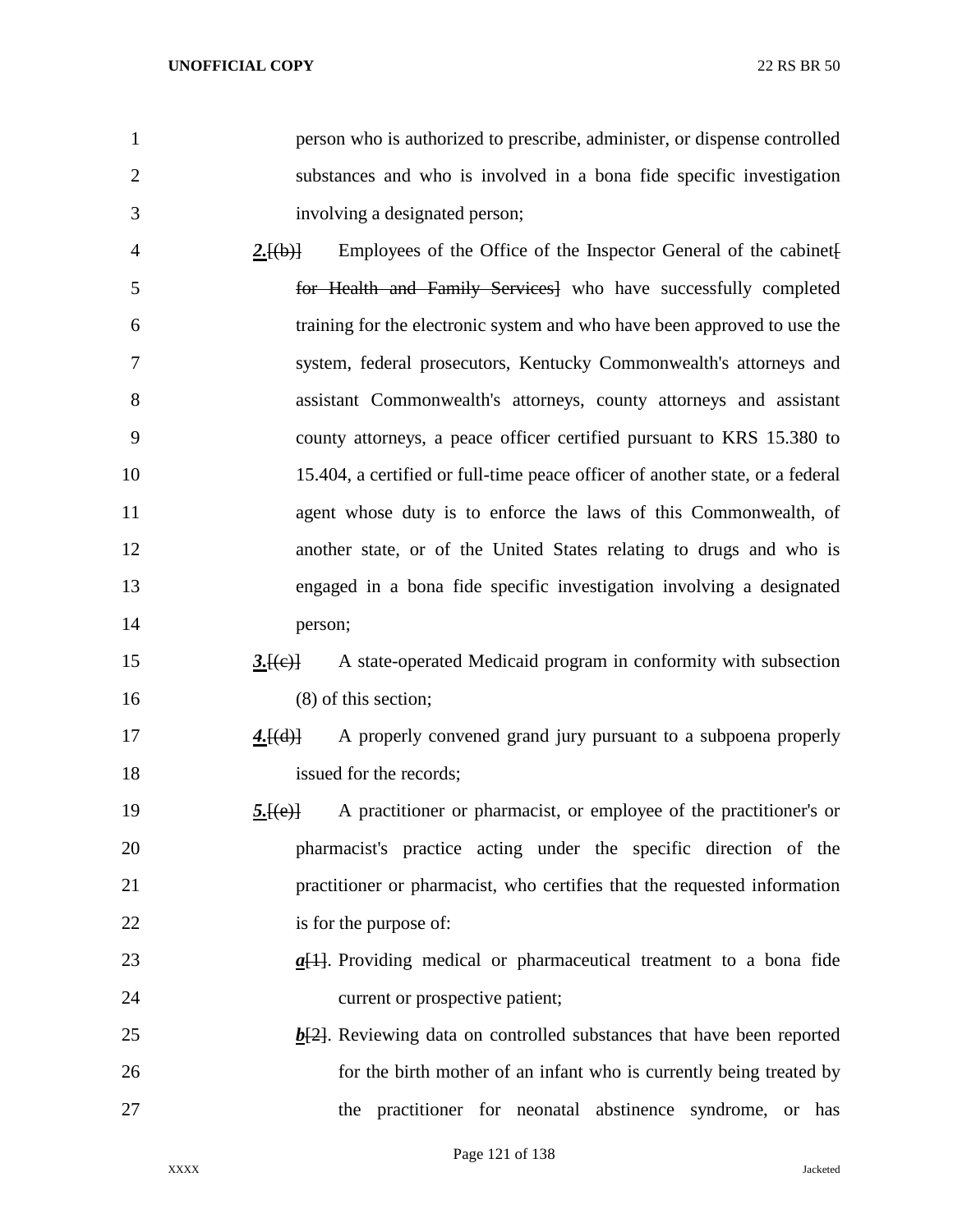person who is authorized to prescribe, administer, or dispense controlled substances and who is involved in a bona fide specific investigation involving a designated person;

***2.***[(b)] Employees of the Office of the Inspector General of the cabinet[ for Health and Family Services] who have successfully completed training for the electronic system and who have been approved to use the system, federal prosecutors, Kentucky Commonwealth's attorneys and assistant Commonwealth's attorneys, county attorneys and assistant county attorneys, a peace officer certified pursuant to KRS 15.380 to 15.404, a certified or full-time peace officer of another state, or a federal agent whose duty is to enforce the laws of this Commonwealth, of another state, or of the United States relating to drugs and who is engaged in a bona fide specific investigation involving a designated person;

***3.***[(c)] A state-operated Medicaid program in conformity with subsection (8) of this section;

***4.***[(d)] A properly convened grand jury pursuant to a subpoena properly issued for the records;

***5.***[(e)] A practitioner or pharmacist, or employee of the practitioner's or pharmacist's practice acting under the specific direction of the practitioner or pharmacist, who certifies that the requested information is for the purpose of:

***a***[1]. Providing medical or pharmaceutical treatment to a bona fide current or prospective patient;

***b***[2]. Reviewing data on controlled substances that have been reported for the birth mother of an infant who is currently being treated by the practitioner for neonatal abstinence syndrome, or has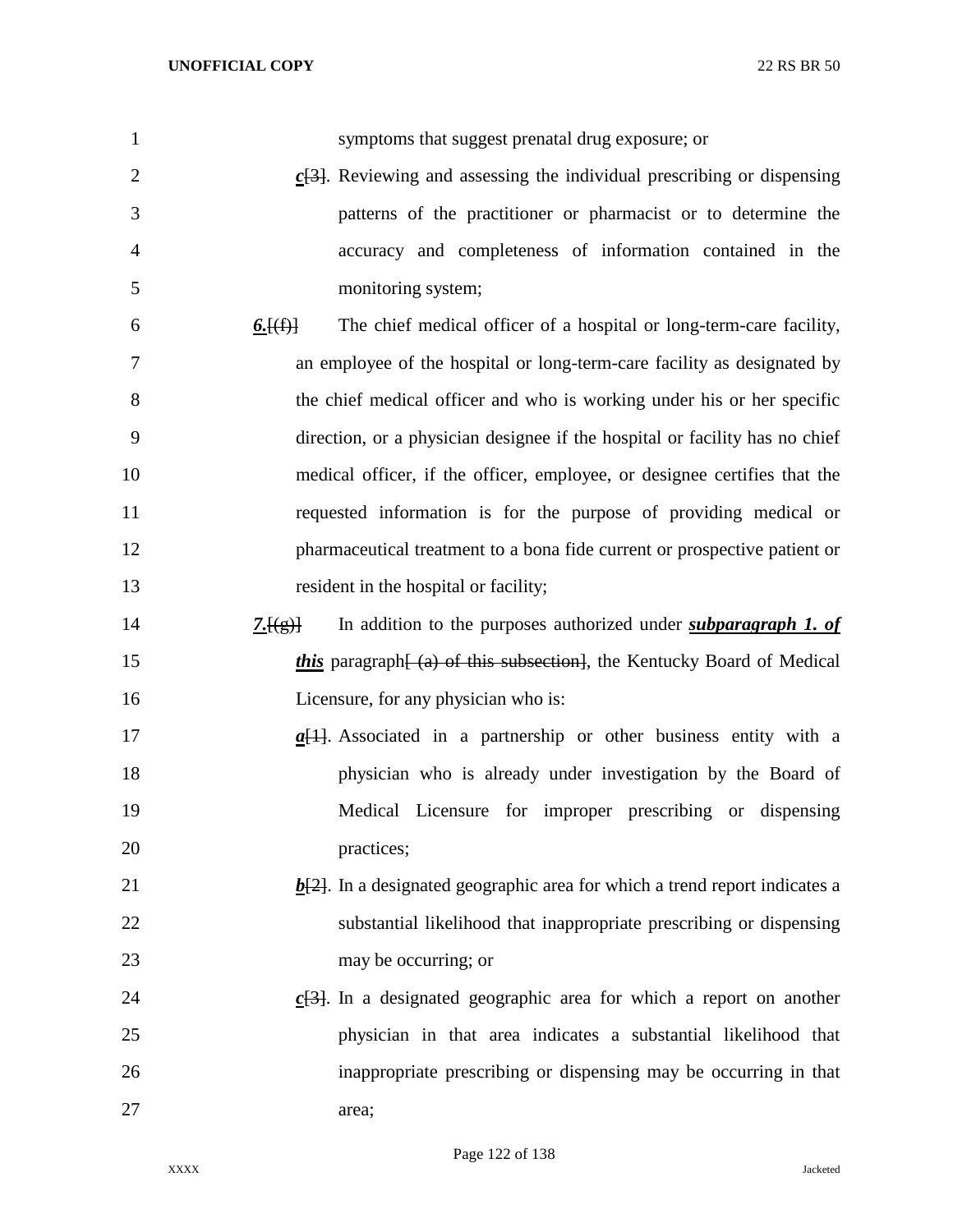symptoms that suggest prenatal drug exposure; or

***c***[3]. Reviewing and assessing the individual prescribing or dispensing patterns of the practitioner or pharmacist or to determine the accuracy and completeness of information contained in the monitoring system;

***6.***[(f)] The chief medical officer of a hospital or long-term-care facility, an employee of the hospital or long-term-care facility as designated by the chief medical officer and who is working under his or her specific direction, or a physician designee if the hospital or facility has no chief medical officer, if the officer, employee, or designee certifies that the requested information is for the purpose of providing medical or pharmaceutical treatment to a bona fide current or prospective patient or resident in the hospital or facility;

***7.***[(g)] In addition to the purposes authorized under ***subparagraph 1. of this*** paragraph[ (a) of this subsection], the Kentucky Board of Medical Licensure, for any physician who is:

***a***[1]. Associated in a partnership or other business entity with a physician who is already under investigation by the Board of Medical Licensure for improper prescribing or dispensing practices;

***b***[2]. In a designated geographic area for which a trend report indicates a substantial likelihood that inappropriate prescribing or dispensing may be occurring; or

***c***[3]. In a designated geographic area for which a report on another physician in that area indicates a substantial likelihood that inappropriate prescribing or dispensing may be occurring in that area;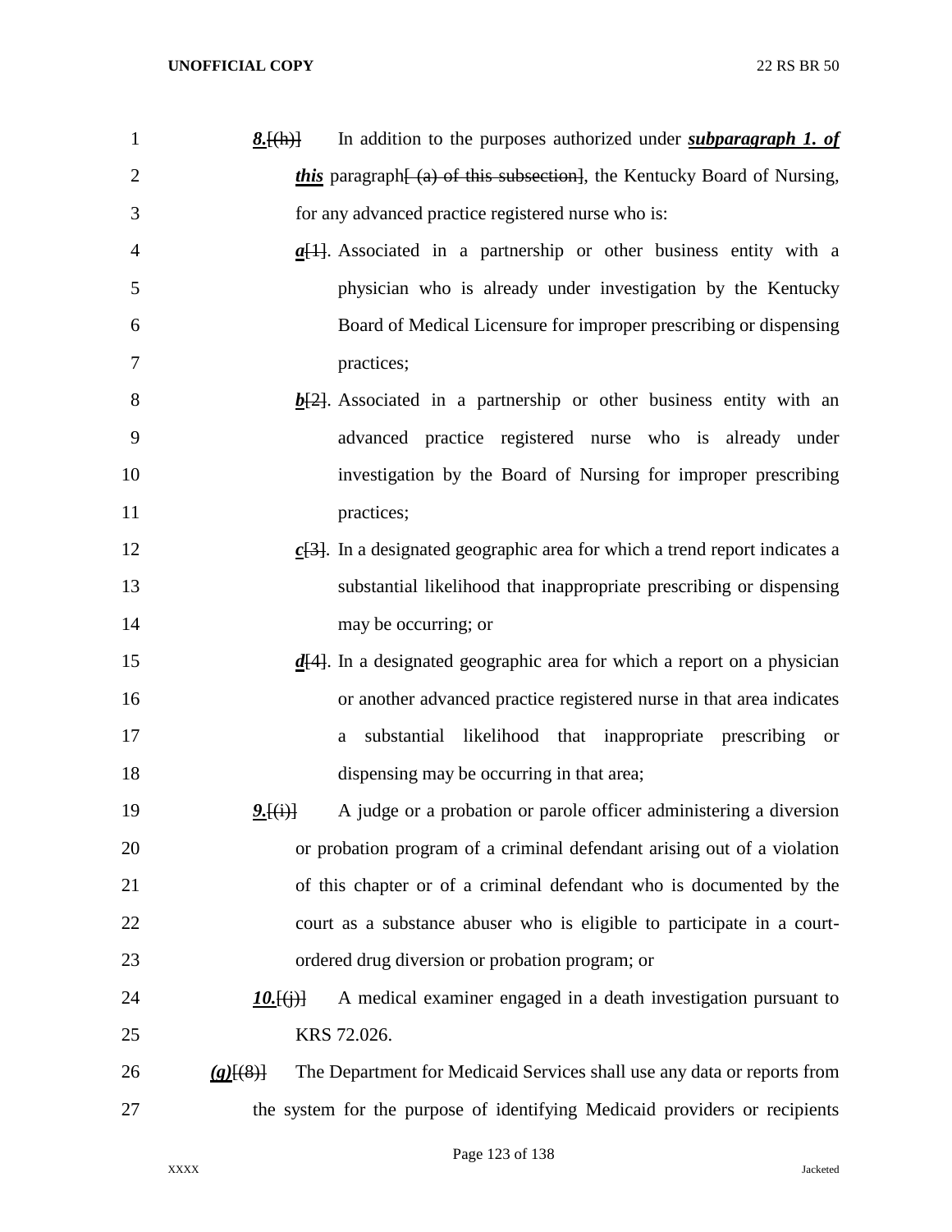***8.***~~[(h)]~~ In addition to the purposes authorized under ***subparagraph 1. of this*** paragraph~~[ (a) of this subsection]~~, the Kentucky Board of Nursing, for any advanced practice registered nurse who is:

***a***~~[1]~~. Associated in a partnership or other business entity with a physician who is already under investigation by the Kentucky Board of Medical Licensure for improper prescribing or dispensing practices;

***b***~~[2]~~. Associated in a partnership or other business entity with an advanced practice registered nurse who is already under investigation by the Board of Nursing for improper prescribing practices;

***c***~~[3]~~. In a designated geographic area for which a trend report indicates a substantial likelihood that inappropriate prescribing or dispensing may be occurring; or

***d***~~[4]~~. In a designated geographic area for which a report on a physician or another advanced practice registered nurse in that area indicates a substantial likelihood that inappropriate prescribing or dispensing may be occurring in that area;

***9.***~~[(i)]~~ A judge or a probation or parole officer administering a diversion or probation program of a criminal defendant arising out of a violation of this chapter or of a criminal defendant who is documented by the court as a substance abuser who is eligible to participate in a court-ordered drug diversion or probation program; or

***10.***~~[(j)]~~ A medical examiner engaged in a death investigation pursuant to KRS 72.026.

***(g)***~~[(8)]~~ The Department for Medicaid Services shall use any data or reports from the system for the purpose of identifying Medicaid providers or recipients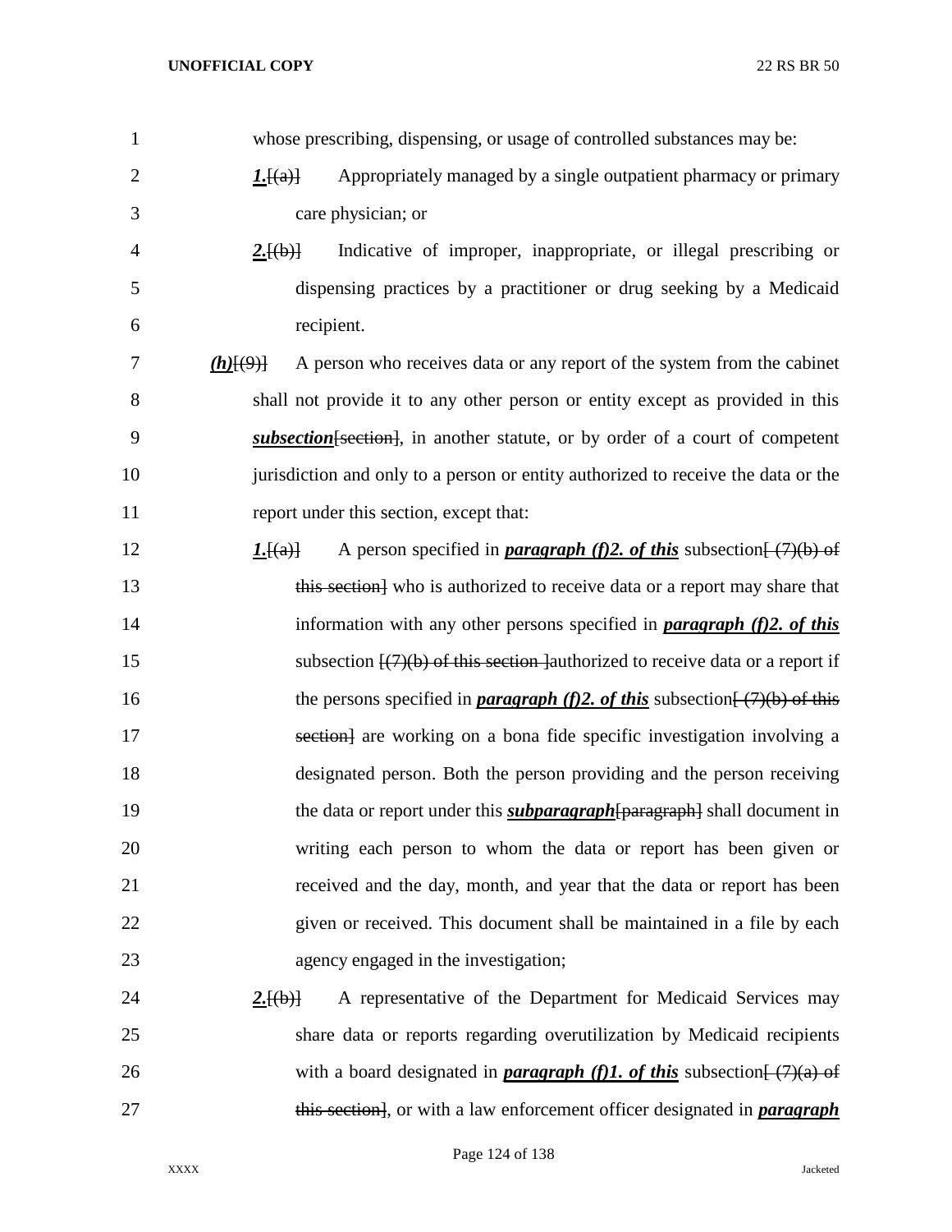whose prescribing, dispensing, or usage of controlled substances may be:

***1.***[(a)] Appropriately managed by a single outpatient pharmacy or primary care physician; or

***2.***[(b)] Indicative of improper, inappropriate, or illegal prescribing or dispensing practices by a practitioner or drug seeking by a Medicaid recipient.

***(h)***[(9)] A person who receives data or any report of the system from the cabinet shall not provide it to any other person or entity except as provided in this ***subsection***[section], in another statute, or by order of a court of competent jurisdiction and only to a person or entity authorized to receive the data or the report under this section, except that:

***1.***[(a)] A person specified in ***paragraph (f)2. of this*** subsection[ (7)(b) of this section] who is authorized to receive data or a report may share that information with any other persons specified in ***paragraph (f)2. of this*** subsection [(7)(b) of this section ]authorized to receive data or a report if the persons specified in ***paragraph (f)2. of this*** subsection[ (7)(b) of this section] are working on a bona fide specific investigation involving a designated person. Both the person providing and the person receiving the data or report under this ***subparagraph***[paragraph] shall document in writing each person to whom the data or report has been given or received and the day, month, and year that the data or report has been given or received. This document shall be maintained in a file by each agency engaged in the investigation;

***2.***[(b)] A representative of the Department for Medicaid Services may share data or reports regarding overutilization by Medicaid recipients with a board designated in ***paragraph (f)1. of this*** subsection[ (7)(a) of this section], or with a law enforcement officer designated in ***paragraph***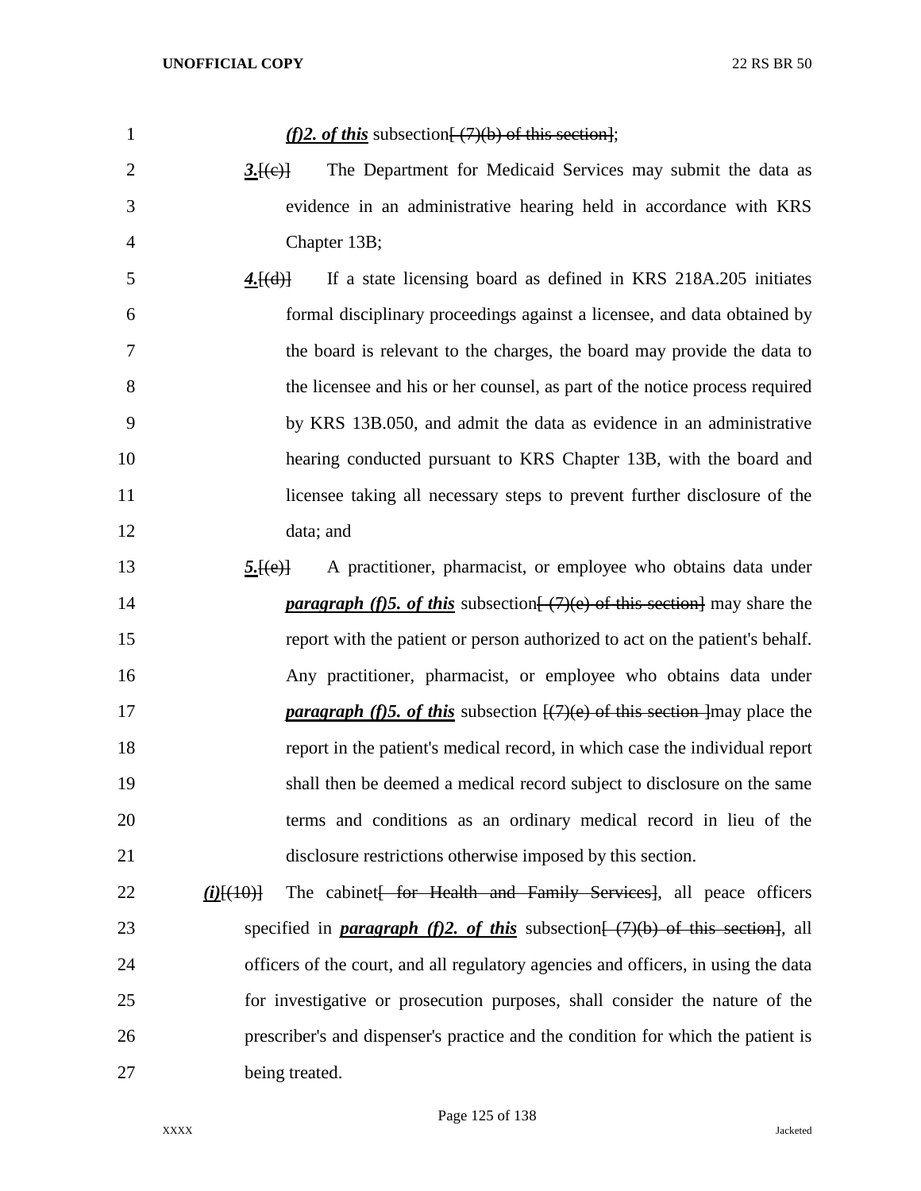***(f)2. of this*** subsection[ (7)(b) of this section];

***3.***[(c)] The Department for Medicaid Services may submit the data as evidence in an administrative hearing held in accordance with KRS Chapter 13B;

***4.***[(d)] If a state licensing board as defined in KRS 218A.205 initiates formal disciplinary proceedings against a licensee, and data obtained by the board is relevant to the charges, the board may provide the data to the licensee and his or her counsel, as part of the notice process required by KRS 13B.050, and admit the data as evidence in an administrative hearing conducted pursuant to KRS Chapter 13B, with the board and licensee taking all necessary steps to prevent further disclosure of the data; and

***5.***[(e)] A practitioner, pharmacist, or employee who obtains data under ***paragraph (f)5. of this*** subsection[ (7)(e) of this section] may share the report with the patient or person authorized to act on the patient's behalf. Any practitioner, pharmacist, or employee who obtains data under ***paragraph (f)5. of this*** subsection [(7)(e) of this section ]may place the report in the patient's medical record, in which case the individual report shall then be deemed a medical record subject to disclosure on the same terms and conditions as an ordinary medical record in lieu of the disclosure restrictions otherwise imposed by this section.

***(i)***[(10)] The cabinet[ for Health and Family Services], all peace officers specified in ***paragraph (f)2. of this*** subsection[ (7)(b) of this section], all officers of the court, and all regulatory agencies and officers, in using the data for investigative or prosecution purposes, shall consider the nature of the prescriber's and dispenser's practice and the condition for which the patient is being treated.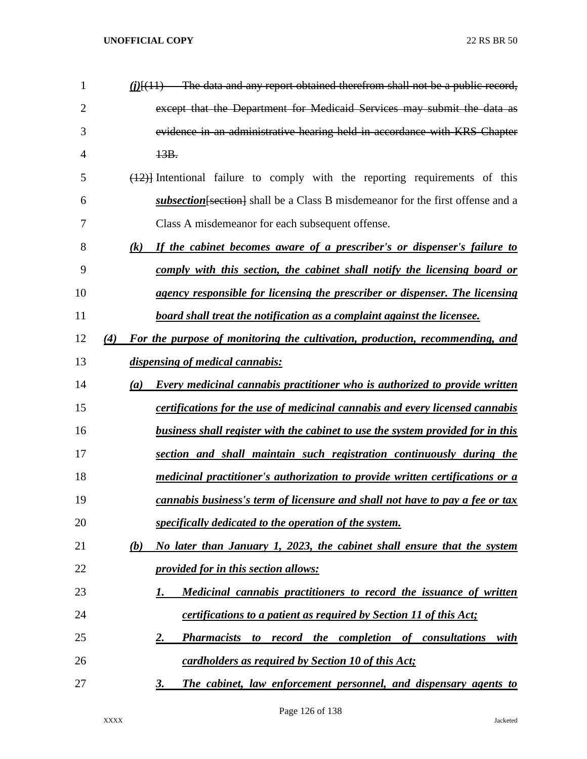*(j)*[(11) The data and any report obtained therefrom shall not be a public record, except that the Department for Medicaid Services may submit the data as evidence in an administrative hearing held in accordance with KRS Chapter 13B.

(12)] Intentional failure to comply with the reporting requirements of this ***subsection***[section] shall be a Class B misdemeanor for the first offense and a Class A misdemeanor for each subsequent offense.

***(k) If the cabinet becomes aware of a prescriber's or dispenser's failure to comply with this section, the cabinet shall notify the licensing board or agency responsible for licensing the prescriber or dispenser. The licensing board shall treat the notification as a complaint against the licensee.***

***(4) For the purpose of monitoring the cultivation, production, recommending, and dispensing of medical cannabis:***

***(a) Every medicinal cannabis practitioner who is authorized to provide written certifications for the use of medicinal cannabis and every licensed cannabis business shall register with the cabinet to use the system provided for in this section and shall maintain such registration continuously during the medicinal practitioner's authorization to provide written certifications or a cannabis business's term of licensure and shall not have to pay a fee or tax specifically dedicated to the operation of the system.***

***(b) No later than January 1, 2023, the cabinet shall ensure that the system provided for in this section allows:***

***1. Medicinal cannabis practitioners to record the issuance of written certifications to a patient as required by Section 11 of this Act;***

***2. Pharmacists to record the completion of consultations with cardholders as required by Section 10 of this Act;***

***3. The cabinet, law enforcement personnel, and dispensary agents to***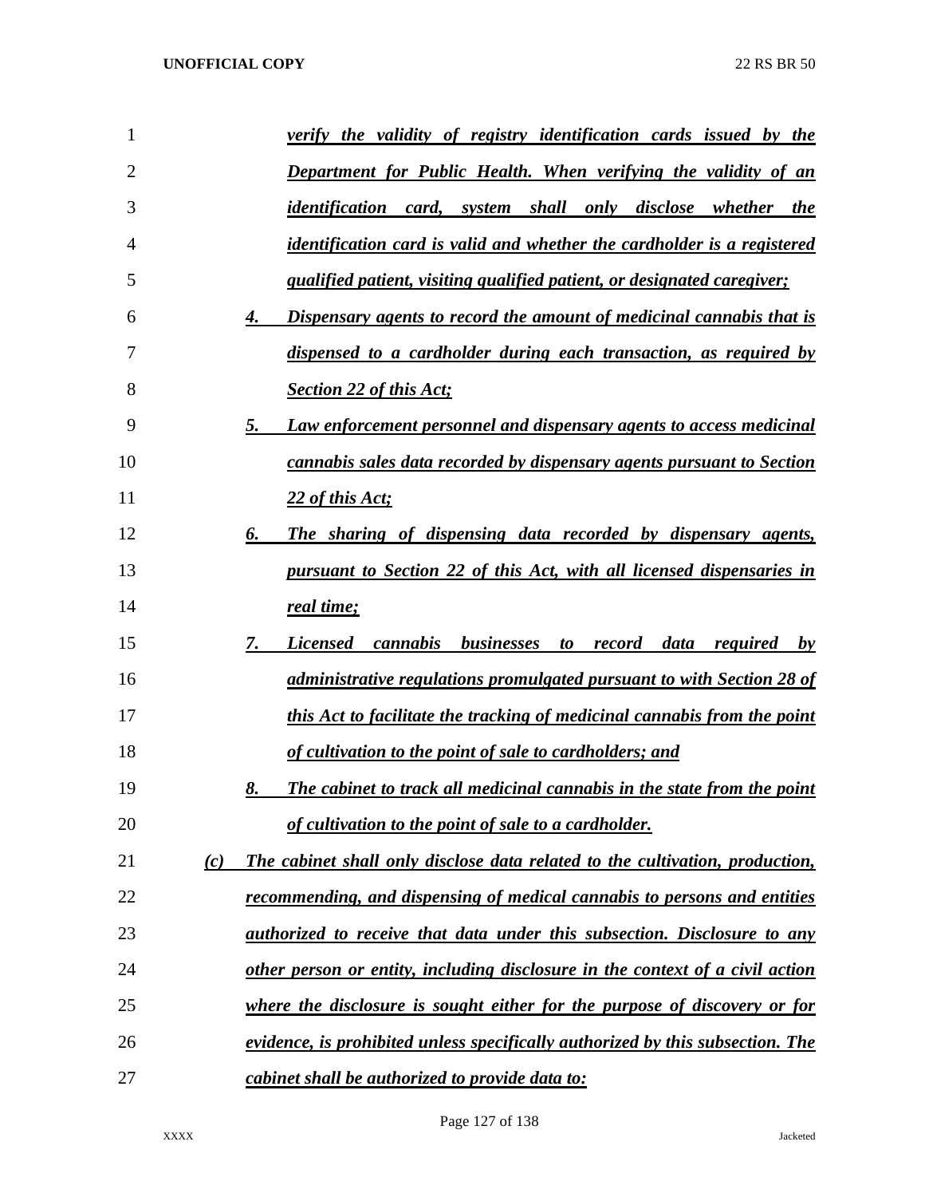***verify the validity of registry identification cards issued by the Department for Public Health. When verifying the validity of an identification card, system shall only disclose whether the identification card is valid and whether the cardholder is a registered qualified patient, visiting qualified patient, or designated caregiver;***

***4. Dispensary agents to record the amount of medicinal cannabis that is dispensed to a cardholder during each transaction, as required by Section 22 of this Act;***

***5. Law enforcement personnel and dispensary agents to access medicinal cannabis sales data recorded by dispensary agents pursuant to Section 22 of this Act;***

***6. The sharing of dispensing data recorded by dispensary agents, pursuant to Section 22 of this Act, with all licensed dispensaries in real time;***

***7. Licensed cannabis businesses to record data required by administrative regulations promulgated pursuant to with Section 28 of this Act to facilitate the tracking of medicinal cannabis from the point of cultivation to the point of sale to cardholders; and***

***8. The cabinet to track all medicinal cannabis in the state from the point of cultivation to the point of sale to a cardholder.***

***(c) The cabinet shall only disclose data related to the cultivation, production, recommending, and dispensing of medical cannabis to persons and entities authorized to receive that data under this subsection. Disclosure to any other person or entity, including disclosure in the context of a civil action where the disclosure is sought either for the purpose of discovery or for evidence, is prohibited unless specifically authorized by this subsection. The cabinet shall be authorized to provide data to:***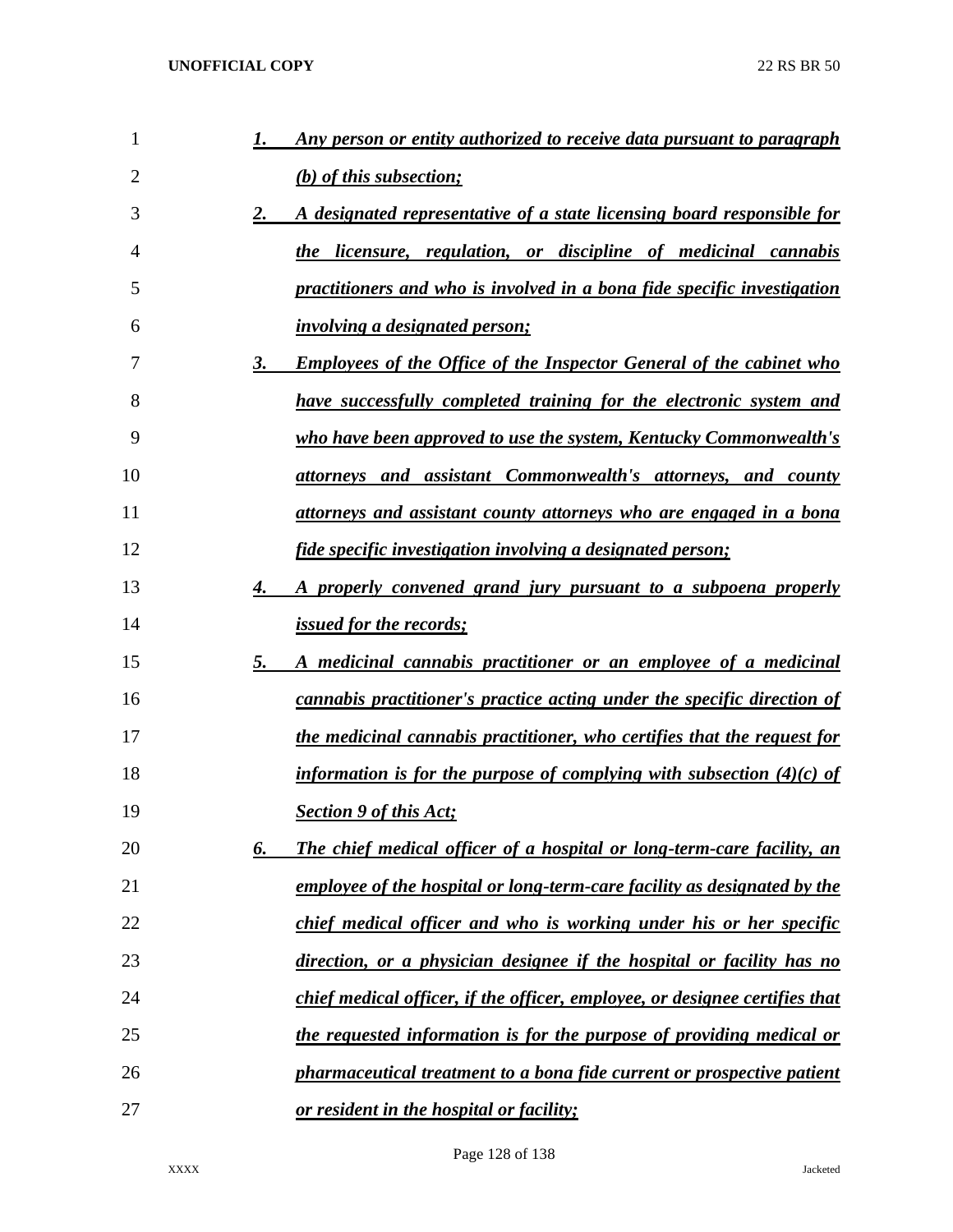1. ***Any person or entity authorized to receive data pursuant to paragraph (b) of this subsection;***
2. ***A designated representative of a state licensing board responsible for the licensure, regulation, or discipline of medicinal cannabis practitioners and who is involved in a bona fide specific investigation involving a designated person;***
3. ***Employees of the Office of the Inspector General of the cabinet who have successfully completed training for the electronic system and who have been approved to use the system, Kentucky Commonwealth's attorneys and assistant Commonwealth's attorneys, and county attorneys and assistant county attorneys who are engaged in a bona fide specific investigation involving a designated person;***
4. ***A properly convened grand jury pursuant to a subpoena properly issued for the records;***
5. ***A medicinal cannabis practitioner or an employee of a medicinal cannabis practitioner's practice acting under the specific direction of the medicinal cannabis practitioner, who certifies that the request for information is for the purpose of complying with subsection (4)(c) of Section 9 of this Act;***
6. ***The chief medical officer of a hospital or long-term-care facility, an employee of the hospital or long-term-care facility as designated by the chief medical officer and who is working under his or her specific direction, or a physician designee if the hospital or facility has no chief medical officer, if the officer, employee, or designee certifies that the requested information is for the purpose of providing medical or pharmaceutical treatment to a bona fide current or prospective patient or resident in the hospital or facility;***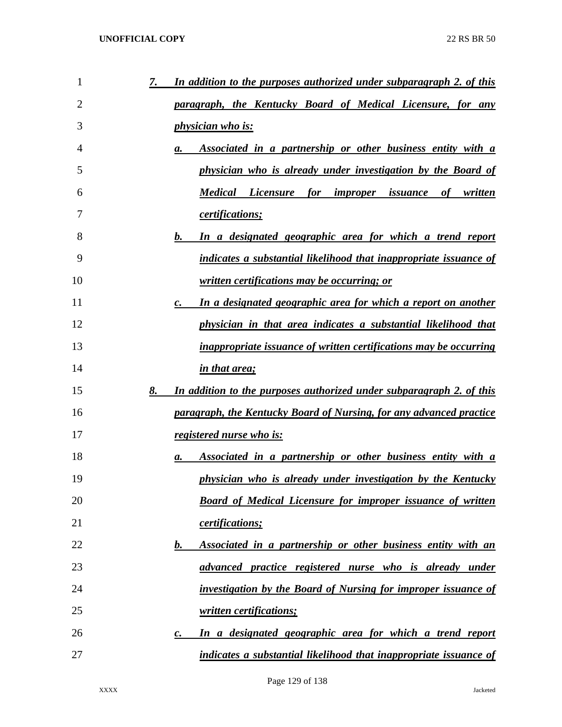7. ***In addition to the purposes authorized under subparagraph 2. of this paragraph, the Kentucky Board of Medical Licensure, for any physician who is:***

   a. ***Associated in a partnership or other business entity with a physician who is already under investigation by the Board of Medical Licensure for improper issuance of written certifications;***

   b. ***In a designated geographic area for which a trend report indicates a substantial likelihood that inappropriate issuance of written certifications may be occurring; or***

   c. ***In a designated geographic area for which a report on another physician in that area indicates a substantial likelihood that inappropriate issuance of written certifications may be occurring in that area;***

8. ***In addition to the purposes authorized under subparagraph 2. of this paragraph, the Kentucky Board of Nursing, for any advanced practice registered nurse who is:***

   a. ***Associated in a partnership or other business entity with a physician who is already under investigation by the Kentucky Board of Medical Licensure for improper issuance of written certifications;***

   b. ***Associated in a partnership or other business entity with an advanced practice registered nurse who is already under investigation by the Board of Nursing for improper issuance of written certifications;***

   c. ***In a designated geographic area for which a trend report indicates a substantial likelihood that inappropriate issuance of***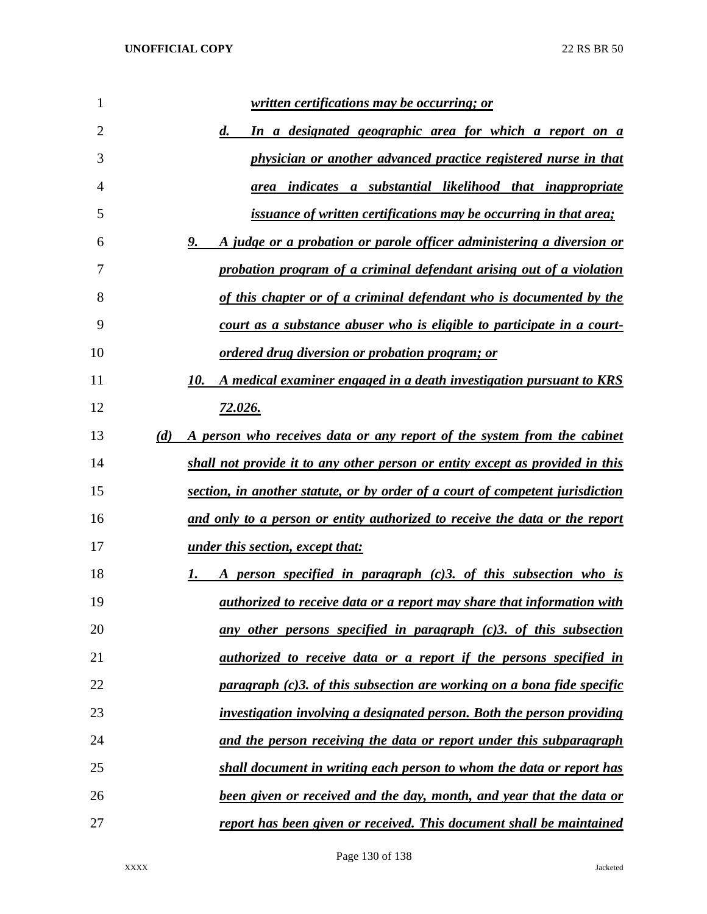*written certifications may be occurring; or*

*d. In a designated geographic area for which a report on a physician or another advanced practice registered nurse in that area indicates a substantial likelihood that inappropriate issuance of written certifications may be occurring in that area;*

*9. A judge or a probation or parole officer administering a diversion or probation program of a criminal defendant arising out of a violation of this chapter or of a criminal defendant who is documented by the court as a substance abuser who is eligible to participate in a court-ordered drug diversion or probation program; or*

*10. A medical examiner engaged in a death investigation pursuant to KRS 72.026.*

*(d) A person who receives data or any report of the system from the cabinet shall not provide it to any other person or entity except as provided in this section, in another statute, or by order of a court of competent jurisdiction and only to a person or entity authorized to receive the data or the report under this section, except that:*

*1. A person specified in paragraph (c)3. of this subsection who is authorized to receive data or a report may share that information with any other persons specified in paragraph (c)3. of this subsection authorized to receive data or a report if the persons specified in paragraph (c)3. of this subsection are working on a bona fide specific investigation involving a designated person. Both the person providing and the person receiving the data or report under this subparagraph shall document in writing each person to whom the data or report has been given or received and the day, month, and year that the data or report has been given or received. This document shall be maintained*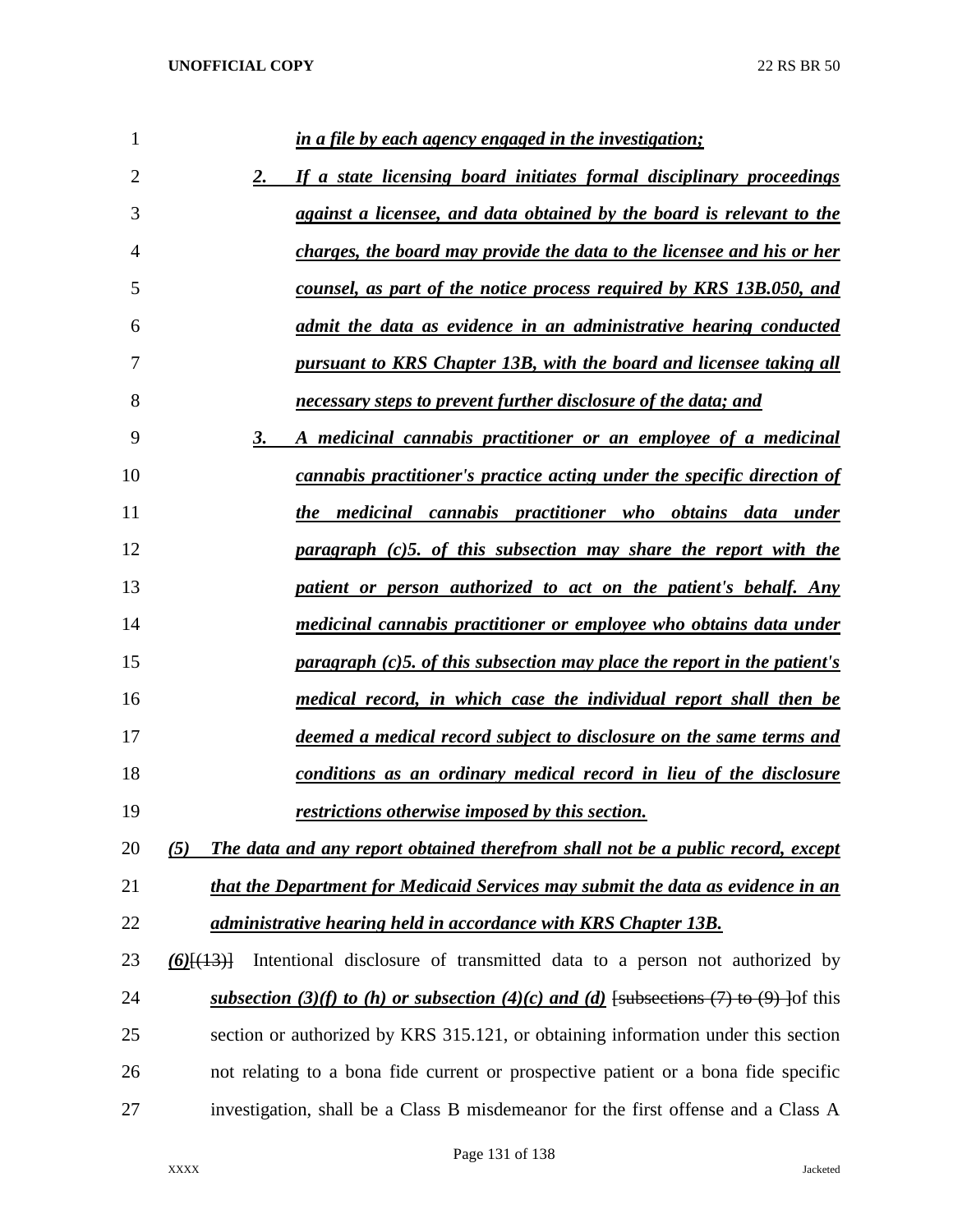*in a file by each agency engaged in the investigation;*

*2. If a state licensing board initiates formal disciplinary proceedings against a licensee, and data obtained by the board is relevant to the charges, the board may provide the data to the licensee and his or her counsel, as part of the notice process required by KRS 13B.050, and admit the data as evidence in an administrative hearing conducted pursuant to KRS Chapter 13B, with the board and licensee taking all necessary steps to prevent further disclosure of the data; and*

*3. A medicinal cannabis practitioner or an employee of a medicinal cannabis practitioner's practice acting under the specific direction of the medicinal cannabis practitioner who obtains data under paragraph (c)5. of this subsection may share the report with the patient or person authorized to act on the patient's behalf. Any medicinal cannabis practitioner or employee who obtains data under paragraph (c)5. of this subsection may place the report in the patient's medical record, in which case the individual report shall then be deemed a medical record subject to disclosure on the same terms and conditions as an ordinary medical record in lieu of the disclosure restrictions otherwise imposed by this section.*

*(5) The data and any report obtained therefrom shall not be a public record, except that the Department for Medicaid Services may submit the data as evidence in an administrative hearing held in accordance with KRS Chapter 13B.*

*(6)*[(13)] Intentional disclosure of transmitted data to a person not authorized by *subsection (3)(f) to (h) or subsection (4)(c) and (d)* [subsections (7) to (9) ]of this section or authorized by KRS 315.121, or obtaining information under this section not relating to a bona fide current or prospective patient or a bona fide specific investigation, shall be a Class B misdemeanor for the first offense and a Class A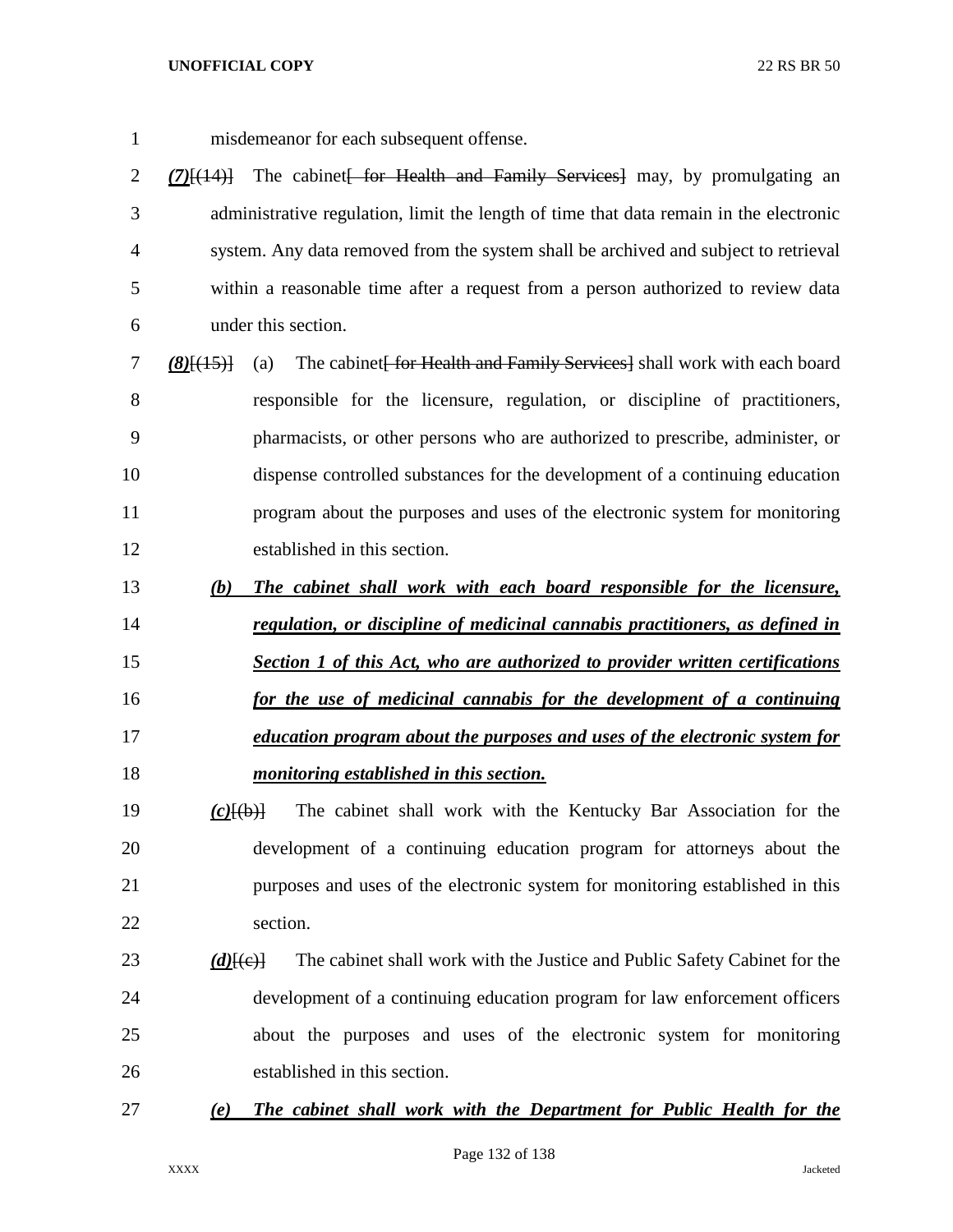misdemeanor for each subsequent offense.

***(7)***[(14)] The cabinet~~[ for Health and Family Services]~~ may, by promulgating an administrative regulation, limit the length of time that data remain in the electronic system. Any data removed from the system shall be archived and subject to retrieval within a reasonable time after a request from a person authorized to review data under this section.

***(8)***[(15)] (a) The cabinet~~[ for Health and Family Services]~~ shall work with each board responsible for the licensure, regulation, or discipline of practitioners, pharmacists, or other persons who are authorized to prescribe, administer, or dispense controlled substances for the development of a continuing education program about the purposes and uses of the electronic system for monitoring established in this section.

***(b) The cabinet shall work with each board responsible for the licensure, regulation, or discipline of medicinal cannabis practitioners, as defined in Section 1 of this Act, who are authorized to provider written certifications for the use of medicinal cannabis for the development of a continuing education program about the purposes and uses of the electronic system for monitoring established in this section.***

***(c)***[(b)] The cabinet shall work with the Kentucky Bar Association for the development of a continuing education program for attorneys about the purposes and uses of the electronic system for monitoring established in this section.

***(d)***[(c)] The cabinet shall work with the Justice and Public Safety Cabinet for the development of a continuing education program for law enforcement officers about the purposes and uses of the electronic system for monitoring established in this section.

***(e) The cabinet shall work with the Department for Public Health for the***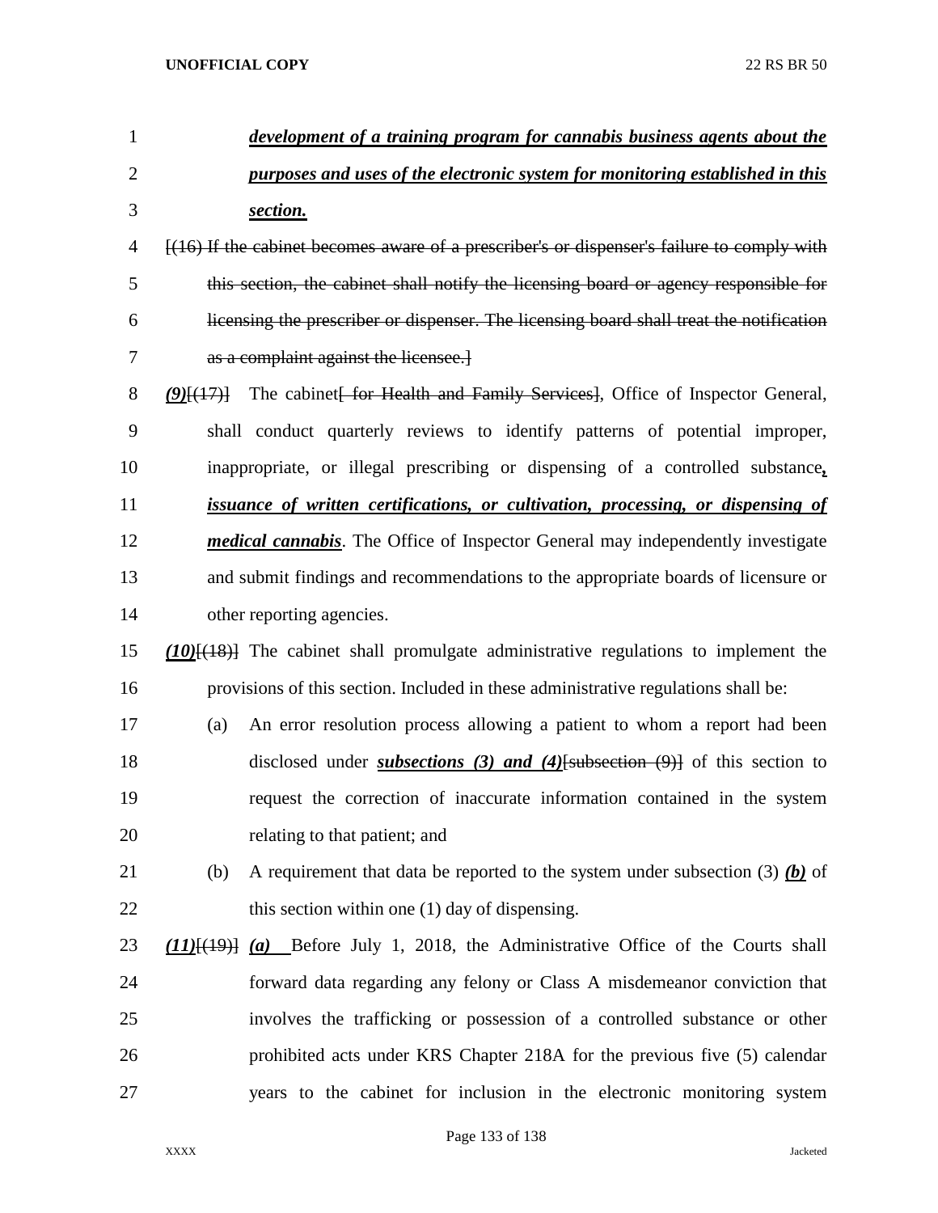***development of a training program for cannabis business agents about the purposes and uses of the electronic system for monitoring established in this section.***

[(16) If the cabinet becomes aware of a prescriber's or dispenser's failure to comply with this section, the cabinet shall notify the licensing board or agency responsible for licensing the prescriber or dispenser. The licensing board shall treat the notification as a complaint against the licensee.]

***(9)***[(17)] The cabinet[ for Health and Family Services], Office of Inspector General, shall conduct quarterly reviews to identify patterns of potential improper, inappropriate, or illegal prescribing or dispensing of a controlled substance***, issuance of written certifications, or cultivation, processing, or dispensing of medical cannabis***. The Office of Inspector General may independently investigate and submit findings and recommendations to the appropriate boards of licensure or other reporting agencies.

***(10)***[(18)] The cabinet shall promulgate administrative regulations to implement the provisions of this section. Included in these administrative regulations shall be:

(a) An error resolution process allowing a patient to whom a report had been disclosed under ***subsections (3) and (4)***[subsection (9)] of this section to request the correction of inaccurate information contained in the system relating to that patient; and

(b) A requirement that data be reported to the system under subsection (3) ***(b)*** of this section within one (1) day of dispensing.

***(11)***[(19)] ***(a)*** Before July 1, 2018, the Administrative Office of the Courts shall forward data regarding any felony or Class A misdemeanor conviction that involves the trafficking or possession of a controlled substance or other prohibited acts under KRS Chapter 218A for the previous five (5) calendar years to the cabinet for inclusion in the electronic monitoring system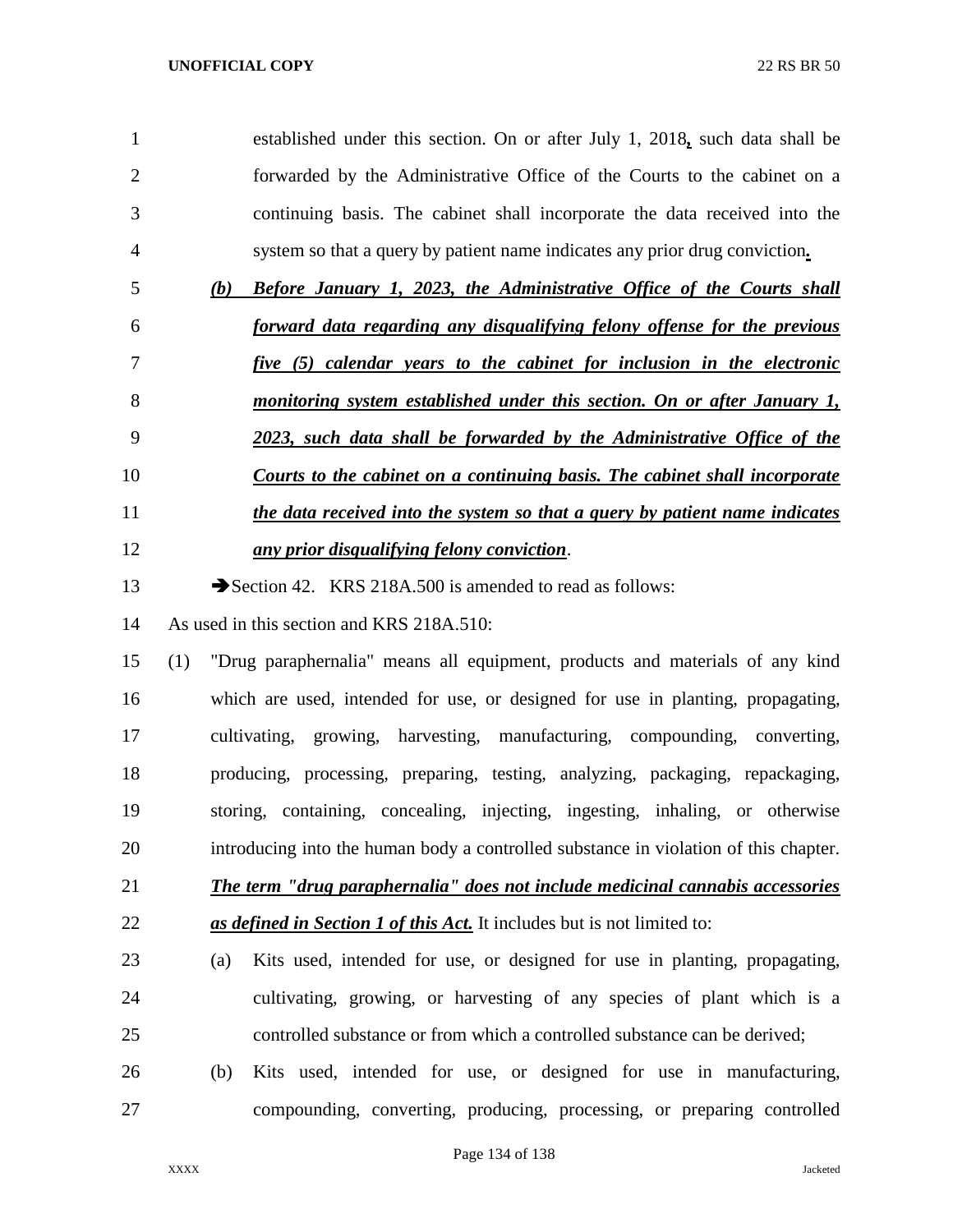established under this section. On or after July 1, 2018*,* such data shall be forwarded by the Administrative Office of the Courts to the cabinet on a continuing basis. The cabinet shall incorporate the data received into the system so that a query by patient name indicates any prior drug conviction*.*

*(b) Before January 1, 2023, the Administrative Office of the Courts shall forward data regarding any disqualifying felony offense for the previous five (5) calendar years to the cabinet for inclusion in the electronic monitoring system established under this section. On or after January 1, 2023, such data shall be forwarded by the Administrative Office of the Courts to the cabinet on a continuing basis. The cabinet shall incorporate the data received into the system so that a query by patient name indicates any prior disqualifying felony conviction*.

➔Section 42. KRS 218A.500 is amended to read as follows:

As used in this section and KRS 218A.510:

(1) "Drug paraphernalia" means all equipment, products and materials of any kind which are used, intended for use, or designed for use in planting, propagating, cultivating, growing, harvesting, manufacturing, compounding, converting, producing, processing, preparing, testing, analyzing, packaging, repackaging, storing, containing, concealing, injecting, ingesting, inhaling, or otherwise introducing into the human body a controlled substance in violation of this chapter. *The term "drug paraphernalia" does not include medicinal cannabis accessories as defined in Section 1 of this Act.* It includes but is not limited to:

(a) Kits used, intended for use, or designed for use in planting, propagating, cultivating, growing, or harvesting of any species of plant which is a controlled substance or from which a controlled substance can be derived;

(b) Kits used, intended for use, or designed for use in manufacturing, compounding, converting, producing, processing, or preparing controlled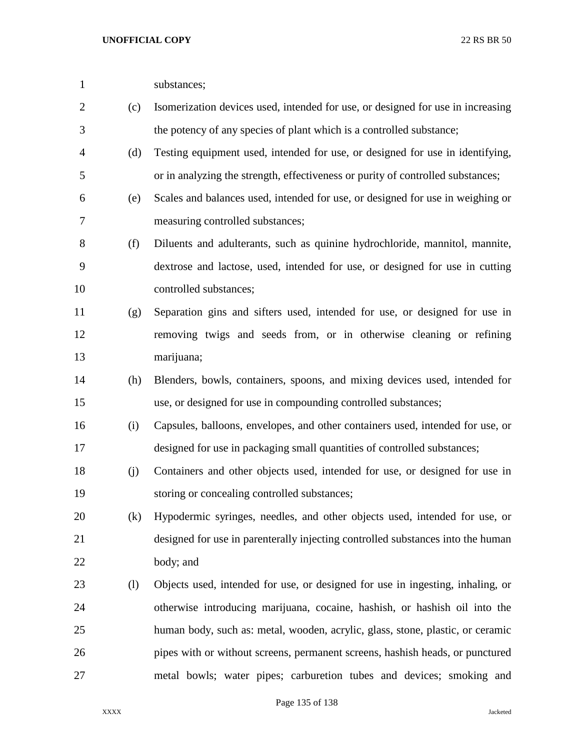substances;

(c) Isomerization devices used, intended for use, or designed for use in increasing the potency of any species of plant which is a controlled substance;

(d) Testing equipment used, intended for use, or designed for use in identifying, or in analyzing the strength, effectiveness or purity of controlled substances;

(e) Scales and balances used, intended for use, or designed for use in weighing or measuring controlled substances;

(f) Diluents and adulterants, such as quinine hydrochloride, mannitol, mannite, dextrose and lactose, used, intended for use, or designed for use in cutting controlled substances;

(g) Separation gins and sifters used, intended for use, or designed for use in removing twigs and seeds from, or in otherwise cleaning or refining marijuana;

(h) Blenders, bowls, containers, spoons, and mixing devices used, intended for use, or designed for use in compounding controlled substances;

(i) Capsules, balloons, envelopes, and other containers used, intended for use, or designed for use in packaging small quantities of controlled substances;

(j) Containers and other objects used, intended for use, or designed for use in storing or concealing controlled substances;

(k) Hypodermic syringes, needles, and other objects used, intended for use, or designed for use in parenterally injecting controlled substances into the human body; and

(l) Objects used, intended for use, or designed for use in ingesting, inhaling, or otherwise introducing marijuana, cocaine, hashish, or hashish oil into the human body, such as: metal, wooden, acrylic, glass, stone, plastic, or ceramic pipes with or without screens, permanent screens, hashish heads, or punctured metal bowls; water pipes; carburetion tubes and devices; smoking and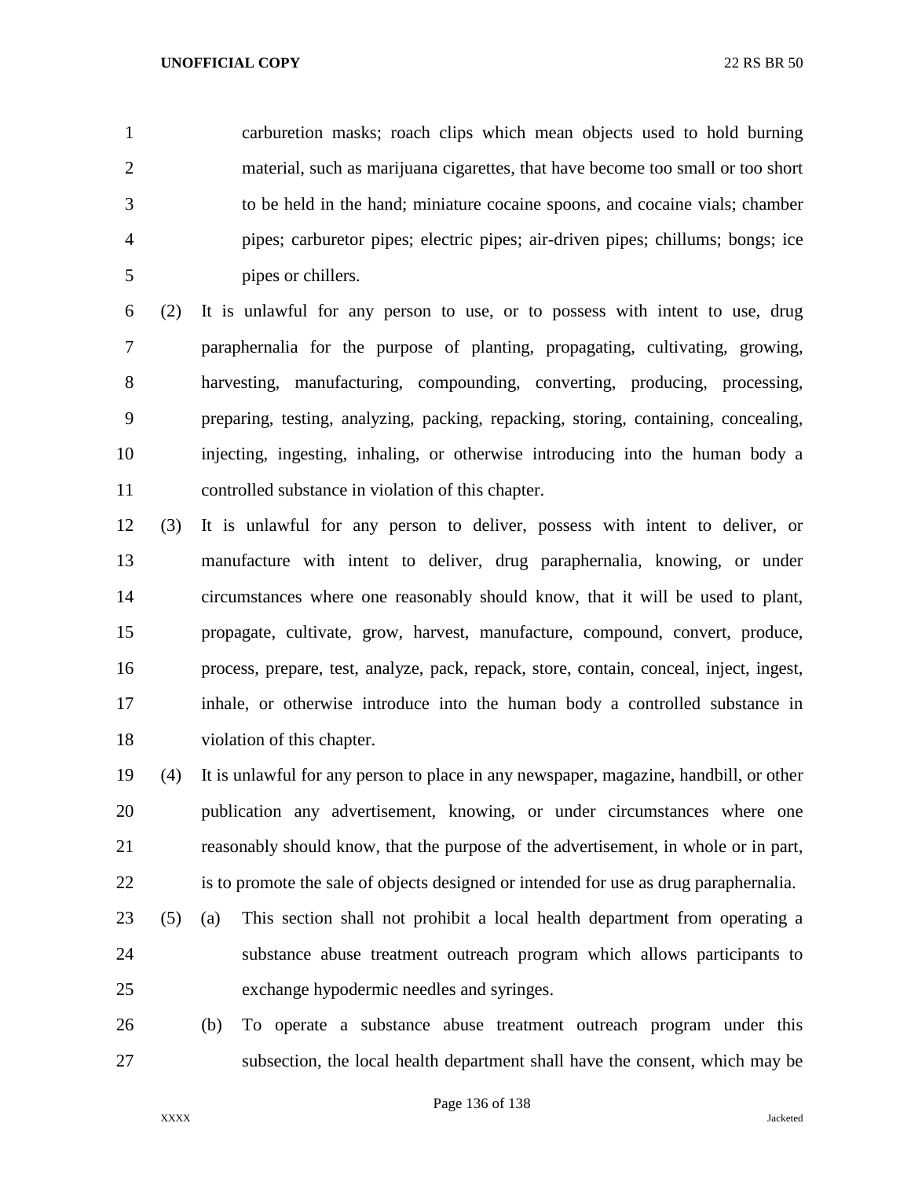carburetion masks; roach clips which mean objects used to hold burning material, such as marijuana cigarettes, that have become too small or too short to be held in the hand; miniature cocaine spoons, and cocaine vials; chamber pipes; carburetor pipes; electric pipes; air-driven pipes; chillums; bongs; ice pipes or chillers.

(2) It is unlawful for any person to use, or to possess with intent to use, drug paraphernalia for the purpose of planting, propagating, cultivating, growing, harvesting, manufacturing, compounding, converting, producing, processing, preparing, testing, analyzing, packing, repacking, storing, containing, concealing, injecting, ingesting, inhaling, or otherwise introducing into the human body a controlled substance in violation of this chapter.

(3) It is unlawful for any person to deliver, possess with intent to deliver, or manufacture with intent to deliver, drug paraphernalia, knowing, or under circumstances where one reasonably should know, that it will be used to plant, propagate, cultivate, grow, harvest, manufacture, compound, convert, produce, process, prepare, test, analyze, pack, repack, store, contain, conceal, inject, ingest, inhale, or otherwise introduce into the human body a controlled substance in violation of this chapter.

(4) It is unlawful for any person to place in any newspaper, magazine, handbill, or other publication any advertisement, knowing, or under circumstances where one reasonably should know, that the purpose of the advertisement, in whole or in part, is to promote the sale of objects designed or intended for use as drug paraphernalia.

(5) (a) This section shall not prohibit a local health department from operating a substance abuse treatment outreach program which allows participants to exchange hypodermic needles and syringes.

(b) To operate a substance abuse treatment outreach program under this subsection, the local health department shall have the consent, which may be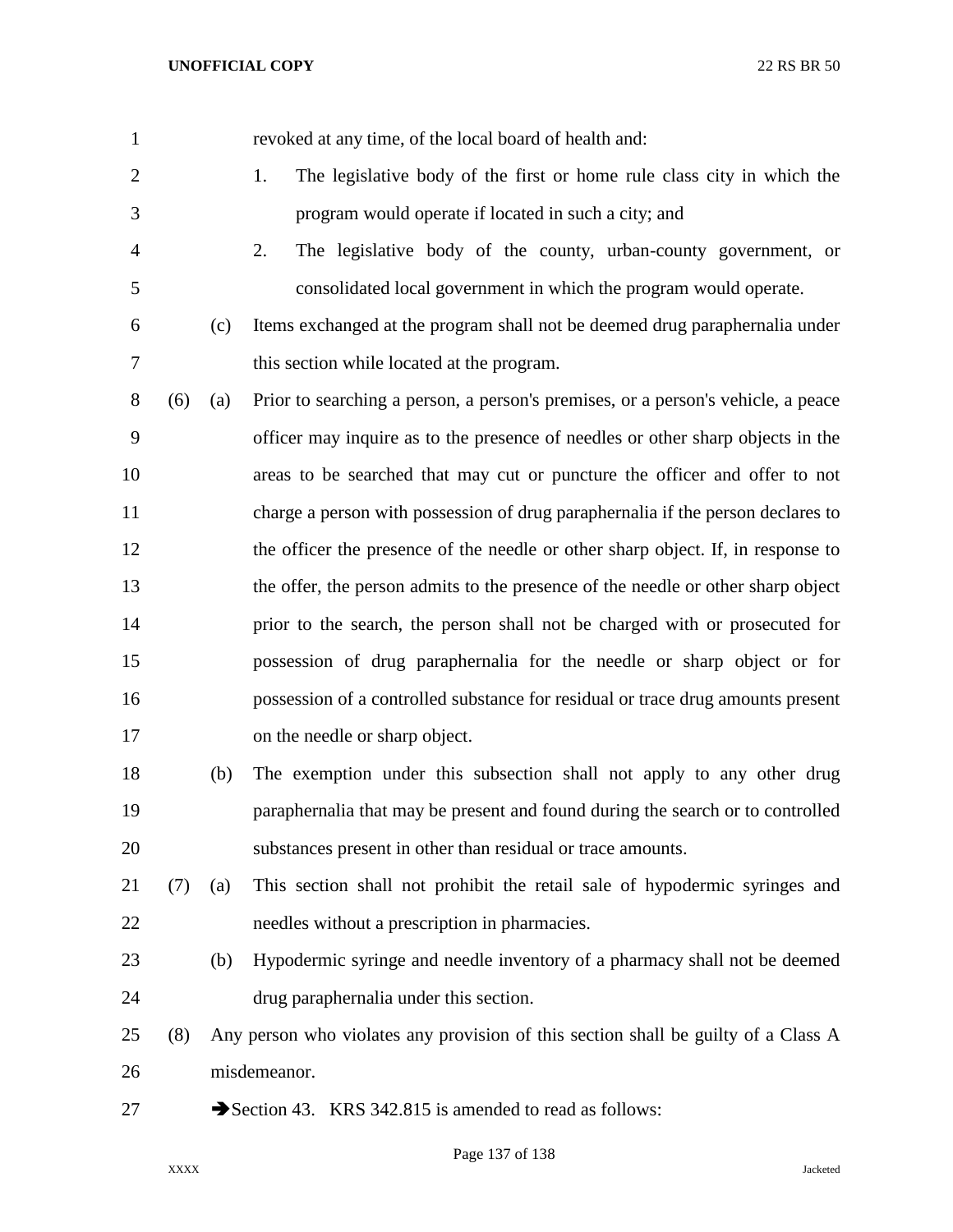revoked at any time, of the local board of health and:

1. The legislative body of the first or home rule class city in which the program would operate if located in such a city; and
2. The legislative body of the county, urban-county government, or consolidated local government in which the program would operate.

(c) Items exchanged at the program shall not be deemed drug paraphernalia under this section while located at the program.

(6) (a) Prior to searching a person, a person's premises, or a person's vehicle, a peace officer may inquire as to the presence of needles or other sharp objects in the areas to be searched that may cut or puncture the officer and offer to not charge a person with possession of drug paraphernalia if the person declares to the officer the presence of the needle or other sharp object. If, in response to the offer, the person admits to the presence of the needle or other sharp object prior to the search, the person shall not be charged with or prosecuted for possession of drug paraphernalia for the needle or sharp object or for possession of a controlled substance for residual or trace drug amounts present on the needle or sharp object.

(b) The exemption under this subsection shall not apply to any other drug paraphernalia that may be present and found during the search or to controlled substances present in other than residual or trace amounts.

(7) (a) This section shall not prohibit the retail sale of hypodermic syringes and needles without a prescription in pharmacies.

(b) Hypodermic syringe and needle inventory of a pharmacy shall not be deemed drug paraphernalia under this section.

(8) Any person who violates any provision of this section shall be guilty of a Class A misdemeanor.

➔Section 43. KRS 342.815 is amended to read as follows: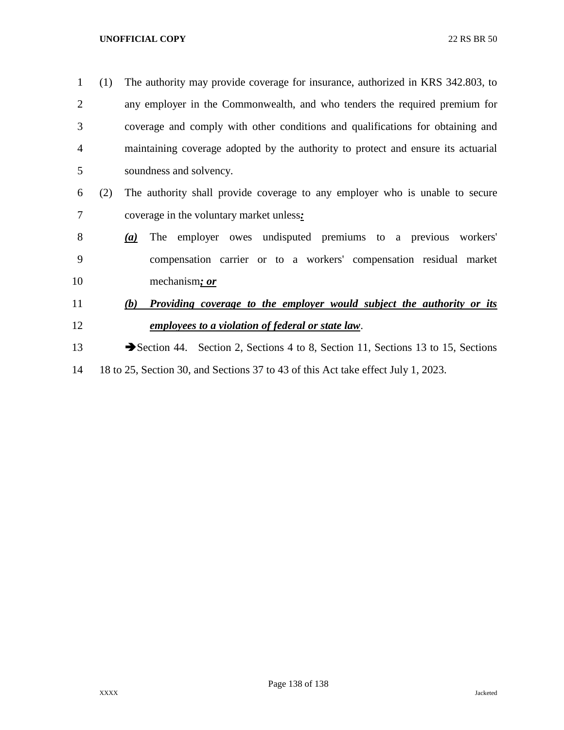(1) The authority may provide coverage for insurance, authorized in KRS 342.803, to any employer in the Commonwealth, and who tenders the required premium for coverage and comply with other conditions and qualifications for obtaining and maintaining coverage adopted by the authority to protect and ensure its actuarial soundness and solvency.

(2) The authority shall provide coverage to any employer who is unable to secure coverage in the voluntary market unless***:***

***(a)*** The employer owes undisputed premiums to a previous workers' compensation carrier or to a workers' compensation residual market mechanism***; or***

***(b) Providing coverage to the employer would subject the authority or its employees to a violation of federal or state law***.

➔Section 44. Section 2, Sections 4 to 8, Section 11, Sections 13 to 15, Sections 18 to 25, Section 30, and Sections 37 to 43 of this Act take effect July 1, 2023.